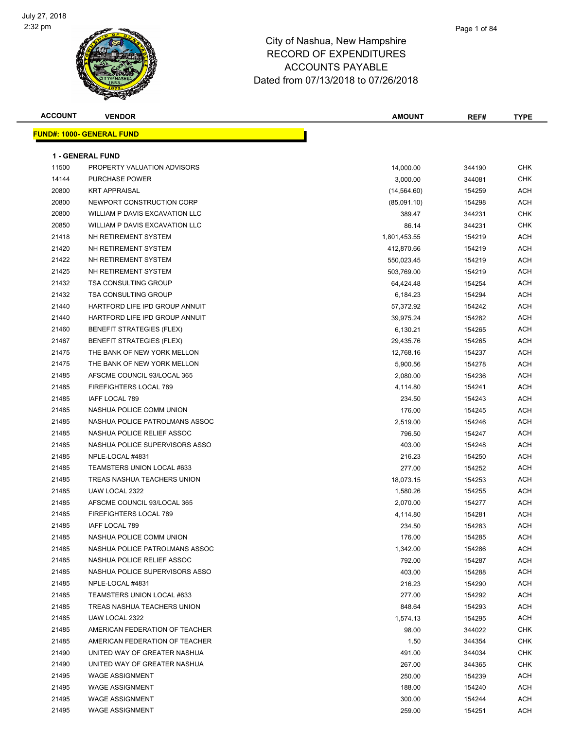July 27, 2018
2:32 pm

# City of Nashua, New Hampshire
## RECORD OF EXPENDITURES
## ACCOUNTS PAYABLE
### Dated from 07/13/2018 to 07/26/2018

**FUND#: 1000- GENERAL FUND**

**1 - GENERAL FUND**

| ACCOUNT | VENDOR | AMOUNT | REF# | TYPE |
|---|---|---|---|---|
| 11500 | PROPERTY VALUATION ADVISORS | 14,000.00 | 344190 | CHK |
| 14144 | PURCHASE POWER | 3,000.00 | 344081 | CHK |
| 20800 | KRT APPRAISAL | (14,564.60) | 154259 | ACH |
| 20800 | NEWPORT CONSTRUCTION CORP | (85,091.10) | 154298 | ACH |
| 20800 | WILLIAM P DAVIS EXCAVATION LLC | 389.47 | 344231 | CHK |
| 20850 | WILLIAM P DAVIS EXCAVATION LLC | 86.14 | 344231 | CHK |
| 21418 | NH RETIREMENT SYSTEM | 1,801,453.55 | 154219 | ACH |
| 21420 | NH RETIREMENT SYSTEM | 412,870.66 | 154219 | ACH |
| 21422 | NH RETIREMENT SYSTEM | 550,023.45 | 154219 | ACH |
| 21425 | NH RETIREMENT SYSTEM | 503,769.00 | 154219 | ACH |
| 21432 | TSA CONSULTING GROUP | 64,424.48 | 154254 | ACH |
| 21432 | TSA CONSULTING GROUP | 6,184.23 | 154294 | ACH |
| 21440 | HARTFORD LIFE IPD GROUP ANNUIT | 57,372.92 | 154242 | ACH |
| 21440 | HARTFORD LIFE IPD GROUP ANNUIT | 39,975.24 | 154282 | ACH |
| 21460 | BENEFIT STRATEGIES (FLEX) | 6,130.21 | 154265 | ACH |
| 21467 | BENEFIT STRATEGIES (FLEX) | 29,435.76 | 154265 | ACH |
| 21475 | THE BANK OF NEW YORK MELLON | 12,768.16 | 154237 | ACH |
| 21475 | THE BANK OF NEW YORK MELLON | 5,900.56 | 154278 | ACH |
| 21485 | AFSCME COUNCIL 93/LOCAL 365 | 2,080.00 | 154236 | ACH |
| 21485 | FIREFIGHTERS LOCAL 789 | 4,114.80 | 154241 | ACH |
| 21485 | IAFF LOCAL 789 | 234.50 | 154243 | ACH |
| 21485 | NASHUA POLICE COMM UNION | 176.00 | 154245 | ACH |
| 21485 | NASHUA POLICE PATROLMANS ASSOC | 2,519.00 | 154246 | ACH |
| 21485 | NASHUA POLICE RELIEF ASSOC | 796.50 | 154247 | ACH |
| 21485 | NASHUA POLICE SUPERVISORS ASSO | 403.00 | 154248 | ACH |
| 21485 | NPLE-LOCAL #4831 | 216.23 | 154250 | ACH |
| 21485 | TEAMSTERS UNION LOCAL #633 | 277.00 | 154252 | ACH |
| 21485 | TREAS NASHUA TEACHERS UNION | 18,073.15 | 154253 | ACH |
| 21485 | UAW LOCAL 2322 | 1,580.26 | 154255 | ACH |
| 21485 | AFSCME COUNCIL 93/LOCAL 365 | 2,070.00 | 154277 | ACH |
| 21485 | FIREFIGHTERS LOCAL 789 | 4,114.80 | 154281 | ACH |
| 21485 | IAFF LOCAL 789 | 234.50 | 154283 | ACH |
| 21485 | NASHUA POLICE COMM UNION | 176.00 | 154285 | ACH |
| 21485 | NASHUA POLICE PATROLMANS ASSOC | 1,342.00 | 154286 | ACH |
| 21485 | NASHUA POLICE RELIEF ASSOC | 792.00 | 154287 | ACH |
| 21485 | NASHUA POLICE SUPERVISORS ASSO | 403.00 | 154288 | ACH |
| 21485 | NPLE-LOCAL #4831 | 216.23 | 154290 | ACH |
| 21485 | TEAMSTERS UNION LOCAL #633 | 277.00 | 154292 | ACH |
| 21485 | TREAS NASHUA TEACHERS UNION | 848.64 | 154293 | ACH |
| 21485 | UAW LOCAL 2322 | 1,574.13 | 154295 | ACH |
| 21485 | AMERICAN FEDERATION OF TEACHER | 98.00 | 344022 | CHK |
| 21485 | AMERICAN FEDERATION OF TEACHER | 1.50 | 344354 | CHK |
| 21490 | UNITED WAY OF GREATER NASHUA | 491.00 | 344034 | CHK |
| 21490 | UNITED WAY OF GREATER NASHUA | 267.00 | 344365 | CHK |
| 21495 | WAGE ASSIGNMENT | 250.00 | 154239 | ACH |
| 21495 | WAGE ASSIGNMENT | 188.00 | 154240 | ACH |
| 21495 | WAGE ASSIGNMENT | 300.00 | 154244 | ACH |
| 21495 | WAGE ASSIGNMENT | 259.00 | 154251 | ACH |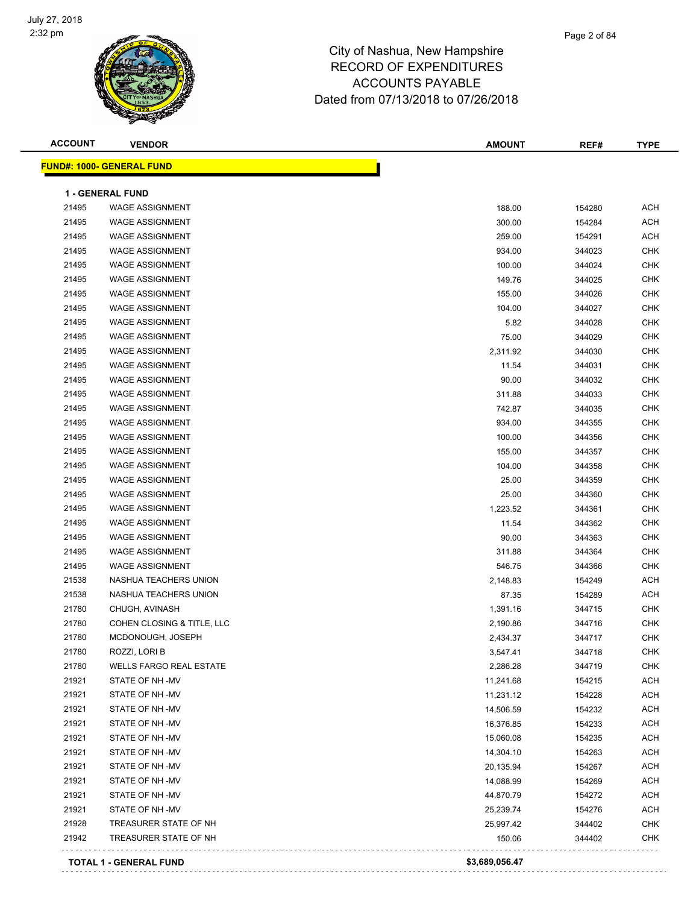# City of Nashua, New Hampshire
## RECORD OF EXPENDITURES
## ACCOUNTS PAYABLE
## Dated from 07/13/2018 to 07/26/2018

| ACCOUNT | VENDOR | AMOUNT | REF# | TYPE |
|---|---|---|---|---|

**FUND#: 1000- GENERAL FUND**

**1 - GENERAL FUND**

| ACCOUNT | VENDOR | AMOUNT | REF# | TYPE |
|---|---|---|---|---|
| 21495 | WAGE ASSIGNMENT | 188.00 | 154280 | ACH |
| 21495 | WAGE ASSIGNMENT | 300.00 | 154284 | ACH |
| 21495 | WAGE ASSIGNMENT | 259.00 | 154291 | ACH |
| 21495 | WAGE ASSIGNMENT | 934.00 | 344023 | CHK |
| 21495 | WAGE ASSIGNMENT | 100.00 | 344024 | CHK |
| 21495 | WAGE ASSIGNMENT | 149.76 | 344025 | CHK |
| 21495 | WAGE ASSIGNMENT | 155.00 | 344026 | CHK |
| 21495 | WAGE ASSIGNMENT | 104.00 | 344027 | CHK |
| 21495 | WAGE ASSIGNMENT | 5.82 | 344028 | CHK |
| 21495 | WAGE ASSIGNMENT | 75.00 | 344029 | CHK |
| 21495 | WAGE ASSIGNMENT | 2,311.92 | 344030 | CHK |
| 21495 | WAGE ASSIGNMENT | 11.54 | 344031 | CHK |
| 21495 | WAGE ASSIGNMENT | 90.00 | 344032 | CHK |
| 21495 | WAGE ASSIGNMENT | 311.88 | 344033 | CHK |
| 21495 | WAGE ASSIGNMENT | 742.87 | 344035 | CHK |
| 21495 | WAGE ASSIGNMENT | 934.00 | 344355 | CHK |
| 21495 | WAGE ASSIGNMENT | 100.00 | 344356 | CHK |
| 21495 | WAGE ASSIGNMENT | 155.00 | 344357 | CHK |
| 21495 | WAGE ASSIGNMENT | 104.00 | 344358 | CHK |
| 21495 | WAGE ASSIGNMENT | 25.00 | 344359 | CHK |
| 21495 | WAGE ASSIGNMENT | 25.00 | 344360 | CHK |
| 21495 | WAGE ASSIGNMENT | 1,223.52 | 344361 | CHK |
| 21495 | WAGE ASSIGNMENT | 11.54 | 344362 | CHK |
| 21495 | WAGE ASSIGNMENT | 90.00 | 344363 | CHK |
| 21495 | WAGE ASSIGNMENT | 311.88 | 344364 | CHK |
| 21495 | WAGE ASSIGNMENT | 546.75 | 344366 | CHK |
| 21538 | NASHUA TEACHERS UNION | 2,148.83 | 154249 | ACH |
| 21538 | NASHUA TEACHERS UNION | 87.35 | 154289 | ACH |
| 21780 | CHUGH, AVINASH | 1,391.16 | 344715 | CHK |
| 21780 | COHEN CLOSING & TITLE, LLC | 2,190.86 | 344716 | CHK |
| 21780 | MCDONOUGH, JOSEPH | 2,434.37 | 344717 | CHK |
| 21780 | ROZZI, LORI B | 3,547.41 | 344718 | CHK |
| 21780 | WELLS FARGO REAL ESTATE | 2,286.28 | 344719 | CHK |
| 21921 | STATE OF NH -MV | 11,241.68 | 154215 | ACH |
| 21921 | STATE OF NH -MV | 11,231.12 | 154228 | ACH |
| 21921 | STATE OF NH -MV | 14,506.59 | 154232 | ACH |
| 21921 | STATE OF NH -MV | 16,376.85 | 154233 | ACH |
| 21921 | STATE OF NH -MV | 15,060.08 | 154235 | ACH |
| 21921 | STATE OF NH -MV | 14,304.10 | 154263 | ACH |
| 21921 | STATE OF NH -MV | 20,135.94 | 154267 | ACH |
| 21921 | STATE OF NH -MV | 14,088.99 | 154269 | ACH |
| 21921 | STATE OF NH -MV | 44,870.79 | 154272 | ACH |
| 21921 | STATE OF NH -MV | 25,239.74 | 154276 | ACH |
| 21928 | TREASURER STATE OF NH | 25,997.42 | 344402 | CHK |
| 21942 | TREASURER STATE OF NH | 150.06 | 344402 | CHK |
| | **TOTAL 1 - GENERAL FUND** | **$3,689,056.47** | | |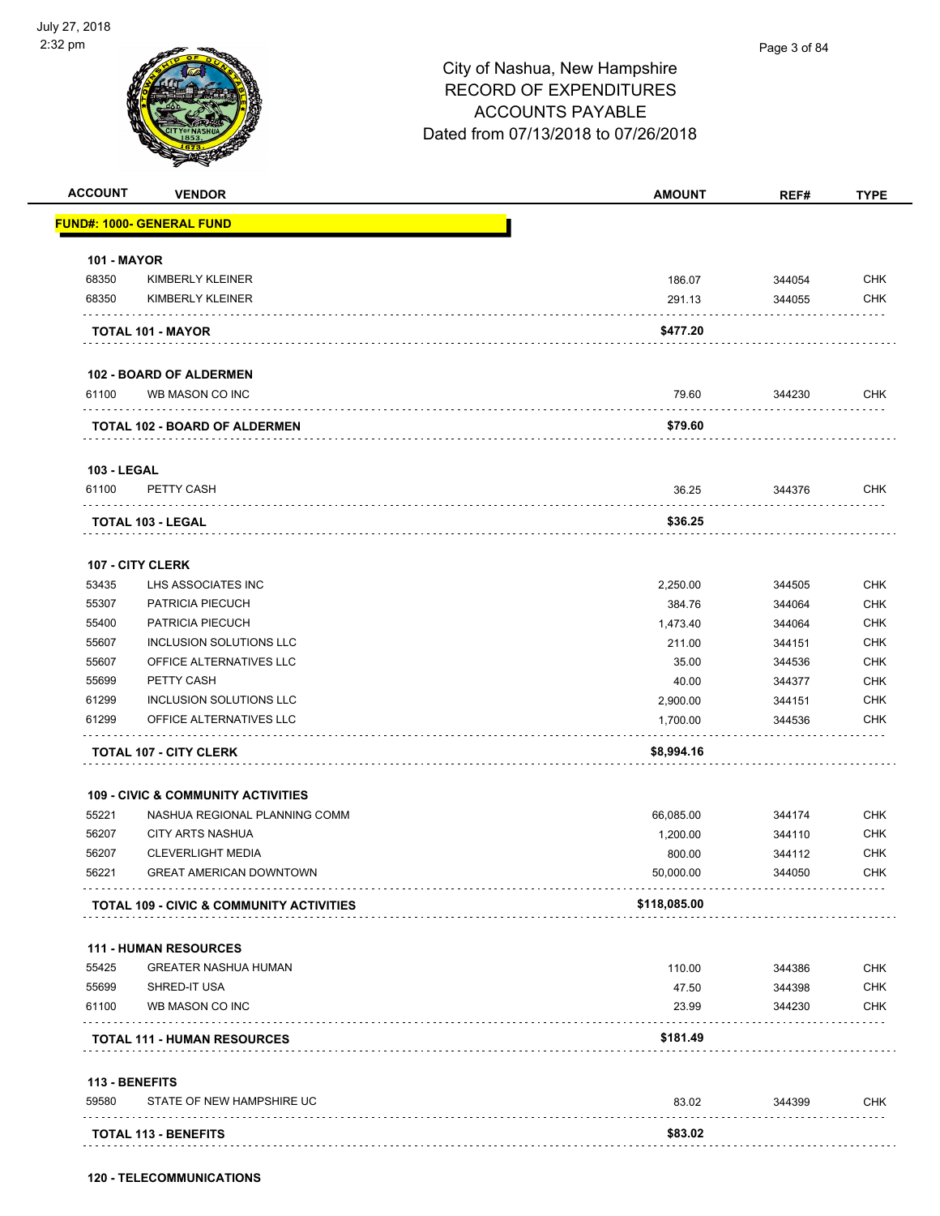# City of Nashua, New Hampshire
## RECORD OF EXPENDITURES
## ACCOUNTS PAYABLE
## Dated from 07/13/2018 to 07/26/2018

| ACCOUNT | VENDOR | AMOUNT | REF# | TYPE |
|---|---|---|---|---|
| **FUND#: 1000- GENERAL FUND** | | | | |
| **101 - MAYOR** | | | | |
| 68350 | KIMBERLY KLEINER | 186.07 | 344054 | CHK |
| 68350 | KIMBERLY KLEINER | 291.13 | 344055 | CHK |
| **TOTAL 101 - MAYOR** | | **$477.20** | | |
| **102 - BOARD OF ALDERMEN** | | | | |
| 61100 | WB MASON CO INC | 79.60 | 344230 | CHK |
| **TOTAL 102 - BOARD OF ALDERMEN** | | **$79.60** | | |
| **103 - LEGAL** | | | | |
| 61100 | PETTY CASH | 36.25 | 344376 | CHK |
| **TOTAL 103 - LEGAL** | | **$36.25** | | |
| **107 - CITY CLERK** | | | | |
| 53435 | LHS ASSOCIATES INC | 2,250.00 | 344505 | CHK |
| 55307 | PATRICIA PIECUCH | 384.76 | 344064 | CHK |
| 55400 | PATRICIA PIECUCH | 1,473.40 | 344064 | CHK |
| 55607 | INCLUSION SOLUTIONS LLC | 211.00 | 344151 | CHK |
| 55607 | OFFICE ALTERNATIVES LLC | 35.00 | 344536 | CHK |
| 55699 | PETTY CASH | 40.00 | 344377 | CHK |
| 61299 | INCLUSION SOLUTIONS LLC | 2,900.00 | 344151 | CHK |
| 61299 | OFFICE ALTERNATIVES LLC | 1,700.00 | 344536 | CHK |
| **TOTAL 107 - CITY CLERK** | | **$8,994.16** | | |
| **109 - CIVIC & COMMUNITY ACTIVITIES** | | | | |
| 55221 | NASHUA REGIONAL PLANNING COMM | 66,085.00 | 344174 | CHK |
| 56207 | CITY ARTS NASHUA | 1,200.00 | 344110 | CHK |
| 56207 | CLEVERLIGHT MEDIA | 800.00 | 344112 | CHK |
| 56221 | GREAT AMERICAN DOWNTOWN | 50,000.00 | 344050 | CHK |
| **TOTAL 109 - CIVIC & COMMUNITY ACTIVITIES** | | **$118,085.00** | | |
| **111 - HUMAN RESOURCES** | | | | |
| 55425 | GREATER NASHUA HUMAN | 110.00 | 344386 | CHK |
| 55699 | SHRED-IT USA | 47.50 | 344398 | CHK |
| 61100 | WB MASON CO INC | 23.99 | 344230 | CHK |
| **TOTAL 111 - HUMAN RESOURCES** | | **$181.49** | | |
| **113 - BENEFITS** | | | | |
| 59580 | STATE OF NEW HAMPSHIRE UC | 83.02 | 344399 | CHK |
| **TOTAL 113 - BENEFITS** | | **$83.02** | | |
| **120 - TELECOMMUNICATIONS** | | | | |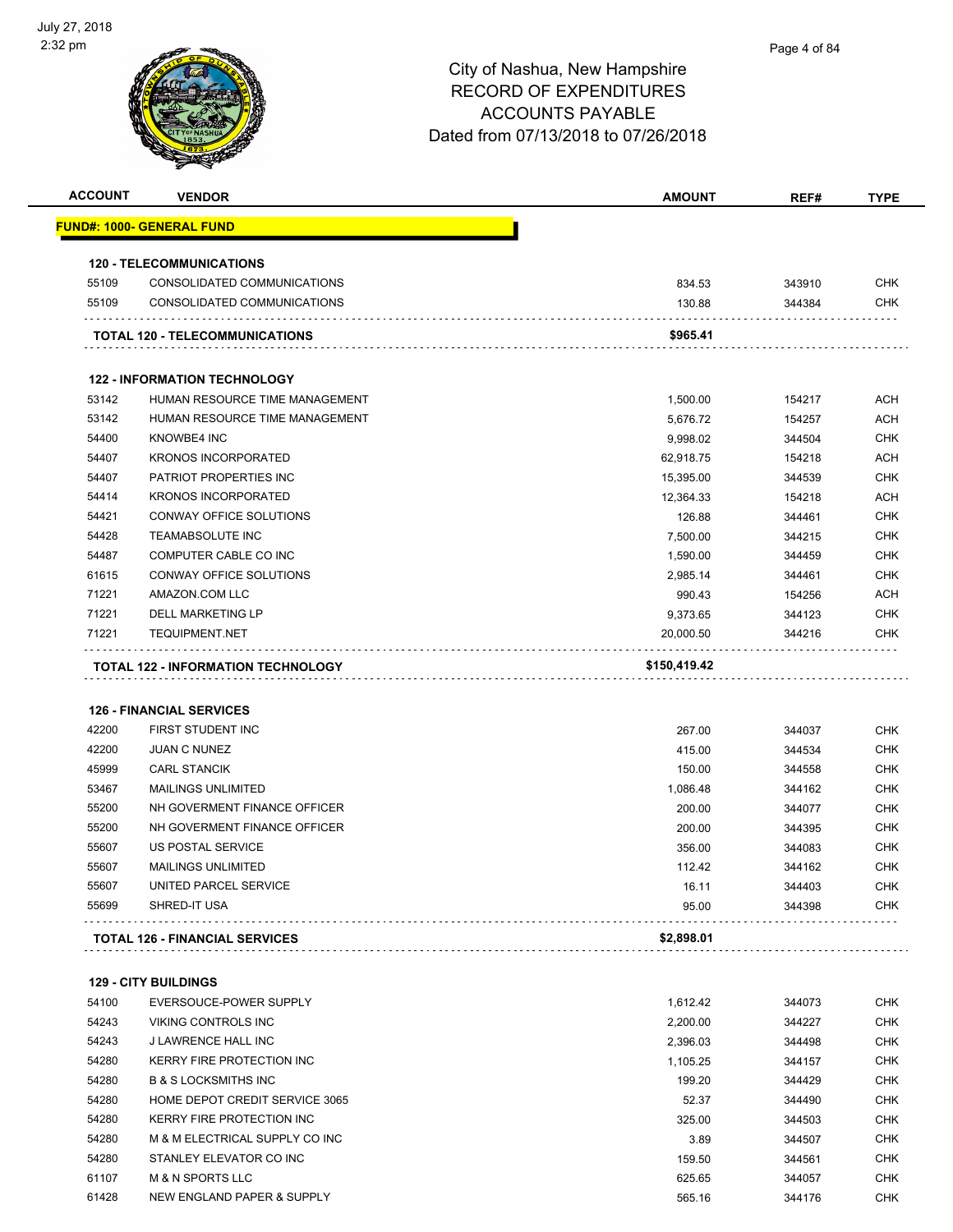# City of Nashua, New Hampshire
## RECORD OF EXPENDITURES
## ACCOUNTS PAYABLE
## Dated from 07/13/2018 to 07/26/2018

| ACCOUNT | VENDOR | AMOUNT | REF# | TYPE |
|---|---|---|---|---|
| **FUND#: 1000- GENERAL FUND** | | | | |
| **120 - TELECOMMUNICATIONS** | | | | |
| 55109 | CONSOLIDATED COMMUNICATIONS | 834.53 | 343910 | CHK |
| 55109 | CONSOLIDATED COMMUNICATIONS | 130.88 | 344384 | CHK |
| | **TOTAL 120 - TELECOMMUNICATIONS** | **$965.41** | | |
| **122 - INFORMATION TECHNOLOGY** | | | | |
| 53142 | HUMAN RESOURCE TIME MANAGEMENT | 1,500.00 | 154217 | ACH |
| 53142 | HUMAN RESOURCE TIME MANAGEMENT | 5,676.72 | 154257 | ACH |
| 54400 | KNOWBE4 INC | 9,998.02 | 344504 | CHK |
| 54407 | KRONOS INCORPORATED | 62,918.75 | 154218 | ACH |
| 54407 | PATRIOT PROPERTIES INC | 15,395.00 | 344539 | CHK |
| 54414 | KRONOS INCORPORATED | 12,364.33 | 154218 | ACH |
| 54421 | CONWAY OFFICE SOLUTIONS | 126.88 | 344461 | CHK |
| 54428 | TEAMABSOLUTE INC | 7,500.00 | 344215 | CHK |
| 54487 | COMPUTER CABLE CO INC | 1,590.00 | 344459 | CHK |
| 61615 | CONWAY OFFICE SOLUTIONS | 2,985.14 | 344461 | CHK |
| 71221 | AMAZON.COM LLC | 990.43 | 154256 | ACH |
| 71221 | DELL MARKETING LP | 9,373.65 | 344123 | CHK |
| 71221 | TEQUIPMENT.NET | 20,000.50 | 344216 | CHK |
| | **TOTAL 122 - INFORMATION TECHNOLOGY** | **$150,419.42** | | |
| **126 - FINANCIAL SERVICES** | | | | |
| 42200 | FIRST STUDENT INC | 267.00 | 344037 | CHK |
| 42200 | JUAN C NUNEZ | 415.00 | 344534 | CHK |
| 45999 | CARL STANCIK | 150.00 | 344558 | CHK |
| 53467 | MAILINGS UNLIMITED | 1,086.48 | 344162 | CHK |
| 55200 | NH GOVERMENT FINANCE OFFICER | 200.00 | 344077 | CHK |
| 55200 | NH GOVERMENT FINANCE OFFICER | 200.00 | 344395 | CHK |
| 55607 | US POSTAL SERVICE | 356.00 | 344083 | CHK |
| 55607 | MAILINGS UNLIMITED | 112.42 | 344162 | CHK |
| 55607 | UNITED PARCEL SERVICE | 16.11 | 344403 | CHK |
| 55699 | SHRED-IT USA | 95.00 | 344398 | CHK |
| | **TOTAL 126 - FINANCIAL SERVICES** | **$2,898.01** | | |
| **129 - CITY BUILDINGS** | | | | |
| 54100 | EVERSOUCE-POWER SUPPLY | 1,612.42 | 344073 | CHK |
| 54243 | VIKING CONTROLS INC | 2,200.00 | 344227 | CHK |
| 54243 | J LAWRENCE HALL INC | 2,396.03 | 344498 | CHK |
| 54280 | KERRY FIRE PROTECTION INC | 1,105.25 | 344157 | CHK |
| 54280 | B & S LOCKSMITHS INC | 199.20 | 344429 | CHK |
| 54280 | HOME DEPOT CREDIT SERVICE 3065 | 52.37 | 344490 | CHK |
| 54280 | KERRY FIRE PROTECTION INC | 325.00 | 344503 | CHK |
| 54280 | M & M ELECTRICAL SUPPLY CO INC | 3.89 | 344507 | CHK |
| 54280 | STANLEY ELEVATOR CO INC | 159.50 | 344561 | CHK |
| 61107 | M & N SPORTS LLC | 625.65 | 344057 | CHK |
| 61428 | NEW ENGLAND PAPER & SUPPLY | 565.16 | 344176 | CHK |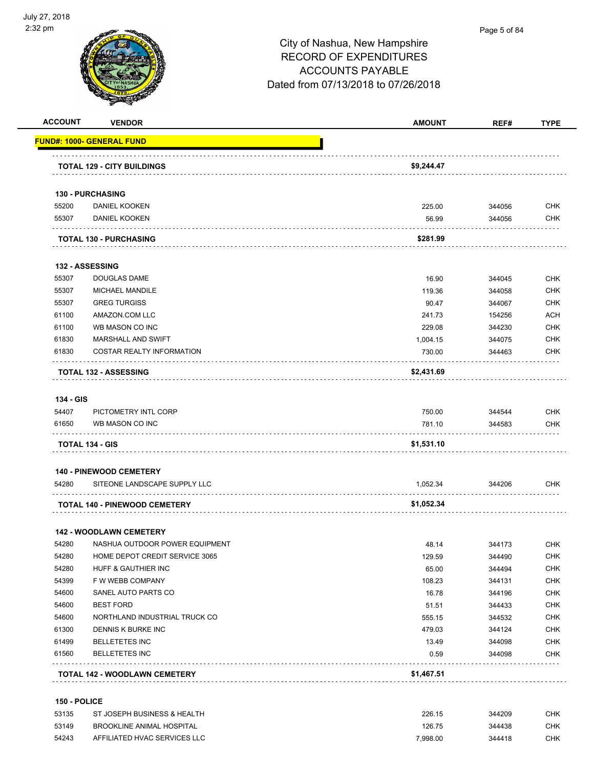City of Nashua, New Hampshire
RECORD OF EXPENDITURES
ACCOUNTS PAYABLE
Dated from 07/13/2018 to 07/26/2018

| ACCOUNT | VENDOR | AMOUNT | REF# | TYPE |
|---|---|---|---|---|
| **FUND#: 1000- GENERAL FUND** | | | | |
| | **TOTAL 129 - CITY BUILDINGS** | **$9,244.47** | | |
| **130 - PURCHASING** | | | | |
| 55200 | DANIEL KOOKEN | 225.00 | 344056 | CHK |
| 55307 | DANIEL KOOKEN | 56.99 | 344056 | CHK |
| | **TOTAL 130 - PURCHASING** | **$281.99** | | |
| **132 - ASSESSING** | | | | |
| 55307 | DOUGLAS DAME | 16.90 | 344045 | CHK |
| 55307 | MICHAEL MANDILE | 119.36 | 344058 | CHK |
| 55307 | GREG TURGISS | 90.47 | 344067 | CHK |
| 61100 | AMAZON.COM LLC | 241.73 | 154256 | ACH |
| 61100 | WB MASON CO INC | 229.08 | 344230 | CHK |
| 61830 | MARSHALL AND SWIFT | 1,004.15 | 344075 | CHK |
| 61830 | COSTAR REALTY INFORMATION | 730.00 | 344463 | CHK |
| | **TOTAL 132 - ASSESSING** | **$2,431.69** | | |
| **134 - GIS** | | | | |
| 54407 | PICTOMETRY INTL CORP | 750.00 | 344544 | CHK |
| 61650 | WB MASON CO INC | 781.10 | 344583 | CHK |
| | **TOTAL 134 - GIS** | **$1,531.10** | | |
| **140 - PINEWOOD CEMETERY** | | | | |
| 54280 | SITEONE LANDSCAPE SUPPLY LLC | 1,052.34 | 344206 | CHK |
| | **TOTAL 140 - PINEWOOD CEMETERY** | **$1,052.34** | | |
| **142 - WOODLAWN CEMETERY** | | | | |
| 54280 | NASHUA OUTDOOR POWER EQUIPMENT | 48.14 | 344173 | CHK |
| 54280 | HOME DEPOT CREDIT SERVICE 3065 | 129.59 | 344490 | CHK |
| 54280 | HUFF & GAUTHIER INC | 65.00 | 344494 | CHK |
| 54399 | F W WEBB COMPANY | 108.23 | 344131 | CHK |
| 54600 | SANEL AUTO PARTS CO | 16.78 | 344196 | CHK |
| 54600 | BEST FORD | 51.51 | 344433 | CHK |
| 54600 | NORTHLAND INDUSTRIAL TRUCK CO | 555.15 | 344532 | CHK |
| 61300 | DENNIS K BURKE INC | 479.03 | 344124 | CHK |
| 61499 | BELLETETES INC | 13.49 | 344098 | CHK |
| 61560 | BELLETETES INC | 0.59 | 344098 | CHK |
| | **TOTAL 142 - WOODLAWN CEMETERY** | **$1,467.51** | | |
| **150 - POLICE** | | | | |
| 53135 | ST JOSEPH BUSINESS & HEALTH | 226.15 | 344209 | CHK |
| 53149 | BROOKLINE ANIMAL HOSPITAL | 126.75 | 344438 | CHK |
| 54243 | AFFILIATED HVAC SERVICES LLC | 7,998.00 | 344418 | CHK |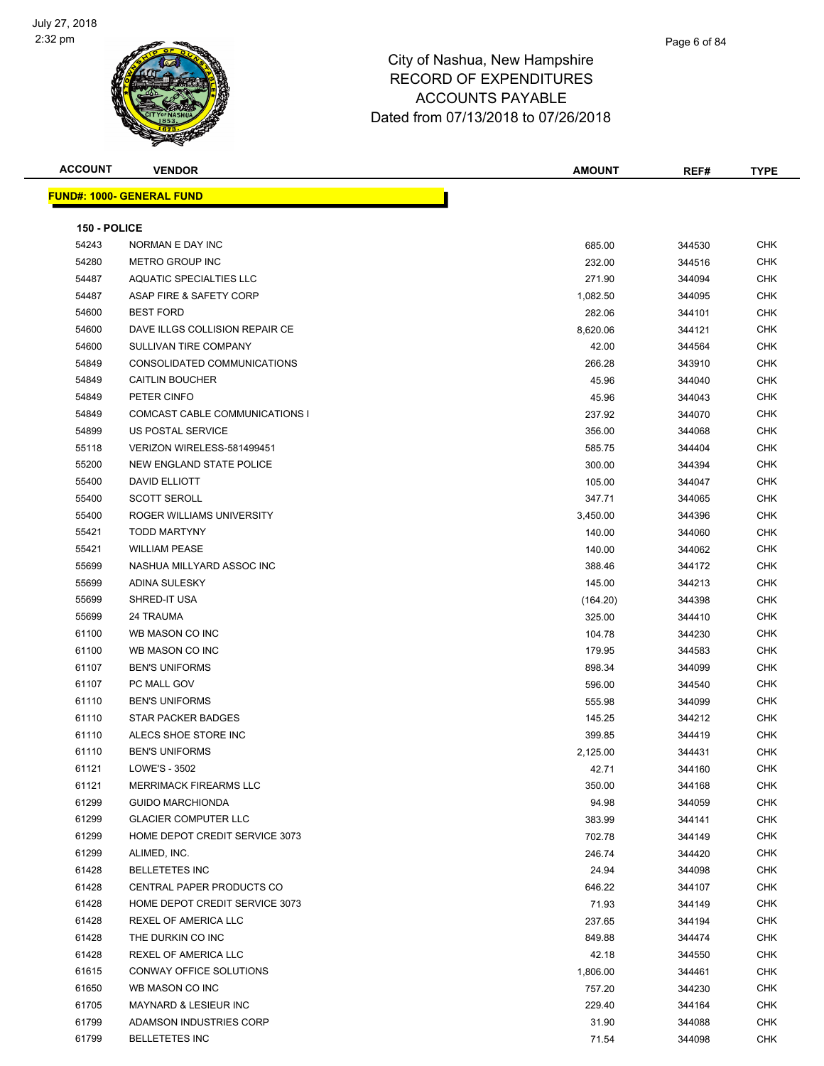# City of Nashua, New Hampshire
## RECORD OF EXPENDITURES
## ACCOUNTS PAYABLE
### Dated from 07/13/2018 to 07/26/2018

July 27, 2018
2:32 pm

**FUND#: 1000- GENERAL FUND**

**150 - POLICE**

| ACCOUNT | VENDOR | AMOUNT | REF# | TYPE |
|---|---|---|---|---|
| 54243 | NORMAN E DAY INC | 685.00 | 344530 | CHK |
| 54280 | METRO GROUP INC | 232.00 | 344516 | CHK |
| 54487 | AQUATIC SPECIALTIES LLC | 271.90 | 344094 | CHK |
| 54487 | ASAP FIRE & SAFETY CORP | 1,082.50 | 344095 | CHK |
| 54600 | BEST FORD | 282.06 | 344101 | CHK |
| 54600 | DAVE ILLGS COLLISION REPAIR CE | 8,620.06 | 344121 | CHK |
| 54600 | SULLIVAN TIRE COMPANY | 42.00 | 344564 | CHK |
| 54849 | CONSOLIDATED COMMUNICATIONS | 266.28 | 343910 | CHK |
| 54849 | CAITLIN BOUCHER | 45.96 | 344040 | CHK |
| 54849 | PETER CINFO | 45.96 | 344043 | CHK |
| 54849 | COMCAST CABLE COMMUNICATIONS I | 237.92 | 344070 | CHK |
| 54899 | US POSTAL SERVICE | 356.00 | 344068 | CHK |
| 55118 | VERIZON WIRELESS-581499451 | 585.75 | 344404 | CHK |
| 55200 | NEW ENGLAND STATE POLICE | 300.00 | 344394 | CHK |
| 55400 | DAVID ELLIOTT | 105.00 | 344047 | CHK |
| 55400 | SCOTT SEROLL | 347.71 | 344065 | CHK |
| 55400 | ROGER WILLIAMS UNIVERSITY | 3,450.00 | 344396 | CHK |
| 55421 | TODD MARTYNY | 140.00 | 344060 | CHK |
| 55421 | WILLIAM PEASE | 140.00 | 344062 | CHK |
| 55699 | NASHUA MILLYARD ASSOC INC | 388.46 | 344172 | CHK |
| 55699 | ADINA SULESKY | 145.00 | 344213 | CHK |
| 55699 | SHRED-IT USA | (164.20) | 344398 | CHK |
| 55699 | 24 TRAUMA | 325.00 | 344410 | CHK |
| 61100 | WB MASON CO INC | 104.78 | 344230 | CHK |
| 61100 | WB MASON CO INC | 179.95 | 344583 | CHK |
| 61107 | BEN'S UNIFORMS | 898.34 | 344099 | CHK |
| 61107 | PC MALL GOV | 596.00 | 344540 | CHK |
| 61110 | BEN'S UNIFORMS | 555.98 | 344099 | CHK |
| 61110 | STAR PACKER BADGES | 145.25 | 344212 | CHK |
| 61110 | ALECS SHOE STORE INC | 399.85 | 344419 | CHK |
| 61110 | BEN'S UNIFORMS | 2,125.00 | 344431 | CHK |
| 61121 | LOWE'S - 3502 | 42.71 | 344160 | CHK |
| 61121 | MERRIMACK FIREARMS LLC | 350.00 | 344168 | CHK |
| 61299 | GUIDO MARCHIONDA | 94.98 | 344059 | CHK |
| 61299 | GLACIER COMPUTER LLC | 383.99 | 344141 | CHK |
| 61299 | HOME DEPOT CREDIT SERVICE 3073 | 702.78 | 344149 | CHK |
| 61299 | ALIMED, INC. | 246.74 | 344420 | CHK |
| 61428 | BELLETETES INC | 24.94 | 344098 | CHK |
| 61428 | CENTRAL PAPER PRODUCTS CO | 646.22 | 344107 | CHK |
| 61428 | HOME DEPOT CREDIT SERVICE 3073 | 71.93 | 344149 | CHK |
| 61428 | REXEL OF AMERICA LLC | 237.65 | 344194 | CHK |
| 61428 | THE DURKIN CO INC | 849.88 | 344474 | CHK |
| 61428 | REXEL OF AMERICA LLC | 42.18 | 344550 | CHK |
| 61615 | CONWAY OFFICE SOLUTIONS | 1,806.00 | 344461 | CHK |
| 61650 | WB MASON CO INC | 757.20 | 344230 | CHK |
| 61705 | MAYNARD & LESIEUR INC | 229.40 | 344164 | CHK |
| 61799 | ADAMSON INDUSTRIES CORP | 31.90 | 344088 | CHK |
| 61799 | BELLETETES INC | 71.54 | 344098 | CHK |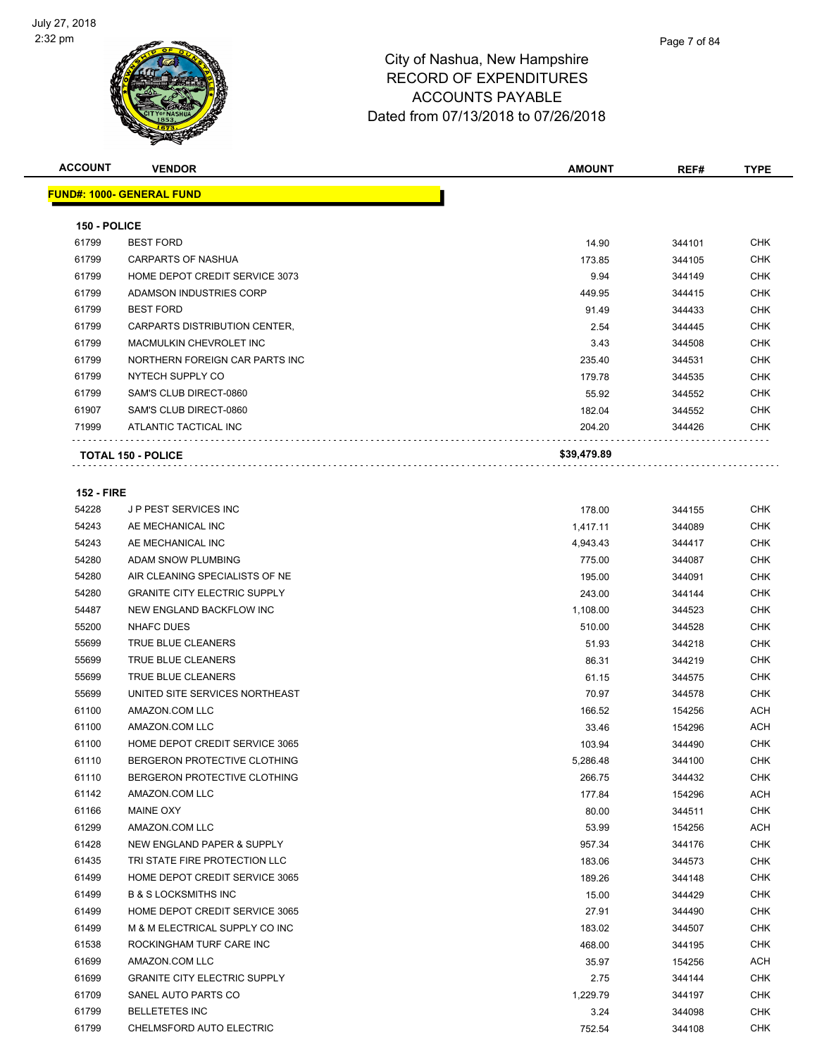# City of Nashua, New Hampshire
## RECORD OF EXPENDITURES
## ACCOUNTS PAYABLE
## Dated from 07/13/2018 to 07/26/2018

| ACCOUNT | VENDOR | AMOUNT | REF# | TYPE |
|---|---|---|---|---|
| **FUND#: 1000- GENERAL FUND** | | | | |
| **150 - POLICE** | | | | |
| 61799 | BEST FORD | 14.90 | 344101 | CHK |
| 61799 | CARPARTS OF NASHUA | 173.85 | 344105 | CHK |
| 61799 | HOME DEPOT CREDIT SERVICE 3073 | 9.94 | 344149 | CHK |
| 61799 | ADAMSON INDUSTRIES CORP | 449.95 | 344415 | CHK |
| 61799 | BEST FORD | 91.49 | 344433 | CHK |
| 61799 | CARPARTS DISTRIBUTION CENTER, | 2.54 | 344445 | CHK |
| 61799 | MACMULKIN CHEVROLET INC | 3.43 | 344508 | CHK |
| 61799 | NORTHERN FOREIGN CAR PARTS INC | 235.40 | 344531 | CHK |
| 61799 | NYTECH SUPPLY CO | 179.78 | 344535 | CHK |
| 61799 | SAM'S CLUB DIRECT-0860 | 55.92 | 344552 | CHK |
| 61907 | SAM'S CLUB DIRECT-0860 | 182.04 | 344552 | CHK |
| 71999 | ATLANTIC TACTICAL INC | 204.20 | 344426 | CHK |
| **TOTAL 150 - POLICE** | | **$39,479.89** | | |
| **152 - FIRE** | | | | |
| 54228 | J P PEST SERVICES INC | 178.00 | 344155 | CHK |
| 54243 | AE MECHANICAL INC | 1,417.11 | 344089 | CHK |
| 54243 | AE MECHANICAL INC | 4,943.43 | 344417 | CHK |
| 54280 | ADAM SNOW PLUMBING | 775.00 | 344087 | CHK |
| 54280 | AIR CLEANING SPECIALISTS OF NE | 195.00 | 344091 | CHK |
| 54280 | GRANITE CITY ELECTRIC SUPPLY | 243.00 | 344144 | CHK |
| 54487 | NEW ENGLAND BACKFLOW INC | 1,108.00 | 344523 | CHK |
| 55200 | NHAFC DUES | 510.00 | 344528 | CHK |
| 55699 | TRUE BLUE CLEANERS | 51.93 | 344218 | CHK |
| 55699 | TRUE BLUE CLEANERS | 86.31 | 344219 | CHK |
| 55699 | TRUE BLUE CLEANERS | 61.15 | 344575 | CHK |
| 55699 | UNITED SITE SERVICES NORTHEAST | 70.97 | 344578 | CHK |
| 61100 | AMAZON.COM LLC | 166.52 | 154256 | ACH |
| 61100 | AMAZON.COM LLC | 33.46 | 154296 | ACH |
| 61100 | HOME DEPOT CREDIT SERVICE 3065 | 103.94 | 344490 | CHK |
| 61110 | BERGERON PROTECTIVE CLOTHING | 5,286.48 | 344100 | CHK |
| 61110 | BERGERON PROTECTIVE CLOTHING | 266.75 | 344432 | CHK |
| 61142 | AMAZON.COM LLC | 177.84 | 154296 | ACH |
| 61166 | MAINE OXY | 80.00 | 344511 | CHK |
| 61299 | AMAZON.COM LLC | 53.99 | 154256 | ACH |
| 61428 | NEW ENGLAND PAPER & SUPPLY | 957.34 | 344176 | CHK |
| 61435 | TRI STATE FIRE PROTECTION LLC | 183.06 | 344573 | CHK |
| 61499 | HOME DEPOT CREDIT SERVICE 3065 | 189.26 | 344148 | CHK |
| 61499 | B & S LOCKSMITHS INC | 15.00 | 344429 | CHK |
| 61499 | HOME DEPOT CREDIT SERVICE 3065 | 27.91 | 344490 | CHK |
| 61499 | M & M ELECTRICAL SUPPLY CO INC | 183.02 | 344507 | CHK |
| 61538 | ROCKINGHAM TURF CARE INC | 468.00 | 344195 | CHK |
| 61699 | AMAZON.COM LLC | 35.97 | 154256 | ACH |
| 61699 | GRANITE CITY ELECTRIC SUPPLY | 2.75 | 344144 | CHK |
| 61709 | SANEL AUTO PARTS CO | 1,229.79 | 344197 | CHK |
| 61799 | BELLETETES INC | 3.24 | 344098 | CHK |
| 61799 | CHELMSFORD AUTO ELECTRIC | 752.54 | 344108 | CHK |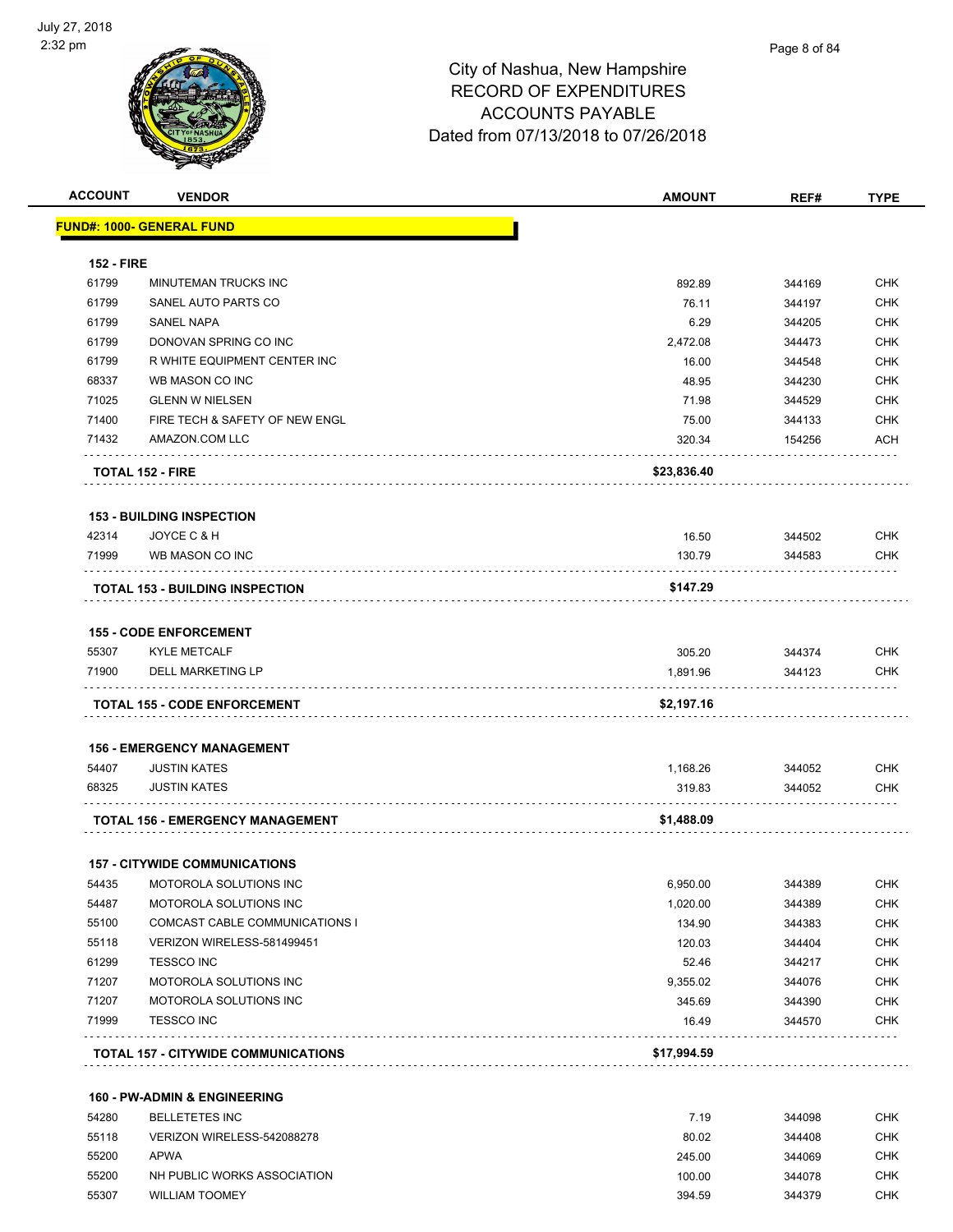# City of Nashua, New Hampshire
## RECORD OF EXPENDITURES
## ACCOUNTS PAYABLE
## Dated from 07/13/2018 to 07/26/2018

| ACCOUNT | VENDOR | AMOUNT | REF# | TYPE |
|---|---|---|---|---|
| **FUND#: 1000- GENERAL FUND** | | | | |
| **152 - FIRE** | | | | |
| 61799 | MINUTEMAN TRUCKS INC | 892.89 | 344169 | CHK |
| 61799 | SANEL AUTO PARTS CO | 76.11 | 344197 | CHK |
| 61799 | SANEL NAPA | 6.29 | 344205 | CHK |
| 61799 | DONOVAN SPRING CO INC | 2,472.08 | 344473 | CHK |
| 61799 | R WHITE EQUIPMENT CENTER INC | 16.00 | 344548 | CHK |
| 68337 | WB MASON CO INC | 48.95 | 344230 | CHK |
| 71025 | GLENN W NIELSEN | 71.98 | 344529 | CHK |
| 71400 | FIRE TECH & SAFETY OF NEW ENGL | 75.00 | 344133 | CHK |
| 71432 | AMAZON.COM LLC | 320.34 | 154256 | ACH |
| **TOTAL 152 - FIRE** | | **$23,836.40** | | |
| **153 - BUILDING INSPECTION** | | | | |
| 42314 | JOYCE C & H | 16.50 | 344502 | CHK |
| 71999 | WB MASON CO INC | 130.79 | 344583 | CHK |
| **TOTAL 153 - BUILDING INSPECTION** | | **$147.29** | | |
| **155 - CODE ENFORCEMENT** | | | | |
| 55307 | KYLE METCALF | 305.20 | 344374 | CHK |
| 71900 | DELL MARKETING LP | 1,891.96 | 344123 | CHK |
| **TOTAL 155 - CODE ENFORCEMENT** | | **$2,197.16** | | |
| **156 - EMERGENCY MANAGEMENT** | | | | |
| 54407 | JUSTIN KATES | 1,168.26 | 344052 | CHK |
| 68325 | JUSTIN KATES | 319.83 | 344052 | CHK |
| **TOTAL 156 - EMERGENCY MANAGEMENT** | | **$1,488.09** | | |
| **157 - CITYWIDE COMMUNICATIONS** | | | | |
| 54435 | MOTOROLA SOLUTIONS INC | 6,950.00 | 344389 | CHK |
| 54487 | MOTOROLA SOLUTIONS INC | 1,020.00 | 344389 | CHK |
| 55100 | COMCAST CABLE COMMUNICATIONS I | 134.90 | 344383 | CHK |
| 55118 | VERIZON WIRELESS-581499451 | 120.03 | 344404 | CHK |
| 61299 | TESSCO INC | 52.46 | 344217 | CHK |
| 71207 | MOTOROLA SOLUTIONS INC | 9,355.02 | 344076 | CHK |
| 71207 | MOTOROLA SOLUTIONS INC | 345.69 | 344390 | CHK |
| 71999 | TESSCO INC | 16.49 | 344570 | CHK |
| **TOTAL 157 - CITYWIDE COMMUNICATIONS** | | **$17,994.59** | | |
| **160 - PW-ADMIN & ENGINEERING** | | | | |
| 54280 | BELLETETES INC | 7.19 | 344098 | CHK |
| 55118 | VERIZON WIRELESS-542088278 | 80.02 | 344408 | CHK |
| 55200 | APWA | 245.00 | 344069 | CHK |
| 55200 | NH PUBLIC WORKS ASSOCIATION | 100.00 | 344078 | CHK |
| 55307 | WILLIAM TOOMEY | 394.59 | 344379 | CHK |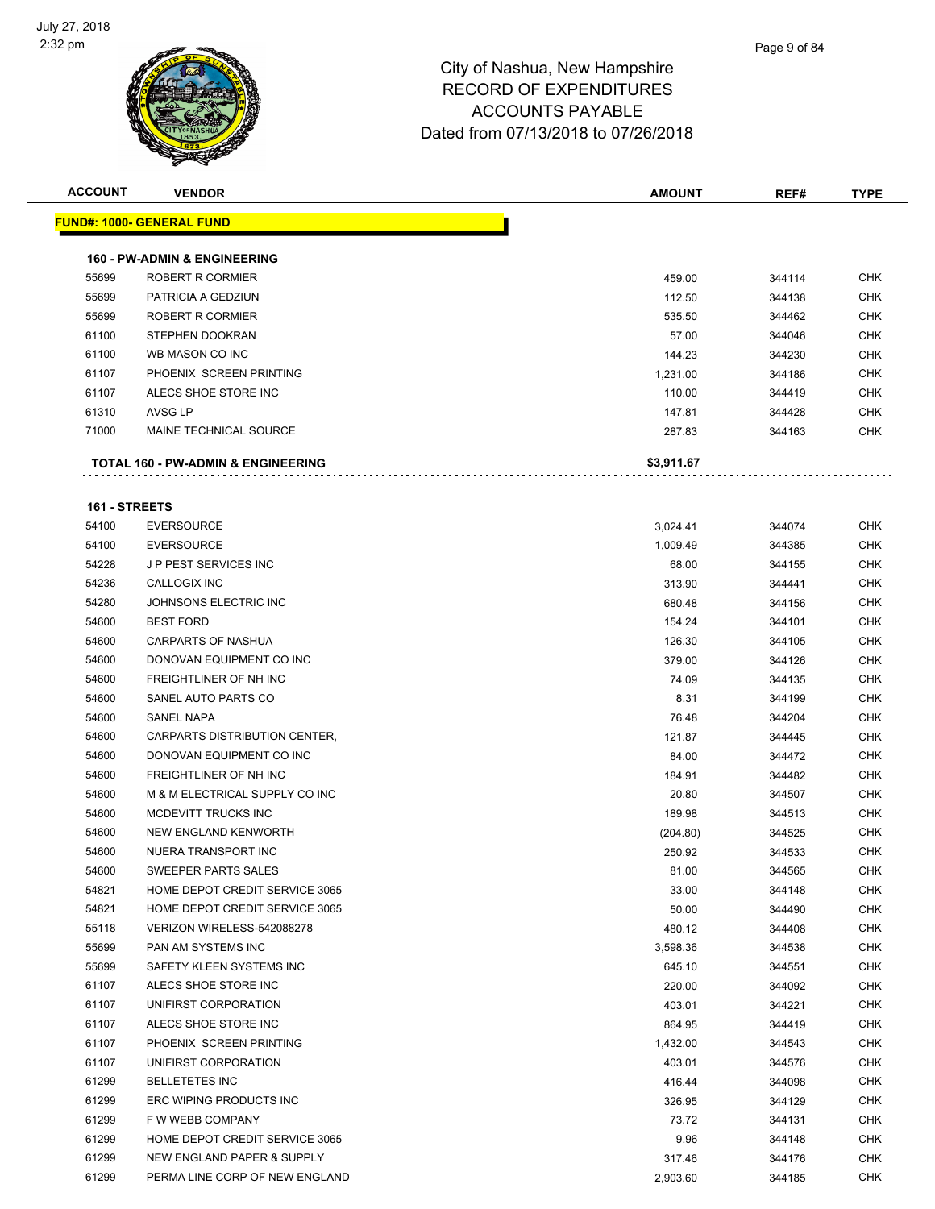# City of Nashua, New Hampshire
## RECORD OF EXPENDITURES
## ACCOUNTS PAYABLE
## Dated from 07/13/2018 to 07/26/2018

| ACCOUNT | VENDOR | AMOUNT | REF# | TYPE |
|---|---|---|---|---|
| **FUND#: 1000- GENERAL FUND** | | | | |
| **160 - PW-ADMIN & ENGINEERING** | | | | |
| 55699 | ROBERT R CORMIER | 459.00 | 344114 | CHK |
| 55699 | PATRICIA A GEDZIUN | 112.50 | 344138 | CHK |
| 55699 | ROBERT R CORMIER | 535.50 | 344462 | CHK |
| 61100 | STEPHEN DOOKRAN | 57.00 | 344046 | CHK |
| 61100 | WB MASON CO INC | 144.23 | 344230 | CHK |
| 61107 | PHOENIX SCREEN PRINTING | 1,231.00 | 344186 | CHK |
| 61107 | ALECS SHOE STORE INC | 110.00 | 344419 | CHK |
| 61310 | AVSG LP | 147.81 | 344428 | CHK |
| 71000 | MAINE TECHNICAL SOURCE | 287.83 | 344163 | CHK |
| | **TOTAL 160 - PW-ADMIN & ENGINEERING** | **$3,911.67** | | |
| **161 - STREETS** | | | | |
| 54100 | EVERSOURCE | 3,024.41 | 344074 | CHK |
| 54100 | EVERSOURCE | 1,009.49 | 344385 | CHK |
| 54228 | J P PEST SERVICES INC | 68.00 | 344155 | CHK |
| 54236 | CALLOGIX INC | 313.90 | 344441 | CHK |
| 54280 | JOHNSONS ELECTRIC INC | 680.48 | 344156 | CHK |
| 54600 | BEST FORD | 154.24 | 344101 | CHK |
| 54600 | CARPARTS OF NASHUA | 126.30 | 344105 | CHK |
| 54600 | DONOVAN EQUIPMENT CO INC | 379.00 | 344126 | CHK |
| 54600 | FREIGHTLINER OF NH INC | 74.09 | 344135 | CHK |
| 54600 | SANEL AUTO PARTS CO | 8.31 | 344199 | CHK |
| 54600 | SANEL NAPA | 76.48 | 344204 | CHK |
| 54600 | CARPARTS DISTRIBUTION CENTER, | 121.87 | 344445 | CHK |
| 54600 | DONOVAN EQUIPMENT CO INC | 84.00 | 344472 | CHK |
| 54600 | FREIGHTLINER OF NH INC | 184.91 | 344482 | CHK |
| 54600 | M & M ELECTRICAL SUPPLY CO INC | 20.80 | 344507 | CHK |
| 54600 | MCDEVITT TRUCKS INC | 189.98 | 344513 | CHK |
| 54600 | NEW ENGLAND KENWORTH | (204.80) | 344525 | CHK |
| 54600 | NUERA TRANSPORT INC | 250.92 | 344533 | CHK |
| 54600 | SWEEPER PARTS SALES | 81.00 | 344565 | CHK |
| 54821 | HOME DEPOT CREDIT SERVICE 3065 | 33.00 | 344148 | CHK |
| 54821 | HOME DEPOT CREDIT SERVICE 3065 | 50.00 | 344490 | CHK |
| 55118 | VERIZON WIRELESS-542088278 | 480.12 | 344408 | CHK |
| 55699 | PAN AM SYSTEMS INC | 3,598.36 | 344538 | CHK |
| 55699 | SAFETY KLEEN SYSTEMS INC | 645.10 | 344551 | CHK |
| 61107 | ALECS SHOE STORE INC | 220.00 | 344092 | CHK |
| 61107 | UNIFIRST CORPORATION | 403.01 | 344221 | CHK |
| 61107 | ALECS SHOE STORE INC | 864.95 | 344419 | CHK |
| 61107 | PHOENIX SCREEN PRINTING | 1,432.00 | 344543 | CHK |
| 61107 | UNIFIRST CORPORATION | 403.01 | 344576 | CHK |
| 61299 | BELLETETES INC | 416.44 | 344098 | CHK |
| 61299 | ERC WIPING PRODUCTS INC | 326.95 | 344129 | CHK |
| 61299 | F W WEBB COMPANY | 73.72 | 344131 | CHK |
| 61299 | HOME DEPOT CREDIT SERVICE 3065 | 9.96 | 344148 | CHK |
| 61299 | NEW ENGLAND PAPER & SUPPLY | 317.46 | 344176 | CHK |
| 61299 | PERMA LINE CORP OF NEW ENGLAND | 2,903.60 | 344185 | CHK |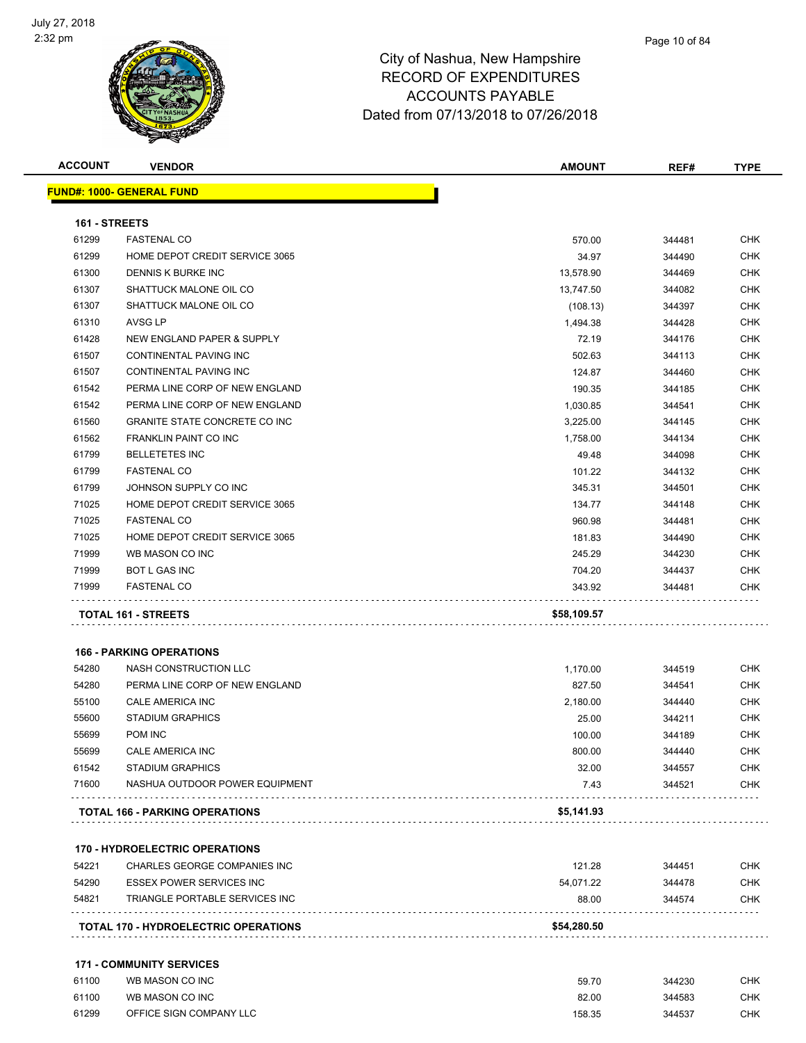# City of Nashua, New Hampshire
# RECORD OF EXPENDITURES
# ACCOUNTS PAYABLE
# Dated from 07/13/2018 to 07/26/2018

July 27, 2018
2:32 pm

| ACCOUNT | VENDOR | AMOUNT | REF# | TYPE |
|---|---|---|---|---|
| **FUND#: 1000- GENERAL FUND** | | | | |
| **161 - STREETS** | | | | |
| 61299 | FASTENAL CO | 570.00 | 344481 | CHK |
| 61299 | HOME DEPOT CREDIT SERVICE 3065 | 34.97 | 344490 | CHK |
| 61300 | DENNIS K BURKE INC | 13,578.90 | 344469 | CHK |
| 61307 | SHATTUCK MALONE OIL CO | 13,747.50 | 344082 | CHK |
| 61307 | SHATTUCK MALONE OIL CO | (108.13) | 344397 | CHK |
| 61310 | AVSG LP | 1,494.38 | 344428 | CHK |
| 61428 | NEW ENGLAND PAPER & SUPPLY | 72.19 | 344176 | CHK |
| 61507 | CONTINENTAL PAVING INC | 502.63 | 344113 | CHK |
| 61507 | CONTINENTAL PAVING INC | 124.87 | 344460 | CHK |
| 61542 | PERMA LINE CORP OF NEW ENGLAND | 190.35 | 344185 | CHK |
| 61542 | PERMA LINE CORP OF NEW ENGLAND | 1,030.85 | 344541 | CHK |
| 61560 | GRANITE STATE CONCRETE CO INC | 3,225.00 | 344145 | CHK |
| 61562 | FRANKLIN PAINT CO INC | 1,758.00 | 344134 | CHK |
| 61799 | BELLETETES INC | 49.48 | 344098 | CHK |
| 61799 | FASTENAL CO | 101.22 | 344132 | CHK |
| 61799 | JOHNSON SUPPLY CO INC | 345.31 | 344501 | CHK |
| 71025 | HOME DEPOT CREDIT SERVICE 3065 | 134.77 | 344148 | CHK |
| 71025 | FASTENAL CO | 960.98 | 344481 | CHK |
| 71025 | HOME DEPOT CREDIT SERVICE 3065 | 181.83 | 344490 | CHK |
| 71999 | WB MASON CO INC | 245.29 | 344230 | CHK |
| 71999 | BOT L GAS INC | 704.20 | 344437 | CHK |
| 71999 | FASTENAL CO | 343.92 | 344481 | CHK |
| **TOTAL 161 - STREETS** | | **$58,109.57** | | |
| **166 - PARKING OPERATIONS** | | | | |
| 54280 | NASH CONSTRUCTION LLC | 1,170.00 | 344519 | CHK |
| 54280 | PERMA LINE CORP OF NEW ENGLAND | 827.50 | 344541 | CHK |
| 55100 | CALE AMERICA INC | 2,180.00 | 344440 | CHK |
| 55600 | STADIUM GRAPHICS | 25.00 | 344211 | CHK |
| 55699 | POM INC | 100.00 | 344189 | CHK |
| 55699 | CALE AMERICA INC | 800.00 | 344440 | CHK |
| 61542 | STADIUM GRAPHICS | 32.00 | 344557 | CHK |
| 71600 | NASHUA OUTDOOR POWER EQUIPMENT | 7.43 | 344521 | CHK |
| **TOTAL 166 - PARKING OPERATIONS** | | **$5,141.93** | | |
| **170 - HYDROELECTRIC OPERATIONS** | | | | |
| 54221 | CHARLES GEORGE COMPANIES INC | 121.28 | 344451 | CHK |
| 54290 | ESSEX POWER SERVICES INC | 54,071.22 | 344478 | CHK |
| 54821 | TRIANGLE PORTABLE SERVICES INC | 88.00 | 344574 | CHK |
| **TOTAL 170 - HYDROELECTRIC OPERATIONS** | | **$54,280.50** | | |
| **171 - COMMUNITY SERVICES** | | | | |
| 61100 | WB MASON CO INC | 59.70 | 344230 | CHK |
| 61100 | WB MASON CO INC | 82.00 | 344583 | CHK |
| 61299 | OFFICE SIGN COMPANY LLC | 158.35 | 344537 | CHK |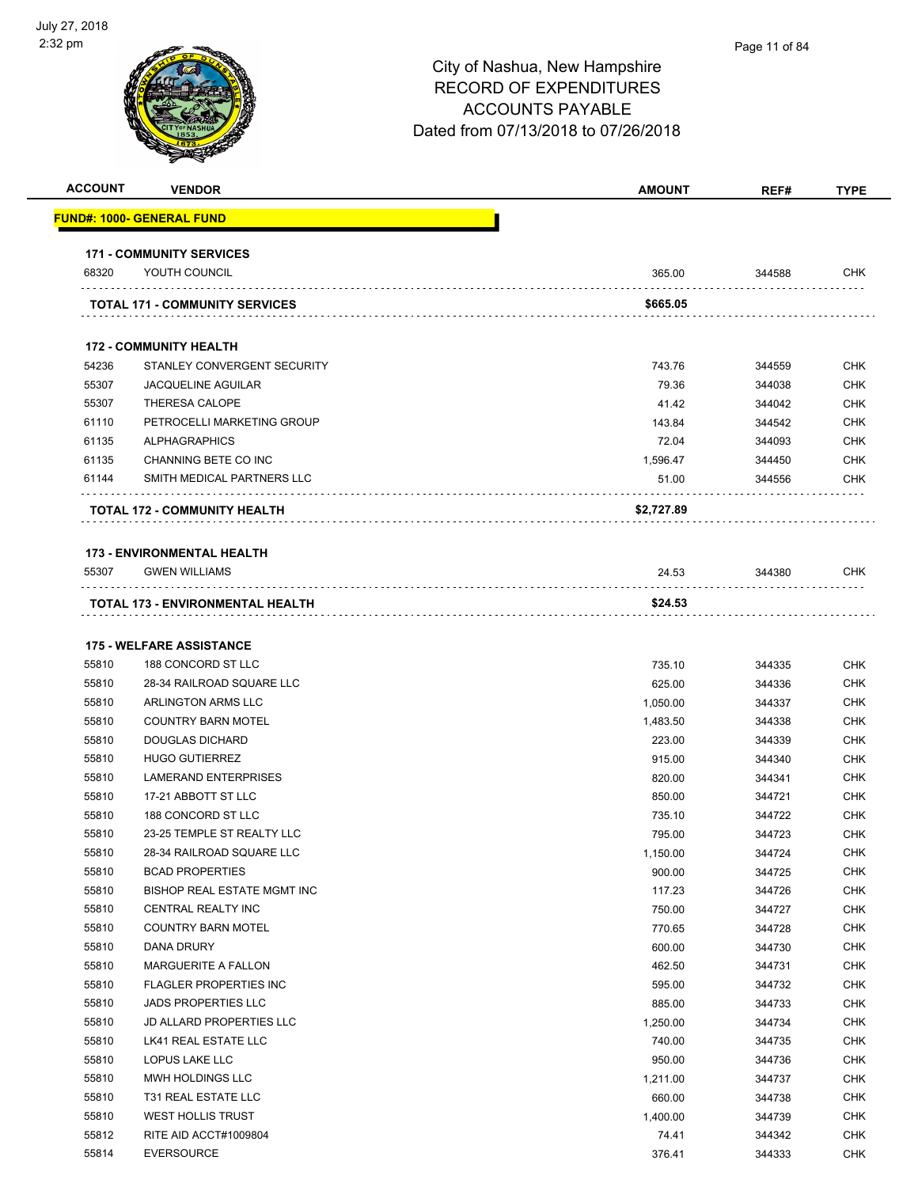City of Nashua, New Hampshire
RECORD OF EXPENDITURES
ACCOUNTS PAYABLE
Dated from 07/13/2018 to 07/26/2018

| ACCOUNT | VENDOR | AMOUNT | REF# | TYPE |
|---|---|---|---|---|
| **FUND#: 1000- GENERAL FUND** | | | | |
| **171 - COMMUNITY SERVICES** | | | | |
| 68320 | YOUTH COUNCIL | 365.00 | 344588 | CHK |
| **TOTAL 171 - COMMUNITY SERVICES** | | **$665.05** | | |
| **172 - COMMUNITY HEALTH** | | | | |
| 54236 | STANLEY CONVERGENT SECURITY | 743.76 | 344559 | CHK |
| 55307 | JACQUELINE AGUILAR | 79.36 | 344038 | CHK |
| 55307 | THERESA CALOPE | 41.42 | 344042 | CHK |
| 61110 | PETROCELLI MARKETING GROUP | 143.84 | 344542 | CHK |
| 61135 | ALPHAGRAPHICS | 72.04 | 344093 | CHK |
| 61135 | CHANNING BETE CO INC | 1,596.47 | 344450 | CHK |
| 61144 | SMITH MEDICAL PARTNERS LLC | 51.00 | 344556 | CHK |
| **TOTAL 172 - COMMUNITY HEALTH** | | **$2,727.89** | | |
| **173 - ENVIRONMENTAL HEALTH** | | | | |
| 55307 | GWEN WILLIAMS | 24.53 | 344380 | CHK |
| **TOTAL 173 - ENVIRONMENTAL HEALTH** | | **$24.53** | | |
| **175 - WELFARE ASSISTANCE** | | | | |
| 55810 | 188 CONCORD ST LLC | 735.10 | 344335 | CHK |
| 55810 | 28-34 RAILROAD SQUARE LLC | 625.00 | 344336 | CHK |
| 55810 | ARLINGTON ARMS LLC | 1,050.00 | 344337 | CHK |
| 55810 | COUNTRY BARN MOTEL | 1,483.50 | 344338 | CHK |
| 55810 | DOUGLAS DICHARD | 223.00 | 344339 | CHK |
| 55810 | HUGO GUTIERREZ | 915.00 | 344340 | CHK |
| 55810 | LAMERAND ENTERPRISES | 820.00 | 344341 | CHK |
| 55810 | 17-21 ABBOTT ST LLC | 850.00 | 344721 | CHK |
| 55810 | 188 CONCORD ST LLC | 735.10 | 344722 | CHK |
| 55810 | 23-25 TEMPLE ST REALTY LLC | 795.00 | 344723 | CHK |
| 55810 | 28-34 RAILROAD SQUARE LLC | 1,150.00 | 344724 | CHK |
| 55810 | BCAD PROPERTIES | 900.00 | 344725 | CHK |
| 55810 | BISHOP REAL ESTATE MGMT INC | 117.23 | 344726 | CHK |
| 55810 | CENTRAL REALTY INC | 750.00 | 344727 | CHK |
| 55810 | COUNTRY BARN MOTEL | 770.65 | 344728 | CHK |
| 55810 | DANA DRURY | 600.00 | 344730 | CHK |
| 55810 | MARGUERITE A FALLON | 462.50 | 344731 | CHK |
| 55810 | FLAGLER PROPERTIES INC | 595.00 | 344732 | CHK |
| 55810 | JADS PROPERTIES LLC | 885.00 | 344733 | CHK |
| 55810 | JD ALLARD PROPERTIES LLC | 1,250.00 | 344734 | CHK |
| 55810 | LK41 REAL ESTATE LLC | 740.00 | 344735 | CHK |
| 55810 | LOPUS LAKE LLC | 950.00 | 344736 | CHK |
| 55810 | MWH HOLDINGS LLC | 1,211.00 | 344737 | CHK |
| 55810 | T31 REAL ESTATE LLC | 660.00 | 344738 | CHK |
| 55810 | WEST HOLLIS TRUST | 1,400.00 | 344739 | CHK |
| 55812 | RITE AID ACCT#1009804 | 74.41 | 344342 | CHK |
| 55814 | EVERSOURCE | 376.41 | 344333 | CHK |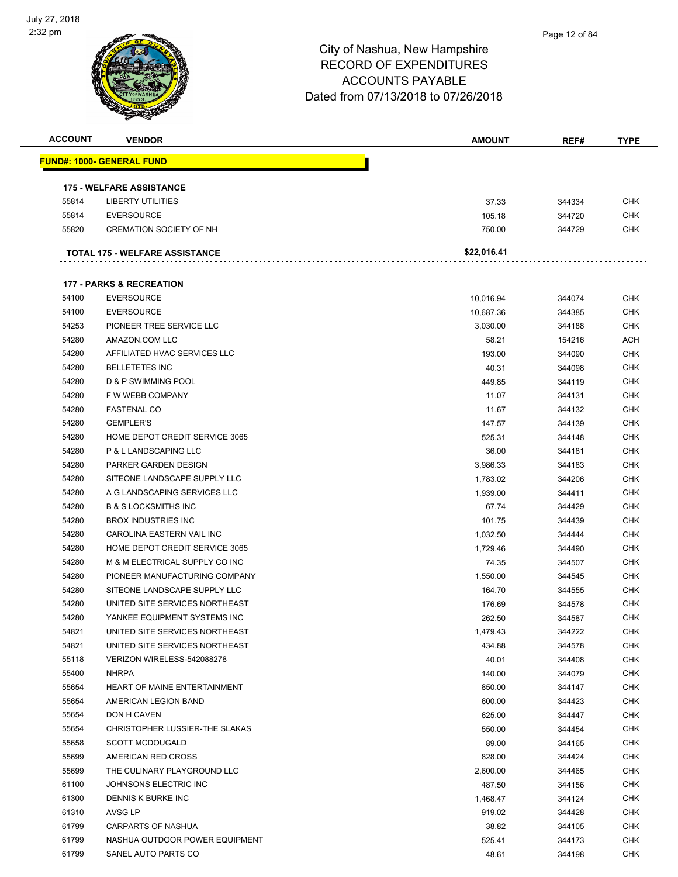July 27, 2018
2:32 pm

# City of Nashua, New Hampshire
## RECORD OF EXPENDITURES
## ACCOUNTS PAYABLE
## Dated from 07/13/2018 to 07/26/2018

| ACCOUNT | VENDOR | AMOUNT | REF# | TYPE |
|---|---|---|---|---|
| **FUND#: 1000- GENERAL FUND** | | | | |
| **175 - WELFARE ASSISTANCE** | | | | |
| 55814 | LIBERTY UTILITIES | 37.33 | 344334 | CHK |
| 55814 | EVERSOURCE | 105.18 | 344720 | CHK |
| 55820 | CREMATION SOCIETY OF NH | 750.00 | 344729 | CHK |
| | **TOTAL 175 - WELFARE ASSISTANCE** | **$22,016.41** | | |
| **177 - PARKS & RECREATION** | | | | |
| 54100 | EVERSOURCE | 10,016.94 | 344074 | CHK |
| 54100 | EVERSOURCE | 10,687.36 | 344385 | CHK |
| 54253 | PIONEER TREE SERVICE LLC | 3,030.00 | 344188 | CHK |
| 54280 | AMAZON.COM LLC | 58.21 | 154216 | ACH |
| 54280 | AFFILIATED HVAC SERVICES LLC | 193.00 | 344090 | CHK |
| 54280 | BELLETETES INC | 40.31 | 344098 | CHK |
| 54280 | D & P SWIMMING POOL | 449.85 | 344119 | CHK |
| 54280 | F W WEBB COMPANY | 11.07 | 344131 | CHK |
| 54280 | FASTENAL CO | 11.67 | 344132 | CHK |
| 54280 | GEMPLER'S | 147.57 | 344139 | CHK |
| 54280 | HOME DEPOT CREDIT SERVICE 3065 | 525.31 | 344148 | CHK |
| 54280 | P & L LANDSCAPING LLC | 36.00 | 344181 | CHK |
| 54280 | PARKER GARDEN DESIGN | 3,986.33 | 344183 | CHK |
| 54280 | SITEONE LANDSCAPE SUPPLY LLC | 1,783.02 | 344206 | CHK |
| 54280 | A G LANDSCAPING SERVICES LLC | 1,939.00 | 344411 | CHK |
| 54280 | B & S LOCKSMITHS INC | 67.74 | 344429 | CHK |
| 54280 | BROX INDUSTRIES INC | 101.75 | 344439 | CHK |
| 54280 | CAROLINA EASTERN VAIL INC | 1,032.50 | 344444 | CHK |
| 54280 | HOME DEPOT CREDIT SERVICE 3065 | 1,729.46 | 344490 | CHK |
| 54280 | M & M ELECTRICAL SUPPLY CO INC | 74.35 | 344507 | CHK |
| 54280 | PIONEER MANUFACTURING COMPANY | 1,550.00 | 344545 | CHK |
| 54280 | SITEONE LANDSCAPE SUPPLY LLC | 164.70 | 344555 | CHK |
| 54280 | UNITED SITE SERVICES NORTHEAST | 176.69 | 344578 | CHK |
| 54280 | YANKEE EQUIPMENT SYSTEMS INC | 262.50 | 344587 | CHK |
| 54821 | UNITED SITE SERVICES NORTHEAST | 1,479.43 | 344222 | CHK |
| 54821 | UNITED SITE SERVICES NORTHEAST | 434.88 | 344578 | CHK |
| 55118 | VERIZON WIRELESS-542088278 | 40.01 | 344408 | CHK |
| 55400 | NHRPA | 140.00 | 344079 | CHK |
| 55654 | HEART OF MAINE ENTERTAINMENT | 850.00 | 344147 | CHK |
| 55654 | AMERICAN LEGION BAND | 600.00 | 344423 | CHK |
| 55654 | DON H CAVEN | 625.00 | 344447 | CHK |
| 55654 | CHRISTOPHER LUSSIER-THE SLAKAS | 550.00 | 344454 | CHK |
| 55658 | SCOTT MCDOUGALD | 89.00 | 344165 | CHK |
| 55699 | AMERICAN RED CROSS | 828.00 | 344424 | CHK |
| 55699 | THE CULINARY PLAYGROUND LLC | 2,600.00 | 344465 | CHK |
| 61100 | JOHNSONS ELECTRIC INC | 487.50 | 344156 | CHK |
| 61300 | DENNIS K BURKE INC | 1,468.47 | 344124 | CHK |
| 61310 | AVSG LP | 919.02 | 344428 | CHK |
| 61799 | CARPARTS OF NASHUA | 38.82 | 344105 | CHK |
| 61799 | NASHUA OUTDOOR POWER EQUIPMENT | 525.41 | 344173 | CHK |
| 61799 | SANEL AUTO PARTS CO | 48.61 | 344198 | CHK |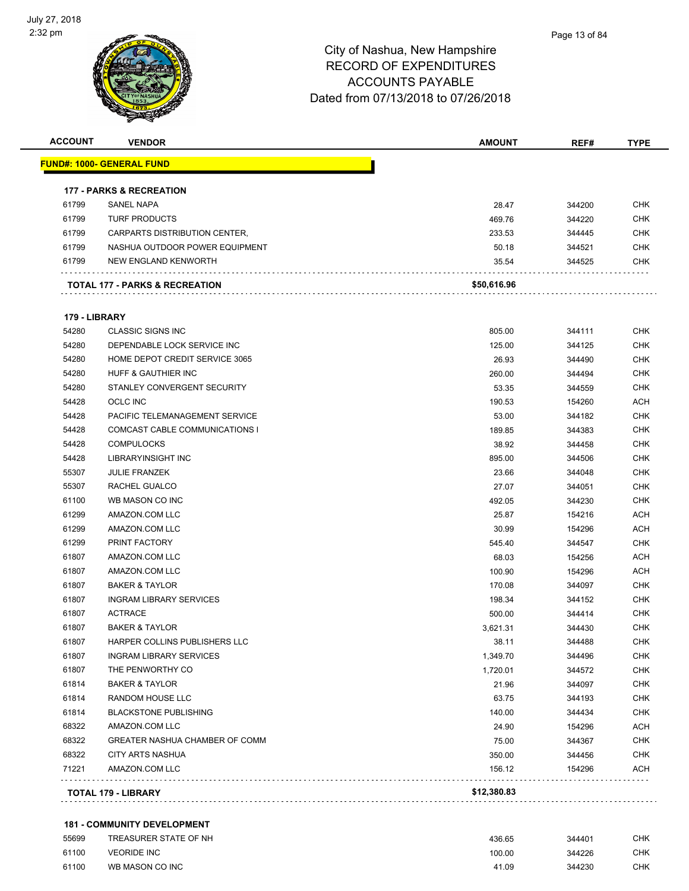# City of Nashua, New Hampshire
## RECORD OF EXPENDITURES
## ACCOUNTS PAYABLE
## Dated from 07/13/2018 to 07/26/2018

| ACCOUNT | VENDOR | AMOUNT | REF# | TYPE |
|---|---|---|---|---|
| **FUND#: 1000- GENERAL FUND** | | | | |
| **177 - PARKS & RECREATION** | | | | |
| 61799 | SANEL NAPA | 28.47 | 344200 | CHK |
| 61799 | TURF PRODUCTS | 469.76 | 344220 | CHK |
| 61799 | CARPARTS DISTRIBUTION CENTER, | 233.53 | 344445 | CHK |
| 61799 | NASHUA OUTDOOR POWER EQUIPMENT | 50.18 | 344521 | CHK |
| 61799 | NEW ENGLAND KENWORTH | 35.54 | 344525 | CHK |
| | **TOTAL 177 - PARKS & RECREATION** | **$50,616.96** | | |
| **179 - LIBRARY** | | | | |
| 54280 | CLASSIC SIGNS INC | 805.00 | 344111 | CHK |
| 54280 | DEPENDABLE LOCK SERVICE INC | 125.00 | 344125 | CHK |
| 54280 | HOME DEPOT CREDIT SERVICE 3065 | 26.93 | 344490 | CHK |
| 54280 | HUFF & GAUTHIER INC | 260.00 | 344494 | CHK |
| 54280 | STANLEY CONVERGENT SECURITY | 53.35 | 344559 | CHK |
| 54428 | OCLC INC | 190.53 | 154260 | ACH |
| 54428 | PACIFIC TELEMANAGEMENT SERVICE | 53.00 | 344182 | CHK |
| 54428 | COMCAST CABLE COMMUNICATIONS I | 189.85 | 344383 | CHK |
| 54428 | COMPULOCKS | 38.92 | 344458 | CHK |
| 54428 | LIBRARYINSIGHT INC | 895.00 | 344506 | CHK |
| 55307 | JULIE FRANZEK | 23.66 | 344048 | CHK |
| 55307 | RACHEL GUALCO | 27.07 | 344051 | CHK |
| 61100 | WB MASON CO INC | 492.05 | 344230 | CHK |
| 61299 | AMAZON.COM LLC | 25.87 | 154216 | ACH |
| 61299 | AMAZON.COM LLC | 30.99 | 154296 | ACH |
| 61299 | PRINT FACTORY | 545.40 | 344547 | CHK |
| 61807 | AMAZON.COM LLC | 68.03 | 154256 | ACH |
| 61807 | AMAZON.COM LLC | 100.90 | 154296 | ACH |
| 61807 | BAKER & TAYLOR | 170.08 | 344097 | CHK |
| 61807 | INGRAM LIBRARY SERVICES | 198.34 | 344152 | CHK |
| 61807 | ACTRACE | 500.00 | 344414 | CHK |
| 61807 | BAKER & TAYLOR | 3,621.31 | 344430 | CHK |
| 61807 | HARPER COLLINS PUBLISHERS LLC | 38.11 | 344488 | CHK |
| 61807 | INGRAM LIBRARY SERVICES | 1,349.70 | 344496 | CHK |
| 61807 | THE PENWORTHY CO | 1,720.01 | 344572 | CHK |
| 61814 | BAKER & TAYLOR | 21.96 | 344097 | CHK |
| 61814 | RANDOM HOUSE LLC | 63.75 | 344193 | CHK |
| 61814 | BLACKSTONE PUBLISHING | 140.00 | 344434 | CHK |
| 68322 | AMAZON.COM LLC | 24.90 | 154296 | ACH |
| 68322 | GREATER NASHUA CHAMBER OF COMM | 75.00 | 344367 | CHK |
| 68322 | CITY ARTS NASHUA | 350.00 | 344456 | CHK |
| 71221 | AMAZON.COM LLC | 156.12 | 154296 | ACH |
| | **TOTAL 179 - LIBRARY** | **$12,380.83** | | |
| **181 - COMMUNITY DEVELOPMENT** | | | | |
| 55699 | TREASURER STATE OF NH | 436.65 | 344401 | CHK |
| 61100 | VEORIDE INC | 100.00 | 344226 | CHK |
| 61100 | WB MASON CO INC | 41.09 | 344230 | CHK |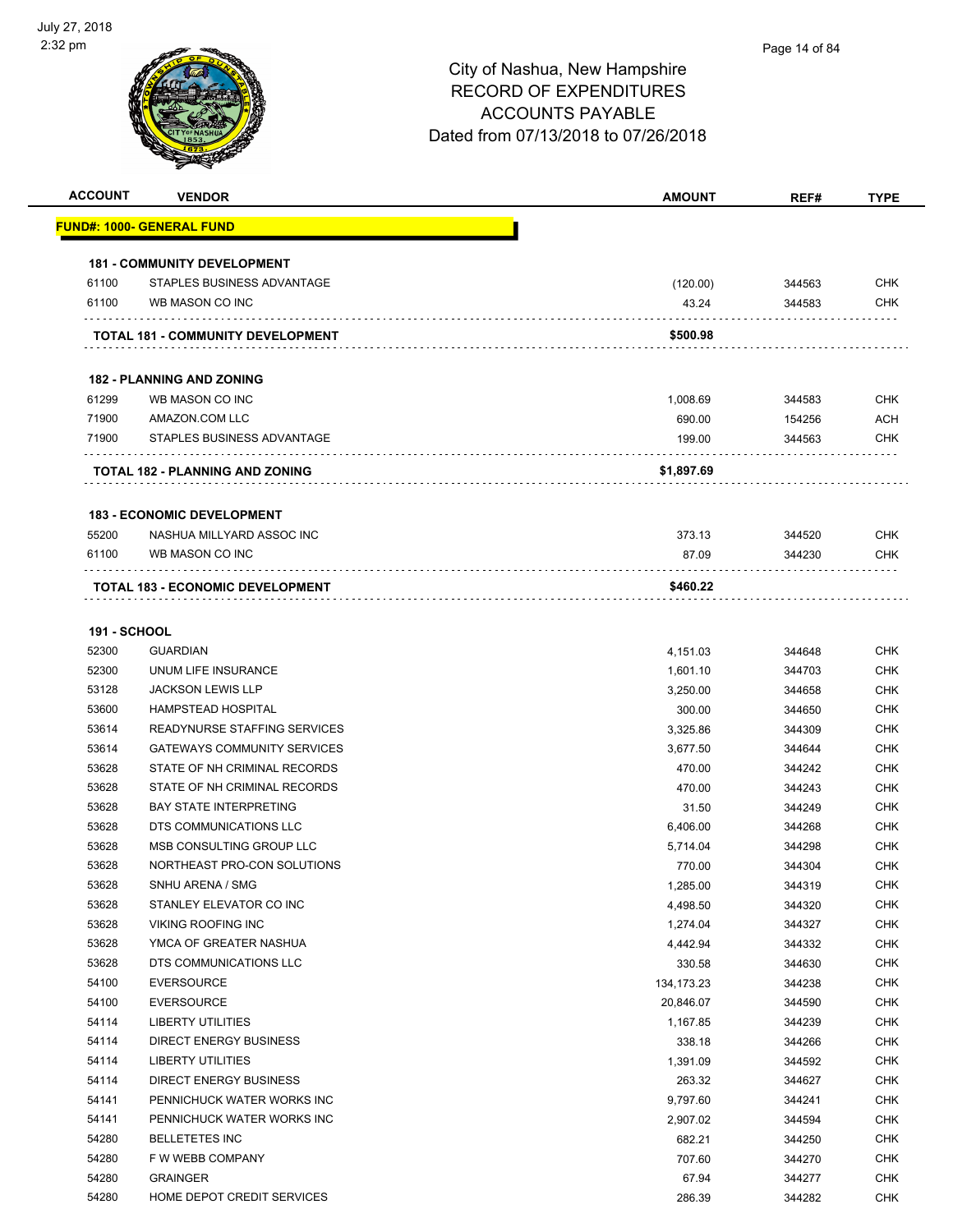City of Nashua, New Hampshire
RECORD OF EXPENDITURES
ACCOUNTS PAYABLE
Dated from 07/13/2018 to 07/26/2018

| ACCOUNT | VENDOR | AMOUNT | REF# | TYPE |
|---|---|---|---|---|
| **FUND#: 1000- GENERAL FUND** | | | | |
| **181 - COMMUNITY DEVELOPMENT** | | | | |
| 61100 | STAPLES BUSINESS ADVANTAGE | (120.00) | 344563 | CHK |
| 61100 | WB MASON CO INC | 43.24 | 344583 | CHK |
| | **TOTAL 181 - COMMUNITY DEVELOPMENT** | **$500.98** | | |
| **182 - PLANNING AND ZONING** | | | | |
| 61299 | WB MASON CO INC | 1,008.69 | 344583 | CHK |
| 71900 | AMAZON.COM LLC | 690.00 | 154256 | ACH |
| 71900 | STAPLES BUSINESS ADVANTAGE | 199.00 | 344563 | CHK |
| | **TOTAL 182 - PLANNING AND ZONING** | **$1,897.69** | | |
| **183 - ECONOMIC DEVELOPMENT** | | | | |
| 55200 | NASHUA MILLYARD ASSOC INC | 373.13 | 344520 | CHK |
| 61100 | WB MASON CO INC | 87.09 | 344230 | CHK |
| | **TOTAL 183 - ECONOMIC DEVELOPMENT** | **$460.22** | | |
| **191 - SCHOOL** | | | | |
| 52300 | GUARDIAN | 4,151.03 | 344648 | CHK |
| 52300 | UNUM LIFE INSURANCE | 1,601.10 | 344703 | CHK |
| 53128 | JACKSON LEWIS LLP | 3,250.00 | 344658 | CHK |
| 53600 | HAMPSTEAD HOSPITAL | 300.00 | 344650 | CHK |
| 53614 | READYNURSE STAFFING SERVICES | 3,325.86 | 344309 | CHK |
| 53614 | GATEWAYS COMMUNITY SERVICES | 3,677.50 | 344644 | CHK |
| 53628 | STATE OF NH CRIMINAL RECORDS | 470.00 | 344242 | CHK |
| 53628 | STATE OF NH CRIMINAL RECORDS | 470.00 | 344243 | CHK |
| 53628 | BAY STATE INTERPRETING | 31.50 | 344249 | CHK |
| 53628 | DTS COMMUNICATIONS LLC | 6,406.00 | 344268 | CHK |
| 53628 | MSB CONSULTING GROUP LLC | 5,714.04 | 344298 | CHK |
| 53628 | NORTHEAST PRO-CON SOLUTIONS | 770.00 | 344304 | CHK |
| 53628 | SNHU ARENA / SMG | 1,285.00 | 344319 | CHK |
| 53628 | STANLEY ELEVATOR CO INC | 4,498.50 | 344320 | CHK |
| 53628 | VIKING ROOFING INC | 1,274.04 | 344327 | CHK |
| 53628 | YMCA OF GREATER NASHUA | 4,442.94 | 344332 | CHK |
| 53628 | DTS COMMUNICATIONS LLC | 330.58 | 344630 | CHK |
| 54100 | EVERSOURCE | 134,173.23 | 344238 | CHK |
| 54100 | EVERSOURCE | 20,846.07 | 344590 | CHK |
| 54114 | LIBERTY UTILITIES | 1,167.85 | 344239 | CHK |
| 54114 | DIRECT ENERGY BUSINESS | 338.18 | 344266 | CHK |
| 54114 | LIBERTY UTILITIES | 1,391.09 | 344592 | CHK |
| 54114 | DIRECT ENERGY BUSINESS | 263.32 | 344627 | CHK |
| 54141 | PENNICHUCK WATER WORKS INC | 9,797.60 | 344241 | CHK |
| 54141 | PENNICHUCK WATER WORKS INC | 2,907.02 | 344594 | CHK |
| 54280 | BELLETETES INC | 682.21 | 344250 | CHK |
| 54280 | F W WEBB COMPANY | 707.60 | 344270 | CHK |
| 54280 | GRAINGER | 67.94 | 344277 | CHK |
| 54280 | HOME DEPOT CREDIT SERVICES | 286.39 | 344282 | CHK |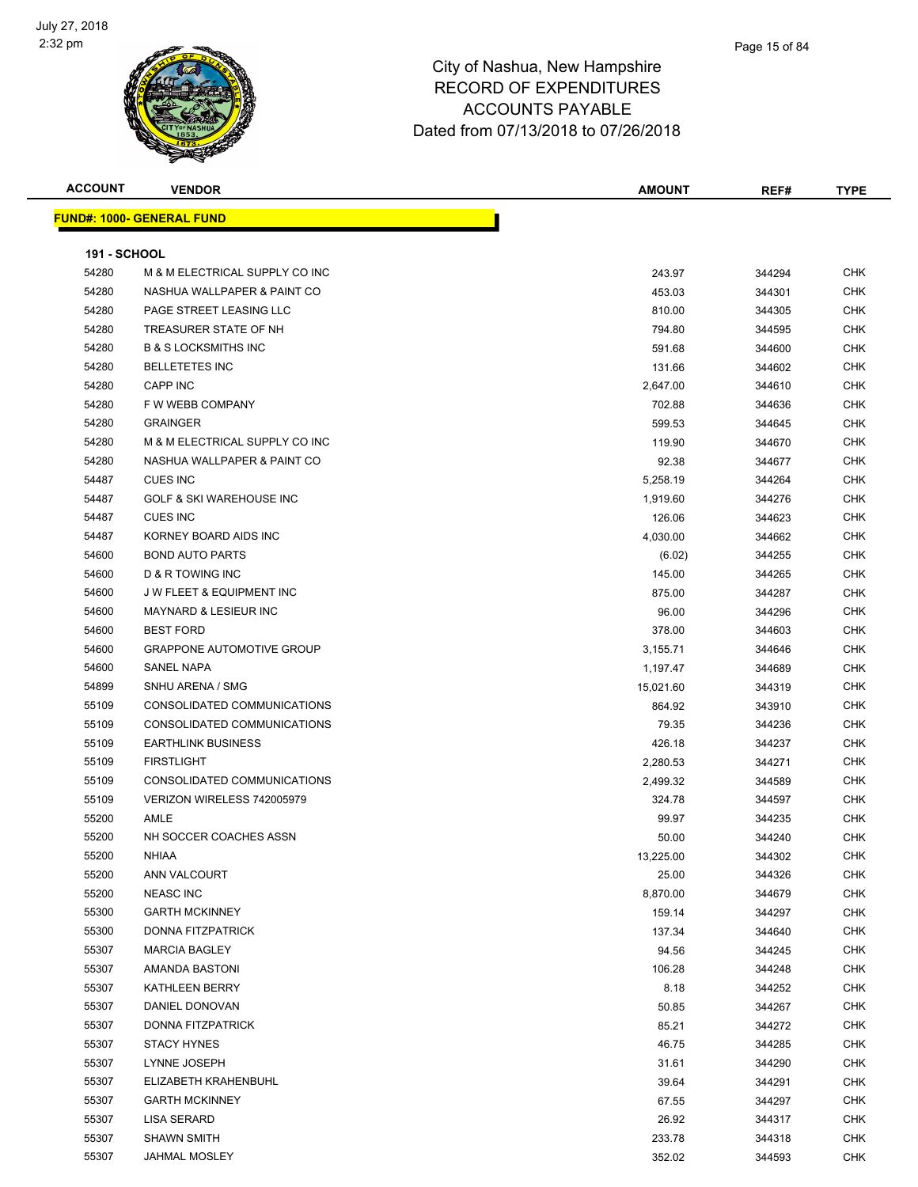# City of Nashua, New Hampshire
## RECORD OF EXPENDITURES
## ACCOUNTS PAYABLE
## Dated from 07/13/2018 to 07/26/2018

| ACCOUNT | VENDOR | AMOUNT | REF# | TYPE |
|---|---|---|---|---|

**FUND#: 1000- GENERAL FUND**

**191 - SCHOOL**

| ACCOUNT | VENDOR | AMOUNT | REF# | TYPE |
|---|---|---|---|---|
| 54280 | M & M ELECTRICAL SUPPLY CO INC | 243.97 | 344294 | CHK |
| 54280 | NASHUA WALLPAPER & PAINT CO | 453.03 | 344301 | CHK |
| 54280 | PAGE STREET LEASING LLC | 810.00 | 344305 | CHK |
| 54280 | TREASURER STATE OF NH | 794.80 | 344595 | CHK |
| 54280 | B & S LOCKSMITHS INC | 591.68 | 344600 | CHK |
| 54280 | BELLETETES INC | 131.66 | 344602 | CHK |
| 54280 | CAPP INC | 2,647.00 | 344610 | CHK |
| 54280 | F W WEBB COMPANY | 702.88 | 344636 | CHK |
| 54280 | GRAINGER | 599.53 | 344645 | CHK |
| 54280 | M & M ELECTRICAL SUPPLY CO INC | 119.90 | 344670 | CHK |
| 54280 | NASHUA WALLPAPER & PAINT CO | 92.38 | 344677 | CHK |
| 54487 | CUES INC | 5,258.19 | 344264 | CHK |
| 54487 | GOLF & SKI WAREHOUSE INC | 1,919.60 | 344276 | CHK |
| 54487 | CUES INC | 126.06 | 344623 | CHK |
| 54487 | KORNEY BOARD AIDS INC | 4,030.00 | 344662 | CHK |
| 54600 | BOND AUTO PARTS | (6.02) | 344255 | CHK |
| 54600 | D & R TOWING INC | 145.00 | 344265 | CHK |
| 54600 | J W FLEET & EQUIPMENT INC | 875.00 | 344287 | CHK |
| 54600 | MAYNARD & LESIEUR INC | 96.00 | 344296 | CHK |
| 54600 | BEST FORD | 378.00 | 344603 | CHK |
| 54600 | GRAPPONE AUTOMOTIVE GROUP | 3,155.71 | 344646 | CHK |
| 54600 | SANEL NAPA | 1,197.47 | 344689 | CHK |
| 54899 | SNHU ARENA / SMG | 15,021.60 | 344319 | CHK |
| 55109 | CONSOLIDATED COMMUNICATIONS | 864.92 | 343910 | CHK |
| 55109 | CONSOLIDATED COMMUNICATIONS | 79.35 | 344236 | CHK |
| 55109 | EARTHLINK BUSINESS | 426.18 | 344237 | CHK |
| 55109 | FIRSTLIGHT | 2,280.53 | 344271 | CHK |
| 55109 | CONSOLIDATED COMMUNICATIONS | 2,499.32 | 344589 | CHK |
| 55109 | VERIZON WIRELESS 742005979 | 324.78 | 344597 | CHK |
| 55200 | AMLE | 99.97 | 344235 | CHK |
| 55200 | NH SOCCER COACHES ASSN | 50.00 | 344240 | CHK |
| 55200 | NHIAA | 13,225.00 | 344302 | CHK |
| 55200 | ANN VALCOURT | 25.00 | 344326 | CHK |
| 55200 | NEASC INC | 8,870.00 | 344679 | CHK |
| 55300 | GARTH MCKINNEY | 159.14 | 344297 | CHK |
| 55300 | DONNA FITZPATRICK | 137.34 | 344640 | CHK |
| 55307 | MARCIA BAGLEY | 94.56 | 344245 | CHK |
| 55307 | AMANDA BASTONI | 106.28 | 344248 | CHK |
| 55307 | KATHLEEN BERRY | 8.18 | 344252 | CHK |
| 55307 | DANIEL DONOVAN | 50.85 | 344267 | CHK |
| 55307 | DONNA FITZPATRICK | 85.21 | 344272 | CHK |
| 55307 | STACY HYNES | 46.75 | 344285 | CHK |
| 55307 | LYNNE JOSEPH | 31.61 | 344290 | CHK |
| 55307 | ELIZABETH KRAHENBUHL | 39.64 | 344291 | CHK |
| 55307 | GARTH MCKINNEY | 67.55 | 344297 | CHK |
| 55307 | LISA SERARD | 26.92 | 344317 | CHK |
| 55307 | SHAWN SMITH | 233.78 | 344318 | CHK |
| 55307 | JAHMAL MOSLEY | 352.02 | 344593 | CHK |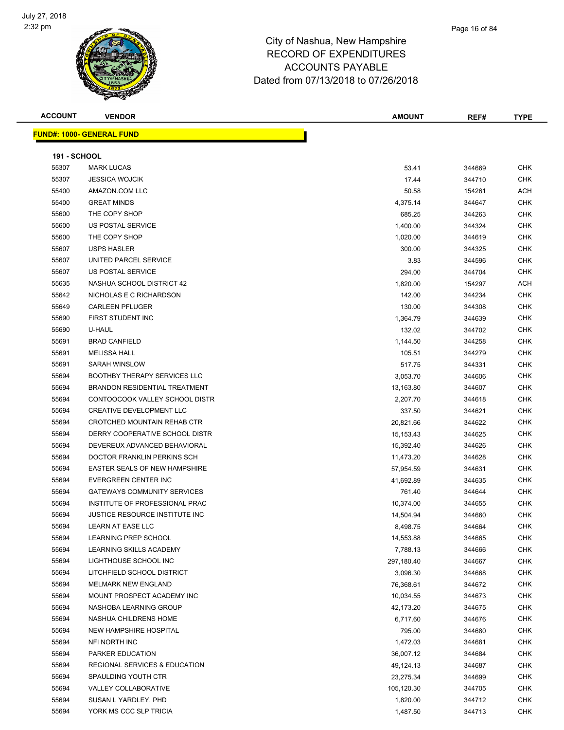# City of Nashua, New Hampshire
## RECORD OF EXPENDITURES
## ACCOUNTS PAYABLE
### Dated from 07/13/2018 to 07/26/2018

July 27, 2018
2:32 pm

| ACCOUNT | VENDOR | AMOUNT | REF# | TYPE |
|---|---|---|---|---|
| **FUND#: 1000- GENERAL FUND** | | | | |
| **191 - SCHOOL** | | | | |
| 55307 | MARK LUCAS | 53.41 | 344669 | CHK |
| 55307 | JESSICA WOJCIK | 17.44 | 344710 | CHK |
| 55400 | AMAZON.COM LLC | 50.58 | 154261 | ACH |
| 55400 | GREAT MINDS | 4,375.14 | 344647 | CHK |
| 55600 | THE COPY SHOP | 685.25 | 344263 | CHK |
| 55600 | US POSTAL SERVICE | 1,400.00 | 344324 | CHK |
| 55600 | THE COPY SHOP | 1,020.00 | 344619 | CHK |
| 55607 | USPS HASLER | 300.00 | 344325 | CHK |
| 55607 | UNITED PARCEL SERVICE | 3.83 | 344596 | CHK |
| 55607 | US POSTAL SERVICE | 294.00 | 344704 | CHK |
| 55635 | NASHUA SCHOOL DISTRICT 42 | 1,820.00 | 154297 | ACH |
| 55642 | NICHOLAS E C RICHARDSON | 142.00 | 344234 | CHK |
| 55649 | CARLEEN PFLUGER | 130.00 | 344308 | CHK |
| 55690 | FIRST STUDENT INC | 1,364.79 | 344639 | CHK |
| 55690 | U-HAUL | 132.02 | 344702 | CHK |
| 55691 | BRAD CANFIELD | 1,144.50 | 344258 | CHK |
| 55691 | MELISSA HALL | 105.51 | 344279 | CHK |
| 55691 | SARAH WINSLOW | 517.75 | 344331 | CHK |
| 55694 | BOOTHBY THERAPY SERVICES LLC | 3,053.70 | 344606 | CHK |
| 55694 | BRANDON RESIDENTIAL TREATMENT | 13,163.80 | 344607 | CHK |
| 55694 | CONTOOCOOK VALLEY SCHOOL DISTR | 2,207.70 | 344618 | CHK |
| 55694 | CREATIVE DEVELOPMENT LLC | 337.50 | 344621 | CHK |
| 55694 | CROTCHED MOUNTAIN REHAB CTR | 20,821.66 | 344622 | CHK |
| 55694 | DERRY COOPERATIVE SCHOOL DISTR | 15,153.43 | 344625 | CHK |
| 55694 | DEVEREUX ADVANCED BEHAVIORAL | 15,392.40 | 344626 | CHK |
| 55694 | DOCTOR FRANKLIN PERKINS SCH | 11,473.20 | 344628 | CHK |
| 55694 | EASTER SEALS OF NEW HAMPSHIRE | 57,954.59 | 344631 | CHK |
| 55694 | EVERGREEN CENTER INC | 41,692.89 | 344635 | CHK |
| 55694 | GATEWAYS COMMUNITY SERVICES | 761.40 | 344644 | CHK |
| 55694 | INSTITUTE OF PROFESSIONAL PRAC | 10,374.00 | 344655 | CHK |
| 55694 | JUSTICE RESOURCE INSTITUTE INC | 14,504.94 | 344660 | CHK |
| 55694 | LEARN AT EASE LLC | 8,498.75 | 344664 | CHK |
| 55694 | LEARNING PREP SCHOOL | 14,553.88 | 344665 | CHK |
| 55694 | LEARNING SKILLS ACADEMY | 7,788.13 | 344666 | CHK |
| 55694 | LIGHTHOUSE SCHOOL INC | 297,180.40 | 344667 | CHK |
| 55694 | LITCHFIELD SCHOOL DISTRICT | 3,096.30 | 344668 | CHK |
| 55694 | MELMARK NEW ENGLAND | 76,368.61 | 344672 | CHK |
| 55694 | MOUNT PROSPECT ACADEMY INC | 10,034.55 | 344673 | CHK |
| 55694 | NASHOBA LEARNING GROUP | 42,173.20 | 344675 | CHK |
| 55694 | NASHUA CHILDRENS HOME | 6,717.60 | 344676 | CHK |
| 55694 | NEW HAMPSHIRE HOSPITAL | 795.00 | 344680 | CHK |
| 55694 | NFI NORTH INC | 1,472.03 | 344681 | CHK |
| 55694 | PARKER EDUCATION | 36,007.12 | 344684 | CHK |
| 55694 | REGIONAL SERVICES & EDUCATION | 49,124.13 | 344687 | CHK |
| 55694 | SPAULDING YOUTH CTR | 23,275.34 | 344699 | CHK |
| 55694 | VALLEY COLLABORATIVE | 105,120.30 | 344705 | CHK |
| 55694 | SUSAN L YARDLEY, PHD | 1,820.00 | 344712 | CHK |
| 55694 | YORK MS CCC SLP TRICIA | 1,487.50 | 344713 | CHK |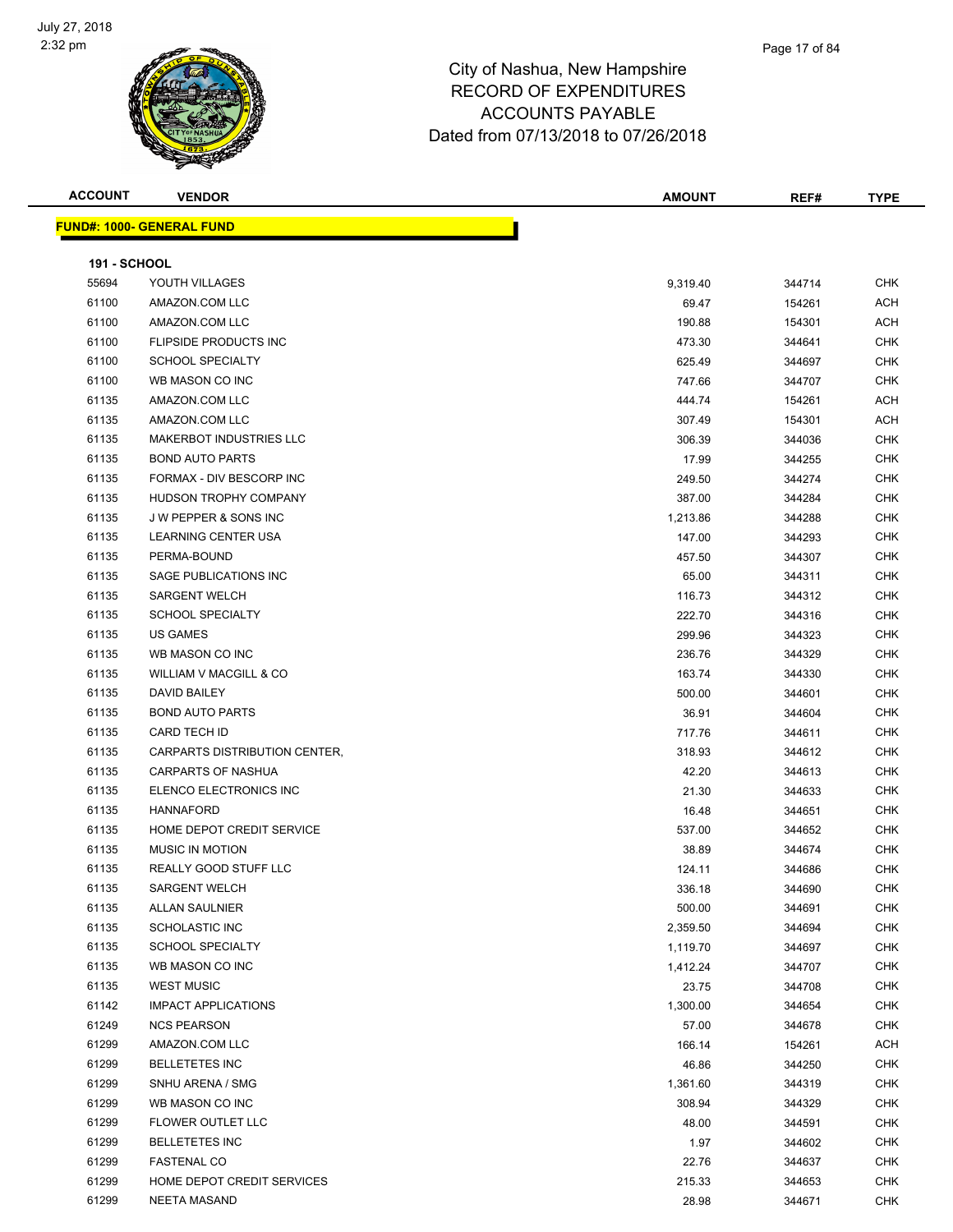# City of Nashua, New Hampshire
## RECORD OF EXPENDITURES
## ACCOUNTS PAYABLE
## Dated from 07/13/2018 to 07/26/2018

| ACCOUNT | VENDOR | AMOUNT | REF# | TYPE |
|---|---|---|---|---|

**FUND#: 1000- GENERAL FUND**

**191 - SCHOOL**

| ACCOUNT | VENDOR | AMOUNT | REF# | TYPE |
|---|---|---|---|---|
| 55694 | YOUTH VILLAGES | 9,319.40 | 344714 | CHK |
| 61100 | AMAZON.COM LLC | 69.47 | 154261 | ACH |
| 61100 | AMAZON.COM LLC | 190.88 | 154301 | ACH |
| 61100 | FLIPSIDE PRODUCTS INC | 473.30 | 344641 | CHK |
| 61100 | SCHOOL SPECIALTY | 625.49 | 344697 | CHK |
| 61100 | WB MASON CO INC | 747.66 | 344707 | CHK |
| 61135 | AMAZON.COM LLC | 444.74 | 154261 | ACH |
| 61135 | AMAZON.COM LLC | 307.49 | 154301 | ACH |
| 61135 | MAKERBOT INDUSTRIES LLC | 306.39 | 344036 | CHK |
| 61135 | BOND AUTO PARTS | 17.99 | 344255 | CHK |
| 61135 | FORMAX - DIV BESCORP INC | 249.50 | 344274 | CHK |
| 61135 | HUDSON TROPHY COMPANY | 387.00 | 344284 | CHK |
| 61135 | J W PEPPER & SONS INC | 1,213.86 | 344288 | CHK |
| 61135 | LEARNING CENTER USA | 147.00 | 344293 | CHK |
| 61135 | PERMA-BOUND | 457.50 | 344307 | CHK |
| 61135 | SAGE PUBLICATIONS INC | 65.00 | 344311 | CHK |
| 61135 | SARGENT WELCH | 116.73 | 344312 | CHK |
| 61135 | SCHOOL SPECIALTY | 222.70 | 344316 | CHK |
| 61135 | US GAMES | 299.96 | 344323 | CHK |
| 61135 | WB MASON CO INC | 236.76 | 344329 | CHK |
| 61135 | WILLIAM V MACGILL & CO | 163.74 | 344330 | CHK |
| 61135 | DAVID BAILEY | 500.00 | 344601 | CHK |
| 61135 | BOND AUTO PARTS | 36.91 | 344604 | CHK |
| 61135 | CARD TECH ID | 717.76 | 344611 | CHK |
| 61135 | CARPARTS DISTRIBUTION CENTER, | 318.93 | 344612 | CHK |
| 61135 | CARPARTS OF NASHUA | 42.20 | 344613 | CHK |
| 61135 | ELENCO ELECTRONICS INC | 21.30 | 344633 | CHK |
| 61135 | HANNAFORD | 16.48 | 344651 | CHK |
| 61135 | HOME DEPOT CREDIT SERVICE | 537.00 | 344652 | CHK |
| 61135 | MUSIC IN MOTION | 38.89 | 344674 | CHK |
| 61135 | REALLY GOOD STUFF LLC | 124.11 | 344686 | CHK |
| 61135 | SARGENT WELCH | 336.18 | 344690 | CHK |
| 61135 | ALLAN SAULNIER | 500.00 | 344691 | CHK |
| 61135 | SCHOLASTIC INC | 2,359.50 | 344694 | CHK |
| 61135 | SCHOOL SPECIALTY | 1,119.70 | 344697 | CHK |
| 61135 | WB MASON CO INC | 1,412.24 | 344707 | CHK |
| 61135 | WEST MUSIC | 23.75 | 344708 | CHK |
| 61142 | IMPACT APPLICATIONS | 1,300.00 | 344654 | CHK |
| 61249 | NCS PEARSON | 57.00 | 344678 | CHK |
| 61299 | AMAZON.COM LLC | 166.14 | 154261 | ACH |
| 61299 | BELLETETES INC | 46.86 | 344250 | CHK |
| 61299 | SNHU ARENA / SMG | 1,361.60 | 344319 | CHK |
| 61299 | WB MASON CO INC | 308.94 | 344329 | CHK |
| 61299 | FLOWER OUTLET LLC | 48.00 | 344591 | CHK |
| 61299 | BELLETETES INC | 1.97 | 344602 | CHK |
| 61299 | FASTENAL CO | 22.76 | 344637 | CHK |
| 61299 | HOME DEPOT CREDIT SERVICES | 215.33 | 344653 | CHK |
| 61299 | NEETA MASAND | 28.98 | 344671 | CHK |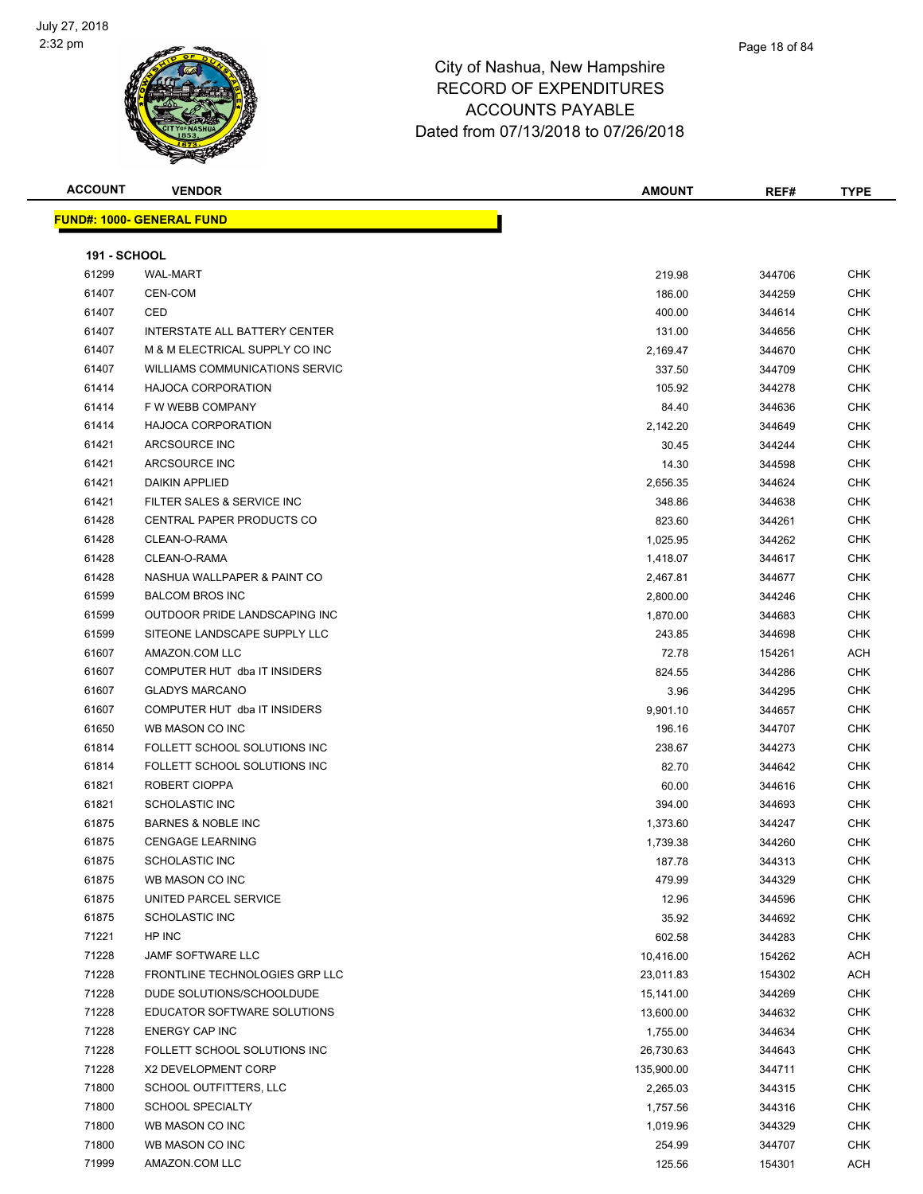# City of Nashua, New Hampshire
# RECORD OF EXPENDITURES
# ACCOUNTS PAYABLE
# Dated from 07/13/2018 to 07/26/2018

| ACCOUNT | VENDOR | AMOUNT | REF# | TYPE |
|---|---|---|---|---|

**FUND#: 1000- GENERAL FUND**

**191 - SCHOOL**

| ACCOUNT | VENDOR | AMOUNT | REF# | TYPE |
|---|---|---|---|---|
| 61299 | WAL-MART | 219.98 | 344706 | CHK |
| 61407 | CEN-COM | 186.00 | 344259 | CHK |
| 61407 | CED | 400.00 | 344614 | CHK |
| 61407 | INTERSTATE ALL BATTERY CENTER | 131.00 | 344656 | CHK |
| 61407 | M & M ELECTRICAL SUPPLY CO INC | 2,169.47 | 344670 | CHK |
| 61407 | WILLIAMS COMMUNICATIONS SERVIC | 337.50 | 344709 | CHK |
| 61414 | HAJOCA CORPORATION | 105.92 | 344278 | CHK |
| 61414 | F W WEBB COMPANY | 84.40 | 344636 | CHK |
| 61414 | HAJOCA CORPORATION | 2,142.20 | 344649 | CHK |
| 61421 | ARCSOURCE INC | 30.45 | 344244 | CHK |
| 61421 | ARCSOURCE INC | 14.30 | 344598 | CHK |
| 61421 | DAIKIN APPLIED | 2,656.35 | 344624 | CHK |
| 61421 | FILTER SALES & SERVICE INC | 348.86 | 344638 | CHK |
| 61428 | CENTRAL PAPER PRODUCTS CO | 823.60 | 344261 | CHK |
| 61428 | CLEAN-O-RAMA | 1,025.95 | 344262 | CHK |
| 61428 | CLEAN-O-RAMA | 1,418.07 | 344617 | CHK |
| 61428 | NASHUA WALLPAPER & PAINT CO | 2,467.81 | 344677 | CHK |
| 61599 | BALCOM BROS INC | 2,800.00 | 344246 | CHK |
| 61599 | OUTDOOR PRIDE LANDSCAPING INC | 1,870.00 | 344683 | CHK |
| 61599 | SITEONE LANDSCAPE SUPPLY LLC | 243.85 | 344698 | CHK |
| 61607 | AMAZON.COM LLC | 72.78 | 154261 | ACH |
| 61607 | COMPUTER HUT dba IT INSIDERS | 824.55 | 344286 | CHK |
| 61607 | GLADYS MARCANO | 3.96 | 344295 | CHK |
| 61607 | COMPUTER HUT dba IT INSIDERS | 9,901.10 | 344657 | CHK |
| 61650 | WB MASON CO INC | 196.16 | 344707 | CHK |
| 61814 | FOLLETT SCHOOL SOLUTIONS INC | 238.67 | 344273 | CHK |
| 61814 | FOLLETT SCHOOL SOLUTIONS INC | 82.70 | 344642 | CHK |
| 61821 | ROBERT CIOPPA | 60.00 | 344616 | CHK |
| 61821 | SCHOLASTIC INC | 394.00 | 344693 | CHK |
| 61875 | BARNES & NOBLE INC | 1,373.60 | 344247 | CHK |
| 61875 | CENGAGE LEARNING | 1,739.38 | 344260 | CHK |
| 61875 | SCHOLASTIC INC | 187.78 | 344313 | CHK |
| 61875 | WB MASON CO INC | 479.99 | 344329 | CHK |
| 61875 | UNITED PARCEL SERVICE | 12.96 | 344596 | CHK |
| 61875 | SCHOLASTIC INC | 35.92 | 344692 | CHK |
| 71221 | HP INC | 602.58 | 344283 | CHK |
| 71228 | JAMF SOFTWARE LLC | 10,416.00 | 154262 | ACH |
| 71228 | FRONTLINE TECHNOLOGIES GRP LLC | 23,011.83 | 154302 | ACH |
| 71228 | DUDE SOLUTIONS/SCHOOLDUDE | 15,141.00 | 344269 | CHK |
| 71228 | EDUCATOR SOFTWARE SOLUTIONS | 13,600.00 | 344632 | CHK |
| 71228 | ENERGY CAP INC | 1,755.00 | 344634 | CHK |
| 71228 | FOLLETT SCHOOL SOLUTIONS INC | 26,730.63 | 344643 | CHK |
| 71228 | X2 DEVELOPMENT CORP | 135,900.00 | 344711 | CHK |
| 71800 | SCHOOL OUTFITTERS, LLC | 2,265.03 | 344315 | CHK |
| 71800 | SCHOOL SPECIALTY | 1,757.56 | 344316 | CHK |
| 71800 | WB MASON CO INC | 1,019.96 | 344329 | CHK |
| 71800 | WB MASON CO INC | 254.99 | 344707 | CHK |
| 71999 | AMAZON.COM LLC | 125.56 | 154301 | ACH |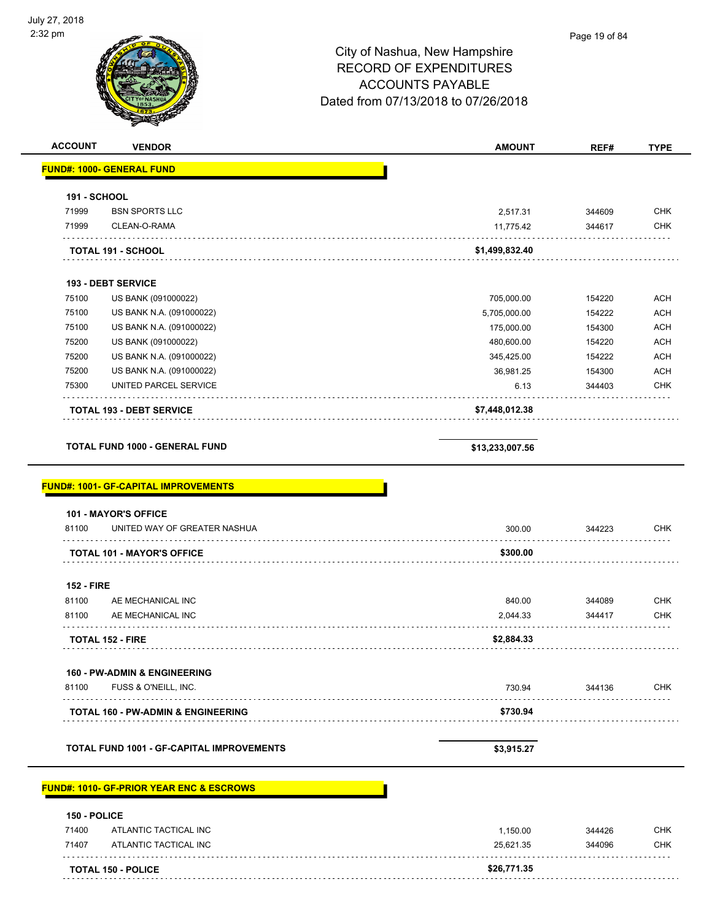City of Nashua, New Hampshire
RECORD OF EXPENDITURES
ACCOUNTS PAYABLE
Dated from 07/13/2018 to 07/26/2018

July 27, 2018
2:32 pm

| ACCOUNT | VENDOR | AMOUNT | REF# | TYPE |
|---|---|---|---|---|
| **FUND#: 1000- GENERAL FUND** | | | | |
| **191 - SCHOOL** | | | | |
| 71999 | BSN SPORTS LLC | 2,517.31 | 344609 | CHK |
| 71999 | CLEAN-O-RAMA | 11,775.42 | 344617 | CHK |
| | **TOTAL 191 - SCHOOL** | **$1,499,832.40** | | |
| **193 - DEBT SERVICE** | | | | |
| 75100 | US BANK (091000022) | 705,000.00 | 154220 | ACH |
| 75100 | US BANK N.A. (091000022) | 5,705,000.00 | 154222 | ACH |
| 75100 | US BANK N.A. (091000022) | 175,000.00 | 154300 | ACH |
| 75200 | US BANK (091000022) | 480,600.00 | 154220 | ACH |
| 75200 | US BANK N.A. (091000022) | 345,425.00 | 154222 | ACH |
| 75200 | US BANK N.A. (091000022) | 36,981.25 | 154300 | ACH |
| 75300 | UNITED PARCEL SERVICE | 6.13 | 344403 | CHK |
| | **TOTAL 193 - DEBT SERVICE** | **$7,448,012.38** | | |
| | **TOTAL FUND 1000 - GENERAL FUND** | **$13,233,007.56** | | |
| **FUND#: 1001- GF-CAPITAL IMPROVEMENTS** | | | | |
| **101 - MAYOR'S OFFICE** | | | | |
| 81100 | UNITED WAY OF GREATER NASHUA | 300.00 | 344223 | CHK |
| | **TOTAL 101 - MAYOR'S OFFICE** | **$300.00** | | |
| **152 - FIRE** | | | | |
| 81100 | AE MECHANICAL INC | 840.00 | 344089 | CHK |
| 81100 | AE MECHANICAL INC | 2,044.33 | 344417 | CHK |
| | **TOTAL 152 - FIRE** | **$2,884.33** | | |
| **160 - PW-ADMIN & ENGINEERING** | | | | |
| 81100 | FUSS & O'NEILL, INC. | 730.94 | 344136 | CHK |
| | **TOTAL 160 - PW-ADMIN & ENGINEERING** | **$730.94** | | |
| | **TOTAL FUND 1001 - GF-CAPITAL IMPROVEMENTS** | **$3,915.27** | | |
| **FUND#: 1010- GF-PRIOR YEAR ENC & ESCROWS** | | | | |
| **150 - POLICE** | | | | |
| 71400 | ATLANTIC TACTICAL INC | 1,150.00 | 344426 | CHK |
| 71407 | ATLANTIC TACTICAL INC | 25,621.35 | 344096 | CHK |
| | **TOTAL 150 - POLICE** | **$26,771.35** | | |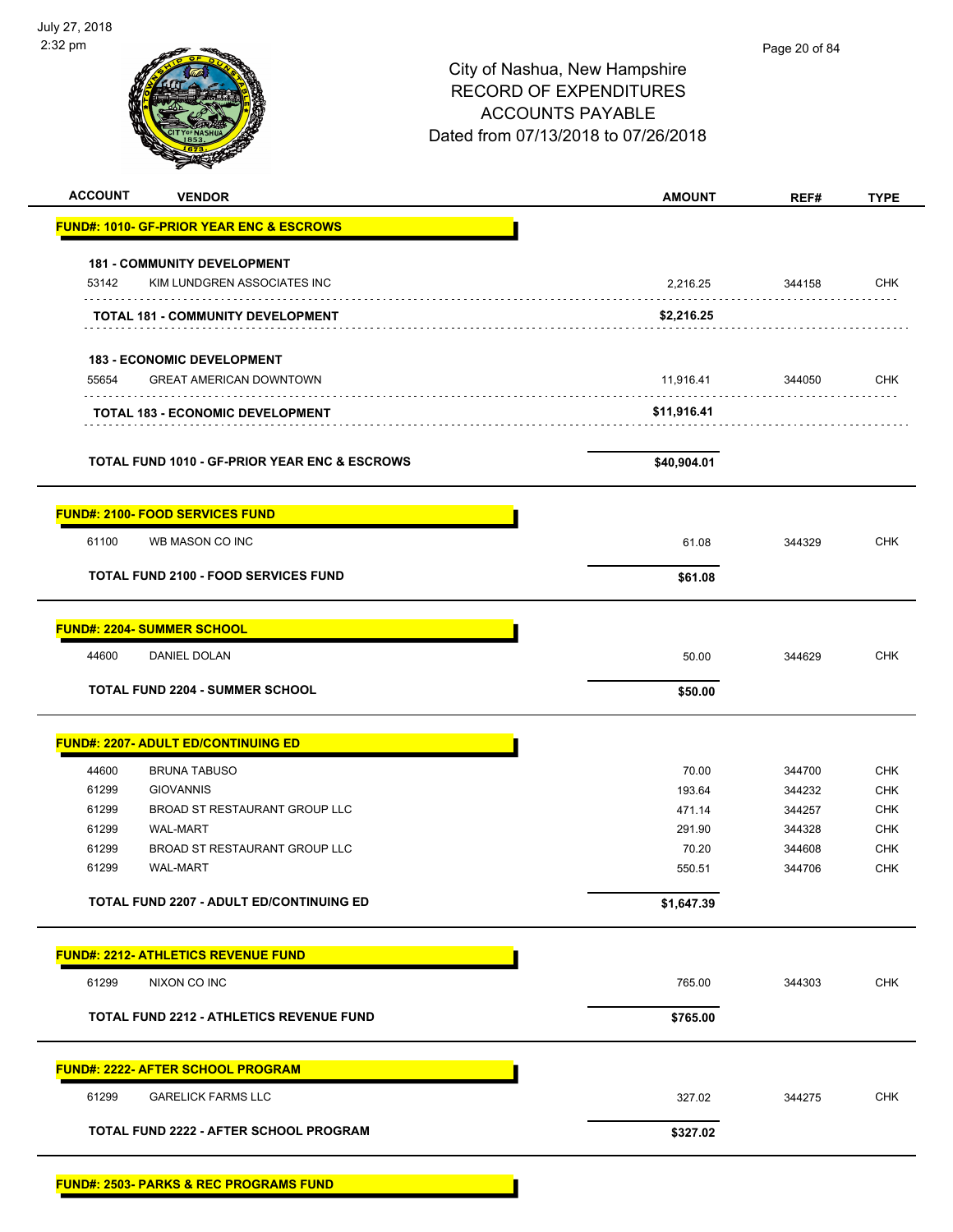# City of Nashua, New Hampshire
## RECORD OF EXPENDITURES
## ACCOUNTS PAYABLE
## Dated from 07/13/2018 to 07/26/2018

July 27, 2018
2:32 pm

| ACCOUNT | VENDOR | AMOUNT | REF# | TYPE |
|---|---|---|---|---|
| **FUND#: 1010- GF-PRIOR YEAR ENC & ESCROWS** | | | | |
| **181 - COMMUNITY DEVELOPMENT** | | | | |
| 53142 | KIM LUNDGREN ASSOCIATES INC | 2,216.25 | 344158 | CHK |
| | **TOTAL 181 - COMMUNITY DEVELOPMENT** | **$2,216.25** | | |
| **183 - ECONOMIC DEVELOPMENT** | | | | |
| 55654 | GREAT AMERICAN DOWNTOWN | 11,916.41 | 344050 | CHK |
| | **TOTAL 183 - ECONOMIC DEVELOPMENT** | **$11,916.41** | | |
| | **TOTAL FUND 1010 - GF-PRIOR YEAR ENC & ESCROWS** | **$40,904.01** | | |
| **FUND#: 2100- FOOD SERVICES FUND** | | | | |
| 61100 | WB MASON CO INC | 61.08 | 344329 | CHK |
| | **TOTAL FUND 2100 - FOOD SERVICES FUND** | **$61.08** | | |
| **FUND#: 2204- SUMMER SCHOOL** | | | | |
| 44600 | DANIEL DOLAN | 50.00 | 344629 | CHK |
| | **TOTAL FUND 2204 - SUMMER SCHOOL** | **$50.00** | | |
| **FUND#: 2207- ADULT ED/CONTINUING ED** | | | | |
| 44600 | BRUNA TABUSO | 70.00 | 344700 | CHK |
| 61299 | GIOVANNIS | 193.64 | 344232 | CHK |
| 61299 | BROAD ST RESTAURANT GROUP LLC | 471.14 | 344257 | CHK |
| 61299 | WAL-MART | 291.90 | 344328 | CHK |
| 61299 | BROAD ST RESTAURANT GROUP LLC | 70.20 | 344608 | CHK |
| 61299 | WAL-MART | 550.51 | 344706 | CHK |
| | **TOTAL FUND 2207 - ADULT ED/CONTINUING ED** | **$1,647.39** | | |
| **FUND#: 2212- ATHLETICS REVENUE FUND** | | | | |
| 61299 | NIXON CO INC | 765.00 | 344303 | CHK |
| | **TOTAL FUND 2212 - ATHLETICS REVENUE FUND** | **$765.00** | | |
| **FUND#: 2222- AFTER SCHOOL PROGRAM** | | | | |
| 61299 | GARELICK FARMS LLC | 327.02 | 344275 | CHK |
| | **TOTAL FUND 2222 - AFTER SCHOOL PROGRAM** | **$327.02** | | |
| **FUND#: 2503- PARKS & REC PROGRAMS FUND** | | | | |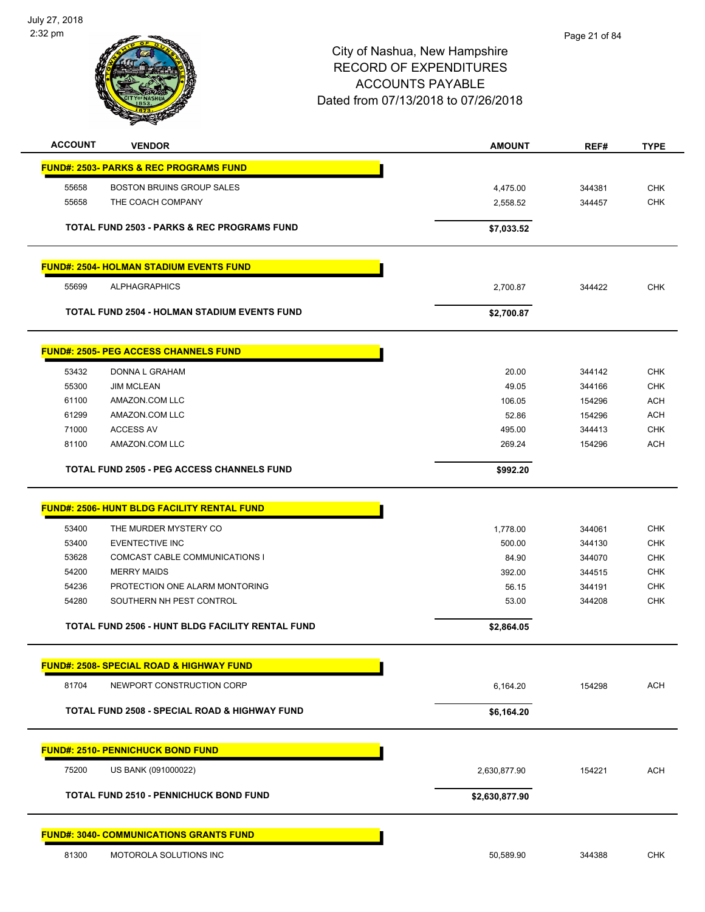# City of Nashua, New Hampshire
# RECORD OF EXPENDITURES
# ACCOUNTS PAYABLE
# Dated from 07/13/2018 to 07/26/2018

July 27, 2018
2:32 pm

| ACCOUNT | VENDOR | AMOUNT | REF# | TYPE |
|---|---|---|---|---|
| **FUND#: 2503- PARKS & REC PROGRAMS FUND** | | | | |
| 55658 | BOSTON BRUINS GROUP SALES | 4,475.00 | 344381 | CHK |
| 55658 | THE COACH COMPANY | 2,558.52 | 344457 | CHK |
| | **TOTAL FUND 2503 - PARKS & REC PROGRAMS FUND** | **$7,033.52** | | |
| **FUND#: 2504- HOLMAN STADIUM EVENTS FUND** | | | | |
| 55699 | ALPHAGRAPHICS | 2,700.87 | 344422 | CHK |
| | **TOTAL FUND 2504 - HOLMAN STADIUM EVENTS FUND** | **$2,700.87** | | |
| **FUND#: 2505- PEG ACCESS CHANNELS FUND** | | | | |
| 53432 | DONNA L GRAHAM | 20.00 | 344142 | CHK |
| 55300 | JIM MCLEAN | 49.05 | 344166 | CHK |
| 61100 | AMAZON.COM LLC | 106.05 | 154296 | ACH |
| 61299 | AMAZON.COM LLC | 52.86 | 154296 | ACH |
| 71000 | ACCESS AV | 495.00 | 344413 | CHK |
| 81100 | AMAZON.COM LLC | 269.24 | 154296 | ACH |
| | **TOTAL FUND 2505 - PEG ACCESS CHANNELS FUND** | **$992.20** | | |
| **FUND#: 2506- HUNT BLDG FACILITY RENTAL FUND** | | | | |
| 53400 | THE MURDER MYSTERY CO | 1,778.00 | 344061 | CHK |
| 53400 | EVENTECTIVE INC | 500.00 | 344130 | CHK |
| 53628 | COMCAST CABLE COMMUNICATIONS I | 84.90 | 344070 | CHK |
| 54200 | MERRY MAIDS | 392.00 | 344515 | CHK |
| 54236 | PROTECTION ONE ALARM MONTORING | 56.15 | 344191 | CHK |
| 54280 | SOUTHERN NH PEST CONTROL | 53.00 | 344208 | CHK |
| | **TOTAL FUND 2506 - HUNT BLDG FACILITY RENTAL FUND** | **$2,864.05** | | |
| **FUND#: 2508- SPECIAL ROAD & HIGHWAY FUND** | | | | |
| 81704 | NEWPORT CONSTRUCTION CORP | 6,164.20 | 154298 | ACH |
| | **TOTAL FUND 2508 - SPECIAL ROAD & HIGHWAY FUND** | **$6,164.20** | | |
| **FUND#: 2510- PENNICHUCK BOND FUND** | | | | |
| 75200 | US BANK (091000022) | 2,630,877.90 | 154221 | ACH |
| | **TOTAL FUND 2510 - PENNICHUCK BOND FUND** | **$2,630,877.90** | | |
| **FUND#: 3040- COMMUNICATIONS GRANTS FUND** | | | | |
| 81300 | MOTOROLA SOLUTIONS INC | 50,589.90 | 344388 | CHK |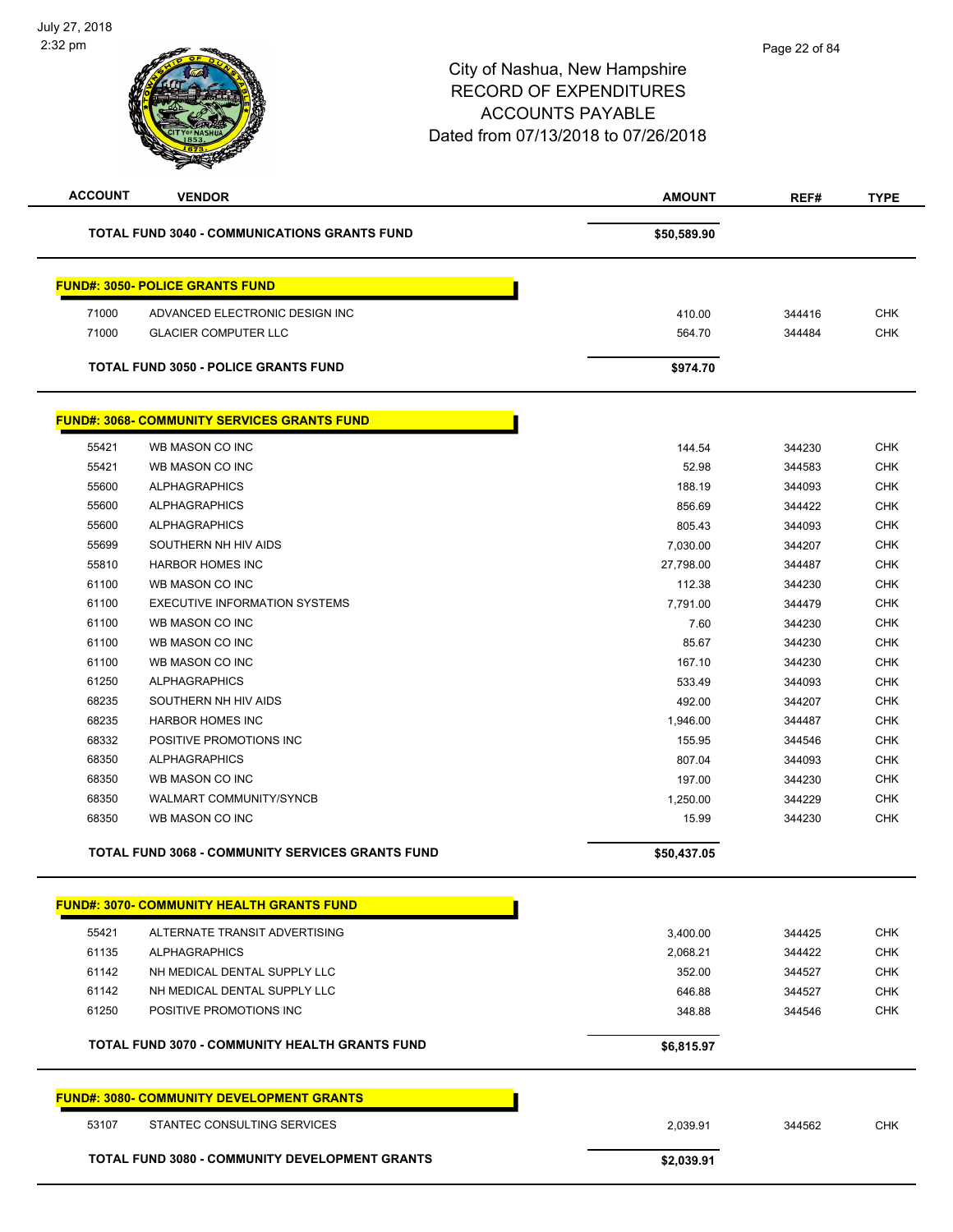# City of Nashua, New Hampshire
## RECORD OF EXPENDITURES
## ACCOUNTS PAYABLE
## Dated from 07/13/2018 to 07/26/2018

| ACCOUNT | VENDOR | AMOUNT | REF# | TYPE |
|---|---|---|---|---|
| | **TOTAL FUND 3040 - COMMUNICATIONS GRANTS FUND** | **$50,589.90** | | |
| | **FUND#: 3050- POLICE GRANTS FUND** | | | |
| 71000 | ADVANCED ELECTRONIC DESIGN INC | 410.00 | 344416 | CHK |
| 71000 | GLACIER COMPUTER LLC | 564.70 | 344484 | CHK |
| | **TOTAL FUND 3050 - POLICE GRANTS FUND** | **$974.70** | | |
| | **FUND#: 3068- COMMUNITY SERVICES GRANTS FUND** | | | |
| 55421 | WB MASON CO INC | 144.54 | 344230 | CHK |
| 55421 | WB MASON CO INC | 52.98 | 344583 | CHK |
| 55600 | ALPHAGRAPHICS | 188.19 | 344093 | CHK |
| 55600 | ALPHAGRAPHICS | 856.69 | 344422 | CHK |
| 55600 | ALPHAGRAPHICS | 805.43 | 344093 | CHK |
| 55699 | SOUTHERN NH HIV AIDS | 7,030.00 | 344207 | CHK |
| 55810 | HARBOR HOMES INC | 27,798.00 | 344487 | CHK |
| 61100 | WB MASON CO INC | 112.38 | 344230 | CHK |
| 61100 | EXECUTIVE INFORMATION SYSTEMS | 7,791.00 | 344479 | CHK |
| 61100 | WB MASON CO INC | 7.60 | 344230 | CHK |
| 61100 | WB MASON CO INC | 85.67 | 344230 | CHK |
| 61100 | WB MASON CO INC | 167.10 | 344230 | CHK |
| 61250 | ALPHAGRAPHICS | 533.49 | 344093 | CHK |
| 68235 | SOUTHERN NH HIV AIDS | 492.00 | 344207 | CHK |
| 68235 | HARBOR HOMES INC | 1,946.00 | 344487 | CHK |
| 68332 | POSITIVE PROMOTIONS INC | 155.95 | 344546 | CHK |
| 68350 | ALPHAGRAPHICS | 807.04 | 344093 | CHK |
| 68350 | WB MASON CO INC | 197.00 | 344230 | CHK |
| 68350 | WALMART COMMUNITY/SYNCB | 1,250.00 | 344229 | CHK |
| 68350 | WB MASON CO INC | 15.99 | 344230 | CHK |
| | **TOTAL FUND 3068 - COMMUNITY SERVICES GRANTS FUND** | **$50,437.05** | | |
| | **FUND#: 3070- COMMUNITY HEALTH GRANTS FUND** | | | |
| 55421 | ALTERNATE TRANSIT ADVERTISING | 3,400.00 | 344425 | CHK |
| 61135 | ALPHAGRAPHICS | 2,068.21 | 344422 | CHK |
| 61142 | NH MEDICAL DENTAL SUPPLY LLC | 352.00 | 344527 | CHK |
| 61142 | NH MEDICAL DENTAL SUPPLY LLC | 646.88 | 344527 | CHK |
| 61250 | POSITIVE PROMOTIONS INC | 348.88 | 344546 | CHK |
| | **TOTAL FUND 3070 - COMMUNITY HEALTH GRANTS FUND** | **$6,815.97** | | |
| | **FUND#: 3080- COMMUNITY DEVELOPMENT GRANTS** | | | |
| 53107 | STANTEC CONSULTING SERVICES | 2,039.91 | 344562 | CHK |
| | **TOTAL FUND 3080 - COMMUNITY DEVELOPMENT GRANTS** | **$2,039.91** | | |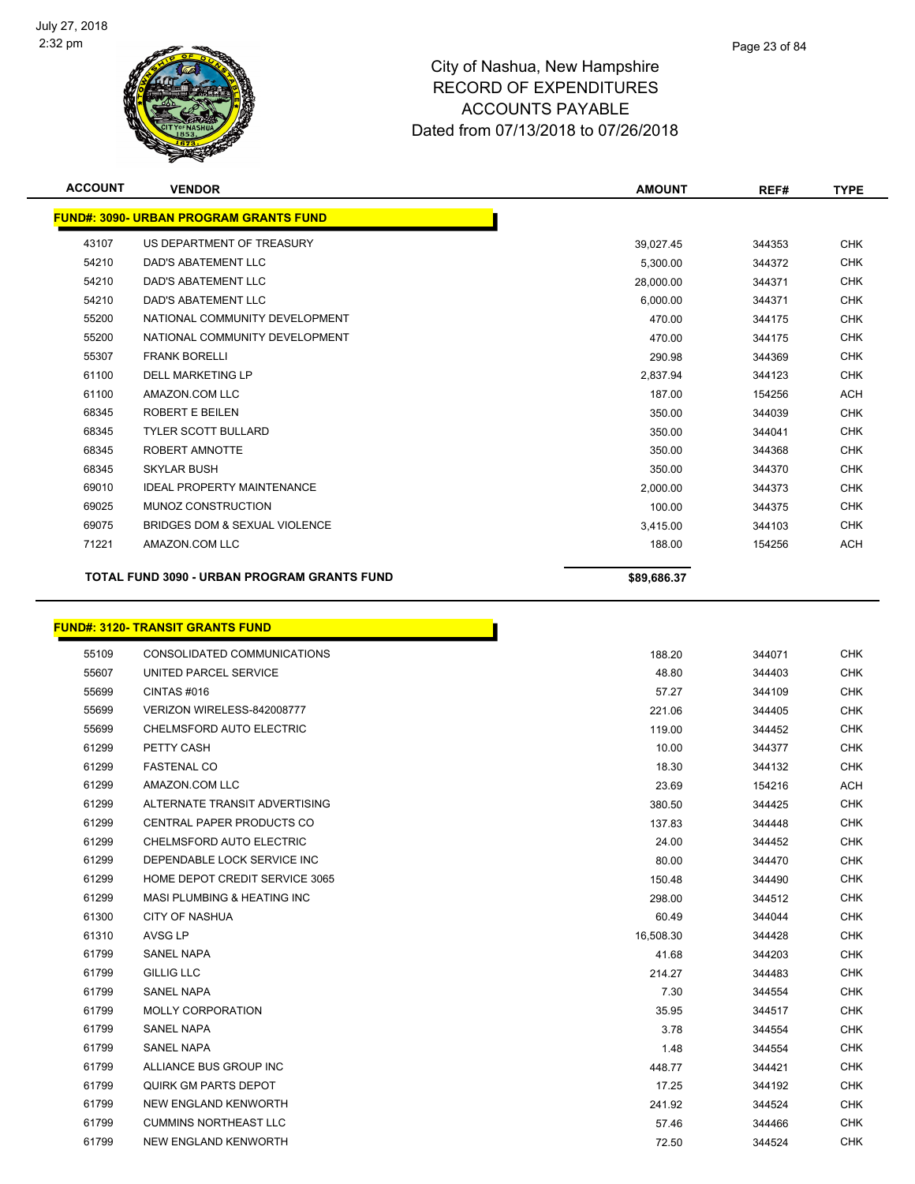City of Nashua, New Hampshire
RECORD OF EXPENDITURES
ACCOUNTS PAYABLE
Dated from 07/13/2018 to 07/26/2018

| ACCOUNT | VENDOR | AMOUNT | REF# | TYPE |
|---|---|---|---|---|
| **FUND#: 3090- URBAN PROGRAM GRANTS FUND** | | | | |
| 43107 | US DEPARTMENT OF TREASURY | 39,027.45 | 344353 | CHK |
| 54210 | DAD'S ABATEMENT LLC | 5,300.00 | 344372 | CHK |
| 54210 | DAD'S ABATEMENT LLC | 28,000.00 | 344371 | CHK |
| 54210 | DAD'S ABATEMENT LLC | 6,000.00 | 344371 | CHK |
| 55200 | NATIONAL COMMUNITY DEVELOPMENT | 470.00 | 344175 | CHK |
| 55200 | NATIONAL COMMUNITY DEVELOPMENT | 470.00 | 344175 | CHK |
| 55307 | FRANK BORELLI | 290.98 | 344369 | CHK |
| 61100 | DELL MARKETING LP | 2,837.94 | 344123 | CHK |
| 61100 | AMAZON.COM LLC | 187.00 | 154256 | ACH |
| 68345 | ROBERT E BEILEN | 350.00 | 344039 | CHK |
| 68345 | TYLER SCOTT BULLARD | 350.00 | 344041 | CHK |
| 68345 | ROBERT AMNOTTE | 350.00 | 344368 | CHK |
| 68345 | SKYLAR BUSH | 350.00 | 344370 | CHK |
| 69010 | IDEAL PROPERTY MAINTENANCE | 2,000.00 | 344373 | CHK |
| 69025 | MUNOZ CONSTRUCTION | 100.00 | 344375 | CHK |
| 69075 | BRIDGES DOM & SEXUAL VIOLENCE | 3,415.00 | 344103 | CHK |
| 71221 | AMAZON.COM LLC | 188.00 | 154256 | ACH |
| | **TOTAL FUND 3090 - URBAN PROGRAM GRANTS FUND** | **$89,686.37** | | |
| **FUND#: 3120- TRANSIT GRANTS FUND** | | | | |
| 55109 | CONSOLIDATED COMMUNICATIONS | 188.20 | 344071 | CHK |
| 55607 | UNITED PARCEL SERVICE | 48.80 | 344403 | CHK |
| 55699 | CINTAS #016 | 57.27 | 344109 | CHK |
| 55699 | VERIZON WIRELESS-842008777 | 221.06 | 344405 | CHK |
| 55699 | CHELMSFORD AUTO ELECTRIC | 119.00 | 344452 | CHK |
| 61299 | PETTY CASH | 10.00 | 344377 | CHK |
| 61299 | FASTENAL CO | 18.30 | 344132 | CHK |
| 61299 | AMAZON.COM LLC | 23.69 | 154216 | ACH |
| 61299 | ALTERNATE TRANSIT ADVERTISING | 380.50 | 344425 | CHK |
| 61299 | CENTRAL PAPER PRODUCTS CO | 137.83 | 344448 | CHK |
| 61299 | CHELMSFORD AUTO ELECTRIC | 24.00 | 344452 | CHK |
| 61299 | DEPENDABLE LOCK SERVICE INC | 80.00 | 344470 | CHK |
| 61299 | HOME DEPOT CREDIT SERVICE 3065 | 150.48 | 344490 | CHK |
| 61299 | MASI PLUMBING & HEATING INC | 298.00 | 344512 | CHK |
| 61300 | CITY OF NASHUA | 60.49 | 344044 | CHK |
| 61310 | AVSG LP | 16,508.30 | 344428 | CHK |
| 61799 | SANEL NAPA | 41.68 | 344203 | CHK |
| 61799 | GILLIG LLC | 214.27 | 344483 | CHK |
| 61799 | SANEL NAPA | 7.30 | 344554 | CHK |
| 61799 | MOLLY CORPORATION | 35.95 | 344517 | CHK |
| 61799 | SANEL NAPA | 3.78 | 344554 | CHK |
| 61799 | SANEL NAPA | 1.48 | 344554 | CHK |
| 61799 | ALLIANCE BUS GROUP INC | 448.77 | 344421 | CHK |
| 61799 | QUIRK GM PARTS DEPOT | 17.25 | 344192 | CHK |
| 61799 | NEW ENGLAND KENWORTH | 241.92 | 344524 | CHK |
| 61799 | CUMMINS NORTHEAST LLC | 57.46 | 344466 | CHK |
| 61799 | NEW ENGLAND KENWORTH | 72.50 | 344524 | CHK |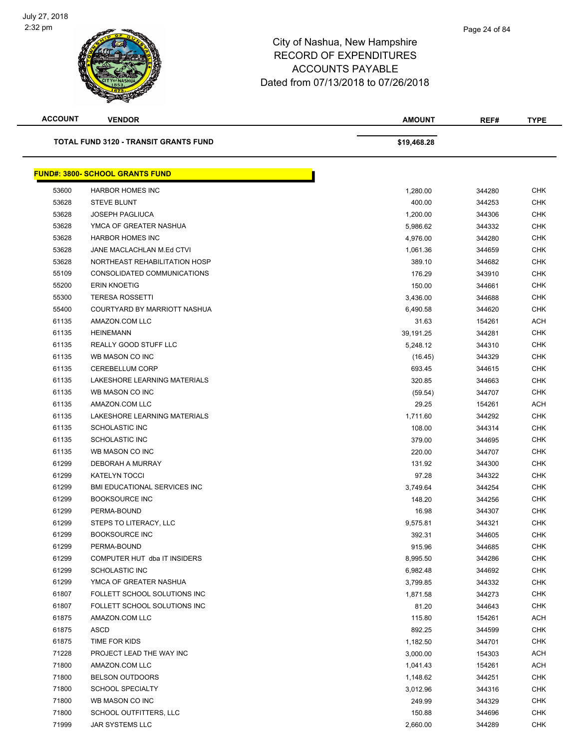City of Nashua, New Hampshire
RECORD OF EXPENDITURES
ACCOUNTS PAYABLE
Dated from 07/13/2018 to 07/26/2018

| ACCOUNT | VENDOR | AMOUNT | REF# | TYPE |
|---|---|---|---|---|
| | **TOTAL FUND 3120 - TRANSIT GRANTS FUND** | **$19,468.28** | | |

**FUND#: 3800- SCHOOL GRANTS FUND**

| ACCOUNT | VENDOR | AMOUNT | REF# | TYPE |
|---|---|---|---|---|
| 53600 | HARBOR HOMES INC | 1,280.00 | 344280 | CHK |
| 53628 | STEVE BLUNT | 400.00 | 344253 | CHK |
| 53628 | JOSEPH PAGLIUCA | 1,200.00 | 344306 | CHK |
| 53628 | YMCA OF GREATER NASHUA | 5,986.62 | 344332 | CHK |
| 53628 | HARBOR HOMES INC | 4,976.00 | 344280 | CHK |
| 53628 | JANE MACLACHLAN M.Ed CTVI | 1,061.36 | 344659 | CHK |
| 53628 | NORTHEAST REHABILITATION HOSP | 389.10 | 344682 | CHK |
| 55109 | CONSOLIDATED COMMUNICATIONS | 176.29 | 343910 | CHK |
| 55200 | ERIN KNOETIG | 150.00 | 344661 | CHK |
| 55300 | TERESA ROSSETTI | 3,436.00 | 344688 | CHK |
| 55400 | COURTYARD BY MARRIOTT NASHUA | 6,490.58 | 344620 | CHK |
| 61135 | AMAZON.COM LLC | 31.63 | 154261 | ACH |
| 61135 | HEINEMANN | 39,191.25 | 344281 | CHK |
| 61135 | REALLY GOOD STUFF LLC | 5,248.12 | 344310 | CHK |
| 61135 | WB MASON CO INC | (16.45) | 344329 | CHK |
| 61135 | CEREBELLUM CORP | 693.45 | 344615 | CHK |
| 61135 | LAKESHORE LEARNING MATERIALS | 320.85 | 344663 | CHK |
| 61135 | WB MASON CO INC | (59.54) | 344707 | CHK |
| 61135 | AMAZON.COM LLC | 29.25 | 154261 | ACH |
| 61135 | LAKESHORE LEARNING MATERIALS | 1,711.60 | 344292 | CHK |
| 61135 | SCHOLASTIC INC | 108.00 | 344314 | CHK |
| 61135 | SCHOLASTIC INC | 379.00 | 344695 | CHK |
| 61135 | WB MASON CO INC | 220.00 | 344707 | CHK |
| 61299 | DEBORAH A MURRAY | 131.92 | 344300 | CHK |
| 61299 | KATELYN TOCCI | 97.28 | 344322 | CHK |
| 61299 | BMI EDUCATIONAL SERVICES INC | 3,749.64 | 344254 | CHK |
| 61299 | BOOKSOURCE INC | 148.20 | 344256 | CHK |
| 61299 | PERMA-BOUND | 16.98 | 344307 | CHK |
| 61299 | STEPS TO LITERACY, LLC | 9,575.81 | 344321 | CHK |
| 61299 | BOOKSOURCE INC | 392.31 | 344605 | CHK |
| 61299 | PERMA-BOUND | 915.96 | 344685 | CHK |
| 61299 | COMPUTER HUT dba IT INSIDERS | 8,995.50 | 344286 | CHK |
| 61299 | SCHOLASTIC INC | 6,982.48 | 344692 | CHK |
| 61299 | YMCA OF GREATER NASHUA | 3,799.85 | 344332 | CHK |
| 61807 | FOLLETT SCHOOL SOLUTIONS INC | 1,871.58 | 344273 | CHK |
| 61807 | FOLLETT SCHOOL SOLUTIONS INC | 81.20 | 344643 | CHK |
| 61875 | AMAZON.COM LLC | 115.80 | 154261 | ACH |
| 61875 | ASCD | 892.25 | 344599 | CHK |
| 61875 | TIME FOR KIDS | 1,182.50 | 344701 | CHK |
| 71228 | PROJECT LEAD THE WAY INC | 3,000.00 | 154303 | ACH |
| 71800 | AMAZON.COM LLC | 1,041.43 | 154261 | ACH |
| 71800 | BELSON OUTDOORS | 1,148.62 | 344251 | CHK |
| 71800 | SCHOOL SPECIALTY | 3,012.96 | 344316 | CHK |
| 71800 | WB MASON CO INC | 249.99 | 344329 | CHK |
| 71800 | SCHOOL OUTFITTERS, LLC | 150.88 | 344696 | CHK |
| 71999 | JAR SYSTEMS LLC | 2,660.00 | 344289 | CHK |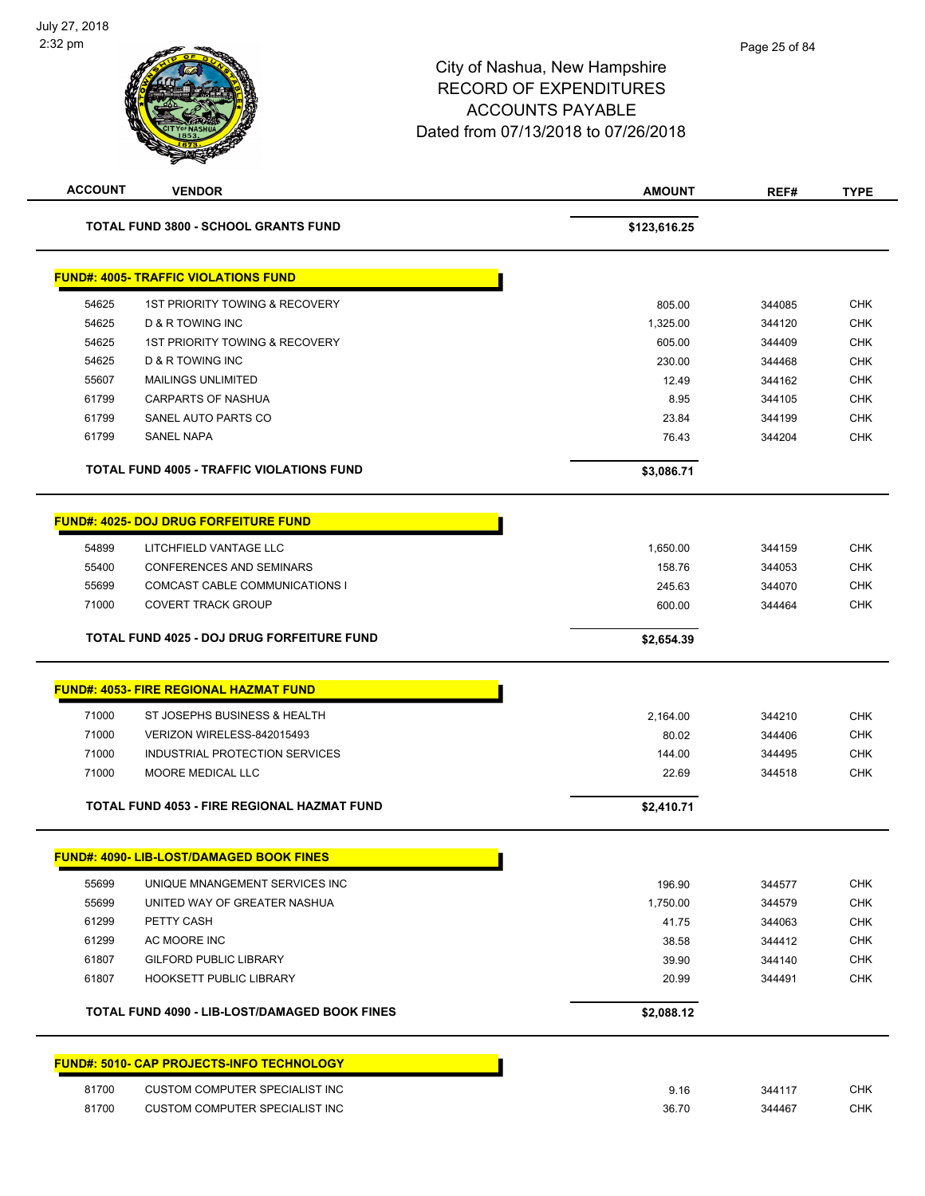City of Nashua, New Hampshire
RECORD OF EXPENDITURES
ACCOUNTS PAYABLE
Dated from 07/13/2018 to 07/26/2018

| ACCOUNT | VENDOR | AMOUNT | REF# | TYPE |
|---|---|---|---|---|
| | **TOTAL FUND 3800 - SCHOOL GRANTS FUND** | **$123,616.25** | | |

**FUND#: 4005- TRAFFIC VIOLATIONS FUND**

| ACCOUNT | VENDOR | AMOUNT | REF# | TYPE |
|---|---|---|---|---|
| 54625 | 1ST PRIORITY TOWING & RECOVERY | 805.00 | 344085 | CHK |
| 54625 | D & R TOWING INC | 1,325.00 | 344120 | CHK |
| 54625 | 1ST PRIORITY TOWING & RECOVERY | 605.00 | 344409 | CHK |
| 54625 | D & R TOWING INC | 230.00 | 344468 | CHK |
| 55607 | MAILINGS UNLIMITED | 12.49 | 344162 | CHK |
| 61799 | CARPARTS OF NASHUA | 8.95 | 344105 | CHK |
| 61799 | SANEL AUTO PARTS CO | 23.84 | 344199 | CHK |
| 61799 | SANEL NAPA | 76.43 | 344204 | CHK |
| | **TOTAL FUND 4005 - TRAFFIC VIOLATIONS FUND** | **$3,086.71** | | |

**FUND#: 4025- DOJ DRUG FORFEITURE FUND**

| ACCOUNT | VENDOR | AMOUNT | REF# | TYPE |
|---|---|---|---|---|
| 54899 | LITCHFIELD VANTAGE LLC | 1,650.00 | 344159 | CHK |
| 55400 | CONFERENCES AND SEMINARS | 158.76 | 344053 | CHK |
| 55699 | COMCAST CABLE COMMUNICATIONS I | 245.63 | 344070 | CHK |
| 71000 | COVERT TRACK GROUP | 600.00 | 344464 | CHK |
| | **TOTAL FUND 4025 - DOJ DRUG FORFEITURE FUND** | **$2,654.39** | | |

**FUND#: 4053- FIRE REGIONAL HAZMAT FUND**

| ACCOUNT | VENDOR | AMOUNT | REF# | TYPE |
|---|---|---|---|---|
| 71000 | ST JOSEPHS BUSINESS & HEALTH | 2,164.00 | 344210 | CHK |
| 71000 | VERIZON WIRELESS-842015493 | 80.02 | 344406 | CHK |
| 71000 | INDUSTRIAL PROTECTION SERVICES | 144.00 | 344495 | CHK |
| 71000 | MOORE MEDICAL LLC | 22.69 | 344518 | CHK |
| | **TOTAL FUND 4053 - FIRE REGIONAL HAZMAT FUND** | **$2,410.71** | | |

**FUND#: 4090- LIB-LOST/DAMAGED BOOK FINES**

| ACCOUNT | VENDOR | AMOUNT | REF# | TYPE |
|---|---|---|---|---|
| 55699 | UNIQUE MNANGEMENT SERVICES INC | 196.90 | 344577 | CHK |
| 55699 | UNITED WAY OF GREATER NASHUA | 1,750.00 | 344579 | CHK |
| 61299 | PETTY CASH | 41.75 | 344063 | CHK |
| 61299 | AC MOORE INC | 38.58 | 344412 | CHK |
| 61807 | GILFORD PUBLIC LIBRARY | 39.90 | 344140 | CHK |
| 61807 | HOOKSETT PUBLIC LIBRARY | 20.99 | 344491 | CHK |
| | **TOTAL FUND 4090 - LIB-LOST/DAMAGED BOOK FINES** | **$2,088.12** | | |

**FUND#: 5010- CAP PROJECTS-INFO TECHNOLOGY**

| ACCOUNT | VENDOR | AMOUNT | REF# | TYPE |
|---|---|---|---|---|
| 81700 | CUSTOM COMPUTER SPECIALIST INC | 9.16 | 344117 | CHK |
| 81700 | CUSTOM COMPUTER SPECIALIST INC | 36.70 | 344467 | CHK |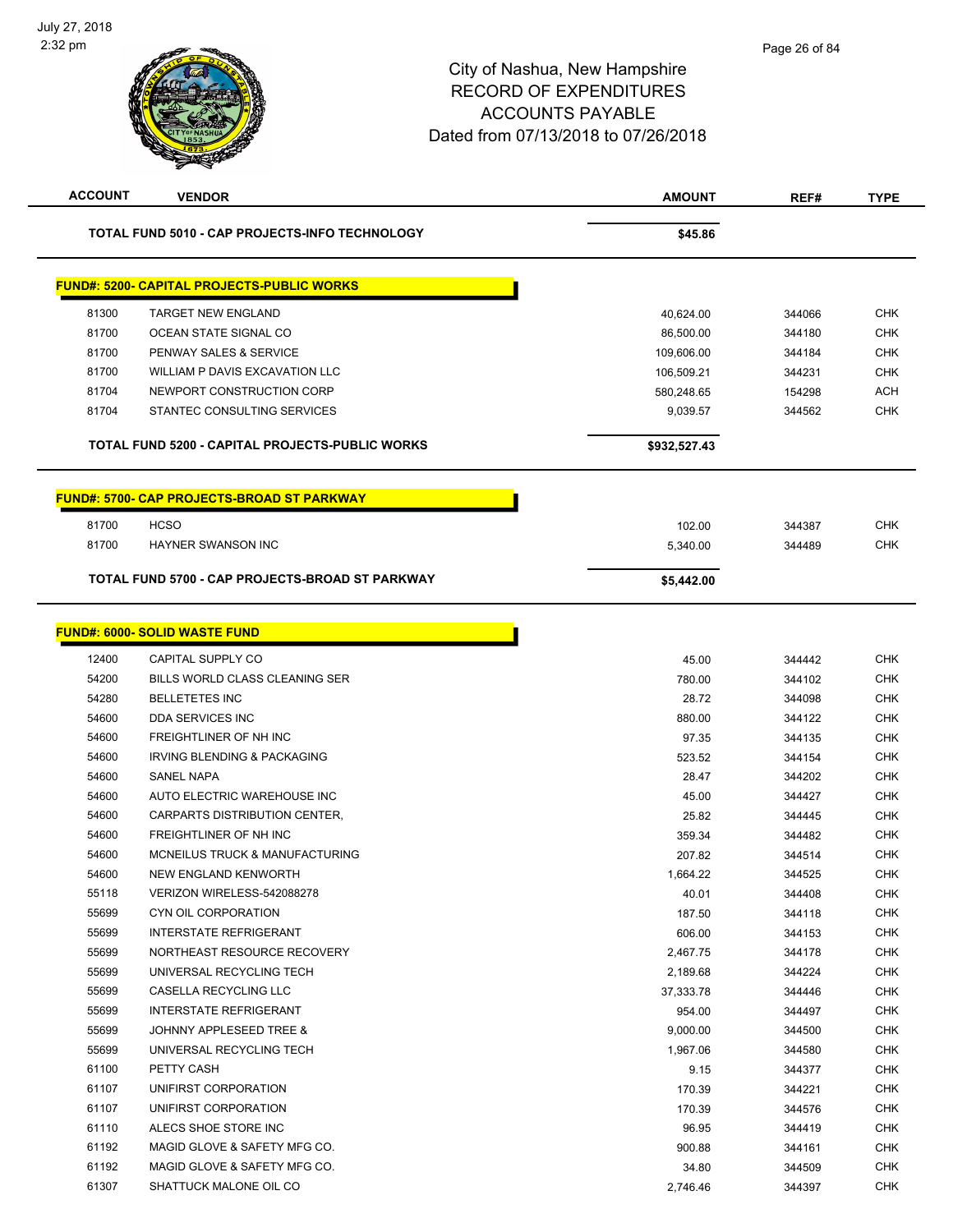City of Nashua, New Hampshire
RECORD OF EXPENDITURES
ACCOUNTS PAYABLE
Dated from 07/13/2018 to 07/26/2018

| ACCOUNT | VENDOR | AMOUNT | REF# | TYPE |
|---|---|---|---|---|
| | **TOTAL FUND 5010 - CAP PROJECTS-INFO TECHNOLOGY** | **$45.86** | | |

**FUND#: 5200- CAPITAL PROJECTS-PUBLIC WORKS**

| ACCOUNT | VENDOR | AMOUNT | REF# | TYPE |
|---|---|---|---|---|
| 81300 | TARGET NEW ENGLAND | 40,624.00 | 344066 | CHK |
| 81700 | OCEAN STATE SIGNAL CO | 86,500.00 | 344180 | CHK |
| 81700 | PENWAY SALES & SERVICE | 109,606.00 | 344184 | CHK |
| 81700 | WILLIAM P DAVIS EXCAVATION LLC | 106,509.21 | 344231 | CHK |
| 81704 | NEWPORT CONSTRUCTION CORP | 580,248.65 | 154298 | ACH |
| 81704 | STANTEC CONSULTING SERVICES | 9,039.57 | 344562 | CHK |
| | **TOTAL FUND 5200 - CAPITAL PROJECTS-PUBLIC WORKS** | **$932,527.43** | | |

**FUND#: 5700- CAP PROJECTS-BROAD ST PARKWAY**

| ACCOUNT | VENDOR | AMOUNT | REF# | TYPE |
|---|---|---|---|---|
| 81700 | HCSO | 102.00 | 344387 | CHK |
| 81700 | HAYNER SWANSON INC | 5,340.00 | 344489 | CHK |
| | **TOTAL FUND 5700 - CAP PROJECTS-BROAD ST PARKWAY** | **$5,442.00** | | |

**FUND#: 6000- SOLID WASTE FUND**

| ACCOUNT | VENDOR | AMOUNT | REF# | TYPE |
|---|---|---|---|---|
| 12400 | CAPITAL SUPPLY CO | 45.00 | 344442 | CHK |
| 54200 | BILLS WORLD CLASS CLEANING SER | 780.00 | 344102 | CHK |
| 54280 | BELLETETES INC | 28.72 | 344098 | CHK |
| 54600 | DDA SERVICES INC | 880.00 | 344122 | CHK |
| 54600 | FREIGHTLINER OF NH INC | 97.35 | 344135 | CHK |
| 54600 | IRVING BLENDING & PACKAGING | 523.52 | 344154 | CHK |
| 54600 | SANEL NAPA | 28.47 | 344202 | CHK |
| 54600 | AUTO ELECTRIC WAREHOUSE INC | 45.00 | 344427 | CHK |
| 54600 | CARPARTS DISTRIBUTION CENTER, | 25.82 | 344445 | CHK |
| 54600 | FREIGHTLINER OF NH INC | 359.34 | 344482 | CHK |
| 54600 | MCNEILUS TRUCK & MANUFACTURING | 207.82 | 344514 | CHK |
| 54600 | NEW ENGLAND KENWORTH | 1,664.22 | 344525 | CHK |
| 55118 | VERIZON WIRELESS-542088278 | 40.01 | 344408 | CHK |
| 55699 | CYN OIL CORPORATION | 187.50 | 344118 | CHK |
| 55699 | INTERSTATE REFRIGERANT | 606.00 | 344153 | CHK |
| 55699 | NORTHEAST RESOURCE RECOVERY | 2,467.75 | 344178 | CHK |
| 55699 | UNIVERSAL RECYCLING TECH | 2,189.68 | 344224 | CHK |
| 55699 | CASELLA RECYCLING LLC | 37,333.78 | 344446 | CHK |
| 55699 | INTERSTATE REFRIGERANT | 954.00 | 344497 | CHK |
| 55699 | JOHNNY APPLESEED TREE & | 9,000.00 | 344500 | CHK |
| 55699 | UNIVERSAL RECYCLING TECH | 1,967.06 | 344580 | CHK |
| 61100 | PETTY CASH | 9.15 | 344377 | CHK |
| 61107 | UNIFIRST CORPORATION | 170.39 | 344221 | CHK |
| 61107 | UNIFIRST CORPORATION | 170.39 | 344576 | CHK |
| 61110 | ALECS SHOE STORE INC | 96.95 | 344419 | CHK |
| 61192 | MAGID GLOVE & SAFETY MFG CO. | 900.88 | 344161 | CHK |
| 61192 | MAGID GLOVE & SAFETY MFG CO. | 34.80 | 344509 | CHK |
| 61307 | SHATTUCK MALONE OIL CO | 2,746.46 | 344397 | CHK |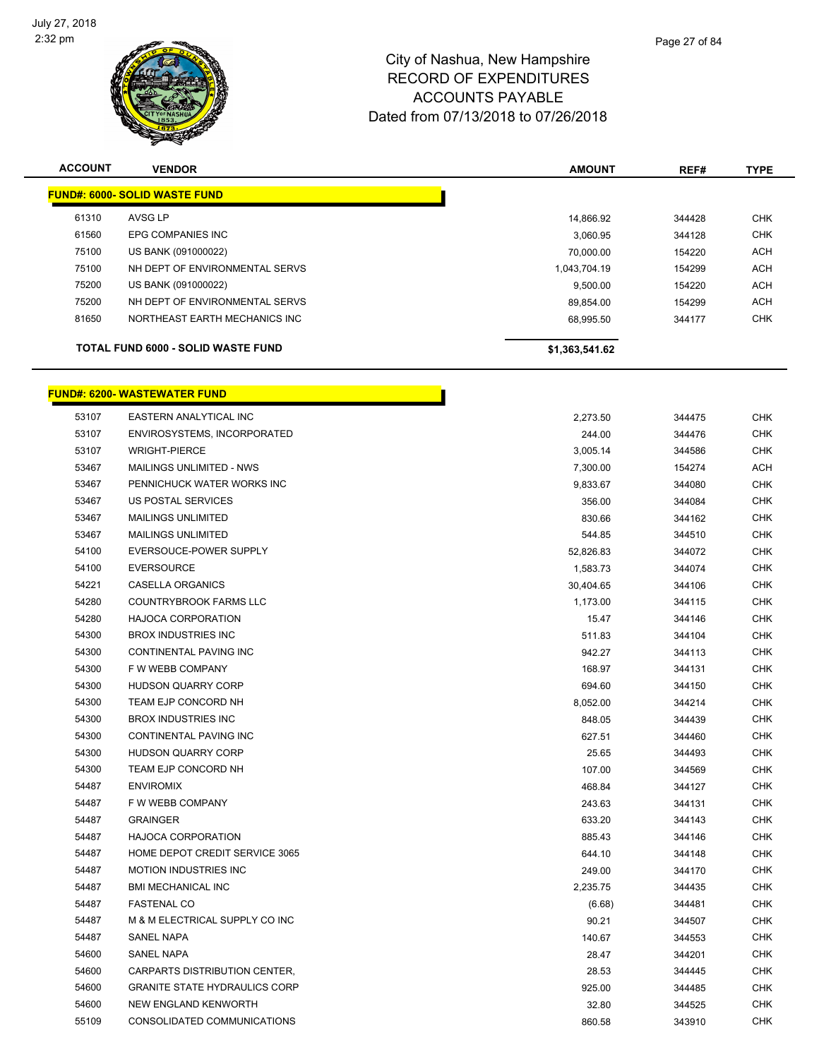# City of Nashua, New Hampshire
# RECORD OF EXPENDITURES
# ACCOUNTS PAYABLE
# Dated from 07/13/2018 to 07/26/2018

| ACCOUNT | VENDOR | AMOUNT | REF# | TYPE |
|---|---|---|---|---|
| **FUND#: 6000- SOLID WASTE FUND** | | | | |
| 61310 | AVSG LP | 14,866.92 | 344428 | CHK |
| 61560 | EPG COMPANIES INC | 3,060.95 | 344128 | CHK |
| 75100 | US BANK (091000022) | 70,000.00 | 154220 | ACH |
| 75100 | NH DEPT OF ENVIRONMENTAL SERVS | 1,043,704.19 | 154299 | ACH |
| 75200 | US BANK (091000022) | 9,500.00 | 154220 | ACH |
| 75200 | NH DEPT OF ENVIRONMENTAL SERVS | 89,854.00 | 154299 | ACH |
| 81650 | NORTHEAST EARTH MECHANICS INC | 68,995.50 | 344177 | CHK |
| **TOTAL FUND 6000 - SOLID WASTE FUND** | | **$1,363,541.62** | | |

| ACCOUNT | VENDOR | AMOUNT | REF# | TYPE |
|---|---|---|---|---|
| **FUND#: 6200- WASTEWATER FUND** | | | | |
| 53107 | EASTERN ANALYTICAL INC | 2,273.50 | 344475 | CHK |
| 53107 | ENVIROSYSTEMS, INCORPORATED | 244.00 | 344476 | CHK |
| 53107 | WRIGHT-PIERCE | 3,005.14 | 344586 | CHK |
| 53467 | MAILINGS UNLIMITED - NWS | 7,300.00 | 154274 | ACH |
| 53467 | PENNICHUCK WATER WORKS INC | 9,833.67 | 344080 | CHK |
| 53467 | US POSTAL SERVICES | 356.00 | 344084 | CHK |
| 53467 | MAILINGS UNLIMITED | 830.66 | 344162 | CHK |
| 53467 | MAILINGS UNLIMITED | 544.85 | 344510 | CHK |
| 54100 | EVERSOUCE-POWER SUPPLY | 52,826.83 | 344072 | CHK |
| 54100 | EVERSOURCE | 1,583.73 | 344074 | CHK |
| 54221 | CASELLA ORGANICS | 30,404.65 | 344106 | CHK |
| 54280 | COUNTRYBROOK FARMS LLC | 1,173.00 | 344115 | CHK |
| 54280 | HAJOCA CORPORATION | 15.47 | 344146 | CHK |
| 54300 | BROX INDUSTRIES INC | 511.83 | 344104 | CHK |
| 54300 | CONTINENTAL PAVING INC | 942.27 | 344113 | CHK |
| 54300 | F W WEBB COMPANY | 168.97 | 344131 | CHK |
| 54300 | HUDSON QUARRY CORP | 694.60 | 344150 | CHK |
| 54300 | TEAM EJP CONCORD NH | 8,052.00 | 344214 | CHK |
| 54300 | BROX INDUSTRIES INC | 848.05 | 344439 | CHK |
| 54300 | CONTINENTAL PAVING INC | 627.51 | 344460 | CHK |
| 54300 | HUDSON QUARRY CORP | 25.65 | 344493 | CHK |
| 54300 | TEAM EJP CONCORD NH | 107.00 | 344569 | CHK |
| 54487 | ENVIROMIX | 468.84 | 344127 | CHK |
| 54487 | F W WEBB COMPANY | 243.63 | 344131 | CHK |
| 54487 | GRAINGER | 633.20 | 344143 | CHK |
| 54487 | HAJOCA CORPORATION | 885.43 | 344146 | CHK |
| 54487 | HOME DEPOT CREDIT SERVICE 3065 | 644.10 | 344148 | CHK |
| 54487 | MOTION INDUSTRIES INC | 249.00 | 344170 | CHK |
| 54487 | BMI MECHANICAL INC | 2,235.75 | 344435 | CHK |
| 54487 | FASTENAL CO | (6.68) | 344481 | CHK |
| 54487 | M & M ELECTRICAL SUPPLY CO INC | 90.21 | 344507 | CHK |
| 54487 | SANEL NAPA | 140.67 | 344553 | CHK |
| 54600 | SANEL NAPA | 28.47 | 344201 | CHK |
| 54600 | CARPARTS DISTRIBUTION CENTER, | 28.53 | 344445 | CHK |
| 54600 | GRANITE STATE HYDRAULICS CORP | 925.00 | 344485 | CHK |
| 54600 | NEW ENGLAND KENWORTH | 32.80 | 344525 | CHK |
| 55109 | CONSOLIDATED COMMUNICATIONS | 860.58 | 343910 | CHK |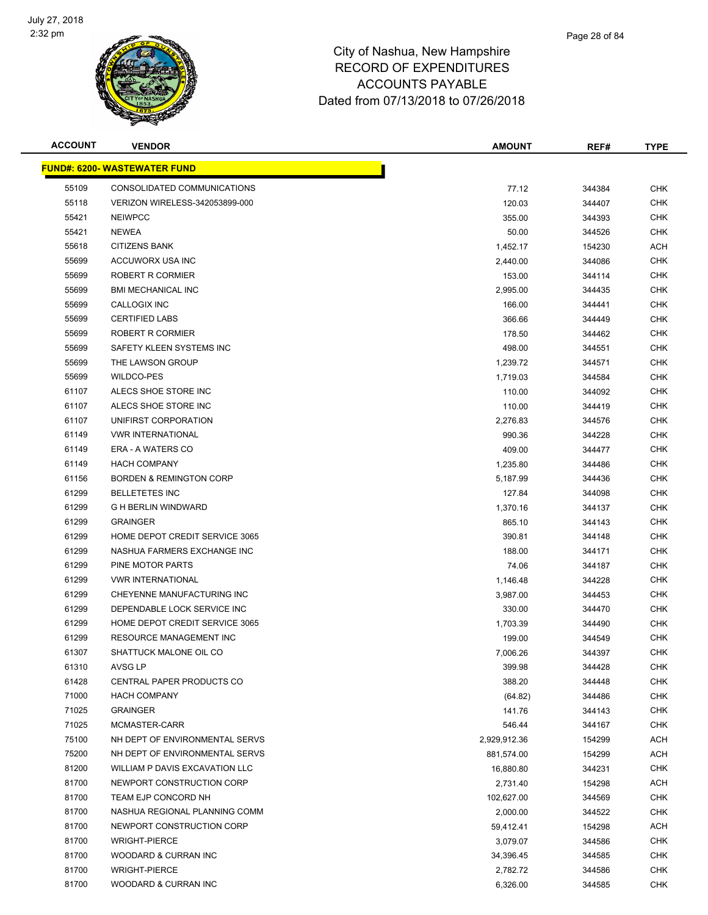# City of Nashua, New Hampshire
## RECORD OF EXPENDITURES
## ACCOUNTS PAYABLE
## Dated from 07/13/2018 to 07/26/2018

July 27, 2018
2:32 pm

| ACCOUNT | VENDOR | AMOUNT | REF# | TYPE |
|---|---|---|---|---|
| **FUND#: 6200- WASTEWATER FUND** | | | | |
| 55109 | CONSOLIDATED COMMUNICATIONS | 77.12 | 344384 | CHK |
| 55118 | VERIZON WIRELESS-342053899-000 | 120.03 | 344407 | CHK |
| 55421 | NEIWPCC | 355.00 | 344393 | CHK |
| 55421 | NEWEA | 50.00 | 344526 | CHK |
| 55618 | CITIZENS BANK | 1,452.17 | 154230 | ACH |
| 55699 | ACCUWORX USA INC | 2,440.00 | 344086 | CHK |
| 55699 | ROBERT R CORMIER | 153.00 | 344114 | CHK |
| 55699 | BMI MECHANICAL INC | 2,995.00 | 344435 | CHK |
| 55699 | CALLOGIX INC | 166.00 | 344441 | CHK |
| 55699 | CERTIFIED LABS | 366.66 | 344449 | CHK |
| 55699 | ROBERT R CORMIER | 178.50 | 344462 | CHK |
| 55699 | SAFETY KLEEN SYSTEMS INC | 498.00 | 344551 | CHK |
| 55699 | THE LAWSON GROUP | 1,239.72 | 344571 | CHK |
| 55699 | WILDCO-PES | 1,719.03 | 344584 | CHK |
| 61107 | ALECS SHOE STORE INC | 110.00 | 344092 | CHK |
| 61107 | ALECS SHOE STORE INC | 110.00 | 344419 | CHK |
| 61107 | UNIFIRST CORPORATION | 2,276.83 | 344576 | CHK |
| 61149 | VWR INTERNATIONAL | 990.36 | 344228 | CHK |
| 61149 | ERA - A WATERS CO | 409.00 | 344477 | CHK |
| 61149 | HACH COMPANY | 1,235.80 | 344486 | CHK |
| 61156 | BORDEN & REMINGTON CORP | 5,187.99 | 344436 | CHK |
| 61299 | BELLETETES INC | 127.84 | 344098 | CHK |
| 61299 | G H BERLIN WINDWARD | 1,370.16 | 344137 | CHK |
| 61299 | GRAINGER | 865.10 | 344143 | CHK |
| 61299 | HOME DEPOT CREDIT SERVICE 3065 | 390.81 | 344148 | CHK |
| 61299 | NASHUA FARMERS EXCHANGE INC | 188.00 | 344171 | CHK |
| 61299 | PINE MOTOR PARTS | 74.06 | 344187 | CHK |
| 61299 | VWR INTERNATIONAL | 1,146.48 | 344228 | CHK |
| 61299 | CHEYENNE MANUFACTURING INC | 3,987.00 | 344453 | CHK |
| 61299 | DEPENDABLE LOCK SERVICE INC | 330.00 | 344470 | CHK |
| 61299 | HOME DEPOT CREDIT SERVICE 3065 | 1,703.39 | 344490 | CHK |
| 61299 | RESOURCE MANAGEMENT INC | 199.00 | 344549 | CHK |
| 61307 | SHATTUCK MALONE OIL CO | 7,006.26 | 344397 | CHK |
| 61310 | AVSG LP | 399.98 | 344428 | CHK |
| 61428 | CENTRAL PAPER PRODUCTS CO | 388.20 | 344448 | CHK |
| 71000 | HACH COMPANY | (64.82) | 344486 | CHK |
| 71025 | GRAINGER | 141.76 | 344143 | CHK |
| 71025 | MCMASTER-CARR | 546.44 | 344167 | CHK |
| 75100 | NH DEPT OF ENVIRONMENTAL SERVS | 2,929,912.36 | 154299 | ACH |
| 75200 | NH DEPT OF ENVIRONMENTAL SERVS | 881,574.00 | 154299 | ACH |
| 81200 | WILLIAM P DAVIS EXCAVATION LLC | 16,880.80 | 344231 | CHK |
| 81700 | NEWPORT CONSTRUCTION CORP | 2,731.40 | 154298 | ACH |
| 81700 | TEAM EJP CONCORD NH | 102,627.00 | 344569 | CHK |
| 81700 | NASHUA REGIONAL PLANNING COMM | 2,000.00 | 344522 | CHK |
| 81700 | NEWPORT CONSTRUCTION CORP | 59,412.41 | 154298 | ACH |
| 81700 | WRIGHT-PIERCE | 3,079.07 | 344586 | CHK |
| 81700 | WOODARD & CURRAN INC | 34,396.45 | 344585 | CHK |
| 81700 | WRIGHT-PIERCE | 2,782.72 | 344586 | CHK |
| 81700 | WOODARD & CURRAN INC | 6,326.00 | 344585 | CHK |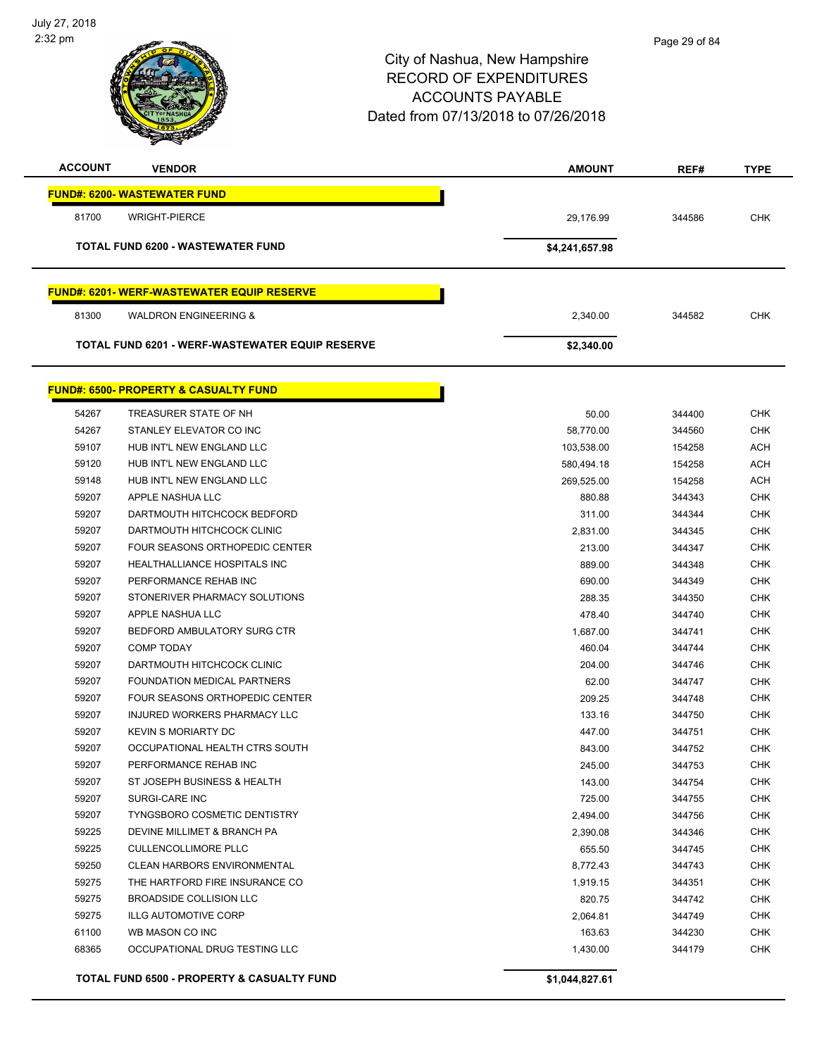# City of Nashua, New Hampshire
## RECORD OF EXPENDITURES
## ACCOUNTS PAYABLE
## Dated from 07/13/2018 to 07/26/2018

| ACCOUNT | VENDOR | AMOUNT | REF# | TYPE |
|---|---|---|---|---|
| **FUND#: 6200- WASTEWATER FUND** | | | | |
| 81700 | WRIGHT-PIERCE | 29,176.99 | 344586 | CHK |
| **TOTAL FUND 6200 - WASTEWATER FUND** | | **$4,241,657.98** | | |
| **FUND#: 6201- WERF-WASTEWATER EQUIP RESERVE** | | | | |
| 81300 | WALDRON ENGINEERING & | 2,340.00 | 344582 | CHK |
| **TOTAL FUND 6201 - WERF-WASTEWATER EQUIP RESERVE** | | **$2,340.00** | | |
| **FUND#: 6500- PROPERTY & CASUALTY FUND** | | | | |
| 54267 | TREASURER STATE OF NH | 50.00 | 344400 | CHK |
| 54267 | STANLEY ELEVATOR CO INC | 58,770.00 | 344560 | CHK |
| 59107 | HUB INT'L NEW ENGLAND LLC | 103,538.00 | 154258 | ACH |
| 59120 | HUB INT'L NEW ENGLAND LLC | 580,494.18 | 154258 | ACH |
| 59148 | HUB INT'L NEW ENGLAND LLC | 269,525.00 | 154258 | ACH |
| 59207 | APPLE NASHUA LLC | 880.88 | 344343 | CHK |
| 59207 | DARTMOUTH HITCHCOCK BEDFORD | 311.00 | 344344 | CHK |
| 59207 | DARTMOUTH HITCHCOCK CLINIC | 2,831.00 | 344345 | CHK |
| 59207 | FOUR SEASONS ORTHOPEDIC CENTER | 213.00 | 344347 | CHK |
| 59207 | HEALTHALLIANCE HOSPITALS INC | 889.00 | 344348 | CHK |
| 59207 | PERFORMANCE REHAB INC | 690.00 | 344349 | CHK |
| 59207 | STONERIVER PHARMACY SOLUTIONS | 288.35 | 344350 | CHK |
| 59207 | APPLE NASHUA LLC | 478.40 | 344740 | CHK |
| 59207 | BEDFORD AMBULATORY SURG CTR | 1,687.00 | 344741 | CHK |
| 59207 | COMP TODAY | 460.04 | 344744 | CHK |
| 59207 | DARTMOUTH HITCHCOCK CLINIC | 204.00 | 344746 | CHK |
| 59207 | FOUNDATION MEDICAL PARTNERS | 62.00 | 344747 | CHK |
| 59207 | FOUR SEASONS ORTHOPEDIC CENTER | 209.25 | 344748 | CHK |
| 59207 | INJURED WORKERS PHARMACY LLC | 133.16 | 344750 | CHK |
| 59207 | KEVIN S MORIARTY DC | 447.00 | 344751 | CHK |
| 59207 | OCCUPATIONAL HEALTH CTRS SOUTH | 843.00 | 344752 | CHK |
| 59207 | PERFORMANCE REHAB INC | 245.00 | 344753 | CHK |
| 59207 | ST JOSEPH BUSINESS & HEALTH | 143.00 | 344754 | CHK |
| 59207 | SURGI-CARE INC | 725.00 | 344755 | CHK |
| 59207 | TYNGSBORO COSMETIC DENTISTRY | 2,494.00 | 344756 | CHK |
| 59225 | DEVINE MILLIMET & BRANCH PA | 2,390.08 | 344346 | CHK |
| 59225 | CULLENCOLLIMORE PLLC | 655.50 | 344745 | CHK |
| 59250 | CLEAN HARBORS ENVIRONMENTAL | 8,772.43 | 344743 | CHK |
| 59275 | THE HARTFORD FIRE INSURANCE CO | 1,919.15 | 344351 | CHK |
| 59275 | BROADSIDE COLLISION LLC | 820.75 | 344742 | CHK |
| 59275 | ILLG AUTOMOTIVE CORP | 2,064.81 | 344749 | CHK |
| 61100 | WB MASON CO INC | 163.63 | 344230 | CHK |
| 68365 | OCCUPATIONAL DRUG TESTING LLC | 1,430.00 | 344179 | CHK |
| **TOTAL FUND 6500 - PROPERTY & CASUALTY FUND** | | **$1,044,827.61** | | |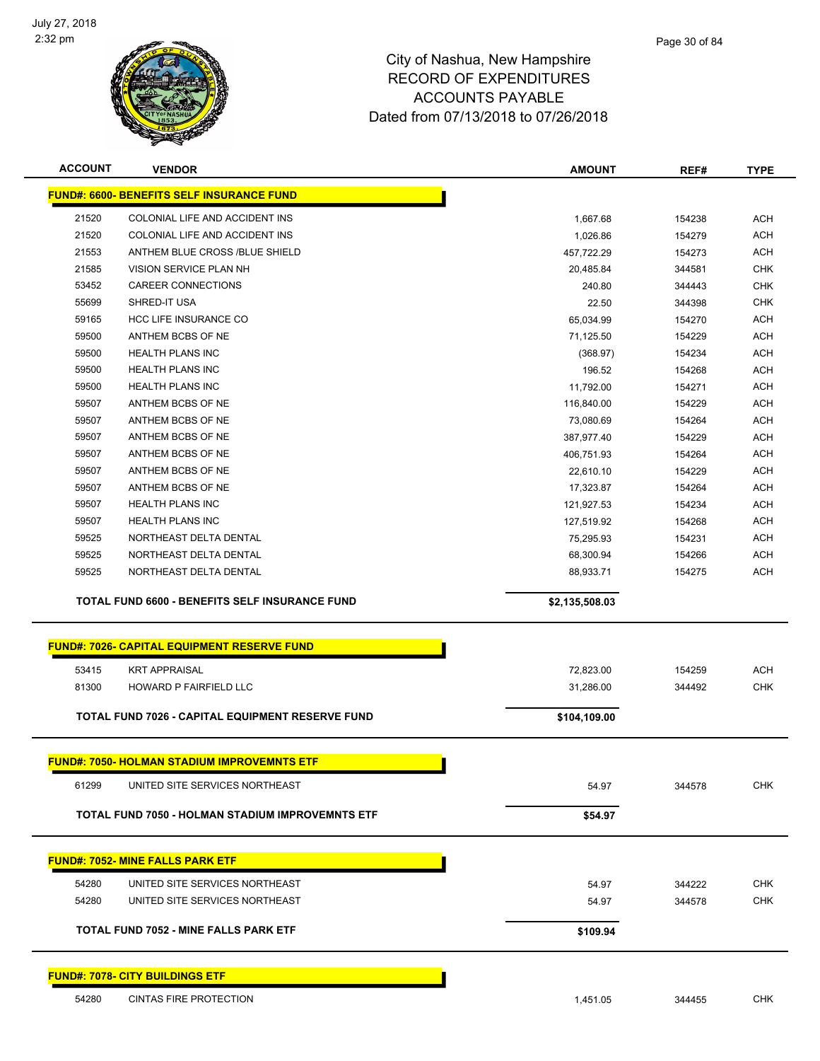# City of Nashua, New Hampshire
## RECORD OF EXPENDITURES
## ACCOUNTS PAYABLE
### Dated from 07/13/2018 to 07/26/2018

| ACCOUNT | VENDOR | AMOUNT | REF# | TYPE |
|---|---|---|---|---|
| **FUND#: 6600- BENEFITS SELF INSURANCE FUND** | | | | |
| 21520 | COLONIAL LIFE AND ACCIDENT INS | 1,667.68 | 154238 | ACH |
| 21520 | COLONIAL LIFE AND ACCIDENT INS | 1,026.86 | 154279 | ACH |
| 21553 | ANTHEM BLUE CROSS /BLUE SHIELD | 457,722.29 | 154273 | ACH |
| 21585 | VISION SERVICE PLAN NH | 20,485.84 | 344581 | CHK |
| 53452 | CAREER CONNECTIONS | 240.80 | 344443 | CHK |
| 55699 | SHRED-IT USA | 22.50 | 344398 | CHK |
| 59165 | HCC LIFE INSURANCE CO | 65,034.99 | 154270 | ACH |
| 59500 | ANTHEM BCBS OF NE | 71,125.50 | 154229 | ACH |
| 59500 | HEALTH PLANS INC | (368.97) | 154234 | ACH |
| 59500 | HEALTH PLANS INC | 196.52 | 154268 | ACH |
| 59500 | HEALTH PLANS INC | 11,792.00 | 154271 | ACH |
| 59507 | ANTHEM BCBS OF NE | 116,840.00 | 154229 | ACH |
| 59507 | ANTHEM BCBS OF NE | 73,080.69 | 154264 | ACH |
| 59507 | ANTHEM BCBS OF NE | 387,977.40 | 154229 | ACH |
| 59507 | ANTHEM BCBS OF NE | 406,751.93 | 154264 | ACH |
| 59507 | ANTHEM BCBS OF NE | 22,610.10 | 154229 | ACH |
| 59507 | ANTHEM BCBS OF NE | 17,323.87 | 154264 | ACH |
| 59507 | HEALTH PLANS INC | 121,927.53 | 154234 | ACH |
| 59507 | HEALTH PLANS INC | 127,519.92 | 154268 | ACH |
| 59525 | NORTHEAST DELTA DENTAL | 75,295.93 | 154231 | ACH |
| 59525 | NORTHEAST DELTA DENTAL | 68,300.94 | 154266 | ACH |
| 59525 | NORTHEAST DELTA DENTAL | 88,933.71 | 154275 | ACH |
| | **TOTAL FUND 6600 - BENEFITS SELF INSURANCE FUND** | **$2,135,508.03** | | |
| **FUND#: 7026- CAPITAL EQUIPMENT RESERVE FUND** | | | | |
| 53415 | KRT APPRAISAL | 72,823.00 | 154259 | ACH |
| 81300 | HOWARD P FAIRFIELD LLC | 31,286.00 | 344492 | CHK |
| | **TOTAL FUND 7026 - CAPITAL EQUIPMENT RESERVE FUND** | **$104,109.00** | | |
| **FUND#: 7050- HOLMAN STADIUM IMPROVEMNTS ETF** | | | | |
| 61299 | UNITED SITE SERVICES NORTHEAST | 54.97 | 344578 | CHK |
| | **TOTAL FUND 7050 - HOLMAN STADIUM IMPROVEMNTS ETF** | **$54.97** | | |
| **FUND#: 7052- MINE FALLS PARK ETF** | | | | |
| 54280 | UNITED SITE SERVICES NORTHEAST | 54.97 | 344222 | CHK |
| 54280 | UNITED SITE SERVICES NORTHEAST | 54.97 | 344578 | CHK |
| | **TOTAL FUND 7052 - MINE FALLS PARK ETF** | **$109.94** | | |
| **FUND#: 7078- CITY BUILDINGS ETF** | | | | |
| 54280 | CINTAS FIRE PROTECTION | 1,451.05 | 344455 | CHK |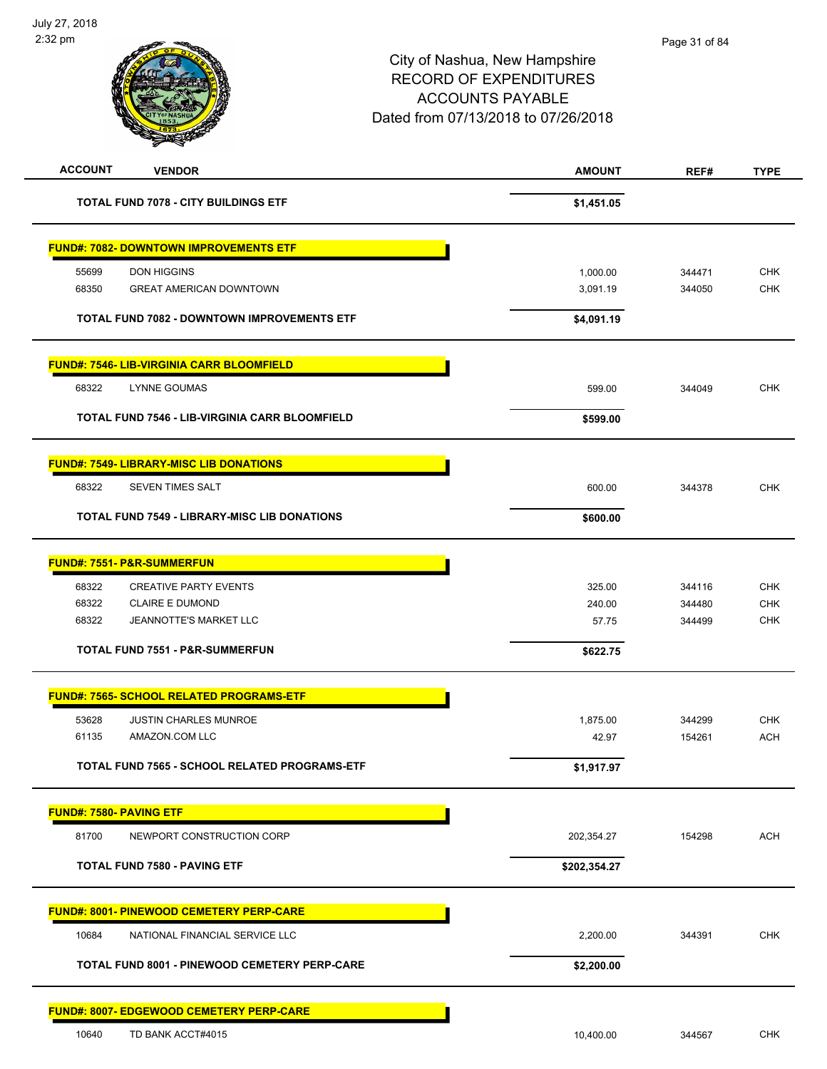City of Nashua, New Hampshire
RECORD OF EXPENDITURES
ACCOUNTS PAYABLE
Dated from 07/13/2018 to 07/26/2018

| ACCOUNT | VENDOR | AMOUNT | REF# | TYPE |
|---|---|---|---|---|
| | **TOTAL FUND 7078 - CITY BUILDINGS ETF** | **$1,451.05** | | |
| **FUND#: 7082- DOWNTOWN IMPROVEMENTS ETF** | | | | |
| 55699 | DON HIGGINS | 1,000.00 | 344471 | CHK |
| 68350 | GREAT AMERICAN DOWNTOWN | 3,091.19 | 344050 | CHK |
| | **TOTAL FUND 7082 - DOWNTOWN IMPROVEMENTS ETF** | **$4,091.19** | | |
| **FUND#: 7546- LIB-VIRGINIA CARR BLOOMFIELD** | | | | |
| 68322 | LYNNE GOUMAS | 599.00 | 344049 | CHK |
| | **TOTAL FUND 7546 - LIB-VIRGINIA CARR BLOOMFIELD** | **$599.00** | | |
| **FUND#: 7549- LIBRARY-MISC LIB DONATIONS** | | | | |
| 68322 | SEVEN TIMES SALT | 600.00 | 344378 | CHK |
| | **TOTAL FUND 7549 - LIBRARY-MISC LIB DONATIONS** | **$600.00** | | |
| **FUND#: 7551- P&R-SUMMERFUN** | | | | |
| 68322 | CREATIVE PARTY EVENTS | 325.00 | 344116 | CHK |
| 68322 | CLAIRE E DUMOND | 240.00 | 344480 | CHK |
| 68322 | JEANNOTTE'S MARKET LLC | 57.75 | 344499 | CHK |
| | **TOTAL FUND 7551 - P&R-SUMMERFUN** | **$622.75** | | |
| **FUND#: 7565- SCHOOL RELATED PROGRAMS-ETF** | | | | |
| 53628 | JUSTIN CHARLES MUNROE | 1,875.00 | 344299 | CHK |
| 61135 | AMAZON.COM LLC | 42.97 | 154261 | ACH |
| | **TOTAL FUND 7565 - SCHOOL RELATED PROGRAMS-ETF** | **$1,917.97** | | |
| **FUND#: 7580- PAVING ETF** | | | | |
| 81700 | NEWPORT CONSTRUCTION CORP | 202,354.27 | 154298 | ACH |
| | **TOTAL FUND 7580 - PAVING ETF** | **$202,354.27** | | |
| **FUND#: 8001- PINEWOOD CEMETERY PERP-CARE** | | | | |
| 10684 | NATIONAL FINANCIAL SERVICE LLC | 2,200.00 | 344391 | CHK |
| | **TOTAL FUND 8001 - PINEWOOD CEMETERY PERP-CARE** | **$2,200.00** | | |
| **FUND#: 8007- EDGEWOOD CEMETERY PERP-CARE** | | | | |
| 10640 | TD BANK ACCT#4015 | 10,400.00 | 344567 | CHK |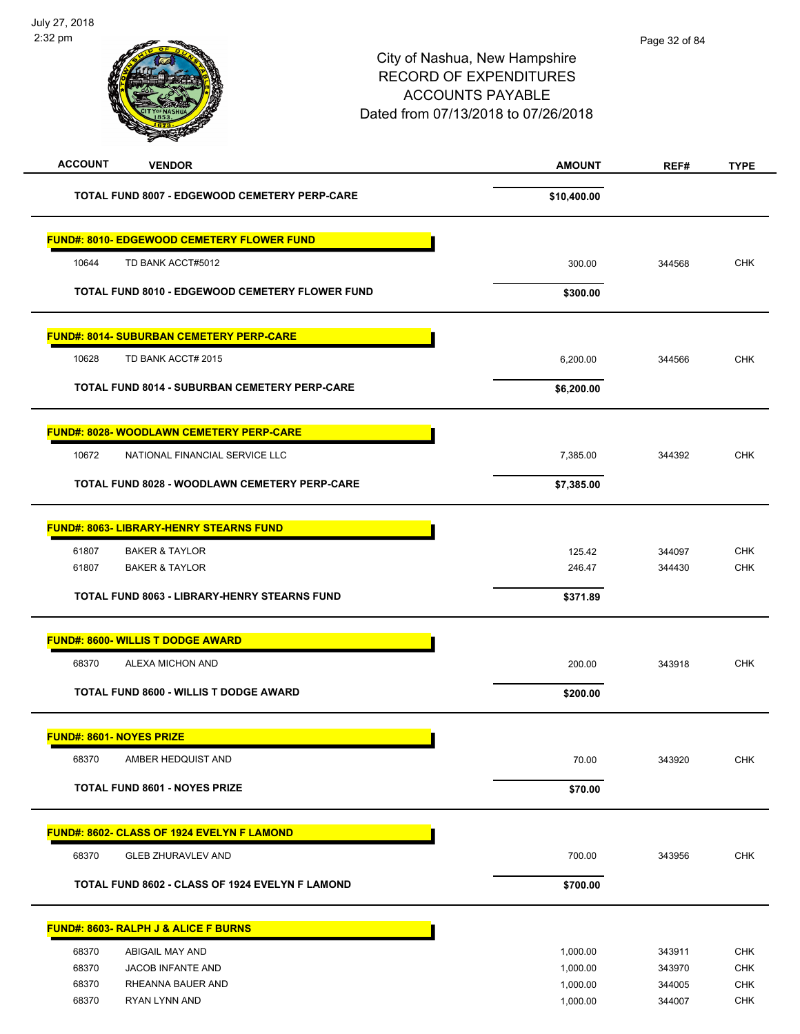City of Nashua, New Hampshire
RECORD OF EXPENDITURES
ACCOUNTS PAYABLE
Dated from 07/13/2018 to 07/26/2018

| ACCOUNT | VENDOR | AMOUNT | REF# | TYPE |
|---|---|---|---|---|
| | **TOTAL FUND 8007 - EDGEWOOD CEMETERY PERP-CARE** | **$10,400.00** | | |
| | **FUND#: 8010- EDGEWOOD CEMETERY FLOWER FUND** | | | |
| 10644 | TD BANK ACCT#5012 | 300.00 | 344568 | CHK |
| | **TOTAL FUND 8010 - EDGEWOOD CEMETERY FLOWER FUND** | **$300.00** | | |
| | **FUND#: 8014- SUBURBAN CEMETERY PERP-CARE** | | | |
| 10628 | TD BANK ACCT# 2015 | 6,200.00 | 344566 | CHK |
| | **TOTAL FUND 8014 - SUBURBAN CEMETERY PERP-CARE** | **$6,200.00** | | |
| | **FUND#: 8028- WOODLAWN CEMETERY PERP-CARE** | | | |
| 10672 | NATIONAL FINANCIAL SERVICE LLC | 7,385.00 | 344392 | CHK |
| | **TOTAL FUND 8028 - WOODLAWN CEMETERY PERP-CARE** | **$7,385.00** | | |
| | **FUND#: 8063- LIBRARY-HENRY STEARNS FUND** | | | |
| 61807 | BAKER & TAYLOR | 125.42 | 344097 | CHK |
| 61807 | BAKER & TAYLOR | 246.47 | 344430 | CHK |
| | **TOTAL FUND 8063 - LIBRARY-HENRY STEARNS FUND** | **$371.89** | | |
| | **FUND#: 8600- WILLIS T DODGE AWARD** | | | |
| 68370 | ALEXA MICHON AND | 200.00 | 343918 | CHK |
| | **TOTAL FUND 8600 - WILLIS T DODGE AWARD** | **$200.00** | | |
| | **FUND#: 8601- NOYES PRIZE** | | | |
| 68370 | AMBER HEDQUIST AND | 70.00 | 343920 | CHK |
| | **TOTAL FUND 8601 - NOYES PRIZE** | **$70.00** | | |
| | **FUND#: 8602- CLASS OF 1924 EVELYN F LAMOND** | | | |
| 68370 | GLEB ZHURAVLEV AND | 700.00 | 343956 | CHK |
| | **TOTAL FUND 8602 - CLASS OF 1924 EVELYN F LAMOND** | **$700.00** | | |
| | **FUND#: 8603- RALPH J & ALICE F BURNS** | | | |
| 68370 | ABIGAIL MAY AND | 1,000.00 | 343911 | CHK |
| 68370 | JACOB INFANTE AND | 1,000.00 | 343970 | CHK |
| 68370 | RHEANNA BAUER AND | 1,000.00 | 344005 | CHK |
| 68370 | RYAN LYNN AND | 1,000.00 | 344007 | CHK |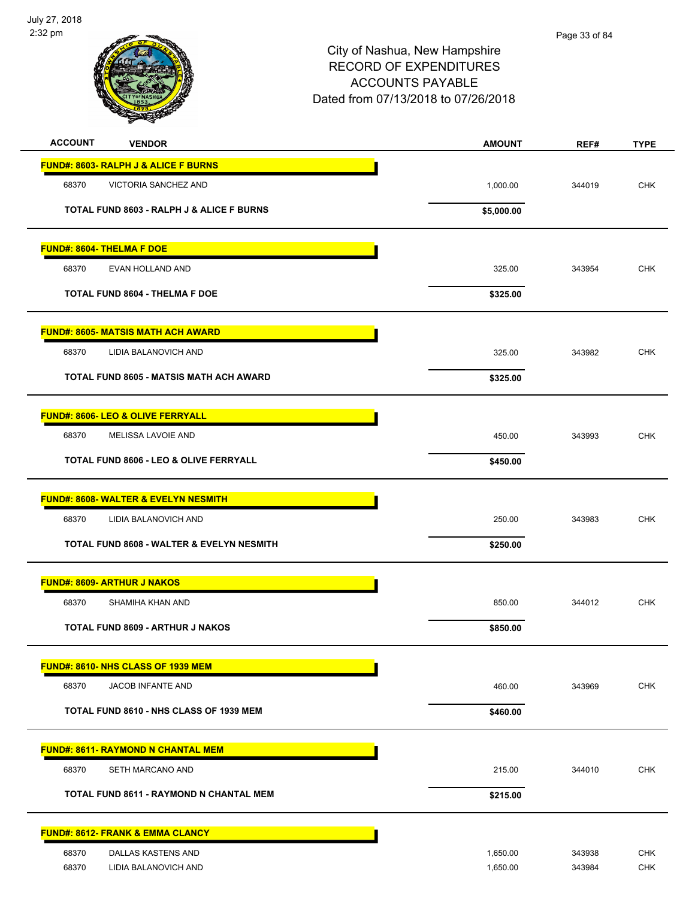# City of Nashua, New Hampshire
# RECORD OF EXPENDITURES
# ACCOUNTS PAYABLE
# Dated from 07/13/2018 to 07/26/2018

| ACCOUNT | VENDOR | AMOUNT | REF# | TYPE |
|---|---|---|---|---|
| **FUND#: 8603- RALPH J & ALICE F BURNS** | | | | |
| 68370 | VICTORIA SANCHEZ AND | 1,000.00 | 344019 | CHK |
| | **TOTAL FUND 8603 - RALPH J & ALICE F BURNS** | **$5,000.00** | | |
| **FUND#: 8604- THELMA F DOE** | | | | |
| 68370 | EVAN HOLLAND AND | 325.00 | 343954 | CHK |
| | **TOTAL FUND 8604 - THELMA F DOE** | **$325.00** | | |
| **FUND#: 8605- MATSIS MATH ACH AWARD** | | | | |
| 68370 | LIDIA BALANOVICH AND | 325.00 | 343982 | CHK |
| | **TOTAL FUND 8605 - MATSIS MATH ACH AWARD** | **$325.00** | | |
| **FUND#: 8606- LEO & OLIVE FERRYALL** | | | | |
| 68370 | MELISSA LAVOIE AND | 450.00 | 343993 | CHK |
| | **TOTAL FUND 8606 - LEO & OLIVE FERRYALL** | **$450.00** | | |
| **FUND#: 8608- WALTER & EVELYN NESMITH** | | | | |
| 68370 | LIDIA BALANOVICH AND | 250.00 | 343983 | CHK |
| | **TOTAL FUND 8608 - WALTER & EVELYN NESMITH** | **$250.00** | | |
| **FUND#: 8609- ARTHUR J NAKOS** | | | | |
| 68370 | SHAMIHA KHAN AND | 850.00 | 344012 | CHK |
| | **TOTAL FUND 8609 - ARTHUR J NAKOS** | **$850.00** | | |
| **FUND#: 8610- NHS CLASS OF 1939 MEM** | | | | |
| 68370 | JACOB INFANTE AND | 460.00 | 343969 | CHK |
| | **TOTAL FUND 8610 - NHS CLASS OF 1939 MEM** | **$460.00** | | |
| **FUND#: 8611- RAYMOND N CHANTAL MEM** | | | | |
| 68370 | SETH MARCANO AND | 215.00 | 344010 | CHK |
| | **TOTAL FUND 8611 - RAYMOND N CHANTAL MEM** | **$215.00** | | |
| **FUND#: 8612- FRANK & EMMA CLANCY** | | | | |
| 68370 | DALLAS KASTENS AND | 1,650.00 | 343938 | CHK |
| 68370 | LIDIA BALANOVICH AND | 1,650.00 | 343984 | CHK |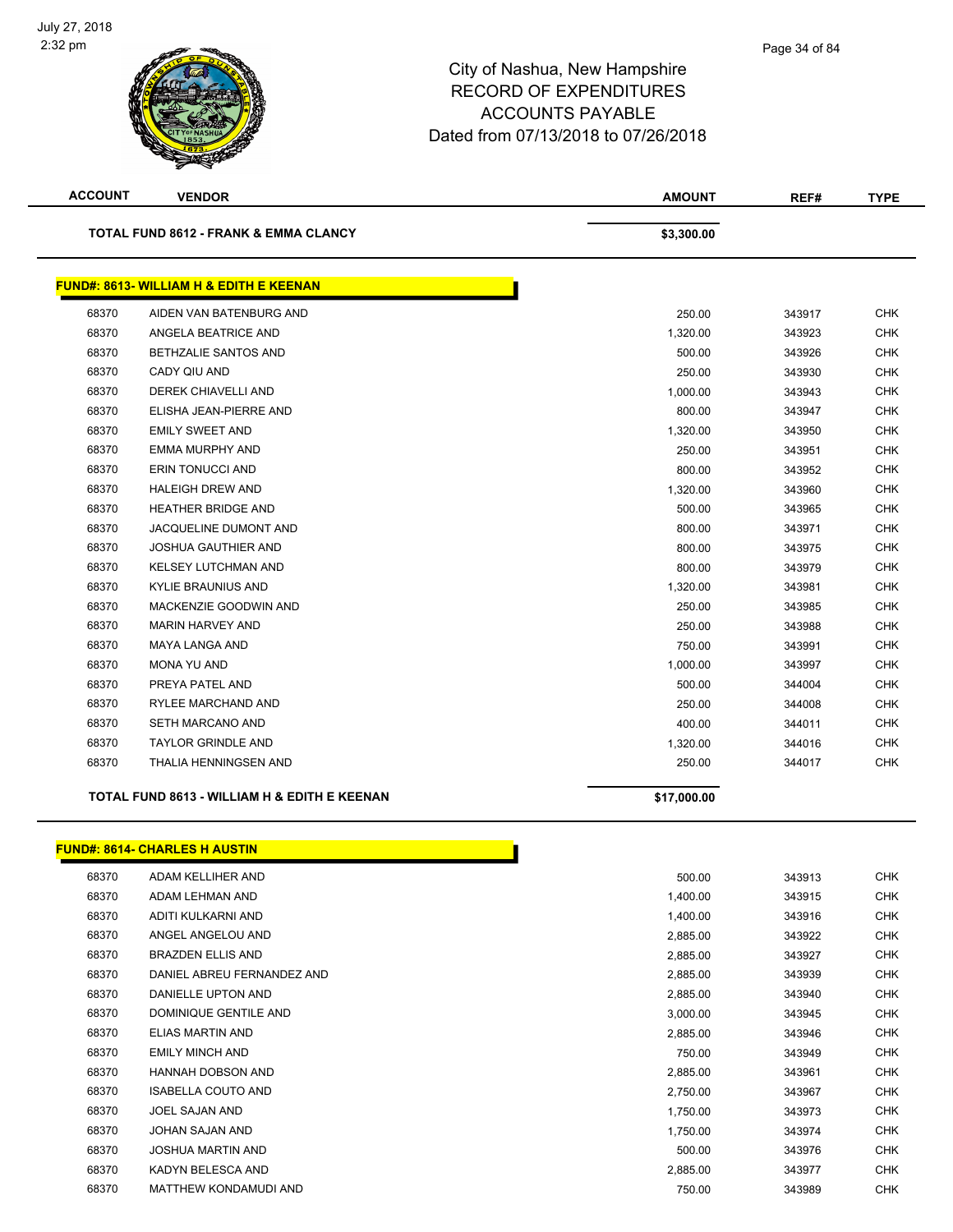# City of Nashua, New Hampshire
## RECORD OF EXPENDITURES
## ACCOUNTS PAYABLE
## Dated from 07/13/2018 to 07/26/2018

| ACCOUNT | VENDOR | AMOUNT | REF# | TYPE |
|---|---|---|---|---|
| | **TOTAL FUND 8612 - FRANK & EMMA CLANCY** | **$3,300.00** | | |

**FUND#: 8613- WILLIAM H & EDITH E KEENAN**

| ACCOUNT | VENDOR | AMOUNT | REF# | TYPE |
|---|---|---|---|---|
| 68370 | AIDEN VAN BATENBURG AND | 250.00 | 343917 | CHK |
| 68370 | ANGELA BEATRICE AND | 1,320.00 | 343923 | CHK |
| 68370 | BETHZALIE SANTOS AND | 500.00 | 343926 | CHK |
| 68370 | CADY QIU AND | 250.00 | 343930 | CHK |
| 68370 | DEREK CHIAVELLI AND | 1,000.00 | 343943 | CHK |
| 68370 | ELISHA JEAN-PIERRE AND | 800.00 | 343947 | CHK |
| 68370 | EMILY SWEET AND | 1,320.00 | 343950 | CHK |
| 68370 | EMMA MURPHY AND | 250.00 | 343951 | CHK |
| 68370 | ERIN TONUCCI AND | 800.00 | 343952 | CHK |
| 68370 | HALEIGH DREW AND | 1,320.00 | 343960 | CHK |
| 68370 | HEATHER BRIDGE AND | 500.00 | 343965 | CHK |
| 68370 | JACQUELINE DUMONT AND | 800.00 | 343971 | CHK |
| 68370 | JOSHUA GAUTHIER AND | 800.00 | 343975 | CHK |
| 68370 | KELSEY LUTCHMAN AND | 800.00 | 343979 | CHK |
| 68370 | KYLIE BRAUNIUS AND | 1,320.00 | 343981 | CHK |
| 68370 | MACKENZIE GOODWIN AND | 250.00 | 343985 | CHK |
| 68370 | MARIN HARVEY AND | 250.00 | 343988 | CHK |
| 68370 | MAYA LANGA AND | 750.00 | 343991 | CHK |
| 68370 | MONA YU AND | 1,000.00 | 343997 | CHK |
| 68370 | PREYA PATEL AND | 500.00 | 344004 | CHK |
| 68370 | RYLEE MARCHAND AND | 250.00 | 344008 | CHK |
| 68370 | SETH MARCANO AND | 400.00 | 344011 | CHK |
| 68370 | TAYLOR GRINDLE AND | 1,320.00 | 344016 | CHK |
| 68370 | THALIA HENNINGSEN AND | 250.00 | 344017 | CHK |
| | **TOTAL FUND 8613 - WILLIAM H & EDITH E KEENAN** | **$17,000.00** | | |

**FUND#: 8614- CHARLES H AUSTIN**

| ACCOUNT | VENDOR | AMOUNT | REF# | TYPE |
|---|---|---|---|---|
| 68370 | ADAM KELLIHER AND | 500.00 | 343913 | CHK |
| 68370 | ADAM LEHMAN AND | 1,400.00 | 343915 | CHK |
| 68370 | ADITI KULKARNI AND | 1,400.00 | 343916 | CHK |
| 68370 | ANGEL ANGELOU AND | 2,885.00 | 343922 | CHK |
| 68370 | BRAZDEN ELLIS AND | 2,885.00 | 343927 | CHK |
| 68370 | DANIEL ABREU FERNANDEZ AND | 2,885.00 | 343939 | CHK |
| 68370 | DANIELLE UPTON AND | 2,885.00 | 343940 | CHK |
| 68370 | DOMINIQUE GENTILE AND | 3,000.00 | 343945 | CHK |
| 68370 | ELIAS MARTIN AND | 2,885.00 | 343946 | CHK |
| 68370 | EMILY MINCH AND | 750.00 | 343949 | CHK |
| 68370 | HANNAH DOBSON AND | 2,885.00 | 343961 | CHK |
| 68370 | ISABELLA COUTO AND | 2,750.00 | 343967 | CHK |
| 68370 | JOEL SAJAN AND | 1,750.00 | 343973 | CHK |
| 68370 | JOHAN SAJAN AND | 1,750.00 | 343974 | CHK |
| 68370 | JOSHUA MARTIN AND | 500.00 | 343976 | CHK |
| 68370 | KADYN BELESCA AND | 2,885.00 | 343977 | CHK |
| 68370 | MATTHEW KONDAMUDI AND | 750.00 | 343989 | CHK |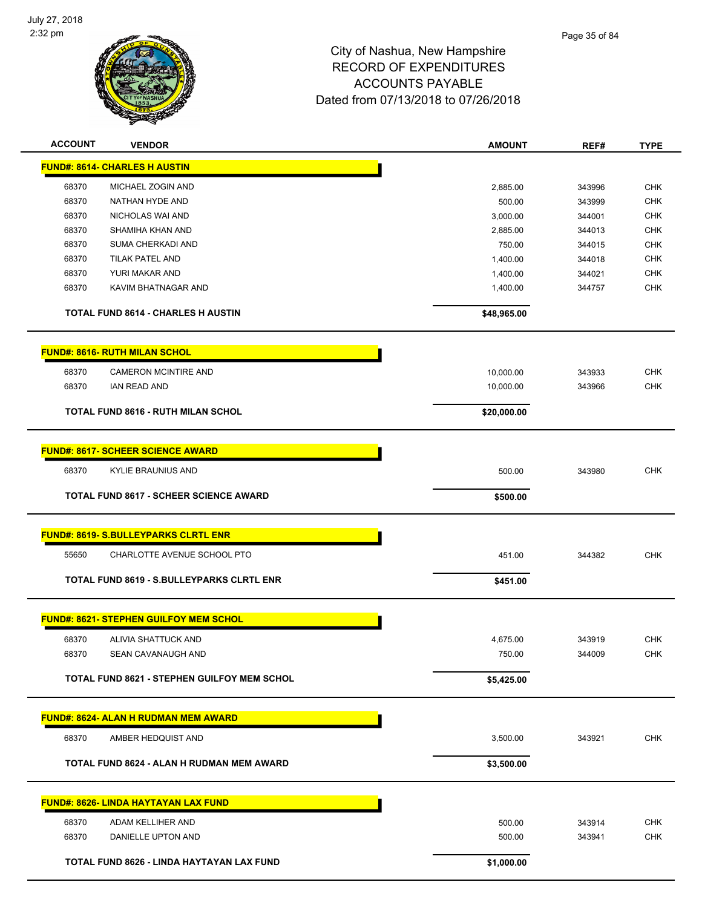# City of Nashua, New Hampshire
# RECORD OF EXPENDITURES
# ACCOUNTS PAYABLE
# Dated from 07/13/2018 to 07/26/2018

July 27, 2018
2:32 pm

| ACCOUNT | VENDOR | AMOUNT | REF# | TYPE |
|---|---|---|---|---|
| **FUND#: 8614- CHARLES H AUSTIN** | | | | |
| 68370 | MICHAEL ZOGIN AND | 2,885.00 | 343996 | CHK |
| 68370 | NATHAN HYDE AND | 500.00 | 343999 | CHK |
| 68370 | NICHOLAS WAI AND | 3,000.00 | 344001 | CHK |
| 68370 | SHAMIHA KHAN AND | 2,885.00 | 344013 | CHK |
| 68370 | SUMA CHERKADI AND | 750.00 | 344015 | CHK |
| 68370 | TILAK PATEL AND | 1,400.00 | 344018 | CHK |
| 68370 | YURI MAKAR AND | 1,400.00 | 344021 | CHK |
| 68370 | KAVIM BHATNAGAR AND | 1,400.00 | 344757 | CHK |
| | **TOTAL FUND 8614 - CHARLES H AUSTIN** | **$48,965.00** | | |
| **FUND#: 8616- RUTH MILAN SCHOL** | | | | |
| 68370 | CAMERON MCINTIRE AND | 10,000.00 | 343933 | CHK |
| 68370 | IAN READ AND | 10,000.00 | 343966 | CHK |
| | **TOTAL FUND 8616 - RUTH MILAN SCHOL** | **$20,000.00** | | |
| **FUND#: 8617- SCHEER SCIENCE AWARD** | | | | |
| 68370 | KYLIE BRAUNIUS AND | 500.00 | 343980 | CHK |
| | **TOTAL FUND 8617 - SCHEER SCIENCE AWARD** | **$500.00** | | |
| **FUND#: 8619- S.BULLEYPARKS CLRTL ENR** | | | | |
| 55650 | CHARLOTTE AVENUE SCHOOL PTO | 451.00 | 344382 | CHK |
| | **TOTAL FUND 8619 - S.BULLEYPARKS CLRTL ENR** | **$451.00** | | |
| **FUND#: 8621- STEPHEN GUILFOY MEM SCHOL** | | | | |
| 68370 | ALIVIA SHATTUCK AND | 4,675.00 | 343919 | CHK |
| 68370 | SEAN CAVANAUGH AND | 750.00 | 344009 | CHK |
| | **TOTAL FUND 8621 - STEPHEN GUILFOY MEM SCHOL** | **$5,425.00** | | |
| **FUND#: 8624- ALAN H RUDMAN MEM AWARD** | | | | |
| 68370 | AMBER HEDQUIST AND | 3,500.00 | 343921 | CHK |
| | **TOTAL FUND 8624 - ALAN H RUDMAN MEM AWARD** | **$3,500.00** | | |
| **FUND#: 8626- LINDA HAYTAYAN LAX FUND** | | | | |
| 68370 | ADAM KELLIHER AND | 500.00 | 343914 | CHK |
| 68370 | DANIELLE UPTON AND | 500.00 | 343941 | CHK |
| | **TOTAL FUND 8626 - LINDA HAYTAYAN LAX FUND** | **$1,000.00** | | |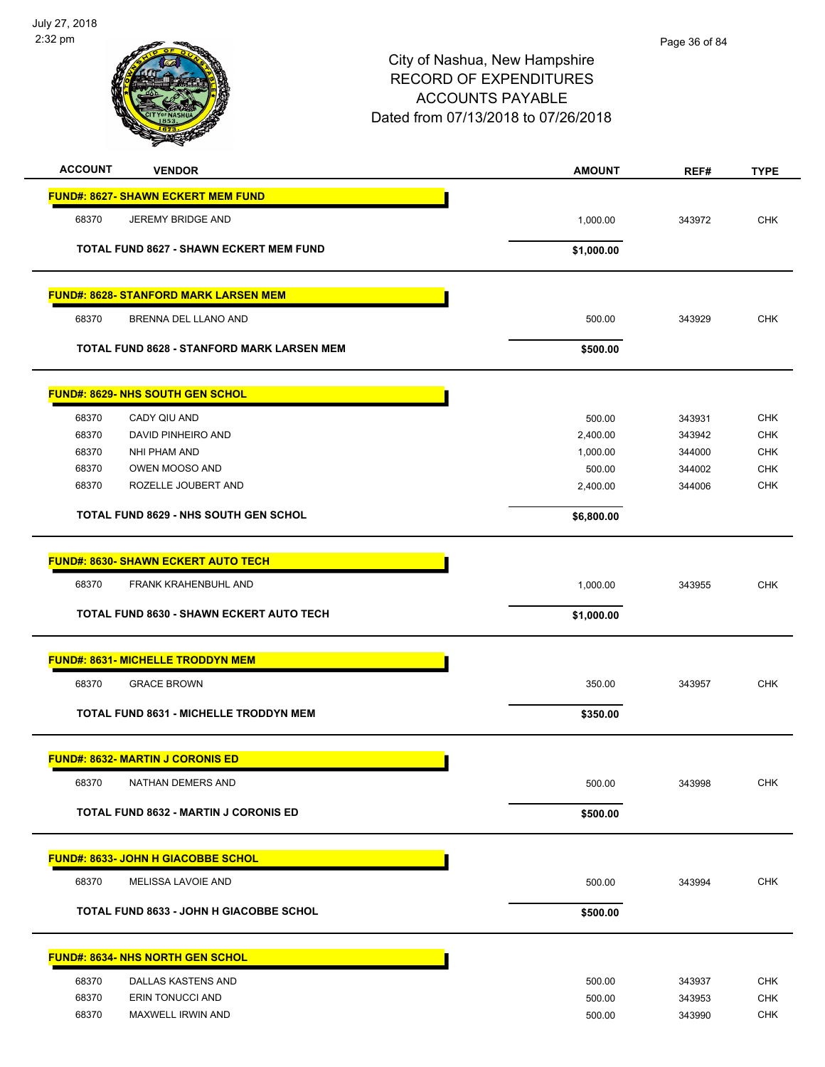City of Nashua, New Hampshire
RECORD OF EXPENDITURES
ACCOUNTS PAYABLE
Dated from 07/13/2018 to 07/26/2018

July 27, 2018
2:32 pm

| ACCOUNT | VENDOR | AMOUNT | REF# | TYPE |
|---|---|---|---|---|
| **FUND#: 8627- SHAWN ECKERT MEM FUND** | | | | |
| 68370 | JEREMY BRIDGE AND | 1,000.00 | 343972 | CHK |
| | **TOTAL FUND 8627 - SHAWN ECKERT MEM FUND** | **$1,000.00** | | |
| **FUND#: 8628- STANFORD MARK LARSEN MEM** | | | | |
| 68370 | BRENNA DEL LLANO AND | 500.00 | 343929 | CHK |
| | **TOTAL FUND 8628 - STANFORD MARK LARSEN MEM** | **$500.00** | | |
| **FUND#: 8629- NHS SOUTH GEN SCHOL** | | | | |
| 68370 | CADY QIU AND | 500.00 | 343931 | CHK |
| 68370 | DAVID PINHEIRO AND | 2,400.00 | 343942 | CHK |
| 68370 | NHI PHAM AND | 1,000.00 | 344000 | CHK |
| 68370 | OWEN MOOSO AND | 500.00 | 344002 | CHK |
| 68370 | ROZELLE JOUBERT AND | 2,400.00 | 344006 | CHK |
| | **TOTAL FUND 8629 - NHS SOUTH GEN SCHOL** | **$6,800.00** | | |
| **FUND#: 8630- SHAWN ECKERT AUTO TECH** | | | | |
| 68370 | FRANK KRAHENBUHL AND | 1,000.00 | 343955 | CHK |
| | **TOTAL FUND 8630 - SHAWN ECKERT AUTO TECH** | **$1,000.00** | | |
| **FUND#: 8631- MICHELLE TRODDYN MEM** | | | | |
| 68370 | GRACE BROWN | 350.00 | 343957 | CHK |
| | **TOTAL FUND 8631 - MICHELLE TRODDYN MEM** | **$350.00** | | |
| **FUND#: 8632- MARTIN J CORONIS ED** | | | | |
| 68370 | NATHAN DEMERS AND | 500.00 | 343998 | CHK |
| | **TOTAL FUND 8632 - MARTIN J CORONIS ED** | **$500.00** | | |
| **FUND#: 8633- JOHN H GIACOBBE SCHOL** | | | | |
| 68370 | MELISSA LAVOIE AND | 500.00 | 343994 | CHK |
| | **TOTAL FUND 8633 - JOHN H GIACOBBE SCHOL** | **$500.00** | | |
| **FUND#: 8634- NHS NORTH GEN SCHOL** | | | | |
| 68370 | DALLAS KASTENS AND | 500.00 | 343937 | CHK |
| 68370 | ERIN TONUCCI AND | 500.00 | 343953 | CHK |
| 68370 | MAXWELL IRWIN AND | 500.00 | 343990 | CHK |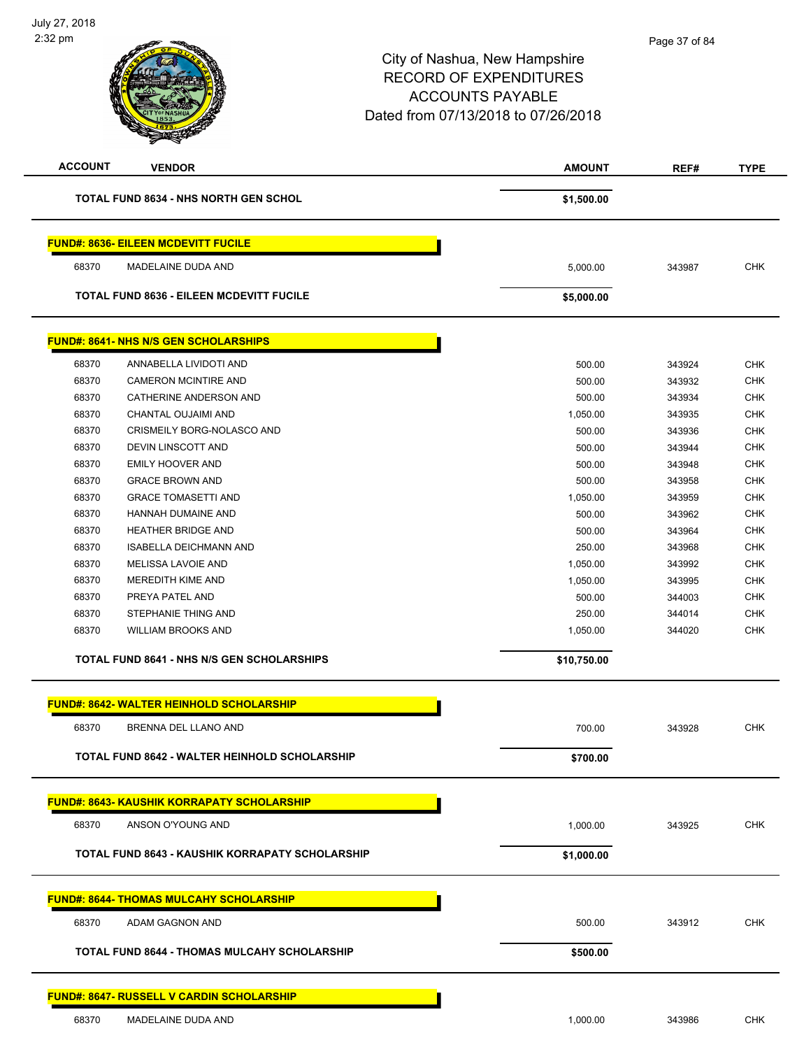# City of Nashua, New Hampshire
## RECORD OF EXPENDITURES
## ACCOUNTS PAYABLE
## Dated from 07/13/2018 to 07/26/2018

| ACCOUNT | VENDOR | AMOUNT | REF# | TYPE |
|---|---|---|---|---|
| | **TOTAL FUND 8634 - NHS NORTH GEN SCHOL** | **$1,500.00** | | |
| | **FUND#: 8636- EILEEN MCDEVITT FUCILE** | | | |
| 68370 | MADELAINE DUDA AND | 5,000.00 | 343987 | CHK |
| | **TOTAL FUND 8636 - EILEEN MCDEVITT FUCILE** | **$5,000.00** | | |
| | **FUND#: 8641- NHS N/S GEN SCHOLARSHIPS** | | | |
| 68370 | ANNABELLA LIVIDOTI AND | 500.00 | 343924 | CHK |
| 68370 | CAMERON MCINTIRE AND | 500.00 | 343932 | CHK |
| 68370 | CATHERINE ANDERSON AND | 500.00 | 343934 | CHK |
| 68370 | CHANTAL OUJAIMI AND | 1,050.00 | 343935 | CHK |
| 68370 | CRISMEILY BORG-NOLASCO AND | 500.00 | 343936 | CHK |
| 68370 | DEVIN LINSCOTT AND | 500.00 | 343944 | CHK |
| 68370 | EMILY HOOVER AND | 500.00 | 343948 | CHK |
| 68370 | GRACE BROWN AND | 500.00 | 343958 | CHK |
| 68370 | GRACE TOMASETTI AND | 1,050.00 | 343959 | CHK |
| 68370 | HANNAH DUMAINE AND | 500.00 | 343962 | CHK |
| 68370 | HEATHER BRIDGE AND | 500.00 | 343964 | CHK |
| 68370 | ISABELLA DEICHMANN AND | 250.00 | 343968 | CHK |
| 68370 | MELISSA LAVOIE AND | 1,050.00 | 343992 | CHK |
| 68370 | MEREDITH KIME AND | 1,050.00 | 343995 | CHK |
| 68370 | PREYA PATEL AND | 500.00 | 344003 | CHK |
| 68370 | STEPHANIE THING AND | 250.00 | 344014 | CHK |
| 68370 | WILLIAM BROOKS AND | 1,050.00 | 344020 | CHK |
| | **TOTAL FUND 8641 - NHS N/S GEN SCHOLARSHIPS** | **$10,750.00** | | |
| | **FUND#: 8642- WALTER HEINHOLD SCHOLARSHIP** | | | |
| 68370 | BRENNA DEL LLANO AND | 700.00 | 343928 | CHK |
| | **TOTAL FUND 8642 - WALTER HEINHOLD SCHOLARSHIP** | **$700.00** | | |
| | **FUND#: 8643- KAUSHIK KORRAPATY SCHOLARSHIP** | | | |
| 68370 | ANSON O'YOUNG AND | 1,000.00 | 343925 | CHK |
| | **TOTAL FUND 8643 - KAUSHIK KORRAPATY SCHOLARSHIP** | **$1,000.00** | | |
| | **FUND#: 8644- THOMAS MULCAHY SCHOLARSHIP** | | | |
| 68370 | ADAM GAGNON AND | 500.00 | 343912 | CHK |
| | **TOTAL FUND 8644 - THOMAS MULCAHY SCHOLARSHIP** | **$500.00** | | |
| | **FUND#: 8647- RUSSELL V CARDIN SCHOLARSHIP** | | | |
| 68370 | MADELAINE DUDA AND | 1,000.00 | 343986 | CHK |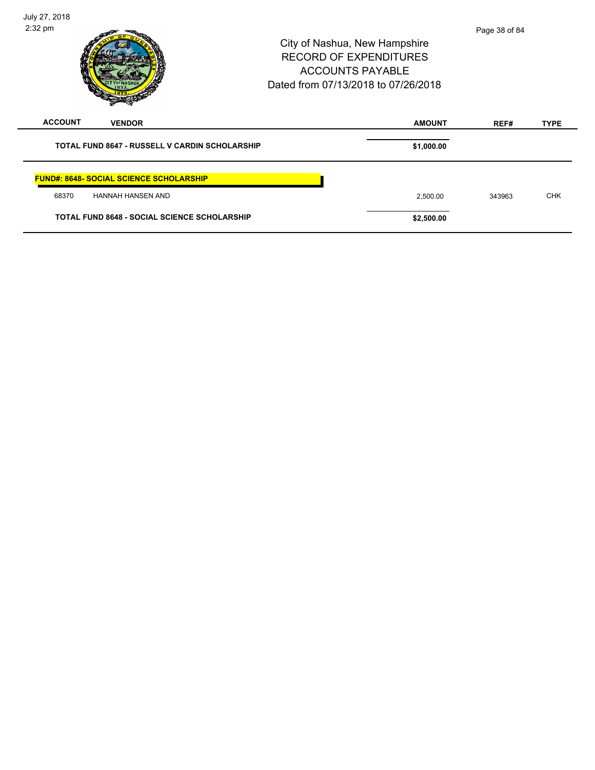| ACCOUNT | VENDOR | AMOUNT | REF# | TYPE |
|---|---|---|---|---|
| **TOTAL FUND 8647 - RUSSELL V CARDIN SCHOLARSHIP** | | **$1,000.00** | | |
| **FUND#: 8648- SOCIAL SCIENCE SCHOLARSHIP** | | | | |
| 68370 | HANNAH HANSEN AND | 2,500.00 | 343963 | CHK |
| **TOTAL FUND 8648 - SOCIAL SCIENCE SCHOLARSHIP** | | **$2,500.00** | | |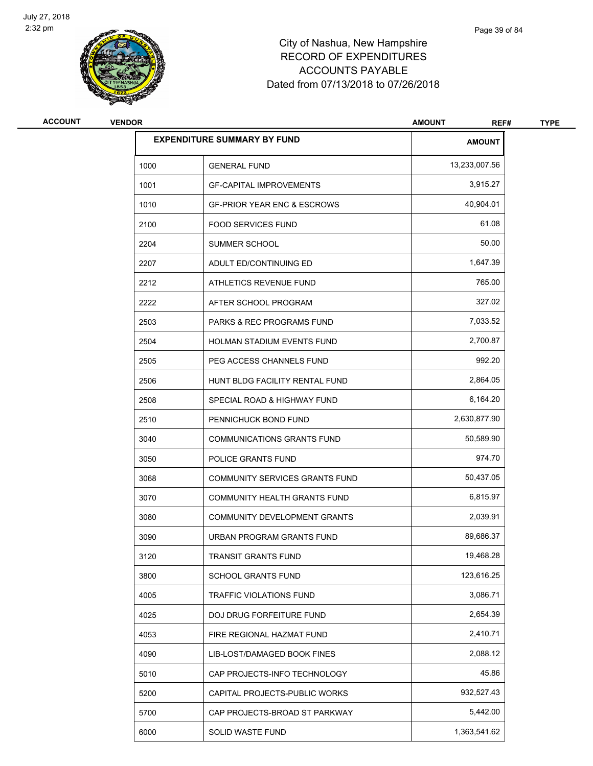# City of Nashua, New Hampshire
# RECORD OF EXPENDITURES
# ACCOUNTS PAYABLE
# Dated from 07/13/2018 to 07/26/2018

| ACCOUNT | VENDOR | AMOUNT | REF# | TYPE |
|---|---|---|---|---|

| EXPENDITURE SUMMARY BY FUND | | AMOUNT |
|---|---|---|
| 1000 | GENERAL FUND | 13,233,007.56 |
| 1001 | GF-CAPITAL IMPROVEMENTS | 3,915.27 |
| 1010 | GF-PRIOR YEAR ENC & ESCROWS | 40,904.01 |
| 2100 | FOOD SERVICES FUND | 61.08 |
| 2204 | SUMMER SCHOOL | 50.00 |
| 2207 | ADULT ED/CONTINUING ED | 1,647.39 |
| 2212 | ATHLETICS REVENUE FUND | 765.00 |
| 2222 | AFTER SCHOOL PROGRAM | 327.02 |
| 2503 | PARKS & REC PROGRAMS FUND | 7,033.52 |
| 2504 | HOLMAN STADIUM EVENTS FUND | 2,700.87 |
| 2505 | PEG ACCESS CHANNELS FUND | 992.20 |
| 2506 | HUNT BLDG FACILITY RENTAL FUND | 2,864.05 |
| 2508 | SPECIAL ROAD & HIGHWAY FUND | 6,164.20 |
| 2510 | PENNICHUCK BOND FUND | 2,630,877.90 |
| 3040 | COMMUNICATIONS GRANTS FUND | 50,589.90 |
| 3050 | POLICE GRANTS FUND | 974.70 |
| 3068 | COMMUNITY SERVICES GRANTS FUND | 50,437.05 |
| 3070 | COMMUNITY HEALTH GRANTS FUND | 6,815.97 |
| 3080 | COMMUNITY DEVELOPMENT GRANTS | 2,039.91 |
| 3090 | URBAN PROGRAM GRANTS FUND | 89,686.37 |
| 3120 | TRANSIT GRANTS FUND | 19,468.28 |
| 3800 | SCHOOL GRANTS FUND | 123,616.25 |
| 4005 | TRAFFIC VIOLATIONS FUND | 3,086.71 |
| 4025 | DOJ DRUG FORFEITURE FUND | 2,654.39 |
| 4053 | FIRE REGIONAL HAZMAT FUND | 2,410.71 |
| 4090 | LIB-LOST/DAMAGED BOOK FINES | 2,088.12 |
| 5010 | CAP PROJECTS-INFO TECHNOLOGY | 45.86 |
| 5200 | CAPITAL PROJECTS-PUBLIC WORKS | 932,527.43 |
| 5700 | CAP PROJECTS-BROAD ST PARKWAY | 5,442.00 |
| 6000 | SOLID WASTE FUND | 1,363,541.62 |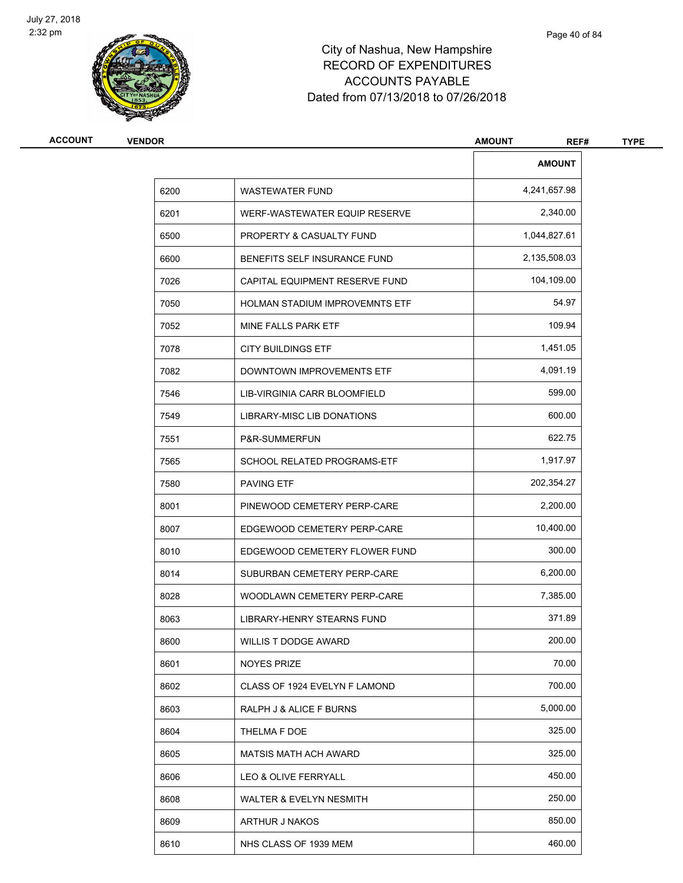City of Nashua, New Hampshire
RECORD OF EXPENDITURES
ACCOUNTS PAYABLE
Dated from 07/13/2018 to 07/26/2018

| ACCOUNT | VENDOR | AMOUNT | REF# | TYPE |
|---|---|---|---|---|

| | | AMOUNT |
|---|---|---|
| 6200 | WASTEWATER FUND | 4,241,657.98 |
| 6201 | WERF-WASTEWATER EQUIP RESERVE | 2,340.00 |
| 6500 | PROPERTY & CASUALTY FUND | 1,044,827.61 |
| 6600 | BENEFITS SELF INSURANCE FUND | 2,135,508.03 |
| 7026 | CAPITAL EQUIPMENT RESERVE FUND | 104,109.00 |
| 7050 | HOLMAN STADIUM IMPROVEMNTS ETF | 54.97 |
| 7052 | MINE FALLS PARK ETF | 109.94 |
| 7078 | CITY BUILDINGS ETF | 1,451.05 |
| 7082 | DOWNTOWN IMPROVEMENTS ETF | 4,091.19 |
| 7546 | LIB-VIRGINIA CARR BLOOMFIELD | 599.00 |
| 7549 | LIBRARY-MISC LIB DONATIONS | 600.00 |
| 7551 | P&R-SUMMERFUN | 622.75 |
| 7565 | SCHOOL RELATED PROGRAMS-ETF | 1,917.97 |
| 7580 | PAVING ETF | 202,354.27 |
| 8001 | PINEWOOD CEMETERY PERP-CARE | 2,200.00 |
| 8007 | EDGEWOOD CEMETERY PERP-CARE | 10,400.00 |
| 8010 | EDGEWOOD CEMETERY FLOWER FUND | 300.00 |
| 8014 | SUBURBAN CEMETERY PERP-CARE | 6,200.00 |
| 8028 | WOODLAWN CEMETERY PERP-CARE | 7,385.00 |
| 8063 | LIBRARY-HENRY STEARNS FUND | 371.89 |
| 8600 | WILLIS T DODGE AWARD | 200.00 |
| 8601 | NOYES PRIZE | 70.00 |
| 8602 | CLASS OF 1924 EVELYN F LAMOND | 700.00 |
| 8603 | RALPH J & ALICE F BURNS | 5,000.00 |
| 8604 | THELMA F DOE | 325.00 |
| 8605 | MATSIS MATH ACH AWARD | 325.00 |
| 8606 | LEO & OLIVE FERRYALL | 450.00 |
| 8608 | WALTER & EVELYN NESMITH | 250.00 |
| 8609 | ARTHUR J NAKOS | 850.00 |
| 8610 | NHS CLASS OF 1939 MEM | 460.00 |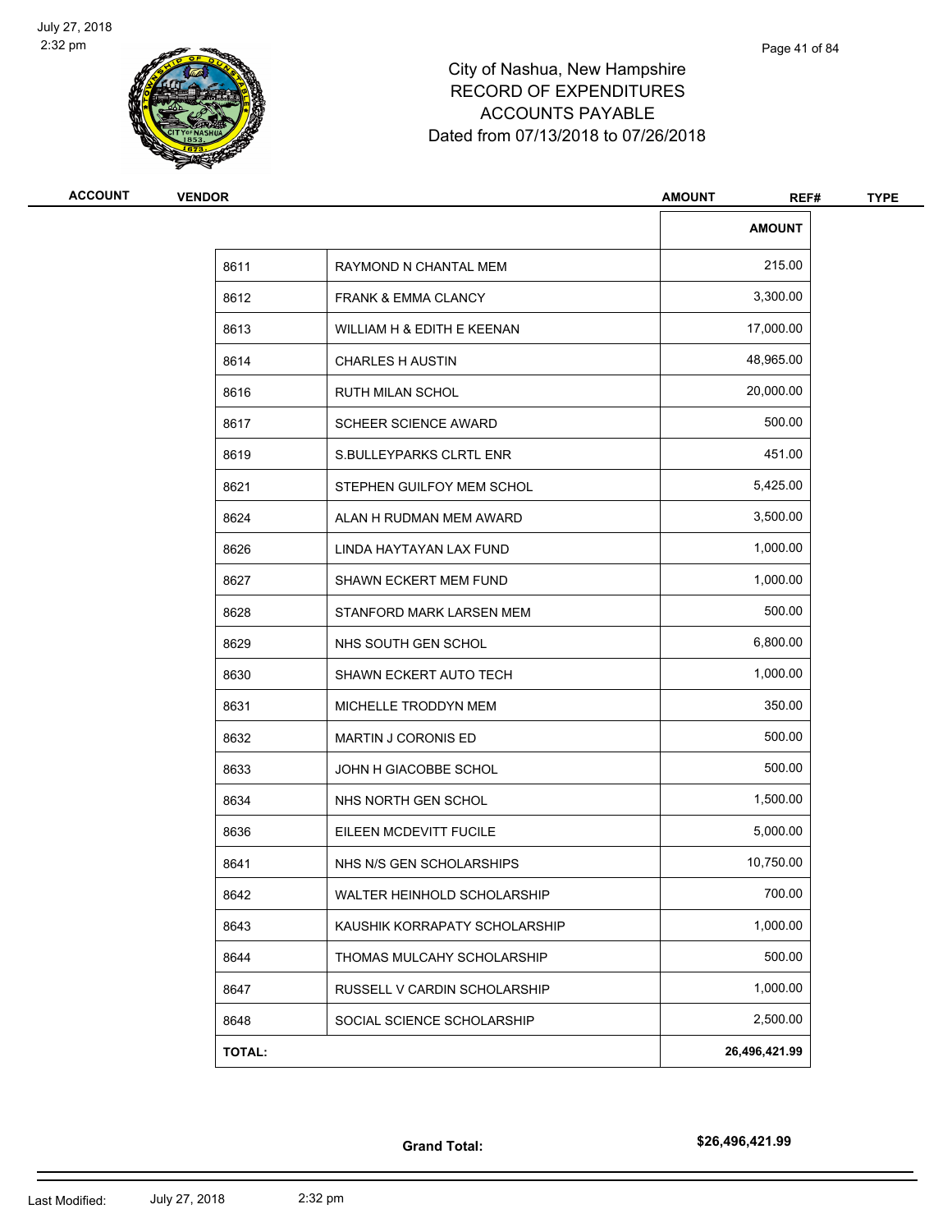City of Nashua, New Hampshire
RECORD OF EXPENDITURES
ACCOUNTS PAYABLE
Dated from 07/13/2018 to 07/26/2018

| ACCOUNT | VENDOR | AMOUNT | REF# | TYPE |
|---|---|---|---|---|

| | | AMOUNT |
|---|---|---|
| 8611 | RAYMOND N CHANTAL MEM | 215.00 |
| 8612 | FRANK & EMMA CLANCY | 3,300.00 |
| 8613 | WILLIAM H & EDITH E KEENAN | 17,000.00 |
| 8614 | CHARLES H AUSTIN | 48,965.00 |
| 8616 | RUTH MILAN SCHOL | 20,000.00 |
| 8617 | SCHEER SCIENCE AWARD | 500.00 |
| 8619 | S.BULLEYPARKS CLRTL ENR | 451.00 |
| 8621 | STEPHEN GUILFOY MEM SCHOL | 5,425.00 |
| 8624 | ALAN H RUDMAN MEM AWARD | 3,500.00 |
| 8626 | LINDA HAYTAYAN LAX FUND | 1,000.00 |
| 8627 | SHAWN ECKERT MEM FUND | 1,000.00 |
| 8628 | STANFORD MARK LARSEN MEM | 500.00 |
| 8629 | NHS SOUTH GEN SCHOL | 6,800.00 |
| 8630 | SHAWN ECKERT AUTO TECH | 1,000.00 |
| 8631 | MICHELLE TRODDYN MEM | 350.00 |
| 8632 | MARTIN J CORONIS ED | 500.00 |
| 8633 | JOHN H GIACOBBE SCHOL | 500.00 |
| 8634 | NHS NORTH GEN SCHOL | 1,500.00 |
| 8636 | EILEEN MCDEVITT FUCILE | 5,000.00 |
| 8641 | NHS N/S GEN SCHOLARSHIPS | 10,750.00 |
| 8642 | WALTER HEINHOLD SCHOLARSHIP | 700.00 |
| 8643 | KAUSHIK KORRAPATY SCHOLARSHIP | 1,000.00 |
| 8644 | THOMAS MULCAHY SCHOLARSHIP | 500.00 |
| 8647 | RUSSELL V CARDIN SCHOLARSHIP | 1,000.00 |
| 8648 | SOCIAL SCIENCE SCHOLARSHIP | 2,500.00 |
| **TOTAL:** | | **26,496,421.99** |

**Grand Total:** **$26,496,421.99**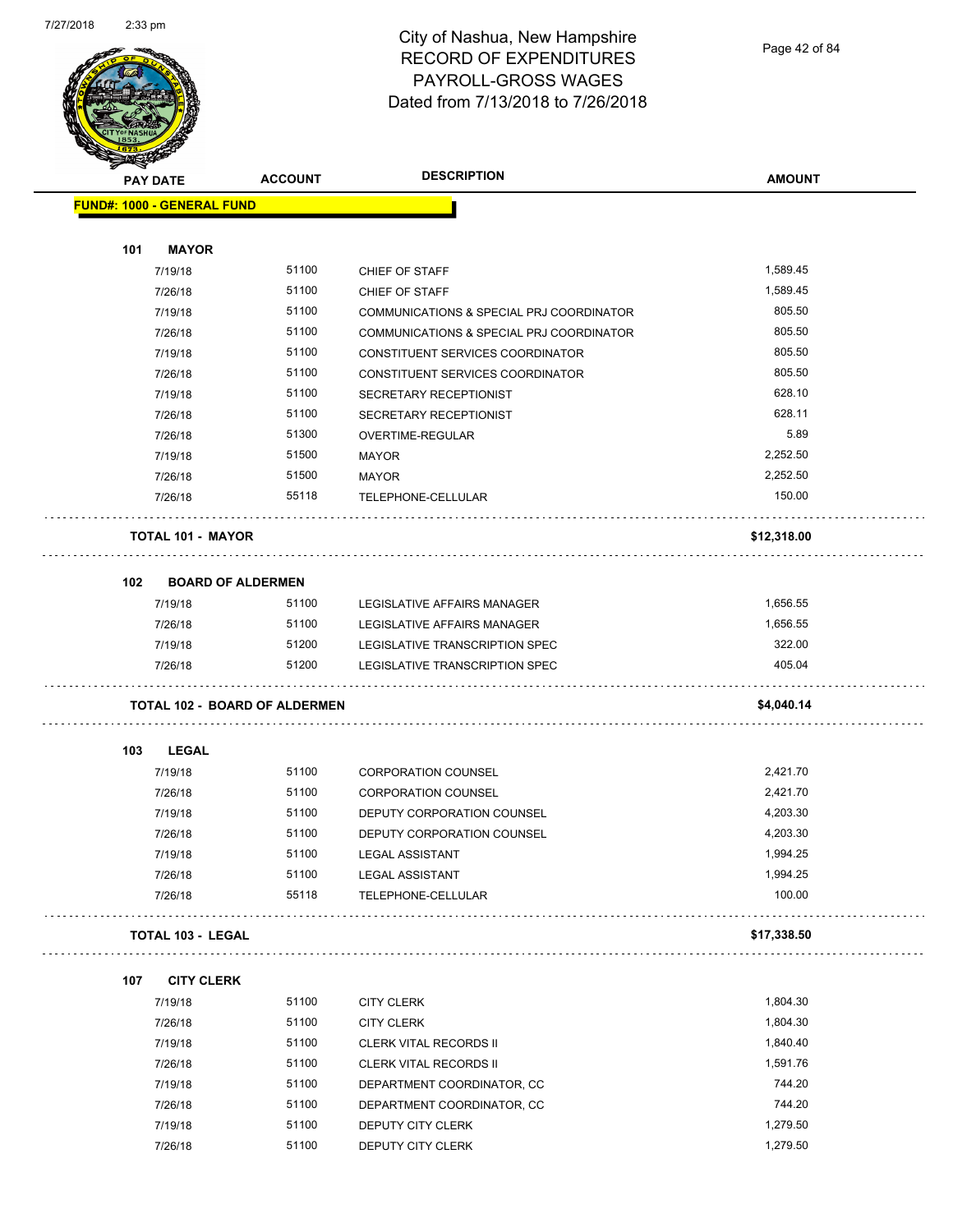# City of Nashua, New Hampshire
## RECORD OF EXPENDITURES
## PAYROLL-GROSS WAGES
## Dated from 7/13/2018 to 7/26/2018

| PAY DATE | ACCOUNT | DESCRIPTION | AMOUNT |
|---|---|---|---|
| **FUND#: 1000 - GENERAL FUND** | | | |
| **101 MAYOR** | | | |
| 7/19/18 | 51100 | CHIEF OF STAFF | 1,589.45 |
| 7/26/18 | 51100 | CHIEF OF STAFF | 1,589.45 |
| 7/19/18 | 51100 | COMMUNICATIONS & SPECIAL PRJ COORDINATOR | 805.50 |
| 7/26/18 | 51100 | COMMUNICATIONS & SPECIAL PRJ COORDINATOR | 805.50 |
| 7/19/18 | 51100 | CONSTITUENT SERVICES COORDINATOR | 805.50 |
| 7/26/18 | 51100 | CONSTITUENT SERVICES COORDINATOR | 805.50 |
| 7/19/18 | 51100 | SECRETARY RECEPTIONIST | 628.10 |
| 7/26/18 | 51100 | SECRETARY RECEPTIONIST | 628.11 |
| 7/26/18 | 51300 | OVERTIME-REGULAR | 5.89 |
| 7/19/18 | 51500 | MAYOR | 2,252.50 |
| 7/26/18 | 51500 | MAYOR | 2,252.50 |
| 7/26/18 | 55118 | TELEPHONE-CELLULAR | 150.00 |
| **TOTAL 101 - MAYOR** | | | **$12,318.00** |
| **102 BOARD OF ALDERMEN** | | | |
| 7/19/18 | 51100 | LEGISLATIVE AFFAIRS MANAGER | 1,656.55 |
| 7/26/18 | 51100 | LEGISLATIVE AFFAIRS MANAGER | 1,656.55 |
| 7/19/18 | 51200 | LEGISLATIVE TRANSCRIPTION SPEC | 322.00 |
| 7/26/18 | 51200 | LEGISLATIVE TRANSCRIPTION SPEC | 405.04 |
| **TOTAL 102 - BOARD OF ALDERMEN** | | | **$4,040.14** |
| **103 LEGAL** | | | |
| 7/19/18 | 51100 | CORPORATION COUNSEL | 2,421.70 |
| 7/26/18 | 51100 | CORPORATION COUNSEL | 2,421.70 |
| 7/19/18 | 51100 | DEPUTY CORPORATION COUNSEL | 4,203.30 |
| 7/26/18 | 51100 | DEPUTY CORPORATION COUNSEL | 4,203.30 |
| 7/19/18 | 51100 | LEGAL ASSISTANT | 1,994.25 |
| 7/26/18 | 51100 | LEGAL ASSISTANT | 1,994.25 |
| 7/26/18 | 55118 | TELEPHONE-CELLULAR | 100.00 |
| **TOTAL 103 - LEGAL** | | | **$17,338.50** |
| **107 CITY CLERK** | | | |
| 7/19/18 | 51100 | CITY CLERK | 1,804.30 |
| 7/26/18 | 51100 | CITY CLERK | 1,804.30 |
| 7/19/18 | 51100 | CLERK VITAL RECORDS II | 1,840.40 |
| 7/26/18 | 51100 | CLERK VITAL RECORDS II | 1,591.76 |
| 7/19/18 | 51100 | DEPARTMENT COORDINATOR, CC | 744.20 |
| 7/26/18 | 51100 | DEPARTMENT COORDINATOR, CC | 744.20 |
| 7/19/18 | 51100 | DEPUTY CITY CLERK | 1,279.50 |
| 7/26/18 | 51100 | DEPUTY CITY CLERK | 1,279.50 |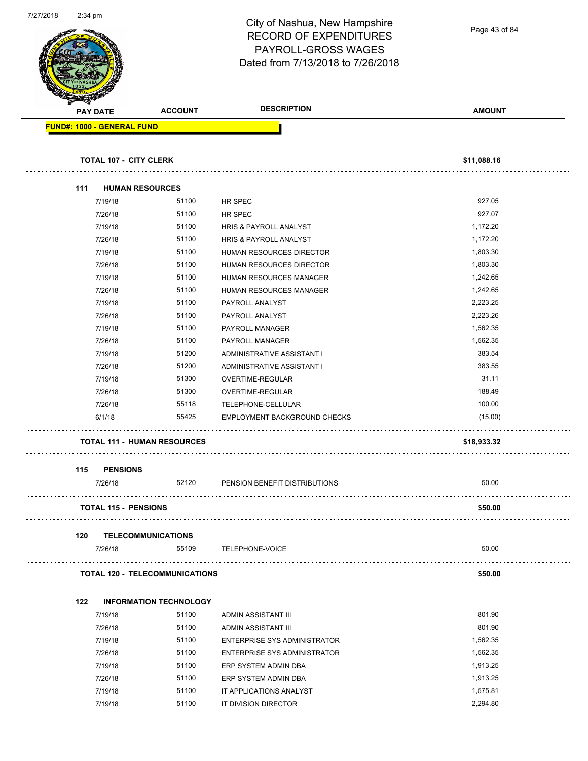# City of Nashua, New Hampshire
## RECORD OF EXPENDITURES
## PAYROLL-GROSS WAGES
### Dated from 7/13/2018 to 7/26/2018

**FUND#: 1000 - GENERAL FUND**

| PAY DATE | ACCOUNT | DESCRIPTION | AMOUNT |
|---|---|---|---|
| **TOTAL 107 - CITY CLERK** | | | **$11,088.16** |
| **111 HUMAN RESOURCES** | | | |
| 7/19/18 | 51100 | HR SPEC | 927.05 |
| 7/26/18 | 51100 | HR SPEC | 927.07 |
| 7/19/18 | 51100 | HRIS & PAYROLL ANALYST | 1,172.20 |
| 7/26/18 | 51100 | HRIS & PAYROLL ANALYST | 1,172.20 |
| 7/19/18 | 51100 | HUMAN RESOURCES DIRECTOR | 1,803.30 |
| 7/26/18 | 51100 | HUMAN RESOURCES DIRECTOR | 1,803.30 |
| 7/19/18 | 51100 | HUMAN RESOURCES MANAGER | 1,242.65 |
| 7/26/18 | 51100 | HUMAN RESOURCES MANAGER | 1,242.65 |
| 7/19/18 | 51100 | PAYROLL ANALYST | 2,223.25 |
| 7/26/18 | 51100 | PAYROLL ANALYST | 2,223.26 |
| 7/19/18 | 51100 | PAYROLL MANAGER | 1,562.35 |
| 7/26/18 | 51100 | PAYROLL MANAGER | 1,562.35 |
| 7/19/18 | 51200 | ADMINISTRATIVE ASSISTANT I | 383.54 |
| 7/26/18 | 51200 | ADMINISTRATIVE ASSISTANT I | 383.55 |
| 7/19/18 | 51300 | OVERTIME-REGULAR | 31.11 |
| 7/26/18 | 51300 | OVERTIME-REGULAR | 188.49 |
| 7/26/18 | 55118 | TELEPHONE-CELLULAR | 100.00 |
| 6/1/18 | 55425 | EMPLOYMENT BACKGROUND CHECKS | (15.00) |
| **TOTAL 111 - HUMAN RESOURCES** | | | **$18,933.32** |
| **115 PENSIONS** | | | |
| 7/26/18 | 52120 | PENSION BENEFIT DISTRIBUTIONS | 50.00 |
| **TOTAL 115 - PENSIONS** | | | **$50.00** |
| **120 TELECOMMUNICATIONS** | | | |
| 7/26/18 | 55109 | TELEPHONE-VOICE | 50.00 |
| **TOTAL 120 - TELECOMMUNICATIONS** | | | **$50.00** |
| **122 INFORMATION TECHNOLOGY** | | | |
| 7/19/18 | 51100 | ADMIN ASSISTANT III | 801.90 |
| 7/26/18 | 51100 | ADMIN ASSISTANT III | 801.90 |
| 7/19/18 | 51100 | ENTERPRISE SYS ADMINISTRATOR | 1,562.35 |
| 7/26/18 | 51100 | ENTERPRISE SYS ADMINISTRATOR | 1,562.35 |
| 7/19/18 | 51100 | ERP SYSTEM ADMIN DBA | 1,913.25 |
| 7/26/18 | 51100 | ERP SYSTEM ADMIN DBA | 1,913.25 |
| 7/19/18 | 51100 | IT APPLICATIONS ANALYST | 1,575.81 |
| 7/19/18 | 51100 | IT DIVISION DIRECTOR | 2,294.80 |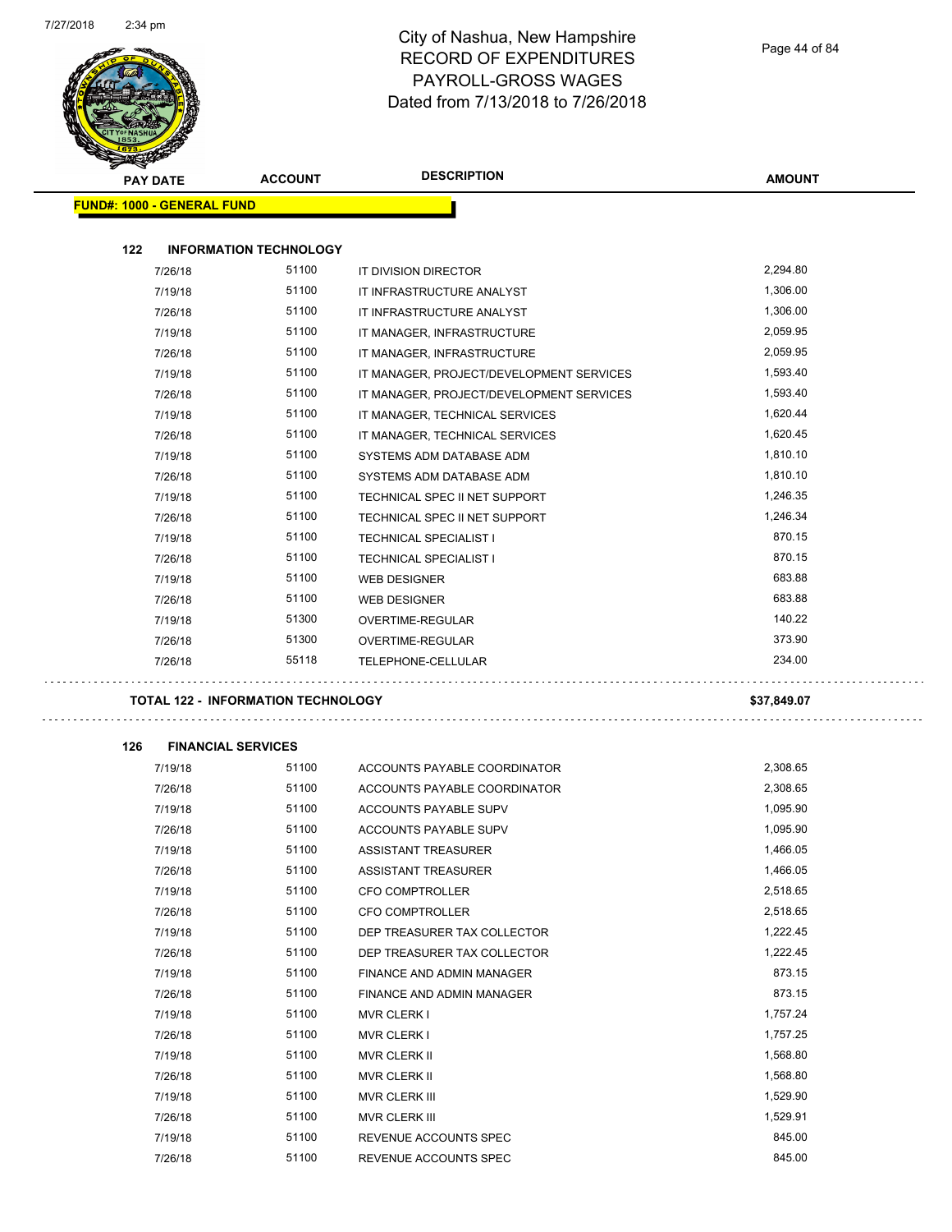# City of Nashua, New Hampshire
## RECORD OF EXPENDITURES
## PAYROLL-GROSS WAGES
## Dated from 7/13/2018 to 7/26/2018

| PAY DATE | ACCOUNT | DESCRIPTION | AMOUNT |
|---|---|---|---|
| **FUND#: 1000 - GENERAL FUND** | | | |
| **122 INFORMATION TECHNOLOGY** | | | |
| 7/26/18 | 51100 | IT DIVISION DIRECTOR | 2,294.80 |
| 7/19/18 | 51100 | IT INFRASTRUCTURE ANALYST | 1,306.00 |
| 7/26/18 | 51100 | IT INFRASTRUCTURE ANALYST | 1,306.00 |
| 7/19/18 | 51100 | IT MANAGER, INFRASTRUCTURE | 2,059.95 |
| 7/26/18 | 51100 | IT MANAGER, INFRASTRUCTURE | 2,059.95 |
| 7/19/18 | 51100 | IT MANAGER, PROJECT/DEVELOPMENT SERVICES | 1,593.40 |
| 7/26/18 | 51100 | IT MANAGER, PROJECT/DEVELOPMENT SERVICES | 1,593.40 |
| 7/19/18 | 51100 | IT MANAGER, TECHNICAL SERVICES | 1,620.44 |
| 7/26/18 | 51100 | IT MANAGER, TECHNICAL SERVICES | 1,620.45 |
| 7/19/18 | 51100 | SYSTEMS ADM DATABASE ADM | 1,810.10 |
| 7/26/18 | 51100 | SYSTEMS ADM DATABASE ADM | 1,810.10 |
| 7/19/18 | 51100 | TECHNICAL SPEC II NET SUPPORT | 1,246.35 |
| 7/26/18 | 51100 | TECHNICAL SPEC II NET SUPPORT | 1,246.34 |
| 7/19/18 | 51100 | TECHNICAL SPECIALIST I | 870.15 |
| 7/26/18 | 51100 | TECHNICAL SPECIALIST I | 870.15 |
| 7/19/18 | 51100 | WEB DESIGNER | 683.88 |
| 7/26/18 | 51100 | WEB DESIGNER | 683.88 |
| 7/19/18 | 51300 | OVERTIME-REGULAR | 140.22 |
| 7/26/18 | 51300 | OVERTIME-REGULAR | 373.90 |
| 7/26/18 | 55118 | TELEPHONE-CELLULAR | 234.00 |
| **TOTAL 122 - INFORMATION TECHNOLOGY** | | | **$37,849.07** |
| **126 FINANCIAL SERVICES** | | | |
| 7/19/18 | 51100 | ACCOUNTS PAYABLE COORDINATOR | 2,308.65 |
| 7/26/18 | 51100 | ACCOUNTS PAYABLE COORDINATOR | 2,308.65 |
| 7/19/18 | 51100 | ACCOUNTS PAYABLE SUPV | 1,095.90 |
| 7/26/18 | 51100 | ACCOUNTS PAYABLE SUPV | 1,095.90 |
| 7/19/18 | 51100 | ASSISTANT TREASURER | 1,466.05 |
| 7/26/18 | 51100 | ASSISTANT TREASURER | 1,466.05 |
| 7/19/18 | 51100 | CFO COMPTROLLER | 2,518.65 |
| 7/26/18 | 51100 | CFO COMPTROLLER | 2,518.65 |
| 7/19/18 | 51100 | DEP TREASURER TAX COLLECTOR | 1,222.45 |
| 7/26/18 | 51100 | DEP TREASURER TAX COLLECTOR | 1,222.45 |
| 7/19/18 | 51100 | FINANCE AND ADMIN MANAGER | 873.15 |
| 7/26/18 | 51100 | FINANCE AND ADMIN MANAGER | 873.15 |
| 7/19/18 | 51100 | MVR CLERK I | 1,757.24 |
| 7/26/18 | 51100 | MVR CLERK I | 1,757.25 |
| 7/19/18 | 51100 | MVR CLERK II | 1,568.80 |
| 7/26/18 | 51100 | MVR CLERK II | 1,568.80 |
| 7/19/18 | 51100 | MVR CLERK III | 1,529.90 |
| 7/26/18 | 51100 | MVR CLERK III | 1,529.91 |
| 7/19/18 | 51100 | REVENUE ACCOUNTS SPEC | 845.00 |
| 7/26/18 | 51100 | REVENUE ACCOUNTS SPEC | 845.00 |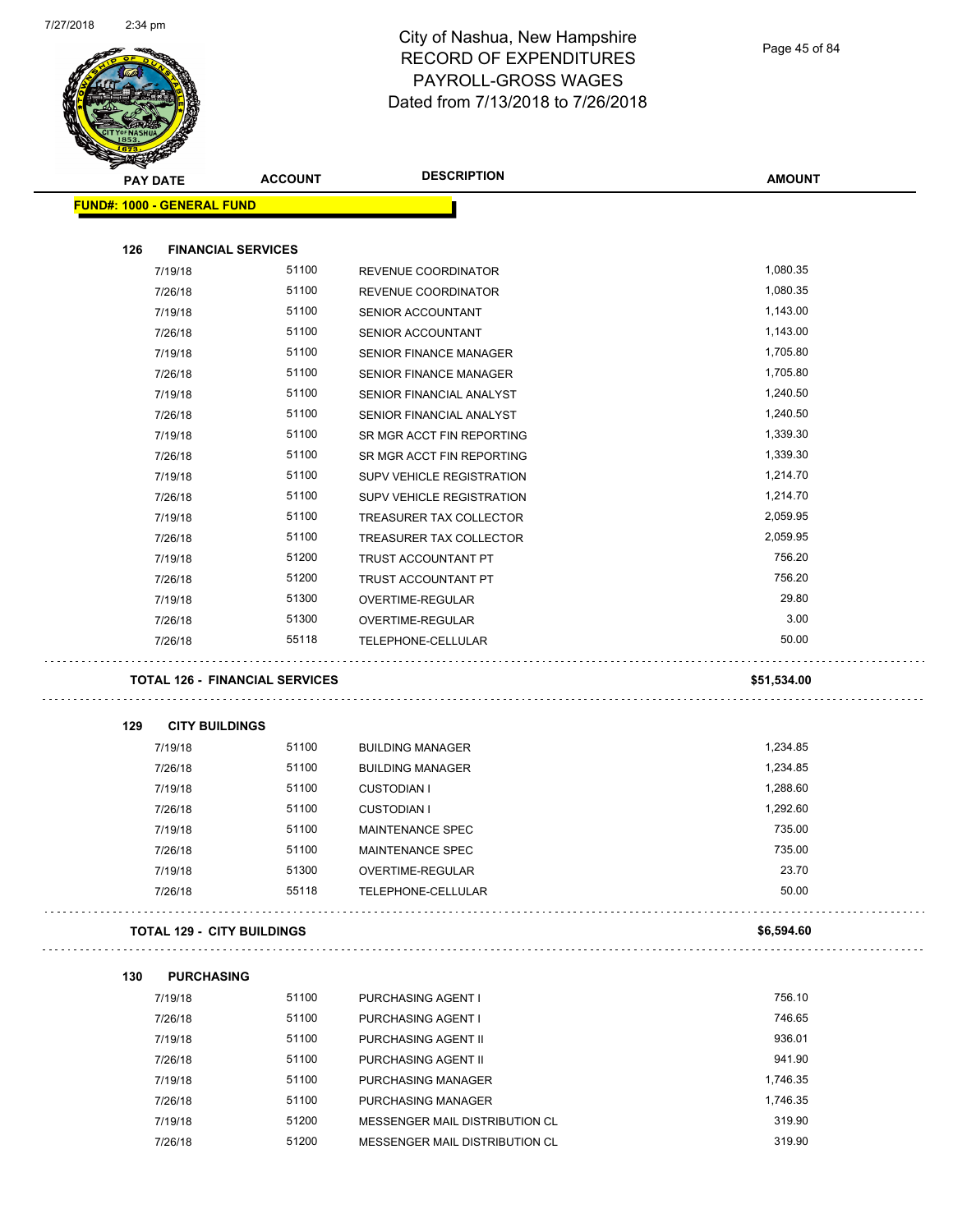# City of Nashua, New Hampshire
## RECORD OF EXPENDITURES
## PAYROLL-GROSS WAGES
## Dated from 7/13/2018 to 7/26/2018

| PAY DATE | ACCOUNT | DESCRIPTION | AMOUNT |
|---|---|---|---|
| **FUND#: 1000 - GENERAL FUND** | | | |
| **126 FINANCIAL SERVICES** | | | |
| 7/19/18 | 51100 | REVENUE COORDINATOR | 1,080.35 |
| 7/26/18 | 51100 | REVENUE COORDINATOR | 1,080.35 |
| 7/19/18 | 51100 | SENIOR ACCOUNTANT | 1,143.00 |
| 7/26/18 | 51100 | SENIOR ACCOUNTANT | 1,143.00 |
| 7/19/18 | 51100 | SENIOR FINANCE MANAGER | 1,705.80 |
| 7/26/18 | 51100 | SENIOR FINANCE MANAGER | 1,705.80 |
| 7/19/18 | 51100 | SENIOR FINANCIAL ANALYST | 1,240.50 |
| 7/26/18 | 51100 | SENIOR FINANCIAL ANALYST | 1,240.50 |
| 7/19/18 | 51100 | SR MGR ACCT FIN REPORTING | 1,339.30 |
| 7/26/18 | 51100 | SR MGR ACCT FIN REPORTING | 1,339.30 |
| 7/19/18 | 51100 | SUPV VEHICLE REGISTRATION | 1,214.70 |
| 7/26/18 | 51100 | SUPV VEHICLE REGISTRATION | 1,214.70 |
| 7/19/18 | 51100 | TREASURER TAX COLLECTOR | 2,059.95 |
| 7/26/18 | 51100 | TREASURER TAX COLLECTOR | 2,059.95 |
| 7/19/18 | 51200 | TRUST ACCOUNTANT PT | 756.20 |
| 7/26/18 | 51200 | TRUST ACCOUNTANT PT | 756.20 |
| 7/19/18 | 51300 | OVERTIME-REGULAR | 29.80 |
| 7/26/18 | 51300 | OVERTIME-REGULAR | 3.00 |
| 7/26/18 | 55118 | TELEPHONE-CELLULAR | 50.00 |
| **TOTAL 126 - FINANCIAL SERVICES** | | | **$51,534.00** |
| **129 CITY BUILDINGS** | | | |
| 7/19/18 | 51100 | BUILDING MANAGER | 1,234.85 |
| 7/26/18 | 51100 | BUILDING MANAGER | 1,234.85 |
| 7/19/18 | 51100 | CUSTODIAN I | 1,288.60 |
| 7/26/18 | 51100 | CUSTODIAN I | 1,292.60 |
| 7/19/18 | 51100 | MAINTENANCE SPEC | 735.00 |
| 7/26/18 | 51100 | MAINTENANCE SPEC | 735.00 |
| 7/19/18 | 51300 | OVERTIME-REGULAR | 23.70 |
| 7/26/18 | 55118 | TELEPHONE-CELLULAR | 50.00 |
| **TOTAL 129 - CITY BUILDINGS** | | | **$6,594.60** |
| **130 PURCHASING** | | | |
| 7/19/18 | 51100 | PURCHASING AGENT I | 756.10 |
| 7/26/18 | 51100 | PURCHASING AGENT I | 746.65 |
| 7/19/18 | 51100 | PURCHASING AGENT II | 936.01 |
| 7/26/18 | 51100 | PURCHASING AGENT II | 941.90 |
| 7/19/18 | 51100 | PURCHASING MANAGER | 1,746.35 |
| 7/26/18 | 51100 | PURCHASING MANAGER | 1,746.35 |
| 7/19/18 | 51200 | MESSENGER MAIL DISTRIBUTION CL | 319.90 |
| 7/26/18 | 51200 | MESSENGER MAIL DISTRIBUTION CL | 319.90 |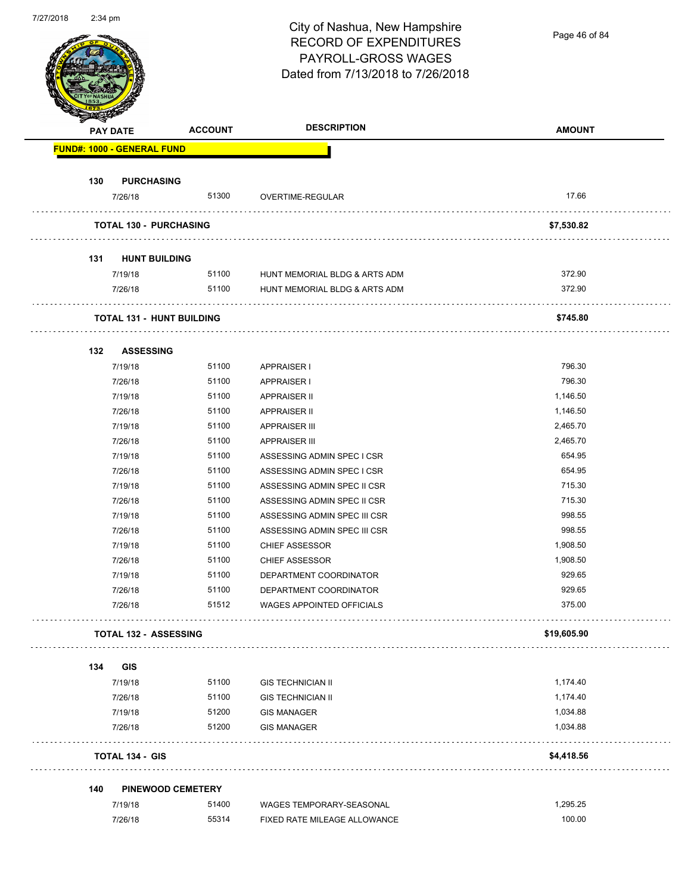# City of Nashua, New Hampshire
## RECORD OF EXPENDITURES
## PAYROLL-GROSS WAGES
## Dated from 7/13/2018 to 7/26/2018

| PAY DATE | ACCOUNT | DESCRIPTION | AMOUNT |
|---|---|---|---|
| **FUND#: 1000 - GENERAL FUND** | | | |
| **130 PURCHASING** | | | |
| 7/26/18 | 51300 | OVERTIME-REGULAR | 17.66 |
| **TOTAL 130 - PURCHASING** | | | **$7,530.82** |
| **131 HUNT BUILDING** | | | |
| 7/19/18 | 51100 | HUNT MEMORIAL BLDG & ARTS ADM | 372.90 |
| 7/26/18 | 51100 | HUNT MEMORIAL BLDG & ARTS ADM | 372.90 |
| **TOTAL 131 - HUNT BUILDING** | | | **$745.80** |
| **132 ASSESSING** | | | |
| 7/19/18 | 51100 | APPRAISER I | 796.30 |
| 7/26/18 | 51100 | APPRAISER I | 796.30 |
| 7/19/18 | 51100 | APPRAISER II | 1,146.50 |
| 7/26/18 | 51100 | APPRAISER II | 1,146.50 |
| 7/19/18 | 51100 | APPRAISER III | 2,465.70 |
| 7/26/18 | 51100 | APPRAISER III | 2,465.70 |
| 7/19/18 | 51100 | ASSESSING ADMIN SPEC I CSR | 654.95 |
| 7/26/18 | 51100 | ASSESSING ADMIN SPEC I CSR | 654.95 |
| 7/19/18 | 51100 | ASSESSING ADMIN SPEC II CSR | 715.30 |
| 7/26/18 | 51100 | ASSESSING ADMIN SPEC II CSR | 715.30 |
| 7/19/18 | 51100 | ASSESSING ADMIN SPEC III CSR | 998.55 |
| 7/26/18 | 51100 | ASSESSING ADMIN SPEC III CSR | 998.55 |
| 7/19/18 | 51100 | CHIEF ASSESSOR | 1,908.50 |
| 7/26/18 | 51100 | CHIEF ASSESSOR | 1,908.50 |
| 7/19/18 | 51100 | DEPARTMENT COORDINATOR | 929.65 |
| 7/26/18 | 51100 | DEPARTMENT COORDINATOR | 929.65 |
| 7/26/18 | 51512 | WAGES APPOINTED OFFICIALS | 375.00 |
| **TOTAL 132 - ASSESSING** | | | **$19,605.90** |
| **134 GIS** | | | |
| 7/19/18 | 51100 | GIS TECHNICIAN II | 1,174.40 |
| 7/26/18 | 51100 | GIS TECHNICIAN II | 1,174.40 |
| 7/19/18 | 51200 | GIS MANAGER | 1,034.88 |
| 7/26/18 | 51200 | GIS MANAGER | 1,034.88 |
| **TOTAL 134 - GIS** | | | **$4,418.56** |
| **140 PINEWOOD CEMETERY** | | | |
| 7/19/18 | 51400 | WAGES TEMPORARY-SEASONAL | 1,295.25 |
| 7/26/18 | 55314 | FIXED RATE MILEAGE ALLOWANCE | 100.00 |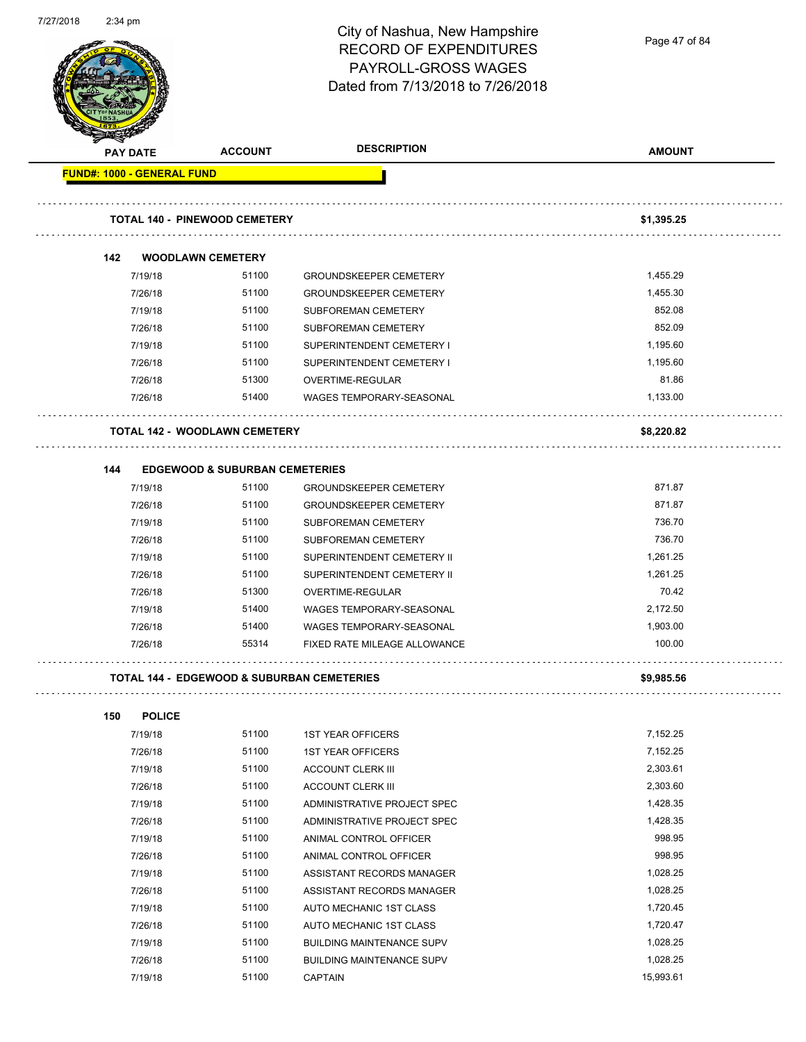# City of Nashua, New Hampshire
## RECORD OF EXPENDITURES
## PAYROLL-GROSS WAGES
## Dated from 7/13/2018 to 7/26/2018

| PAY DATE | ACCOUNT | DESCRIPTION | AMOUNT |
|---|---|---|---|
| **FUND#: 1000 - GENERAL FUND** | | | |
| **TOTAL 140 - PINEWOOD CEMETERY** | | | **$1,395.25** |
| **142 WOODLAWN CEMETERY** | | | |
| 7/19/18 | 51100 | GROUNDSKEEPER CEMETERY | 1,455.29 |
| 7/26/18 | 51100 | GROUNDSKEEPER CEMETERY | 1,455.30 |
| 7/19/18 | 51100 | SUBFOREMAN CEMETERY | 852.08 |
| 7/26/18 | 51100 | SUBFOREMAN CEMETERY | 852.09 |
| 7/19/18 | 51100 | SUPERINTENDENT CEMETERY I | 1,195.60 |
| 7/26/18 | 51100 | SUPERINTENDENT CEMETERY I | 1,195.60 |
| 7/26/18 | 51300 | OVERTIME-REGULAR | 81.86 |
| 7/26/18 | 51400 | WAGES TEMPORARY-SEASONAL | 1,133.00 |
| **TOTAL 142 - WOODLAWN CEMETERY** | | | **$8,220.82** |
| **144 EDGEWOOD & SUBURBAN CEMETERIES** | | | |
| 7/19/18 | 51100 | GROUNDSKEEPER CEMETERY | 871.87 |
| 7/26/18 | 51100 | GROUNDSKEEPER CEMETERY | 871.87 |
| 7/19/18 | 51100 | SUBFOREMAN CEMETERY | 736.70 |
| 7/26/18 | 51100 | SUBFOREMAN CEMETERY | 736.70 |
| 7/19/18 | 51100 | SUPERINTENDENT CEMETERY II | 1,261.25 |
| 7/26/18 | 51100 | SUPERINTENDENT CEMETERY II | 1,261.25 |
| 7/26/18 | 51300 | OVERTIME-REGULAR | 70.42 |
| 7/19/18 | 51400 | WAGES TEMPORARY-SEASONAL | 2,172.50 |
| 7/26/18 | 51400 | WAGES TEMPORARY-SEASONAL | 1,903.00 |
| 7/26/18 | 55314 | FIXED RATE MILEAGE ALLOWANCE | 100.00 |
| **TOTAL 144 - EDGEWOOD & SUBURBAN CEMETERIES** | | | **$9,985.56** |
| **150 POLICE** | | | |
| 7/19/18 | 51100 | 1ST YEAR OFFICERS | 7,152.25 |
| 7/26/18 | 51100 | 1ST YEAR OFFICERS | 7,152.25 |
| 7/19/18 | 51100 | ACCOUNT CLERK III | 2,303.61 |
| 7/26/18 | 51100 | ACCOUNT CLERK III | 2,303.60 |
| 7/19/18 | 51100 | ADMINISTRATIVE PROJECT SPEC | 1,428.35 |
| 7/26/18 | 51100 | ADMINISTRATIVE PROJECT SPEC | 1,428.35 |
| 7/19/18 | 51100 | ANIMAL CONTROL OFFICER | 998.95 |
| 7/26/18 | 51100 | ANIMAL CONTROL OFFICER | 998.95 |
| 7/19/18 | 51100 | ASSISTANT RECORDS MANAGER | 1,028.25 |
| 7/26/18 | 51100 | ASSISTANT RECORDS MANAGER | 1,028.25 |
| 7/19/18 | 51100 | AUTO MECHANIC 1ST CLASS | 1,720.45 |
| 7/26/18 | 51100 | AUTO MECHANIC 1ST CLASS | 1,720.47 |
| 7/19/18 | 51100 | BUILDING MAINTENANCE SUPV | 1,028.25 |
| 7/26/18 | 51100 | BUILDING MAINTENANCE SUPV | 1,028.25 |
| 7/19/18 | 51100 | CAPTAIN | 15,993.61 |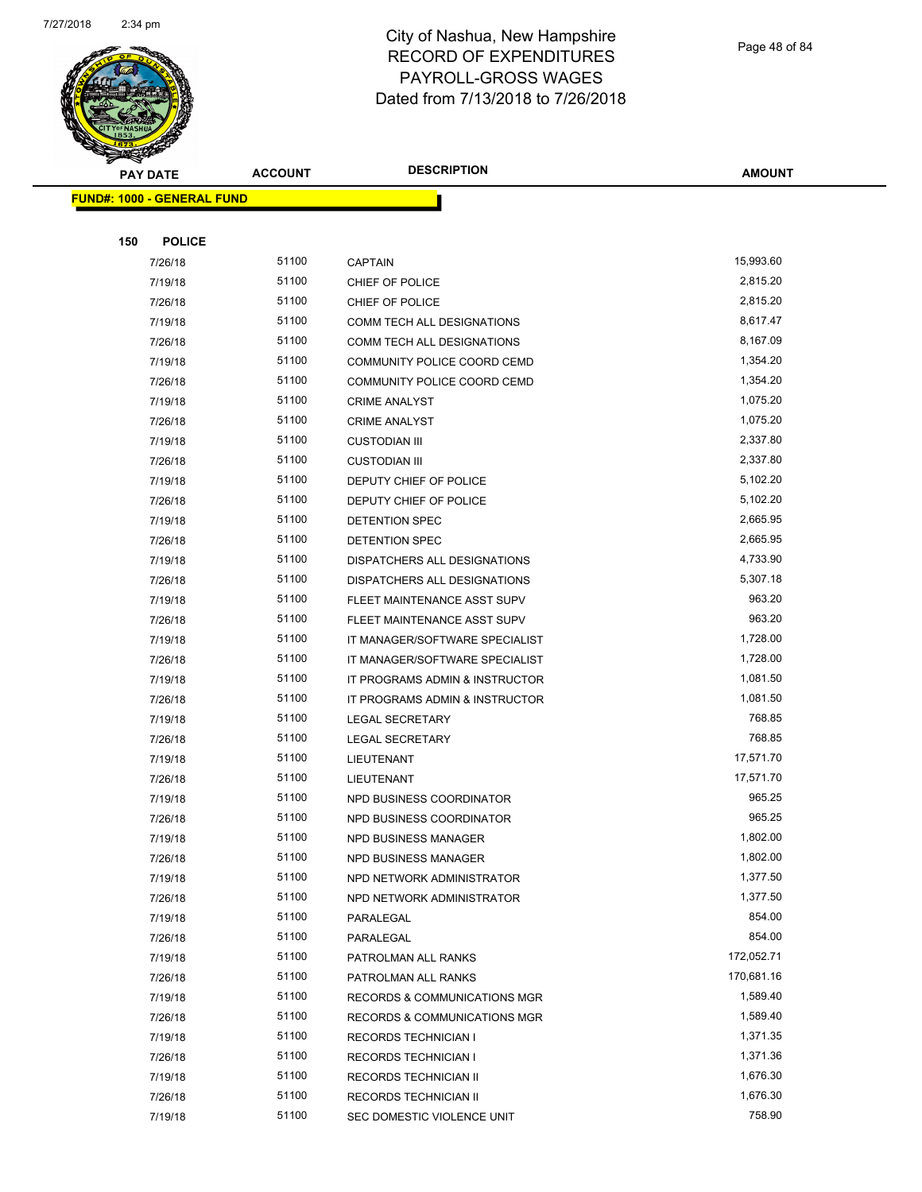# City of Nashua, New Hampshire
## RECORD OF EXPENDITURES
## PAYROLL-GROSS WAGES
## Dated from 7/13/2018 to 7/26/2018

| PAY DATE | ACCOUNT | DESCRIPTION | AMOUNT |
|---|---|---|---|

**FUND#: 1000 - GENERAL FUND**

**150 POLICE**

| PAY DATE | ACCOUNT | DESCRIPTION | AMOUNT |
|---|---|---|---|
| 7/26/18 | 51100 | CAPTAIN | 15,993.60 |
| 7/19/18 | 51100 | CHIEF OF POLICE | 2,815.20 |
| 7/26/18 | 51100 | CHIEF OF POLICE | 2,815.20 |
| 7/19/18 | 51100 | COMM TECH ALL DESIGNATIONS | 8,617.47 |
| 7/26/18 | 51100 | COMM TECH ALL DESIGNATIONS | 8,167.09 |
| 7/19/18 | 51100 | COMMUNITY POLICE COORD CEMD | 1,354.20 |
| 7/26/18 | 51100 | COMMUNITY POLICE COORD CEMD | 1,354.20 |
| 7/19/18 | 51100 | CRIME ANALYST | 1,075.20 |
| 7/26/18 | 51100 | CRIME ANALYST | 1,075.20 |
| 7/19/18 | 51100 | CUSTODIAN III | 2,337.80 |
| 7/26/18 | 51100 | CUSTODIAN III | 2,337.80 |
| 7/19/18 | 51100 | DEPUTY CHIEF OF POLICE | 5,102.20 |
| 7/26/18 | 51100 | DEPUTY CHIEF OF POLICE | 5,102.20 |
| 7/19/18 | 51100 | DETENTION SPEC | 2,665.95 |
| 7/26/18 | 51100 | DETENTION SPEC | 2,665.95 |
| 7/19/18 | 51100 | DISPATCHERS ALL DESIGNATIONS | 4,733.90 |
| 7/26/18 | 51100 | DISPATCHERS ALL DESIGNATIONS | 5,307.18 |
| 7/19/18 | 51100 | FLEET MAINTENANCE ASST SUPV | 963.20 |
| 7/26/18 | 51100 | FLEET MAINTENANCE ASST SUPV | 963.20 |
| 7/19/18 | 51100 | IT MANAGER/SOFTWARE SPECIALIST | 1,728.00 |
| 7/26/18 | 51100 | IT MANAGER/SOFTWARE SPECIALIST | 1,728.00 |
| 7/19/18 | 51100 | IT PROGRAMS ADMIN & INSTRUCTOR | 1,081.50 |
| 7/26/18 | 51100 | IT PROGRAMS ADMIN & INSTRUCTOR | 1,081.50 |
| 7/19/18 | 51100 | LEGAL SECRETARY | 768.85 |
| 7/26/18 | 51100 | LEGAL SECRETARY | 768.85 |
| 7/19/18 | 51100 | LIEUTENANT | 17,571.70 |
| 7/26/18 | 51100 | LIEUTENANT | 17,571.70 |
| 7/19/18 | 51100 | NPD BUSINESS COORDINATOR | 965.25 |
| 7/26/18 | 51100 | NPD BUSINESS COORDINATOR | 965.25 |
| 7/19/18 | 51100 | NPD BUSINESS MANAGER | 1,802.00 |
| 7/26/18 | 51100 | NPD BUSINESS MANAGER | 1,802.00 |
| 7/19/18 | 51100 | NPD NETWORK ADMINISTRATOR | 1,377.50 |
| 7/26/18 | 51100 | NPD NETWORK ADMINISTRATOR | 1,377.50 |
| 7/19/18 | 51100 | PARALEGAL | 854.00 |
| 7/26/18 | 51100 | PARALEGAL | 854.00 |
| 7/19/18 | 51100 | PATROLMAN ALL RANKS | 172,052.71 |
| 7/26/18 | 51100 | PATROLMAN ALL RANKS | 170,681.16 |
| 7/19/18 | 51100 | RECORDS & COMMUNICATIONS MGR | 1,589.40 |
| 7/26/18 | 51100 | RECORDS & COMMUNICATIONS MGR | 1,589.40 |
| 7/19/18 | 51100 | RECORDS TECHNICIAN I | 1,371.35 |
| 7/26/18 | 51100 | RECORDS TECHNICIAN I | 1,371.36 |
| 7/19/18 | 51100 | RECORDS TECHNICIAN II | 1,676.30 |
| 7/26/18 | 51100 | RECORDS TECHNICIAN II | 1,676.30 |
| 7/19/18 | 51100 | SEC DOMESTIC VIOLENCE UNIT | 758.90 |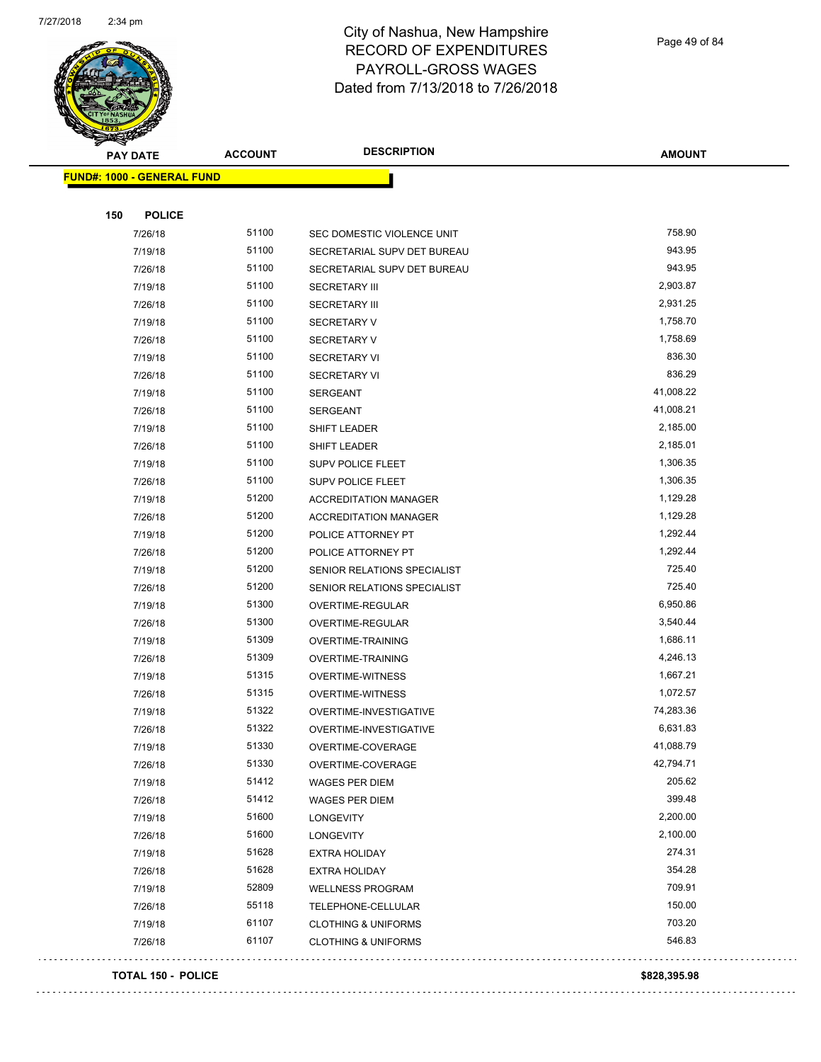City of Nashua, New Hampshire
RECORD OF EXPENDITURES
PAYROLL-GROSS WAGES
Dated from 7/13/2018 to 7/26/2018

**FUND#: 1000 - GENERAL FUND**

**150 POLICE**

| PAY DATE | ACCOUNT | DESCRIPTION | AMOUNT |
|---|---|---|---|
| 7/26/18 | 51100 | SEC DOMESTIC VIOLENCE UNIT | 758.90 |
| 7/19/18 | 51100 | SECRETARIAL SUPV DET BUREAU | 943.95 |
| 7/26/18 | 51100 | SECRETARIAL SUPV DET BUREAU | 943.95 |
| 7/19/18 | 51100 | SECRETARY III | 2,903.87 |
| 7/26/18 | 51100 | SECRETARY III | 2,931.25 |
| 7/19/18 | 51100 | SECRETARY V | 1,758.70 |
| 7/26/18 | 51100 | SECRETARY V | 1,758.69 |
| 7/19/18 | 51100 | SECRETARY VI | 836.30 |
| 7/26/18 | 51100 | SECRETARY VI | 836.29 |
| 7/19/18 | 51100 | SERGEANT | 41,008.22 |
| 7/26/18 | 51100 | SERGEANT | 41,008.21 |
| 7/19/18 | 51100 | SHIFT LEADER | 2,185.00 |
| 7/26/18 | 51100 | SHIFT LEADER | 2,185.01 |
| 7/19/18 | 51100 | SUPV POLICE FLEET | 1,306.35 |
| 7/26/18 | 51100 | SUPV POLICE FLEET | 1,306.35 |
| 7/19/18 | 51200 | ACCREDITATION MANAGER | 1,129.28 |
| 7/26/18 | 51200 | ACCREDITATION MANAGER | 1,129.28 |
| 7/19/18 | 51200 | POLICE ATTORNEY PT | 1,292.44 |
| 7/26/18 | 51200 | POLICE ATTORNEY PT | 1,292.44 |
| 7/19/18 | 51200 | SENIOR RELATIONS SPECIALIST | 725.40 |
| 7/26/18 | 51200 | SENIOR RELATIONS SPECIALIST | 725.40 |
| 7/19/18 | 51300 | OVERTIME-REGULAR | 6,950.86 |
| 7/26/18 | 51300 | OVERTIME-REGULAR | 3,540.44 |
| 7/19/18 | 51309 | OVERTIME-TRAINING | 1,686.11 |
| 7/26/18 | 51309 | OVERTIME-TRAINING | 4,246.13 |
| 7/19/18 | 51315 | OVERTIME-WITNESS | 1,667.21 |
| 7/26/18 | 51315 | OVERTIME-WITNESS | 1,072.57 |
| 7/19/18 | 51322 | OVERTIME-INVESTIGATIVE | 74,283.36 |
| 7/26/18 | 51322 | OVERTIME-INVESTIGATIVE | 6,631.83 |
| 7/19/18 | 51330 | OVERTIME-COVERAGE | 41,088.79 |
| 7/26/18 | 51330 | OVERTIME-COVERAGE | 42,794.71 |
| 7/19/18 | 51412 | WAGES PER DIEM | 205.62 |
| 7/26/18 | 51412 | WAGES PER DIEM | 399.48 |
| 7/19/18 | 51600 | LONGEVITY | 2,200.00 |
| 7/26/18 | 51600 | LONGEVITY | 2,100.00 |
| 7/19/18 | 51628 | EXTRA HOLIDAY | 274.31 |
| 7/26/18 | 51628 | EXTRA HOLIDAY | 354.28 |
| 7/19/18 | 52809 | WELLNESS PROGRAM | 709.91 |
| 7/26/18 | 55118 | TELEPHONE-CELLULAR | 150.00 |
| 7/19/18 | 61107 | CLOTHING & UNIFORMS | 703.20 |
| 7/26/18 | 61107 | CLOTHING & UNIFORMS | 546.83 |

**TOTAL 150 - POLICE** **$828,395.98**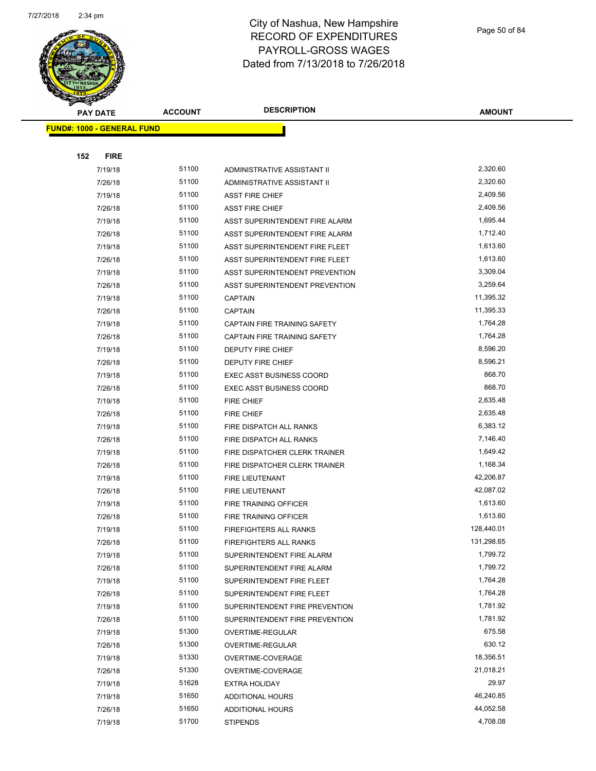# City of Nashua, New Hampshire
## RECORD OF EXPENDITURES
## PAYROLL-GROSS WAGES
## Dated from 7/13/2018 to 7/26/2018

**FUND#: 1000 - GENERAL FUND**

**152 FIRE**

| PAY DATE | ACCOUNT | DESCRIPTION | AMOUNT |
|---|---|---|---|
| 7/19/18 | 51100 | ADMINISTRATIVE ASSISTANT II | 2,320.60 |
| 7/26/18 | 51100 | ADMINISTRATIVE ASSISTANT II | 2,320.60 |
| 7/19/18 | 51100 | ASST FIRE CHIEF | 2,409.56 |
| 7/26/18 | 51100 | ASST FIRE CHIEF | 2,409.56 |
| 7/19/18 | 51100 | ASST SUPERINTENDENT FIRE ALARM | 1,695.44 |
| 7/26/18 | 51100 | ASST SUPERINTENDENT FIRE ALARM | 1,712.40 |
| 7/19/18 | 51100 | ASST SUPERINTENDENT FIRE FLEET | 1,613.60 |
| 7/26/18 | 51100 | ASST SUPERINTENDENT FIRE FLEET | 1,613.60 |
| 7/19/18 | 51100 | ASST SUPERINTENDENT PREVENTION | 3,309.04 |
| 7/26/18 | 51100 | ASST SUPERINTENDENT PREVENTION | 3,259.64 |
| 7/19/18 | 51100 | CAPTAIN | 11,395.32 |
| 7/26/18 | 51100 | CAPTAIN | 11,395.33 |
| 7/19/18 | 51100 | CAPTAIN FIRE TRAINING SAFETY | 1,764.28 |
| 7/26/18 | 51100 | CAPTAIN FIRE TRAINING SAFETY | 1,764.28 |
| 7/19/18 | 51100 | DEPUTY FIRE CHIEF | 8,596.20 |
| 7/26/18 | 51100 | DEPUTY FIRE CHIEF | 8,596.21 |
| 7/19/18 | 51100 | EXEC ASST BUSINESS COORD | 868.70 |
| 7/26/18 | 51100 | EXEC ASST BUSINESS COORD | 868.70 |
| 7/19/18 | 51100 | FIRE CHIEF | 2,635.48 |
| 7/26/18 | 51100 | FIRE CHIEF | 2,635.48 |
| 7/19/18 | 51100 | FIRE DISPATCH ALL RANKS | 6,383.12 |
| 7/26/18 | 51100 | FIRE DISPATCH ALL RANKS | 7,146.40 |
| 7/19/18 | 51100 | FIRE DISPATCHER CLERK TRAINER | 1,649.42 |
| 7/26/18 | 51100 | FIRE DISPATCHER CLERK TRAINER | 1,168.34 |
| 7/19/18 | 51100 | FIRE LIEUTENANT | 42,206.87 |
| 7/26/18 | 51100 | FIRE LIEUTENANT | 42,087.02 |
| 7/19/18 | 51100 | FIRE TRAINING OFFICER | 1,613.60 |
| 7/26/18 | 51100 | FIRE TRAINING OFFICER | 1,613.60 |
| 7/19/18 | 51100 | FIREFIGHTERS ALL RANKS | 128,440.01 |
| 7/26/18 | 51100 | FIREFIGHTERS ALL RANKS | 131,298.65 |
| 7/19/18 | 51100 | SUPERINTENDENT FIRE ALARM | 1,799.72 |
| 7/26/18 | 51100 | SUPERINTENDENT FIRE ALARM | 1,799.72 |
| 7/19/18 | 51100 | SUPERINTENDENT FIRE FLEET | 1,764.28 |
| 7/26/18 | 51100 | SUPERINTENDENT FIRE FLEET | 1,764.28 |
| 7/19/18 | 51100 | SUPERINTENDENT FIRE PREVENTION | 1,781.92 |
| 7/26/18 | 51100 | SUPERINTENDENT FIRE PREVENTION | 1,781.92 |
| 7/19/18 | 51300 | OVERTIME-REGULAR | 675.58 |
| 7/26/18 | 51300 | OVERTIME-REGULAR | 630.12 |
| 7/19/18 | 51330 | OVERTIME-COVERAGE | 18,356.51 |
| 7/26/18 | 51330 | OVERTIME-COVERAGE | 21,018.21 |
| 7/19/18 | 51628 | EXTRA HOLIDAY | 29.97 |
| 7/19/18 | 51650 | ADDITIONAL HOURS | 46,240.85 |
| 7/26/18 | 51650 | ADDITIONAL HOURS | 44,052.58 |
| 7/19/18 | 51700 | STIPENDS | 4,708.08 |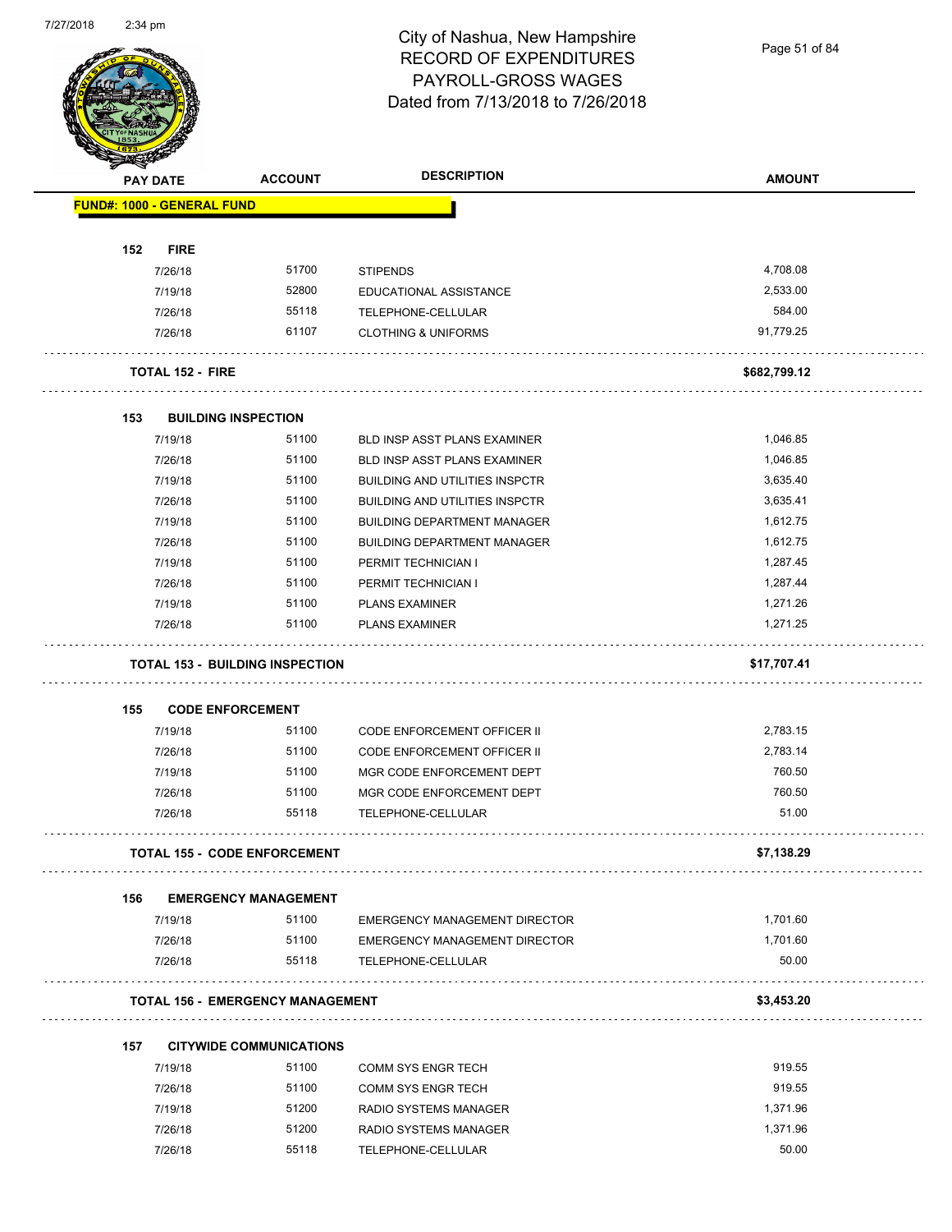# City of Nashua, New Hampshire
## RECORD OF EXPENDITURES
## PAYROLL-GROSS WAGES
## Dated from 7/13/2018 to 7/26/2018

| PAY DATE | ACCOUNT | DESCRIPTION | AMOUNT |
|---|---|---|---|
| **FUND#: 1000 - GENERAL FUND** | | | |
| **152 FIRE** | | | |
| 7/26/18 | 51700 | STIPENDS | 4,708.08 |
| 7/19/18 | 52800 | EDUCATIONAL ASSISTANCE | 2,533.00 |
| 7/26/18 | 55118 | TELEPHONE-CELLULAR | 584.00 |
| 7/26/18 | 61107 | CLOTHING & UNIFORMS | 91,779.25 |
| **TOTAL 152 - FIRE** | | | **$682,799.12** |
| **153 BUILDING INSPECTION** | | | |
| 7/19/18 | 51100 | BLD INSP ASST PLANS EXAMINER | 1,046.85 |
| 7/26/18 | 51100 | BLD INSP ASST PLANS EXAMINER | 1,046.85 |
| 7/19/18 | 51100 | BUILDING AND UTILITIES INSPCTR | 3,635.40 |
| 7/26/18 | 51100 | BUILDING AND UTILITIES INSPCTR | 3,635.41 |
| 7/19/18 | 51100 | BUILDING DEPARTMENT MANAGER | 1,612.75 |
| 7/26/18 | 51100 | BUILDING DEPARTMENT MANAGER | 1,612.75 |
| 7/19/18 | 51100 | PERMIT TECHNICIAN I | 1,287.45 |
| 7/26/18 | 51100 | PERMIT TECHNICIAN I | 1,287.44 |
| 7/19/18 | 51100 | PLANS EXAMINER | 1,271.26 |
| 7/26/18 | 51100 | PLANS EXAMINER | 1,271.25 |
| **TOTAL 153 - BUILDING INSPECTION** | | | **$17,707.41** |
| **155 CODE ENFORCEMENT** | | | |
| 7/19/18 | 51100 | CODE ENFORCEMENT OFFICER II | 2,783.15 |
| 7/26/18 | 51100 | CODE ENFORCEMENT OFFICER II | 2,783.14 |
| 7/19/18 | 51100 | MGR CODE ENFORCEMENT DEPT | 760.50 |
| 7/26/18 | 51100 | MGR CODE ENFORCEMENT DEPT | 760.50 |
| 7/26/18 | 55118 | TELEPHONE-CELLULAR | 51.00 |
| **TOTAL 155 - CODE ENFORCEMENT** | | | **$7,138.29** |
| **156 EMERGENCY MANAGEMENT** | | | |
| 7/19/18 | 51100 | EMERGENCY MANAGEMENT DIRECTOR | 1,701.60 |
| 7/26/18 | 51100 | EMERGENCY MANAGEMENT DIRECTOR | 1,701.60 |
| 7/26/18 | 55118 | TELEPHONE-CELLULAR | 50.00 |
| **TOTAL 156 - EMERGENCY MANAGEMENT** | | | **$3,453.20** |
| **157 CITYWIDE COMMUNICATIONS** | | | |
| 7/19/18 | 51100 | COMM SYS ENGR TECH | 919.55 |
| 7/26/18 | 51100 | COMM SYS ENGR TECH | 919.55 |
| 7/19/18 | 51200 | RADIO SYSTEMS MANAGER | 1,371.96 |
| 7/26/18 | 51200 | RADIO SYSTEMS MANAGER | 1,371.96 |
| 7/26/18 | 55118 | TELEPHONE-CELLULAR | 50.00 |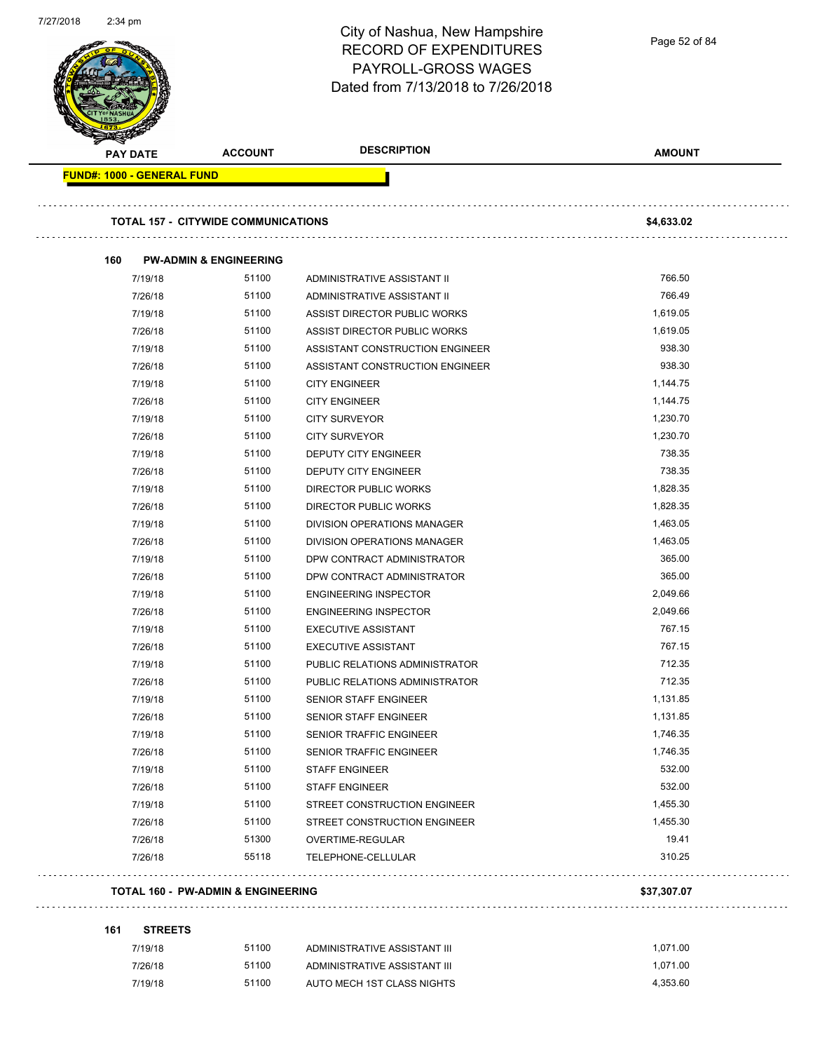# City of Nashua, New Hampshire
## RECORD OF EXPENDITURES
## PAYROLL-GROSS WAGES
## Dated from 7/13/2018 to 7/26/2018

**FUND#: 1000 - GENERAL FUND**

| PAY DATE | ACCOUNT | DESCRIPTION | AMOUNT |
|---|---|---|---|
| **TOTAL 157 - CITYWIDE COMMUNICATIONS** | | | **$4,633.02** |
| **160 PW-ADMIN & ENGINEERING** | | | |
| 7/19/18 | 51100 | ADMINISTRATIVE ASSISTANT II | 766.50 |
| 7/26/18 | 51100 | ADMINISTRATIVE ASSISTANT II | 766.49 |
| 7/19/18 | 51100 | ASSIST DIRECTOR PUBLIC WORKS | 1,619.05 |
| 7/26/18 | 51100 | ASSIST DIRECTOR PUBLIC WORKS | 1,619.05 |
| 7/19/18 | 51100 | ASSISTANT CONSTRUCTION ENGINEER | 938.30 |
| 7/26/18 | 51100 | ASSISTANT CONSTRUCTION ENGINEER | 938.30 |
| 7/19/18 | 51100 | CITY ENGINEER | 1,144.75 |
| 7/26/18 | 51100 | CITY ENGINEER | 1,144.75 |
| 7/19/18 | 51100 | CITY SURVEYOR | 1,230.70 |
| 7/26/18 | 51100 | CITY SURVEYOR | 1,230.70 |
| 7/19/18 | 51100 | DEPUTY CITY ENGINEER | 738.35 |
| 7/26/18 | 51100 | DEPUTY CITY ENGINEER | 738.35 |
| 7/19/18 | 51100 | DIRECTOR PUBLIC WORKS | 1,828.35 |
| 7/26/18 | 51100 | DIRECTOR PUBLIC WORKS | 1,828.35 |
| 7/19/18 | 51100 | DIVISION OPERATIONS MANAGER | 1,463.05 |
| 7/26/18 | 51100 | DIVISION OPERATIONS MANAGER | 1,463.05 |
| 7/19/18 | 51100 | DPW CONTRACT ADMINISTRATOR | 365.00 |
| 7/26/18 | 51100 | DPW CONTRACT ADMINISTRATOR | 365.00 |
| 7/19/18 | 51100 | ENGINEERING INSPECTOR | 2,049.66 |
| 7/26/18 | 51100 | ENGINEERING INSPECTOR | 2,049.66 |
| 7/19/18 | 51100 | EXECUTIVE ASSISTANT | 767.15 |
| 7/26/18 | 51100 | EXECUTIVE ASSISTANT | 767.15 |
| 7/19/18 | 51100 | PUBLIC RELATIONS ADMINISTRATOR | 712.35 |
| 7/26/18 | 51100 | PUBLIC RELATIONS ADMINISTRATOR | 712.35 |
| 7/19/18 | 51100 | SENIOR STAFF ENGINEER | 1,131.85 |
| 7/26/18 | 51100 | SENIOR STAFF ENGINEER | 1,131.85 |
| 7/19/18 | 51100 | SENIOR TRAFFIC ENGINEER | 1,746.35 |
| 7/26/18 | 51100 | SENIOR TRAFFIC ENGINEER | 1,746.35 |
| 7/19/18 | 51100 | STAFF ENGINEER | 532.00 |
| 7/26/18 | 51100 | STAFF ENGINEER | 532.00 |
| 7/19/18 | 51100 | STREET CONSTRUCTION ENGINEER | 1,455.30 |
| 7/26/18 | 51100 | STREET CONSTRUCTION ENGINEER | 1,455.30 |
| 7/26/18 | 51300 | OVERTIME-REGULAR | 19.41 |
| 7/26/18 | 55118 | TELEPHONE-CELLULAR | 310.25 |
| **TOTAL 160 - PW-ADMIN & ENGINEERING** | | | **$37,307.07** |
| **161 STREETS** | | | |
| 7/19/18 | 51100 | ADMINISTRATIVE ASSISTANT III | 1,071.00 |
| 7/26/18 | 51100 | ADMINISTRATIVE ASSISTANT III | 1,071.00 |
| 7/19/18 | 51100 | AUTO MECH 1ST CLASS NIGHTS | 4,353.60 |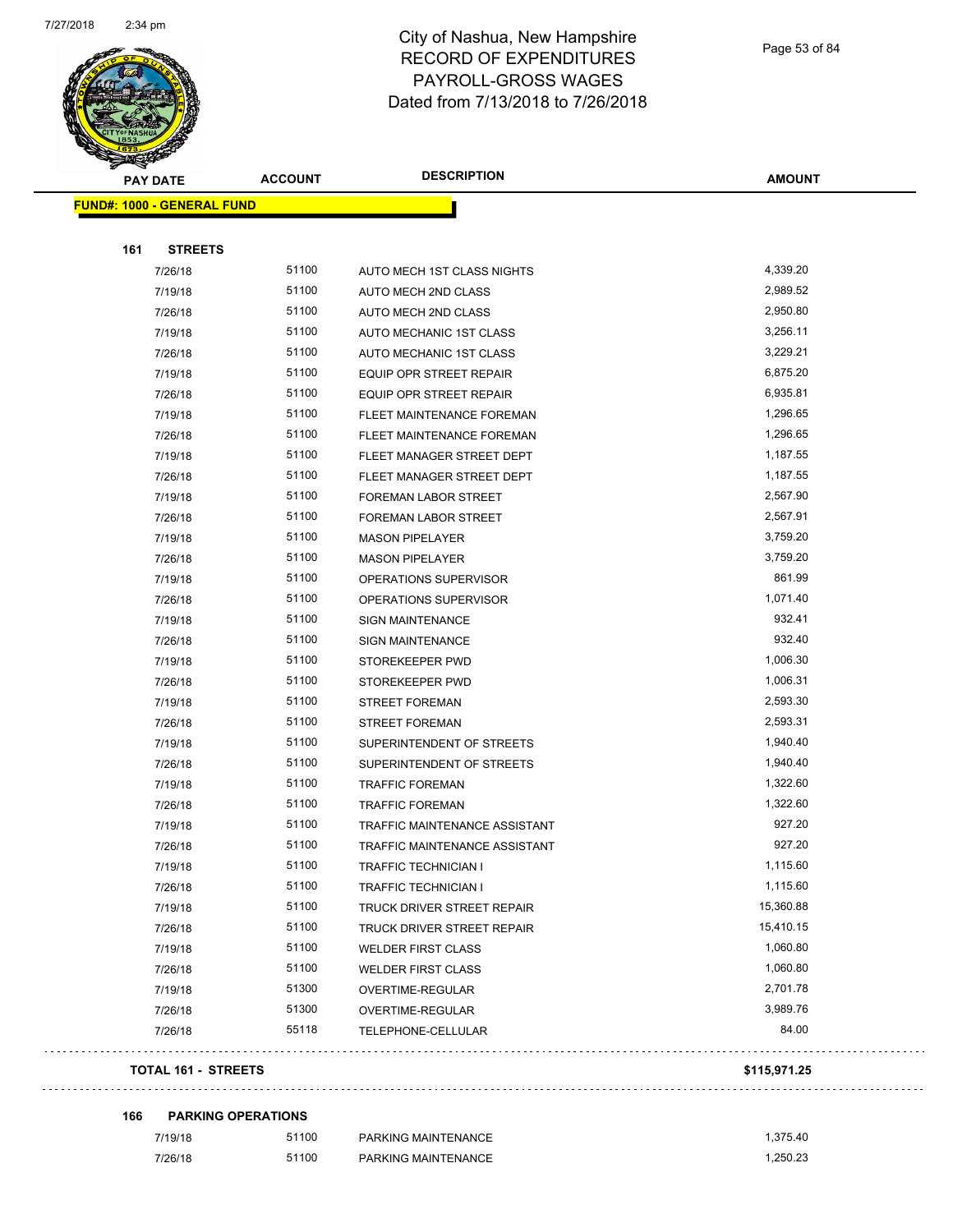# City of Nashua, New Hampshire
# RECORD OF EXPENDITURES
# PAYROLL-GROSS WAGES
# Dated from 7/13/2018 to 7/26/2018

| PAY DATE | ACCOUNT | DESCRIPTION | AMOUNT |
|---|---|---|---|
| **FUND#: 1000 - GENERAL FUND** | | | |
| **161 STREETS** | | | |
| 7/26/18 | 51100 | AUTO MECH 1ST CLASS NIGHTS | 4,339.20 |
| 7/19/18 | 51100 | AUTO MECH 2ND CLASS | 2,989.52 |
| 7/26/18 | 51100 | AUTO MECH 2ND CLASS | 2,950.80 |
| 7/19/18 | 51100 | AUTO MECHANIC 1ST CLASS | 3,256.11 |
| 7/26/18 | 51100 | AUTO MECHANIC 1ST CLASS | 3,229.21 |
| 7/19/18 | 51100 | EQUIP OPR STREET REPAIR | 6,875.20 |
| 7/26/18 | 51100 | EQUIP OPR STREET REPAIR | 6,935.81 |
| 7/19/18 | 51100 | FLEET MAINTENANCE FOREMAN | 1,296.65 |
| 7/26/18 | 51100 | FLEET MAINTENANCE FOREMAN | 1,296.65 |
| 7/19/18 | 51100 | FLEET MANAGER STREET DEPT | 1,187.55 |
| 7/26/18 | 51100 | FLEET MANAGER STREET DEPT | 1,187.55 |
| 7/19/18 | 51100 | FOREMAN LABOR STREET | 2,567.90 |
| 7/26/18 | 51100 | FOREMAN LABOR STREET | 2,567.91 |
| 7/19/18 | 51100 | MASON PIPELAYER | 3,759.20 |
| 7/26/18 | 51100 | MASON PIPELAYER | 3,759.20 |
| 7/19/18 | 51100 | OPERATIONS SUPERVISOR | 861.99 |
| 7/26/18 | 51100 | OPERATIONS SUPERVISOR | 1,071.40 |
| 7/19/18 | 51100 | SIGN MAINTENANCE | 932.41 |
| 7/26/18 | 51100 | SIGN MAINTENANCE | 932.40 |
| 7/19/18 | 51100 | STOREKEEPER PWD | 1,006.30 |
| 7/26/18 | 51100 | STOREKEEPER PWD | 1,006.31 |
| 7/19/18 | 51100 | STREET FOREMAN | 2,593.30 |
| 7/26/18 | 51100 | STREET FOREMAN | 2,593.31 |
| 7/19/18 | 51100 | SUPERINTENDENT OF STREETS | 1,940.40 |
| 7/26/18 | 51100 | SUPERINTENDENT OF STREETS | 1,940.40 |
| 7/19/18 | 51100 | TRAFFIC FOREMAN | 1,322.60 |
| 7/26/18 | 51100 | TRAFFIC FOREMAN | 1,322.60 |
| 7/19/18 | 51100 | TRAFFIC MAINTENANCE ASSISTANT | 927.20 |
| 7/26/18 | 51100 | TRAFFIC MAINTENANCE ASSISTANT | 927.20 |
| 7/19/18 | 51100 | TRAFFIC TECHNICIAN I | 1,115.60 |
| 7/26/18 | 51100 | TRAFFIC TECHNICIAN I | 1,115.60 |
| 7/19/18 | 51100 | TRUCK DRIVER STREET REPAIR | 15,360.88 |
| 7/26/18 | 51100 | TRUCK DRIVER STREET REPAIR | 15,410.15 |
| 7/19/18 | 51100 | WELDER FIRST CLASS | 1,060.80 |
| 7/26/18 | 51100 | WELDER FIRST CLASS | 1,060.80 |
| 7/19/18 | 51300 | OVERTIME-REGULAR | 2,701.78 |
| 7/26/18 | 51300 | OVERTIME-REGULAR | 3,989.76 |
| 7/26/18 | 55118 | TELEPHONE-CELLULAR | 84.00 |
| **TOTAL 161 - STREETS** | | | **$115,971.25** |
| **166 PARKING OPERATIONS** | | | |
| 7/19/18 | 51100 | PARKING MAINTENANCE | 1,375.40 |
| 7/26/18 | 51100 | PARKING MAINTENANCE | 1,250.23 |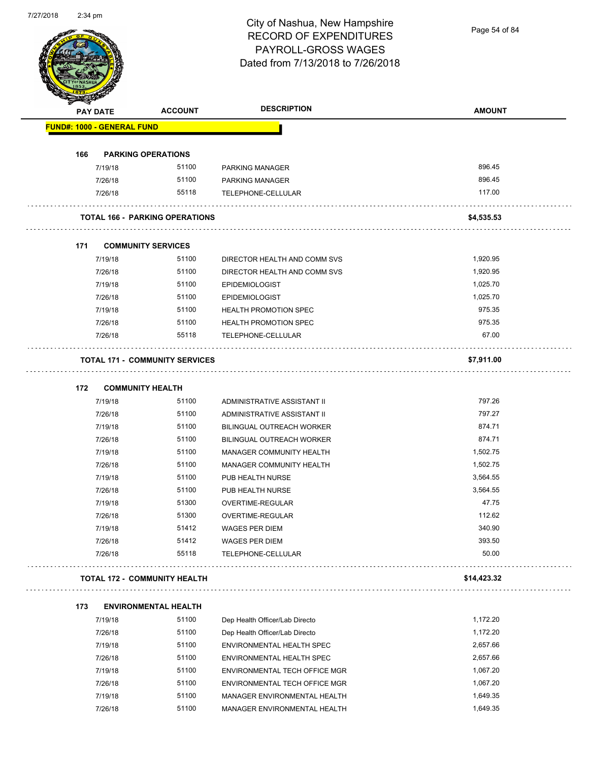# City of Nashua, New Hampshire
## RECORD OF EXPENDITURES
## PAYROLL-GROSS WAGES
## Dated from 7/13/2018 to 7/26/2018

| PAY DATE | ACCOUNT | DESCRIPTION | AMOUNT |
|---|---|---|---|
| **FUND#: 1000 - GENERAL FUND** | | | |
| **166 PARKING OPERATIONS** | | | |
| 7/19/18 | 51100 | PARKING MANAGER | 896.45 |
| 7/26/18 | 51100 | PARKING MANAGER | 896.45 |
| 7/26/18 | 55118 | TELEPHONE-CELLULAR | 117.00 |
| **TOTAL 166 - PARKING OPERATIONS** | | | **$4,535.53** |
| **171 COMMUNITY SERVICES** | | | |
| 7/19/18 | 51100 | DIRECTOR HEALTH AND COMM SVS | 1,920.95 |
| 7/26/18 | 51100 | DIRECTOR HEALTH AND COMM SVS | 1,920.95 |
| 7/19/18 | 51100 | EPIDEMIOLOGIST | 1,025.70 |
| 7/26/18 | 51100 | EPIDEMIOLOGIST | 1,025.70 |
| 7/19/18 | 51100 | HEALTH PROMOTION SPEC | 975.35 |
| 7/26/18 | 51100 | HEALTH PROMOTION SPEC | 975.35 |
| 7/26/18 | 55118 | TELEPHONE-CELLULAR | 67.00 |
| **TOTAL 171 - COMMUNITY SERVICES** | | | **$7,911.00** |
| **172 COMMUNITY HEALTH** | | | |
| 7/19/18 | 51100 | ADMINISTRATIVE ASSISTANT II | 797.26 |
| 7/26/18 | 51100 | ADMINISTRATIVE ASSISTANT II | 797.27 |
| 7/19/18 | 51100 | BILINGUAL OUTREACH WORKER | 874.71 |
| 7/26/18 | 51100 | BILINGUAL OUTREACH WORKER | 874.71 |
| 7/19/18 | 51100 | MANAGER COMMUNITY HEALTH | 1,502.75 |
| 7/26/18 | 51100 | MANAGER COMMUNITY HEALTH | 1,502.75 |
| 7/19/18 | 51100 | PUB HEALTH NURSE | 3,564.55 |
| 7/26/18 | 51100 | PUB HEALTH NURSE | 3,564.55 |
| 7/19/18 | 51300 | OVERTIME-REGULAR | 47.75 |
| 7/26/18 | 51300 | OVERTIME-REGULAR | 112.62 |
| 7/19/18 | 51412 | WAGES PER DIEM | 340.90 |
| 7/26/18 | 51412 | WAGES PER DIEM | 393.50 |
| 7/26/18 | 55118 | TELEPHONE-CELLULAR | 50.00 |
| **TOTAL 172 - COMMUNITY HEALTH** | | | **$14,423.32** |
| **173 ENVIRONMENTAL HEALTH** | | | |
| 7/19/18 | 51100 | Dep Health Officer/Lab Directo | 1,172.20 |
| 7/26/18 | 51100 | Dep Health Officer/Lab Directo | 1,172.20 |
| 7/19/18 | 51100 | ENVIRONMENTAL HEALTH SPEC | 2,657.66 |
| 7/26/18 | 51100 | ENVIRONMENTAL HEALTH SPEC | 2,657.66 |
| 7/19/18 | 51100 | ENVIRONMENTAL TECH OFFICE MGR | 1,067.20 |
| 7/26/18 | 51100 | ENVIRONMENTAL TECH OFFICE MGR | 1,067.20 |
| 7/19/18 | 51100 | MANAGER ENVIRONMENTAL HEALTH | 1,649.35 |
| 7/26/18 | 51100 | MANAGER ENVIRONMENTAL HEALTH | 1,649.35 |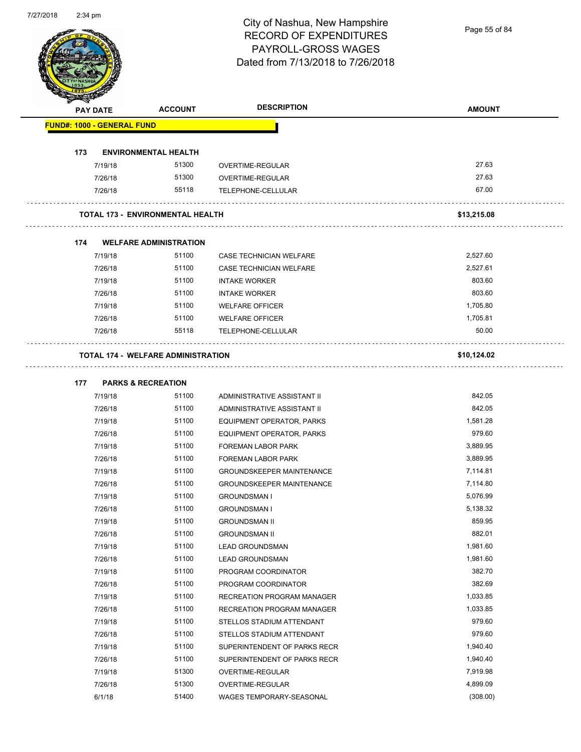# City of Nashua, New Hampshire
## RECORD OF EXPENDITURES
## PAYROLL-GROSS WAGES
## Dated from 7/13/2018 to 7/26/2018

| PAY DATE | ACCOUNT | DESCRIPTION | AMOUNT |
|---|---|---|---|
| **FUND#: 1000 - GENERAL FUND** | | | |
| **173 ENVIRONMENTAL HEALTH** | | | |
| 7/19/18 | 51300 | OVERTIME-REGULAR | 27.63 |
| 7/26/18 | 51300 | OVERTIME-REGULAR | 27.63 |
| 7/26/18 | 55118 | TELEPHONE-CELLULAR | 67.00 |
| **TOTAL 173 - ENVIRONMENTAL HEALTH** | | | **$13,215.08** |
| **174 WELFARE ADMINISTRATION** | | | |
| 7/19/18 | 51100 | CASE TECHNICIAN WELFARE | 2,527.60 |
| 7/26/18 | 51100 | CASE TECHNICIAN WELFARE | 2,527.61 |
| 7/19/18 | 51100 | INTAKE WORKER | 803.60 |
| 7/26/18 | 51100 | INTAKE WORKER | 803.60 |
| 7/19/18 | 51100 | WELFARE OFFICER | 1,705.80 |
| 7/26/18 | 51100 | WELFARE OFFICER | 1,705.81 |
| 7/26/18 | 55118 | TELEPHONE-CELLULAR | 50.00 |
| **TOTAL 174 - WELFARE ADMINISTRATION** | | | **$10,124.02** |
| **177 PARKS & RECREATION** | | | |
| 7/19/18 | 51100 | ADMINISTRATIVE ASSISTANT II | 842.05 |
| 7/26/18 | 51100 | ADMINISTRATIVE ASSISTANT II | 842.05 |
| 7/19/18 | 51100 | EQUIPMENT OPERATOR, PARKS | 1,581.28 |
| 7/26/18 | 51100 | EQUIPMENT OPERATOR, PARKS | 979.60 |
| 7/19/18 | 51100 | FOREMAN LABOR PARK | 3,889.95 |
| 7/26/18 | 51100 | FOREMAN LABOR PARK | 3,889.95 |
| 7/19/18 | 51100 | GROUNDSKEEPER MAINTENANCE | 7,114.81 |
| 7/26/18 | 51100 | GROUNDSKEEPER MAINTENANCE | 7,114.80 |
| 7/19/18 | 51100 | GROUNDSMAN I | 5,076.99 |
| 7/26/18 | 51100 | GROUNDSMAN I | 5,138.32 |
| 7/19/18 | 51100 | GROUNDSMAN II | 859.95 |
| 7/26/18 | 51100 | GROUNDSMAN II | 882.01 |
| 7/19/18 | 51100 | LEAD GROUNDSMAN | 1,981.60 |
| 7/26/18 | 51100 | LEAD GROUNDSMAN | 1,981.60 |
| 7/19/18 | 51100 | PROGRAM COORDINATOR | 382.70 |
| 7/26/18 | 51100 | PROGRAM COORDINATOR | 382.69 |
| 7/19/18 | 51100 | RECREATION PROGRAM MANAGER | 1,033.85 |
| 7/26/18 | 51100 | RECREATION PROGRAM MANAGER | 1,033.85 |
| 7/19/18 | 51100 | STELLOS STADIUM ATTENDANT | 979.60 |
| 7/26/18 | 51100 | STELLOS STADIUM ATTENDANT | 979.60 |
| 7/19/18 | 51100 | SUPERINTENDENT OF PARKS RECR | 1,940.40 |
| 7/26/18 | 51100 | SUPERINTENDENT OF PARKS RECR | 1,940.40 |
| 7/19/18 | 51300 | OVERTIME-REGULAR | 7,919.98 |
| 7/26/18 | 51300 | OVERTIME-REGULAR | 4,899.09 |
| 6/1/18 | 51400 | WAGES TEMPORARY-SEASONAL | (308.00) |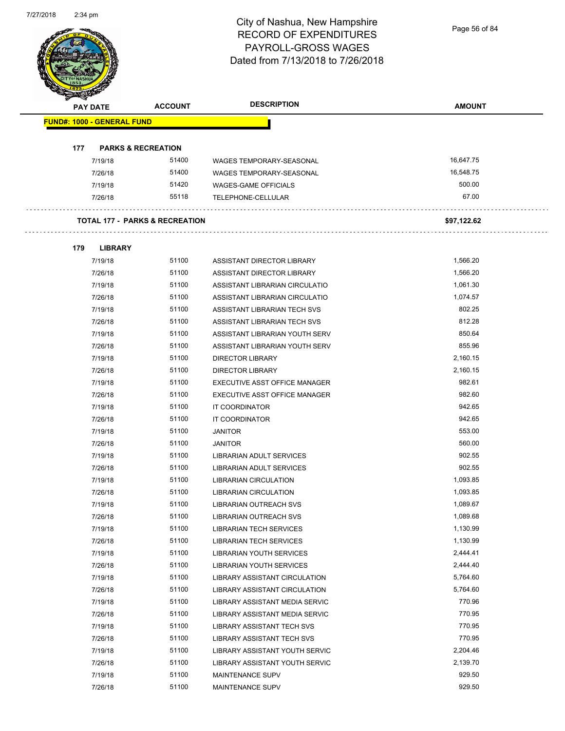# City of Nashua, New Hampshire
## RECORD OF EXPENDITURES
## PAYROLL-GROSS WAGES
## Dated from 7/13/2018 to 7/26/2018

| PAY DATE | ACCOUNT | DESCRIPTION | AMOUNT |
|---|---|---|---|
| **FUND#: 1000 - GENERAL FUND** | | | |
| **177 PARKS & RECREATION** | | | |
| 7/19/18 | 51400 | WAGES TEMPORARY-SEASONAL | 16,647.75 |
| 7/26/18 | 51400 | WAGES TEMPORARY-SEASONAL | 16,548.75 |
| 7/19/18 | 51420 | WAGES-GAME OFFICIALS | 500.00 |
| 7/26/18 | 55118 | TELEPHONE-CELLULAR | 67.00 |
| **TOTAL 177 - PARKS & RECREATION** | | | **$97,122.62** |
| **179 LIBRARY** | | | |
| 7/19/18 | 51100 | ASSISTANT DIRECTOR LIBRARY | 1,566.20 |
| 7/26/18 | 51100 | ASSISTANT DIRECTOR LIBRARY | 1,566.20 |
| 7/19/18 | 51100 | ASSISTANT LIBRARIAN CIRCULATIO | 1,061.30 |
| 7/26/18 | 51100 | ASSISTANT LIBRARIAN CIRCULATIO | 1,074.57 |
| 7/19/18 | 51100 | ASSISTANT LIBRARIAN TECH SVS | 802.25 |
| 7/26/18 | 51100 | ASSISTANT LIBRARIAN TECH SVS | 812.28 |
| 7/19/18 | 51100 | ASSISTANT LIBRARIAN YOUTH SERV | 850.64 |
| 7/26/18 | 51100 | ASSISTANT LIBRARIAN YOUTH SERV | 855.96 |
| 7/19/18 | 51100 | DIRECTOR LIBRARY | 2,160.15 |
| 7/26/18 | 51100 | DIRECTOR LIBRARY | 2,160.15 |
| 7/19/18 | 51100 | EXECUTIVE ASST OFFICE MANAGER | 982.61 |
| 7/26/18 | 51100 | EXECUTIVE ASST OFFICE MANAGER | 982.60 |
| 7/19/18 | 51100 | IT COORDINATOR | 942.65 |
| 7/26/18 | 51100 | IT COORDINATOR | 942.65 |
| 7/19/18 | 51100 | JANITOR | 553.00 |
| 7/26/18 | 51100 | JANITOR | 560.00 |
| 7/19/18 | 51100 | LIBRARIAN ADULT SERVICES | 902.55 |
| 7/26/18 | 51100 | LIBRARIAN ADULT SERVICES | 902.55 |
| 7/19/18 | 51100 | LIBRARIAN CIRCULATION | 1,093.85 |
| 7/26/18 | 51100 | LIBRARIAN CIRCULATION | 1,093.85 |
| 7/19/18 | 51100 | LIBRARIAN OUTREACH SVS | 1,089.67 |
| 7/26/18 | 51100 | LIBRARIAN OUTREACH SVS | 1,089.68 |
| 7/19/18 | 51100 | LIBRARIAN TECH SERVICES | 1,130.99 |
| 7/26/18 | 51100 | LIBRARIAN TECH SERVICES | 1,130.99 |
| 7/19/18 | 51100 | LIBRARIAN YOUTH SERVICES | 2,444.41 |
| 7/26/18 | 51100 | LIBRARIAN YOUTH SERVICES | 2,444.40 |
| 7/19/18 | 51100 | LIBRARY ASSISTANT CIRCULATION | 5,764.60 |
| 7/26/18 | 51100 | LIBRARY ASSISTANT CIRCULATION | 5,764.60 |
| 7/19/18 | 51100 | LIBRARY ASSISTANT MEDIA SERVIC | 770.96 |
| 7/26/18 | 51100 | LIBRARY ASSISTANT MEDIA SERVIC | 770.95 |
| 7/19/18 | 51100 | LIBRARY ASSISTANT TECH SVS | 770.95 |
| 7/26/18 | 51100 | LIBRARY ASSISTANT TECH SVS | 770.95 |
| 7/19/18 | 51100 | LIBRARY ASSISTANT YOUTH SERVIC | 2,204.46 |
| 7/26/18 | 51100 | LIBRARY ASSISTANT YOUTH SERVIC | 2,139.70 |
| 7/19/18 | 51100 | MAINTENANCE SUPV | 929.50 |
| 7/26/18 | 51100 | MAINTENANCE SUPV | 929.50 |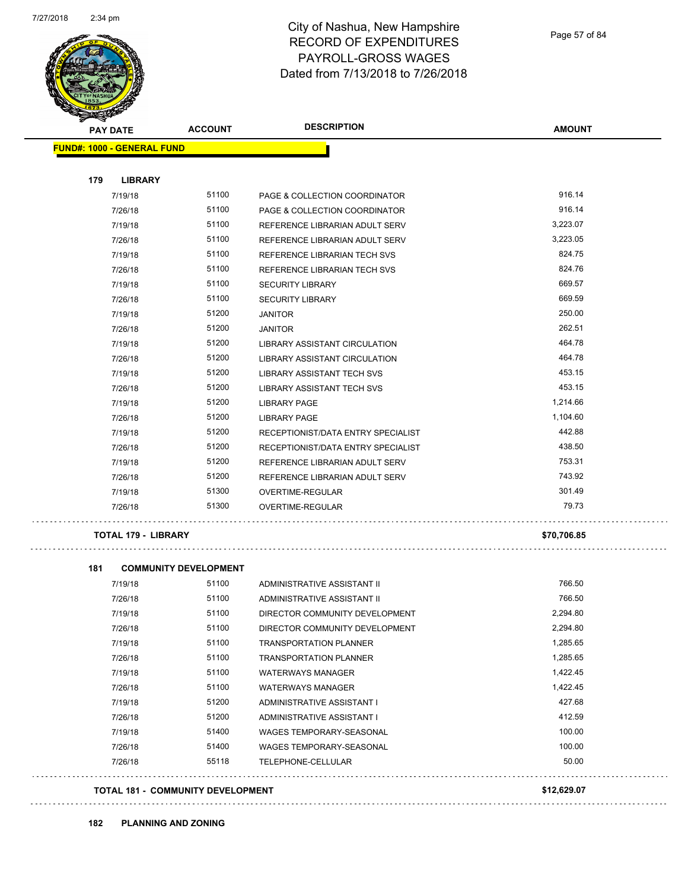# City of Nashua, New Hampshire
## RECORD OF EXPENDITURES
## PAYROLL-GROSS WAGES
## Dated from 7/13/2018 to 7/26/2018

| PAY DATE | ACCOUNT | DESCRIPTION | AMOUNT |
|---|---|---|---|
| **FUND#: 1000 - GENERAL FUND** | | | |
| **179 LIBRARY** | | | |
| 7/19/18 | 51100 | PAGE & COLLECTION COORDINATOR | 916.14 |
| 7/26/18 | 51100 | PAGE & COLLECTION COORDINATOR | 916.14 |
| 7/19/18 | 51100 | REFERENCE LIBRARIAN ADULT SERV | 3,223.07 |
| 7/26/18 | 51100 | REFERENCE LIBRARIAN ADULT SERV | 3,223.05 |
| 7/19/18 | 51100 | REFERENCE LIBRARIAN TECH SVS | 824.75 |
| 7/26/18 | 51100 | REFERENCE LIBRARIAN TECH SVS | 824.76 |
| 7/19/18 | 51100 | SECURITY LIBRARY | 669.57 |
| 7/26/18 | 51100 | SECURITY LIBRARY | 669.59 |
| 7/19/18 | 51200 | JANITOR | 250.00 |
| 7/26/18 | 51200 | JANITOR | 262.51 |
| 7/19/18 | 51200 | LIBRARY ASSISTANT CIRCULATION | 464.78 |
| 7/26/18 | 51200 | LIBRARY ASSISTANT CIRCULATION | 464.78 |
| 7/19/18 | 51200 | LIBRARY ASSISTANT TECH SVS | 453.15 |
| 7/26/18 | 51200 | LIBRARY ASSISTANT TECH SVS | 453.15 |
| 7/19/18 | 51200 | LIBRARY PAGE | 1,214.66 |
| 7/26/18 | 51200 | LIBRARY PAGE | 1,104.60 |
| 7/19/18 | 51200 | RECEPTIONIST/DATA ENTRY SPECIALIST | 442.88 |
| 7/26/18 | 51200 | RECEPTIONIST/DATA ENTRY SPECIALIST | 438.50 |
| 7/19/18 | 51200 | REFERENCE LIBRARIAN ADULT SERV | 753.31 |
| 7/26/18 | 51200 | REFERENCE LIBRARIAN ADULT SERV | 743.92 |
| 7/19/18 | 51300 | OVERTIME-REGULAR | 301.49 |
| 7/26/18 | 51300 | OVERTIME-REGULAR | 79.73 |
| **TOTAL 179 - LIBRARY** | | | **$70,706.85** |
| **181 COMMUNITY DEVELOPMENT** | | | |
| 7/19/18 | 51100 | ADMINISTRATIVE ASSISTANT II | 766.50 |
| 7/26/18 | 51100 | ADMINISTRATIVE ASSISTANT II | 766.50 |
| 7/19/18 | 51100 | DIRECTOR COMMUNITY DEVELOPMENT | 2,294.80 |
| 7/26/18 | 51100 | DIRECTOR COMMUNITY DEVELOPMENT | 2,294.80 |
| 7/19/18 | 51100 | TRANSPORTATION PLANNER | 1,285.65 |
| 7/26/18 | 51100 | TRANSPORTATION PLANNER | 1,285.65 |
| 7/19/18 | 51100 | WATERWAYS MANAGER | 1,422.45 |
| 7/26/18 | 51100 | WATERWAYS MANAGER | 1,422.45 |
| 7/19/18 | 51200 | ADMINISTRATIVE ASSISTANT I | 427.68 |
| 7/26/18 | 51200 | ADMINISTRATIVE ASSISTANT I | 412.59 |
| 7/19/18 | 51400 | WAGES TEMPORARY-SEASONAL | 100.00 |
| 7/26/18 | 51400 | WAGES TEMPORARY-SEASONAL | 100.00 |
| 7/26/18 | 55118 | TELEPHONE-CELLULAR | 50.00 |
| **TOTAL 181 - COMMUNITY DEVELOPMENT** | | | **$12,629.07** |
| **182 PLANNING AND ZONING** | | | |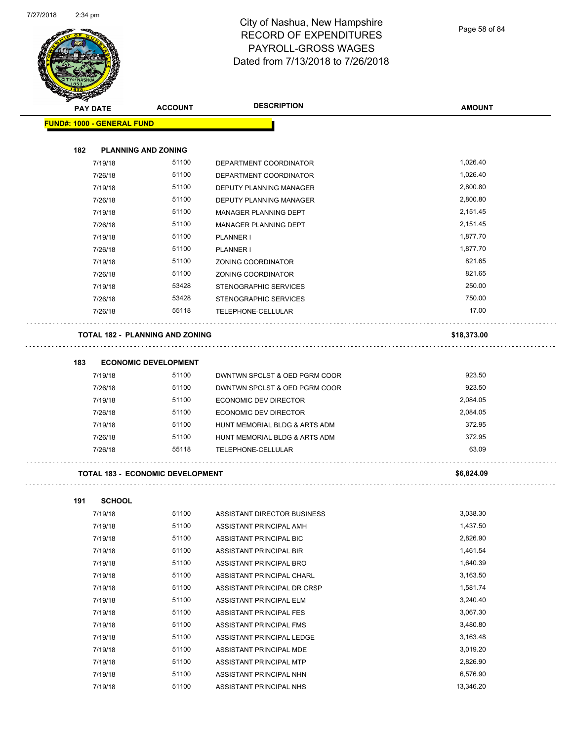# City of Nashua, New Hampshire
# RECORD OF EXPENDITURES
# PAYROLL-GROSS WAGES
# Dated from 7/13/2018 to 7/26/2018

| PAY DATE | ACCOUNT | DESCRIPTION | AMOUNT |
|---|---|---|---|
| **FUND#: 1000 - GENERAL FUND** | | | |
| **182 PLANNING AND ZONING** | | | |
| 7/19/18 | 51100 | DEPARTMENT COORDINATOR | 1,026.40 |
| 7/26/18 | 51100 | DEPARTMENT COORDINATOR | 1,026.40 |
| 7/19/18 | 51100 | DEPUTY PLANNING MANAGER | 2,800.80 |
| 7/26/18 | 51100 | DEPUTY PLANNING MANAGER | 2,800.80 |
| 7/19/18 | 51100 | MANAGER PLANNING DEPT | 2,151.45 |
| 7/26/18 | 51100 | MANAGER PLANNING DEPT | 2,151.45 |
| 7/19/18 | 51100 | PLANNER I | 1,877.70 |
| 7/26/18 | 51100 | PLANNER I | 1,877.70 |
| 7/19/18 | 51100 | ZONING COORDINATOR | 821.65 |
| 7/26/18 | 51100 | ZONING COORDINATOR | 821.65 |
| 7/19/18 | 53428 | STENOGRAPHIC SERVICES | 250.00 |
| 7/26/18 | 53428 | STENOGRAPHIC SERVICES | 750.00 |
| 7/26/18 | 55118 | TELEPHONE-CELLULAR | 17.00 |
| **TOTAL 182 - PLANNING AND ZONING** | | | **$18,373.00** |
| **183 ECONOMIC DEVELOPMENT** | | | |
| 7/19/18 | 51100 | DWNTWN SPCLST & OED PGRM COOR | 923.50 |
| 7/26/18 | 51100 | DWNTWN SPCLST & OED PGRM COOR | 923.50 |
| 7/19/18 | 51100 | ECONOMIC DEV DIRECTOR | 2,084.05 |
| 7/26/18 | 51100 | ECONOMIC DEV DIRECTOR | 2,084.05 |
| 7/19/18 | 51100 | HUNT MEMORIAL BLDG & ARTS ADM | 372.95 |
| 7/26/18 | 51100 | HUNT MEMORIAL BLDG & ARTS ADM | 372.95 |
| 7/26/18 | 55118 | TELEPHONE-CELLULAR | 63.09 |
| **TOTAL 183 - ECONOMIC DEVELOPMENT** | | | **$6,824.09** |
| **191 SCHOOL** | | | |
| 7/19/18 | 51100 | ASSISTANT DIRECTOR BUSINESS | 3,038.30 |
| 7/19/18 | 51100 | ASSISTANT PRINCIPAL AMH | 1,437.50 |
| 7/19/18 | 51100 | ASSISTANT PRINCIPAL BIC | 2,826.90 |
| 7/19/18 | 51100 | ASSISTANT PRINCIPAL BIR | 1,461.54 |
| 7/19/18 | 51100 | ASSISTANT PRINCIPAL BRO | 1,640.39 |
| 7/19/18 | 51100 | ASSISTANT PRINCIPAL CHARL | 3,163.50 |
| 7/19/18 | 51100 | ASSISTANT PRINCIPAL DR CRSP | 1,581.74 |
| 7/19/18 | 51100 | ASSISTANT PRINCIPAL ELM | 3,240.40 |
| 7/19/18 | 51100 | ASSISTANT PRINCIPAL FES | 3,067.30 |
| 7/19/18 | 51100 | ASSISTANT PRINCIPAL FMS | 3,480.80 |
| 7/19/18 | 51100 | ASSISTANT PRINCIPAL LEDGE | 3,163.48 |
| 7/19/18 | 51100 | ASSISTANT PRINCIPAL MDE | 3,019.20 |
| 7/19/18 | 51100 | ASSISTANT PRINCIPAL MTP | 2,826.90 |
| 7/19/18 | 51100 | ASSISTANT PRINCIPAL NHN | 6,576.90 |
| 7/19/18 | 51100 | ASSISTANT PRINCIPAL NHS | 13,346.20 |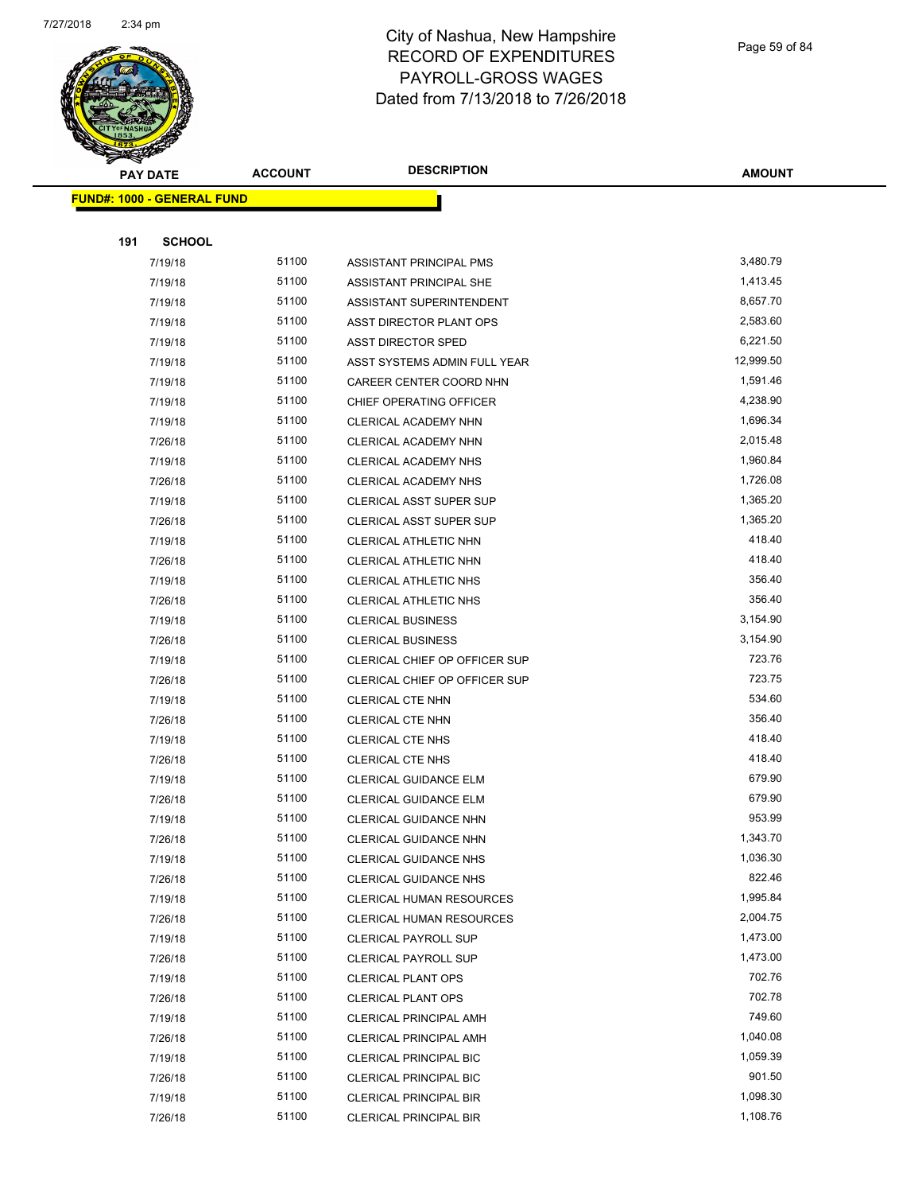# City of Nashua, New Hampshire
## RECORD OF EXPENDITURES
## PAYROLL-GROSS WAGES
## Dated from 7/13/2018 to 7/26/2018

| PAY DATE | ACCOUNT | DESCRIPTION | AMOUNT |
|---|---|---|---|

**FUND#: 1000 - GENERAL FUND**

**191 SCHOOL**

| PAY DATE | ACCOUNT | DESCRIPTION | AMOUNT |
|---|---|---|---|
| 7/19/18 | 51100 | ASSISTANT PRINCIPAL PMS | 3,480.79 |
| 7/19/18 | 51100 | ASSISTANT PRINCIPAL SHE | 1,413.45 |
| 7/19/18 | 51100 | ASSISTANT SUPERINTENDENT | 8,657.70 |
| 7/19/18 | 51100 | ASST DIRECTOR PLANT OPS | 2,583.60 |
| 7/19/18 | 51100 | ASST DIRECTOR SPED | 6,221.50 |
| 7/19/18 | 51100 | ASST SYSTEMS ADMIN FULL YEAR | 12,999.50 |
| 7/19/18 | 51100 | CAREER CENTER COORD NHN | 1,591.46 |
| 7/19/18 | 51100 | CHIEF OPERATING OFFICER | 4,238.90 |
| 7/19/18 | 51100 | CLERICAL ACADEMY NHN | 1,696.34 |
| 7/26/18 | 51100 | CLERICAL ACADEMY NHN | 2,015.48 |
| 7/19/18 | 51100 | CLERICAL ACADEMY NHS | 1,960.84 |
| 7/26/18 | 51100 | CLERICAL ACADEMY NHS | 1,726.08 |
| 7/19/18 | 51100 | CLERICAL ASST SUPER SUP | 1,365.20 |
| 7/26/18 | 51100 | CLERICAL ASST SUPER SUP | 1,365.20 |
| 7/19/18 | 51100 | CLERICAL ATHLETIC NHN | 418.40 |
| 7/26/18 | 51100 | CLERICAL ATHLETIC NHN | 418.40 |
| 7/19/18 | 51100 | CLERICAL ATHLETIC NHS | 356.40 |
| 7/26/18 | 51100 | CLERICAL ATHLETIC NHS | 356.40 |
| 7/19/18 | 51100 | CLERICAL BUSINESS | 3,154.90 |
| 7/26/18 | 51100 | CLERICAL BUSINESS | 3,154.90 |
| 7/19/18 | 51100 | CLERICAL CHIEF OP OFFICER SUP | 723.76 |
| 7/26/18 | 51100 | CLERICAL CHIEF OP OFFICER SUP | 723.75 |
| 7/19/18 | 51100 | CLERICAL CTE NHN | 534.60 |
| 7/26/18 | 51100 | CLERICAL CTE NHN | 356.40 |
| 7/19/18 | 51100 | CLERICAL CTE NHS | 418.40 |
| 7/26/18 | 51100 | CLERICAL CTE NHS | 418.40 |
| 7/19/18 | 51100 | CLERICAL GUIDANCE ELM | 679.90 |
| 7/26/18 | 51100 | CLERICAL GUIDANCE ELM | 679.90 |
| 7/19/18 | 51100 | CLERICAL GUIDANCE NHN | 953.99 |
| 7/26/18 | 51100 | CLERICAL GUIDANCE NHN | 1,343.70 |
| 7/19/18 | 51100 | CLERICAL GUIDANCE NHS | 1,036.30 |
| 7/26/18 | 51100 | CLERICAL GUIDANCE NHS | 822.46 |
| 7/19/18 | 51100 | CLERICAL HUMAN RESOURCES | 1,995.84 |
| 7/26/18 | 51100 | CLERICAL HUMAN RESOURCES | 2,004.75 |
| 7/19/18 | 51100 | CLERICAL PAYROLL SUP | 1,473.00 |
| 7/26/18 | 51100 | CLERICAL PAYROLL SUP | 1,473.00 |
| 7/19/18 | 51100 | CLERICAL PLANT OPS | 702.76 |
| 7/26/18 | 51100 | CLERICAL PLANT OPS | 702.78 |
| 7/19/18 | 51100 | CLERICAL PRINCIPAL AMH | 749.60 |
| 7/26/18 | 51100 | CLERICAL PRINCIPAL AMH | 1,040.08 |
| 7/19/18 | 51100 | CLERICAL PRINCIPAL BIC | 1,059.39 |
| 7/26/18 | 51100 | CLERICAL PRINCIPAL BIC | 901.50 |
| 7/19/18 | 51100 | CLERICAL PRINCIPAL BIR | 1,098.30 |
| 7/26/18 | 51100 | CLERICAL PRINCIPAL BIR | 1,108.76 |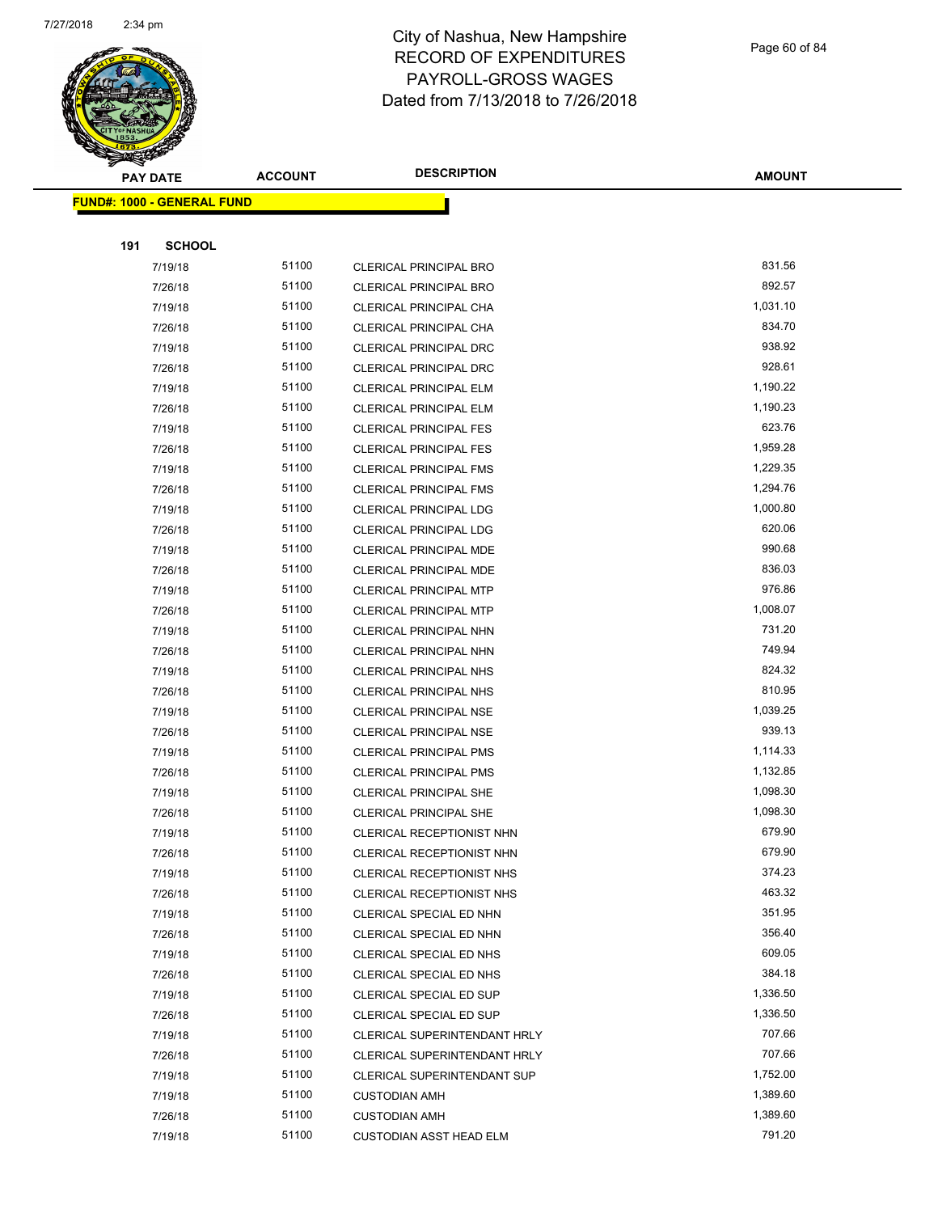# City of Nashua, New Hampshire
# RECORD OF EXPENDITURES
# PAYROLL-GROSS WAGES
# Dated from 7/13/2018 to 7/26/2018

| PAY DATE | ACCOUNT | DESCRIPTION | AMOUNT |
|---|---|---|---|

**FUND#: 1000 - GENERAL FUND**

**191 SCHOOL**

| PAY DATE | ACCOUNT | DESCRIPTION | AMOUNT |
|---|---|---|---|
| 7/19/18 | 51100 | CLERICAL PRINCIPAL BRO | 831.56 |
| 7/26/18 | 51100 | CLERICAL PRINCIPAL BRO | 892.57 |
| 7/19/18 | 51100 | CLERICAL PRINCIPAL CHA | 1,031.10 |
| 7/26/18 | 51100 | CLERICAL PRINCIPAL CHA | 834.70 |
| 7/19/18 | 51100 | CLERICAL PRINCIPAL DRC | 938.92 |
| 7/26/18 | 51100 | CLERICAL PRINCIPAL DRC | 928.61 |
| 7/19/18 | 51100 | CLERICAL PRINCIPAL ELM | 1,190.22 |
| 7/26/18 | 51100 | CLERICAL PRINCIPAL ELM | 1,190.23 |
| 7/19/18 | 51100 | CLERICAL PRINCIPAL FES | 623.76 |
| 7/26/18 | 51100 | CLERICAL PRINCIPAL FES | 1,959.28 |
| 7/19/18 | 51100 | CLERICAL PRINCIPAL FMS | 1,229.35 |
| 7/26/18 | 51100 | CLERICAL PRINCIPAL FMS | 1,294.76 |
| 7/19/18 | 51100 | CLERICAL PRINCIPAL LDG | 1,000.80 |
| 7/26/18 | 51100 | CLERICAL PRINCIPAL LDG | 620.06 |
| 7/19/18 | 51100 | CLERICAL PRINCIPAL MDE | 990.68 |
| 7/26/18 | 51100 | CLERICAL PRINCIPAL MDE | 836.03 |
| 7/19/18 | 51100 | CLERICAL PRINCIPAL MTP | 976.86 |
| 7/26/18 | 51100 | CLERICAL PRINCIPAL MTP | 1,008.07 |
| 7/19/18 | 51100 | CLERICAL PRINCIPAL NHN | 731.20 |
| 7/26/18 | 51100 | CLERICAL PRINCIPAL NHN | 749.94 |
| 7/19/18 | 51100 | CLERICAL PRINCIPAL NHS | 824.32 |
| 7/26/18 | 51100 | CLERICAL PRINCIPAL NHS | 810.95 |
| 7/19/18 | 51100 | CLERICAL PRINCIPAL NSE | 1,039.25 |
| 7/26/18 | 51100 | CLERICAL PRINCIPAL NSE | 939.13 |
| 7/19/18 | 51100 | CLERICAL PRINCIPAL PMS | 1,114.33 |
| 7/26/18 | 51100 | CLERICAL PRINCIPAL PMS | 1,132.85 |
| 7/19/18 | 51100 | CLERICAL PRINCIPAL SHE | 1,098.30 |
| 7/26/18 | 51100 | CLERICAL PRINCIPAL SHE | 1,098.30 |
| 7/19/18 | 51100 | CLERICAL RECEPTIONIST NHN | 679.90 |
| 7/26/18 | 51100 | CLERICAL RECEPTIONIST NHN | 679.90 |
| 7/19/18 | 51100 | CLERICAL RECEPTIONIST NHS | 374.23 |
| 7/26/18 | 51100 | CLERICAL RECEPTIONIST NHS | 463.32 |
| 7/19/18 | 51100 | CLERICAL SPECIAL ED NHN | 351.95 |
| 7/26/18 | 51100 | CLERICAL SPECIAL ED NHN | 356.40 |
| 7/19/18 | 51100 | CLERICAL SPECIAL ED NHS | 609.05 |
| 7/26/18 | 51100 | CLERICAL SPECIAL ED NHS | 384.18 |
| 7/19/18 | 51100 | CLERICAL SPECIAL ED SUP | 1,336.50 |
| 7/26/18 | 51100 | CLERICAL SPECIAL ED SUP | 1,336.50 |
| 7/19/18 | 51100 | CLERICAL SUPERINTENDANT HRLY | 707.66 |
| 7/26/18 | 51100 | CLERICAL SUPERINTENDANT HRLY | 707.66 |
| 7/19/18 | 51100 | CLERICAL SUPERINTENDANT SUP | 1,752.00 |
| 7/19/18 | 51100 | CUSTODIAN AMH | 1,389.60 |
| 7/26/18 | 51100 | CUSTODIAN AMH | 1,389.60 |
| 7/19/18 | 51100 | CUSTODIAN ASST HEAD ELM | 791.20 |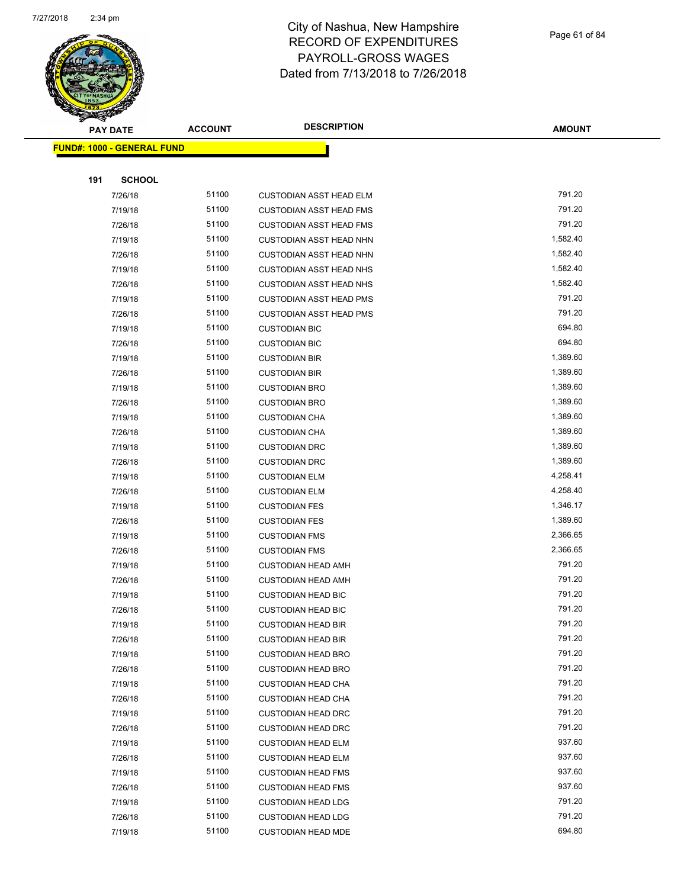# City of Nashua, New Hampshire
## RECORD OF EXPENDITURES
## PAYROLL-GROSS WAGES
## Dated from 7/13/2018 to 7/26/2018

| PAY DATE | ACCOUNT | DESCRIPTION | AMOUNT |
|---|---|---|---|

**FUND#: 1000 - GENERAL FUND**

**191 SCHOOL**

| PAY DATE | ACCOUNT | DESCRIPTION | AMOUNT |
|---|---|---|---|
| 7/26/18 | 51100 | CUSTODIAN ASST HEAD ELM | 791.20 |
| 7/19/18 | 51100 | CUSTODIAN ASST HEAD FMS | 791.20 |
| 7/26/18 | 51100 | CUSTODIAN ASST HEAD FMS | 791.20 |
| 7/19/18 | 51100 | CUSTODIAN ASST HEAD NHN | 1,582.40 |
| 7/26/18 | 51100 | CUSTODIAN ASST HEAD NHN | 1,582.40 |
| 7/19/18 | 51100 | CUSTODIAN ASST HEAD NHS | 1,582.40 |
| 7/26/18 | 51100 | CUSTODIAN ASST HEAD NHS | 1,582.40 |
| 7/19/18 | 51100 | CUSTODIAN ASST HEAD PMS | 791.20 |
| 7/26/18 | 51100 | CUSTODIAN ASST HEAD PMS | 791.20 |
| 7/19/18 | 51100 | CUSTODIAN BIC | 694.80 |
| 7/26/18 | 51100 | CUSTODIAN BIC | 694.80 |
| 7/19/18 | 51100 | CUSTODIAN BIR | 1,389.60 |
| 7/26/18 | 51100 | CUSTODIAN BIR | 1,389.60 |
| 7/19/18 | 51100 | CUSTODIAN BRO | 1,389.60 |
| 7/26/18 | 51100 | CUSTODIAN BRO | 1,389.60 |
| 7/19/18 | 51100 | CUSTODIAN CHA | 1,389.60 |
| 7/26/18 | 51100 | CUSTODIAN CHA | 1,389.60 |
| 7/19/18 | 51100 | CUSTODIAN DRC | 1,389.60 |
| 7/26/18 | 51100 | CUSTODIAN DRC | 1,389.60 |
| 7/19/18 | 51100 | CUSTODIAN ELM | 4,258.41 |
| 7/26/18 | 51100 | CUSTODIAN ELM | 4,258.40 |
| 7/19/18 | 51100 | CUSTODIAN FES | 1,346.17 |
| 7/26/18 | 51100 | CUSTODIAN FES | 1,389.60 |
| 7/19/18 | 51100 | CUSTODIAN FMS | 2,366.65 |
| 7/26/18 | 51100 | CUSTODIAN FMS | 2,366.65 |
| 7/19/18 | 51100 | CUSTODIAN HEAD AMH | 791.20 |
| 7/26/18 | 51100 | CUSTODIAN HEAD AMH | 791.20 |
| 7/19/18 | 51100 | CUSTODIAN HEAD BIC | 791.20 |
| 7/26/18 | 51100 | CUSTODIAN HEAD BIC | 791.20 |
| 7/19/18 | 51100 | CUSTODIAN HEAD BIR | 791.20 |
| 7/26/18 | 51100 | CUSTODIAN HEAD BIR | 791.20 |
| 7/19/18 | 51100 | CUSTODIAN HEAD BRO | 791.20 |
| 7/26/18 | 51100 | CUSTODIAN HEAD BRO | 791.20 |
| 7/19/18 | 51100 | CUSTODIAN HEAD CHA | 791.20 |
| 7/26/18 | 51100 | CUSTODIAN HEAD CHA | 791.20 |
| 7/19/18 | 51100 | CUSTODIAN HEAD DRC | 791.20 |
| 7/26/18 | 51100 | CUSTODIAN HEAD DRC | 791.20 |
| 7/19/18 | 51100 | CUSTODIAN HEAD ELM | 937.60 |
| 7/26/18 | 51100 | CUSTODIAN HEAD ELM | 937.60 |
| 7/19/18 | 51100 | CUSTODIAN HEAD FMS | 937.60 |
| 7/26/18 | 51100 | CUSTODIAN HEAD FMS | 937.60 |
| 7/19/18 | 51100 | CUSTODIAN HEAD LDG | 791.20 |
| 7/26/18 | 51100 | CUSTODIAN HEAD LDG | 791.20 |
| 7/19/18 | 51100 | CUSTODIAN HEAD MDE | 694.80 |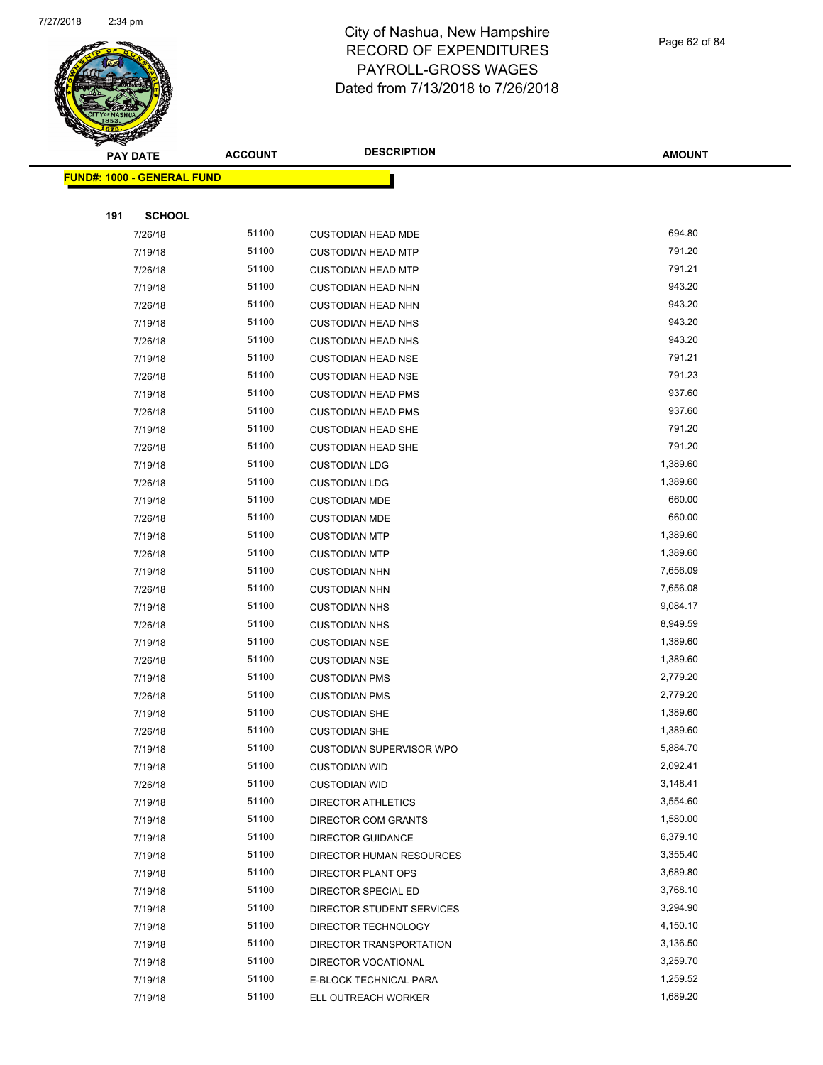# City of Nashua, New Hampshire
# RECORD OF EXPENDITURES
# PAYROLL-GROSS WAGES
# Dated from 7/13/2018 to 7/26/2018

**FUND#: 1000 - GENERAL FUND**

**191 SCHOOL**

| PAY DATE | ACCOUNT | DESCRIPTION | AMOUNT |
|---|---|---|---|
| 7/26/18 | 51100 | CUSTODIAN HEAD MDE | 694.80 |
| 7/19/18 | 51100 | CUSTODIAN HEAD MTP | 791.20 |
| 7/26/18 | 51100 | CUSTODIAN HEAD MTP | 791.21 |
| 7/19/18 | 51100 | CUSTODIAN HEAD NHN | 943.20 |
| 7/26/18 | 51100 | CUSTODIAN HEAD NHN | 943.20 |
| 7/19/18 | 51100 | CUSTODIAN HEAD NHS | 943.20 |
| 7/26/18 | 51100 | CUSTODIAN HEAD NHS | 943.20 |
| 7/19/18 | 51100 | CUSTODIAN HEAD NSE | 791.21 |
| 7/26/18 | 51100 | CUSTODIAN HEAD NSE | 791.23 |
| 7/19/18 | 51100 | CUSTODIAN HEAD PMS | 937.60 |
| 7/26/18 | 51100 | CUSTODIAN HEAD PMS | 937.60 |
| 7/19/18 | 51100 | CUSTODIAN HEAD SHE | 791.20 |
| 7/26/18 | 51100 | CUSTODIAN HEAD SHE | 791.20 |
| 7/19/18 | 51100 | CUSTODIAN LDG | 1,389.60 |
| 7/26/18 | 51100 | CUSTODIAN LDG | 1,389.60 |
| 7/19/18 | 51100 | CUSTODIAN MDE | 660.00 |
| 7/26/18 | 51100 | CUSTODIAN MDE | 660.00 |
| 7/19/18 | 51100 | CUSTODIAN MTP | 1,389.60 |
| 7/26/18 | 51100 | CUSTODIAN MTP | 1,389.60 |
| 7/19/18 | 51100 | CUSTODIAN NHN | 7,656.09 |
| 7/26/18 | 51100 | CUSTODIAN NHN | 7,656.08 |
| 7/19/18 | 51100 | CUSTODIAN NHS | 9,084.17 |
| 7/26/18 | 51100 | CUSTODIAN NHS | 8,949.59 |
| 7/19/18 | 51100 | CUSTODIAN NSE | 1,389.60 |
| 7/26/18 | 51100 | CUSTODIAN NSE | 1,389.60 |
| 7/19/18 | 51100 | CUSTODIAN PMS | 2,779.20 |
| 7/26/18 | 51100 | CUSTODIAN PMS | 2,779.20 |
| 7/19/18 | 51100 | CUSTODIAN SHE | 1,389.60 |
| 7/26/18 | 51100 | CUSTODIAN SHE | 1,389.60 |
| 7/19/18 | 51100 | CUSTODIAN SUPERVISOR WPO | 5,884.70 |
| 7/19/18 | 51100 | CUSTODIAN WID | 2,092.41 |
| 7/26/18 | 51100 | CUSTODIAN WID | 3,148.41 |
| 7/19/18 | 51100 | DIRECTOR ATHLETICS | 3,554.60 |
| 7/19/18 | 51100 | DIRECTOR COM GRANTS | 1,580.00 |
| 7/19/18 | 51100 | DIRECTOR GUIDANCE | 6,379.10 |
| 7/19/18 | 51100 | DIRECTOR HUMAN RESOURCES | 3,355.40 |
| 7/19/18 | 51100 | DIRECTOR PLANT OPS | 3,689.80 |
| 7/19/18 | 51100 | DIRECTOR SPECIAL ED | 3,768.10 |
| 7/19/18 | 51100 | DIRECTOR STUDENT SERVICES | 3,294.90 |
| 7/19/18 | 51100 | DIRECTOR TECHNOLOGY | 4,150.10 |
| 7/19/18 | 51100 | DIRECTOR TRANSPORTATION | 3,136.50 |
| 7/19/18 | 51100 | DIRECTOR VOCATIONAL | 3,259.70 |
| 7/19/18 | 51100 | E-BLOCK TECHNICAL PARA | 1,259.52 |
| 7/19/18 | 51100 | ELL OUTREACH WORKER | 1,689.20 |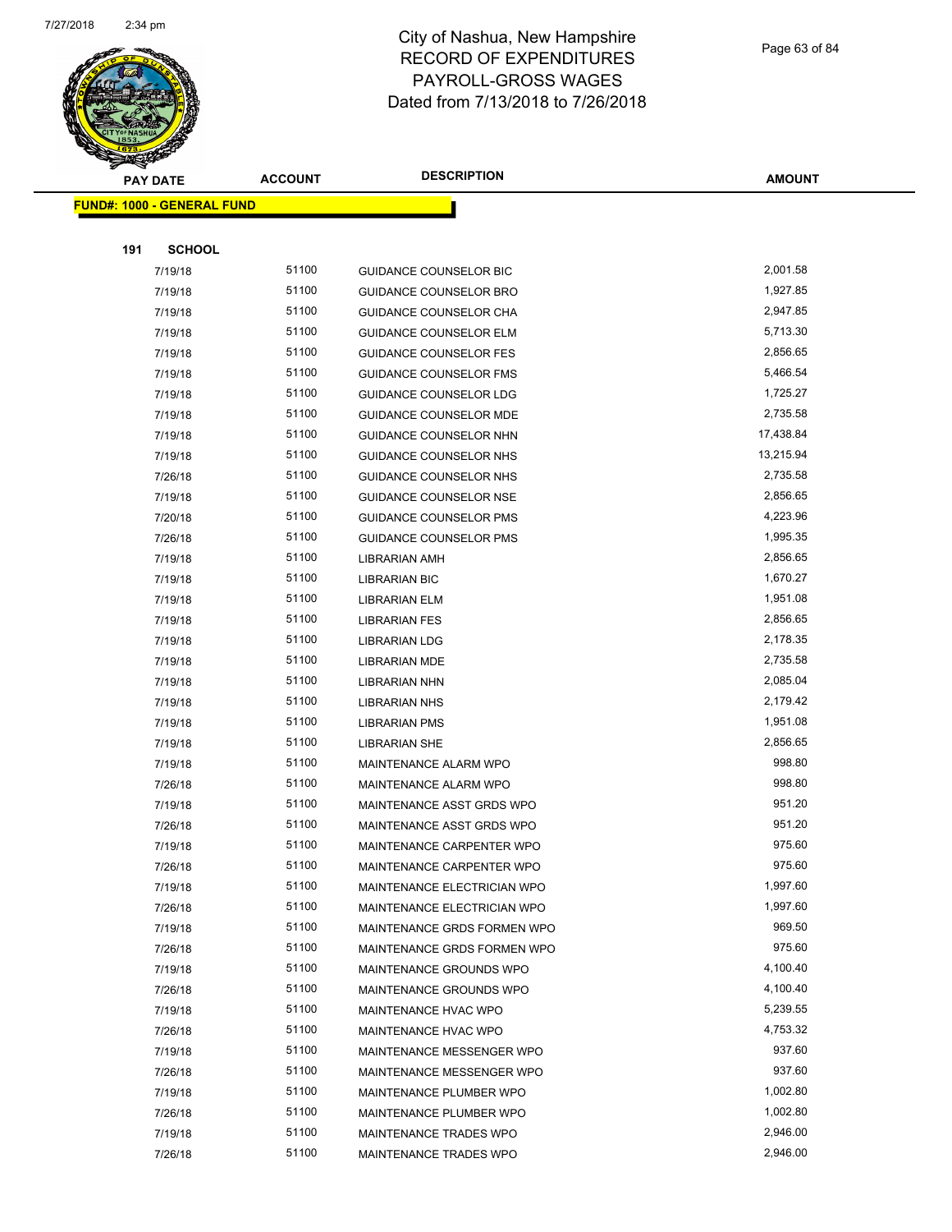# City of Nashua, New Hampshire
# RECORD OF EXPENDITURES
# PAYROLL-GROSS WAGES
# Dated from 7/13/2018 to 7/26/2018

| PAY DATE | ACCOUNT | DESCRIPTION | AMOUNT |
|---|---|---|---|

**FUND#: 1000 - GENERAL FUND**

**191 SCHOOL**

| PAY DATE | ACCOUNT | DESCRIPTION | AMOUNT |
|---|---|---|---|
| 7/19/18 | 51100 | GUIDANCE COUNSELOR BIC | 2,001.58 |
| 7/19/18 | 51100 | GUIDANCE COUNSELOR BRO | 1,927.85 |
| 7/19/18 | 51100 | GUIDANCE COUNSELOR CHA | 2,947.85 |
| 7/19/18 | 51100 | GUIDANCE COUNSELOR ELM | 5,713.30 |
| 7/19/18 | 51100 | GUIDANCE COUNSELOR FES | 2,856.65 |
| 7/19/18 | 51100 | GUIDANCE COUNSELOR FMS | 5,466.54 |
| 7/19/18 | 51100 | GUIDANCE COUNSELOR LDG | 1,725.27 |
| 7/19/18 | 51100 | GUIDANCE COUNSELOR MDE | 2,735.58 |
| 7/19/18 | 51100 | GUIDANCE COUNSELOR NHN | 17,438.84 |
| 7/19/18 | 51100 | GUIDANCE COUNSELOR NHS | 13,215.94 |
| 7/26/18 | 51100 | GUIDANCE COUNSELOR NHS | 2,735.58 |
| 7/19/18 | 51100 | GUIDANCE COUNSELOR NSE | 2,856.65 |
| 7/20/18 | 51100 | GUIDANCE COUNSELOR PMS | 4,223.96 |
| 7/26/18 | 51100 | GUIDANCE COUNSELOR PMS | 1,995.35 |
| 7/19/18 | 51100 | LIBRARIAN AMH | 2,856.65 |
| 7/19/18 | 51100 | LIBRARIAN BIC | 1,670.27 |
| 7/19/18 | 51100 | LIBRARIAN ELM | 1,951.08 |
| 7/19/18 | 51100 | LIBRARIAN FES | 2,856.65 |
| 7/19/18 | 51100 | LIBRARIAN LDG | 2,178.35 |
| 7/19/18 | 51100 | LIBRARIAN MDE | 2,735.58 |
| 7/19/18 | 51100 | LIBRARIAN NHN | 2,085.04 |
| 7/19/18 | 51100 | LIBRARIAN NHS | 2,179.42 |
| 7/19/18 | 51100 | LIBRARIAN PMS | 1,951.08 |
| 7/19/18 | 51100 | LIBRARIAN SHE | 2,856.65 |
| 7/19/18 | 51100 | MAINTENANCE ALARM WPO | 998.80 |
| 7/26/18 | 51100 | MAINTENANCE ALARM WPO | 998.80 |
| 7/19/18 | 51100 | MAINTENANCE ASST GRDS WPO | 951.20 |
| 7/26/18 | 51100 | MAINTENANCE ASST GRDS WPO | 951.20 |
| 7/19/18 | 51100 | MAINTENANCE CARPENTER WPO | 975.60 |
| 7/26/18 | 51100 | MAINTENANCE CARPENTER WPO | 975.60 |
| 7/19/18 | 51100 | MAINTENANCE ELECTRICIAN WPO | 1,997.60 |
| 7/26/18 | 51100 | MAINTENANCE ELECTRICIAN WPO | 1,997.60 |
| 7/19/18 | 51100 | MAINTENANCE GRDS FORMEN WPO | 969.50 |
| 7/26/18 | 51100 | MAINTENANCE GRDS FORMEN WPO | 975.60 |
| 7/19/18 | 51100 | MAINTENANCE GROUNDS WPO | 4,100.40 |
| 7/26/18 | 51100 | MAINTENANCE GROUNDS WPO | 4,100.40 |
| 7/19/18 | 51100 | MAINTENANCE HVAC WPO | 5,239.55 |
| 7/26/18 | 51100 | MAINTENANCE HVAC WPO | 4,753.32 |
| 7/19/18 | 51100 | MAINTENANCE MESSENGER WPO | 937.60 |
| 7/26/18 | 51100 | MAINTENANCE MESSENGER WPO | 937.60 |
| 7/19/18 | 51100 | MAINTENANCE PLUMBER WPO | 1,002.80 |
| 7/26/18 | 51100 | MAINTENANCE PLUMBER WPO | 1,002.80 |
| 7/19/18 | 51100 | MAINTENANCE TRADES WPO | 2,946.00 |
| 7/26/18 | 51100 | MAINTENANCE TRADES WPO | 2,946.00 |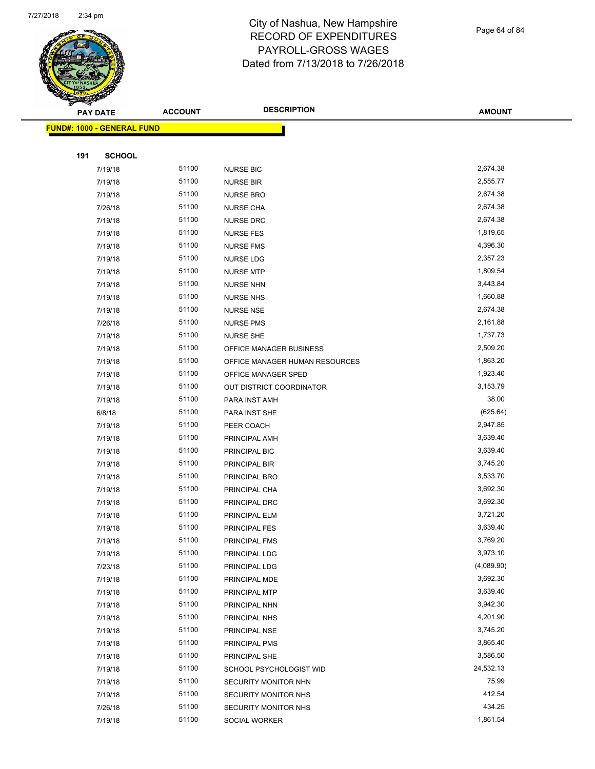# City of Nashua, New Hampshire
# RECORD OF EXPENDITURES
# PAYROLL-GROSS WAGES
# Dated from 7/13/2018 to 7/26/2018

| PAY DATE | ACCOUNT | DESCRIPTION | AMOUNT |
|---|---|---|---|

**FUND#: 1000 - GENERAL FUND**

**191 SCHOOL**

| PAY DATE | ACCOUNT | DESCRIPTION | AMOUNT |
|---|---|---|---|
| 7/19/18 | 51100 | NURSE BIC | 2,674.38 |
| 7/19/18 | 51100 | NURSE BIR | 2,555.77 |
| 7/19/18 | 51100 | NURSE BRO | 2,674.38 |
| 7/26/18 | 51100 | NURSE CHA | 2,674.38 |
| 7/19/18 | 51100 | NURSE DRC | 2,674.38 |
| 7/19/18 | 51100 | NURSE FES | 1,819.65 |
| 7/19/18 | 51100 | NURSE FMS | 4,396.30 |
| 7/19/18 | 51100 | NURSE LDG | 2,357.23 |
| 7/19/18 | 51100 | NURSE MTP | 1,809.54 |
| 7/19/18 | 51100 | NURSE NHN | 3,443.84 |
| 7/19/18 | 51100 | NURSE NHS | 1,660.88 |
| 7/19/18 | 51100 | NURSE NSE | 2,674.38 |
| 7/26/18 | 51100 | NURSE PMS | 2,161.88 |
| 7/19/18 | 51100 | NURSE SHE | 1,737.73 |
| 7/19/18 | 51100 | OFFICE MANAGER BUSINESS | 2,509.20 |
| 7/19/18 | 51100 | OFFICE MANAGER HUMAN RESOURCES | 1,863.20 |
| 7/19/18 | 51100 | OFFICE MANAGER SPED | 1,923.40 |
| 7/19/18 | 51100 | OUT DISTRICT COORDINATOR | 3,153.79 |
| 7/19/18 | 51100 | PARA INST AMH | 38.00 |
| 6/8/18 | 51100 | PARA INST SHE | (625.64) |
| 7/19/18 | 51100 | PEER COACH | 2,947.85 |
| 7/19/18 | 51100 | PRINCIPAL AMH | 3,639.40 |
| 7/19/18 | 51100 | PRINCIPAL BIC | 3,639.40 |
| 7/19/18 | 51100 | PRINCIPAL BIR | 3,745.20 |
| 7/19/18 | 51100 | PRINCIPAL BRO | 3,533.70 |
| 7/19/18 | 51100 | PRINCIPAL CHA | 3,692.30 |
| 7/19/18 | 51100 | PRINCIPAL DRC | 3,692.30 |
| 7/19/18 | 51100 | PRINCIPAL ELM | 3,721.20 |
| 7/19/18 | 51100 | PRINCIPAL FES | 3,639.40 |
| 7/19/18 | 51100 | PRINCIPAL FMS | 3,769.20 |
| 7/19/18 | 51100 | PRINCIPAL LDG | 3,973.10 |
| 7/23/18 | 51100 | PRINCIPAL LDG | (4,089.90) |
| 7/19/18 | 51100 | PRINCIPAL MDE | 3,692.30 |
| 7/19/18 | 51100 | PRINCIPAL MTP | 3,639.40 |
| 7/19/18 | 51100 | PRINCIPAL NHN | 3,942.30 |
| 7/19/18 | 51100 | PRINCIPAL NHS | 4,201.90 |
| 7/19/18 | 51100 | PRINCIPAL NSE | 3,745.20 |
| 7/19/18 | 51100 | PRINCIPAL PMS | 3,865.40 |
| 7/19/18 | 51100 | PRINCIPAL SHE | 3,586.50 |
| 7/19/18 | 51100 | SCHOOL PSYCHOLOGIST WID | 24,532.13 |
| 7/19/18 | 51100 | SECURITY MONITOR NHN | 75.99 |
| 7/19/18 | 51100 | SECURITY MONITOR NHS | 412.54 |
| 7/26/18 | 51100 | SECURITY MONITOR NHS | 434.25 |
| 7/19/18 | 51100 | SOCIAL WORKER | 1,861.54 |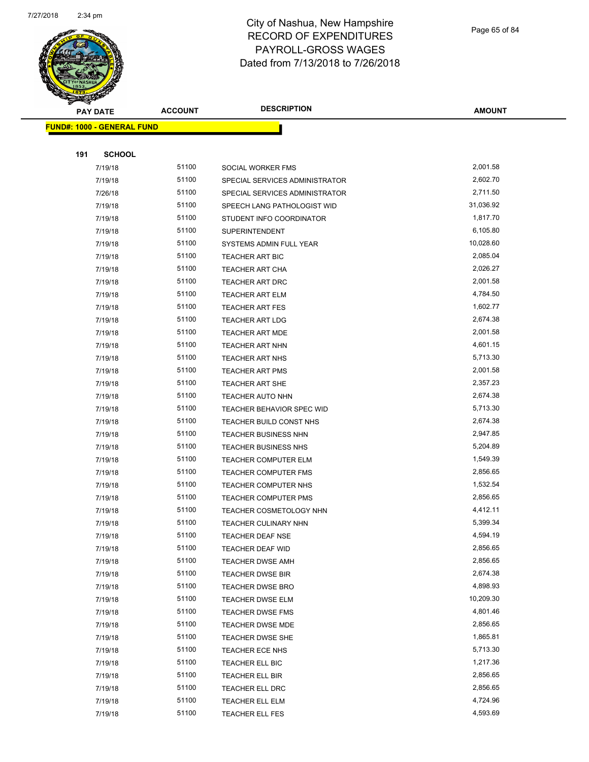# City of Nashua, New Hampshire
# RECORD OF EXPENDITURES
# PAYROLL-GROSS WAGES
# Dated from 7/13/2018 to 7/26/2018

| PAY DATE | ACCOUNT | DESCRIPTION | AMOUNT |
|---|---|---|---|

**FUND#: 1000 - GENERAL FUND**

**191 SCHOOL**

| PAY DATE | ACCOUNT | DESCRIPTION | AMOUNT |
|---|---|---|---|
| 7/19/18 | 51100 | SOCIAL WORKER FMS | 2,001.58 |
| 7/19/18 | 51100 | SPECIAL SERVICES ADMINISTRATOR | 2,602.70 |
| 7/26/18 | 51100 | SPECIAL SERVICES ADMINISTRATOR | 2,711.50 |
| 7/19/18 | 51100 | SPEECH LANG PATHOLOGIST WID | 31,036.92 |
| 7/19/18 | 51100 | STUDENT INFO COORDINATOR | 1,817.70 |
| 7/19/18 | 51100 | SUPERINTENDENT | 6,105.80 |
| 7/19/18 | 51100 | SYSTEMS ADMIN FULL YEAR | 10,028.60 |
| 7/19/18 | 51100 | TEACHER ART BIC | 2,085.04 |
| 7/19/18 | 51100 | TEACHER ART CHA | 2,026.27 |
| 7/19/18 | 51100 | TEACHER ART DRC | 2,001.58 |
| 7/19/18 | 51100 | TEACHER ART ELM | 4,784.50 |
| 7/19/18 | 51100 | TEACHER ART FES | 1,602.77 |
| 7/19/18 | 51100 | TEACHER ART LDG | 2,674.38 |
| 7/19/18 | 51100 | TEACHER ART MDE | 2,001.58 |
| 7/19/18 | 51100 | TEACHER ART NHN | 4,601.15 |
| 7/19/18 | 51100 | TEACHER ART NHS | 5,713.30 |
| 7/19/18 | 51100 | TEACHER ART PMS | 2,001.58 |
| 7/19/18 | 51100 | TEACHER ART SHE | 2,357.23 |
| 7/19/18 | 51100 | TEACHER AUTO NHN | 2,674.38 |
| 7/19/18 | 51100 | TEACHER BEHAVIOR SPEC WID | 5,713.30 |
| 7/19/18 | 51100 | TEACHER BUILD CONST NHS | 2,674.38 |
| 7/19/18 | 51100 | TEACHER BUSINESS NHN | 2,947.85 |
| 7/19/18 | 51100 | TEACHER BUSINESS NHS | 5,204.89 |
| 7/19/18 | 51100 | TEACHER COMPUTER ELM | 1,549.39 |
| 7/19/18 | 51100 | TEACHER COMPUTER FMS | 2,856.65 |
| 7/19/18 | 51100 | TEACHER COMPUTER NHS | 1,532.54 |
| 7/19/18 | 51100 | TEACHER COMPUTER PMS | 2,856.65 |
| 7/19/18 | 51100 | TEACHER COSMETOLOGY NHN | 4,412.11 |
| 7/19/18 | 51100 | TEACHER CULINARY NHN | 5,399.34 |
| 7/19/18 | 51100 | TEACHER DEAF NSE | 4,594.19 |
| 7/19/18 | 51100 | TEACHER DEAF WID | 2,856.65 |
| 7/19/18 | 51100 | TEACHER DWSE AMH | 2,856.65 |
| 7/19/18 | 51100 | TEACHER DWSE BIR | 2,674.38 |
| 7/19/18 | 51100 | TEACHER DWSE BRO | 4,898.93 |
| 7/19/18 | 51100 | TEACHER DWSE ELM | 10,209.30 |
| 7/19/18 | 51100 | TEACHER DWSE FMS | 4,801.46 |
| 7/19/18 | 51100 | TEACHER DWSE MDE | 2,856.65 |
| 7/19/18 | 51100 | TEACHER DWSE SHE | 1,865.81 |
| 7/19/18 | 51100 | TEACHER ECE NHS | 5,713.30 |
| 7/19/18 | 51100 | TEACHER ELL BIC | 1,217.36 |
| 7/19/18 | 51100 | TEACHER ELL BIR | 2,856.65 |
| 7/19/18 | 51100 | TEACHER ELL DRC | 2,856.65 |
| 7/19/18 | 51100 | TEACHER ELL ELM | 4,724.96 |
| 7/19/18 | 51100 | TEACHER ELL FES | 4,593.69 |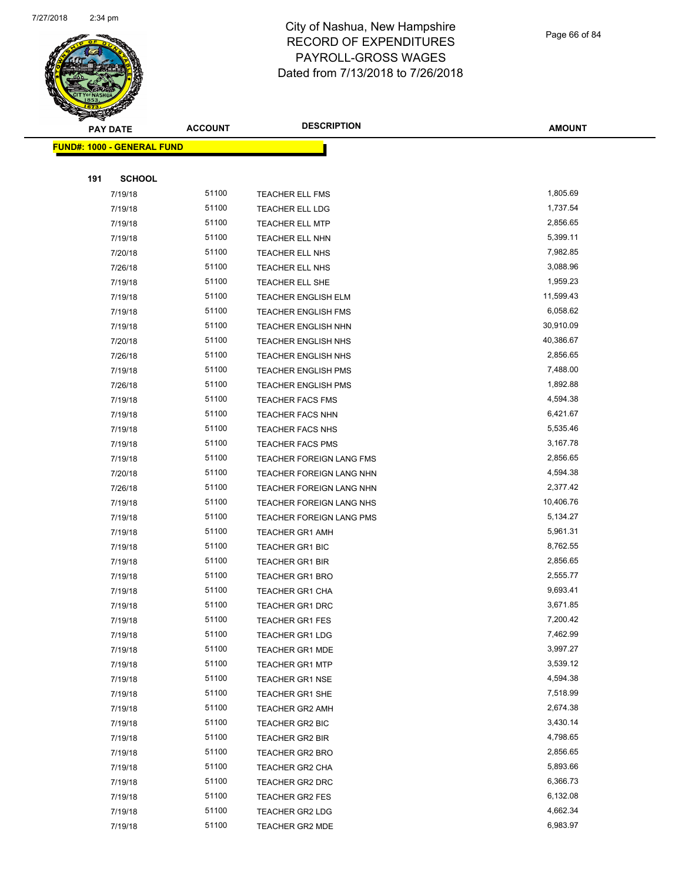# City of Nashua, New Hampshire
## RECORD OF EXPENDITURES
## PAYROLL-GROSS WAGES
## Dated from 7/13/2018 to 7/26/2018

**FUND#: 1000 - GENERAL FUND**

**191 SCHOOL**

| PAY DATE | ACCOUNT | DESCRIPTION | AMOUNT |
|---|---|---|---|
| 7/19/18 | 51100 | TEACHER ELL FMS | 1,805.69 |
| 7/19/18 | 51100 | TEACHER ELL LDG | 1,737.54 |
| 7/19/18 | 51100 | TEACHER ELL MTP | 2,856.65 |
| 7/19/18 | 51100 | TEACHER ELL NHN | 5,399.11 |
| 7/20/18 | 51100 | TEACHER ELL NHS | 7,982.85 |
| 7/26/18 | 51100 | TEACHER ELL NHS | 3,088.96 |
| 7/19/18 | 51100 | TEACHER ELL SHE | 1,959.23 |
| 7/19/18 | 51100 | TEACHER ENGLISH ELM | 11,599.43 |
| 7/19/18 | 51100 | TEACHER ENGLISH FMS | 6,058.62 |
| 7/19/18 | 51100 | TEACHER ENGLISH NHN | 30,910.09 |
| 7/20/18 | 51100 | TEACHER ENGLISH NHS | 40,386.67 |
| 7/26/18 | 51100 | TEACHER ENGLISH NHS | 2,856.65 |
| 7/19/18 | 51100 | TEACHER ENGLISH PMS | 7,488.00 |
| 7/26/18 | 51100 | TEACHER ENGLISH PMS | 1,892.88 |
| 7/19/18 | 51100 | TEACHER FACS FMS | 4,594.38 |
| 7/19/18 | 51100 | TEACHER FACS NHN | 6,421.67 |
| 7/19/18 | 51100 | TEACHER FACS NHS | 5,535.46 |
| 7/19/18 | 51100 | TEACHER FACS PMS | 3,167.78 |
| 7/19/18 | 51100 | TEACHER FOREIGN LANG FMS | 2,856.65 |
| 7/20/18 | 51100 | TEACHER FOREIGN LANG NHN | 4,594.38 |
| 7/26/18 | 51100 | TEACHER FOREIGN LANG NHN | 2,377.42 |
| 7/19/18 | 51100 | TEACHER FOREIGN LANG NHS | 10,406.76 |
| 7/19/18 | 51100 | TEACHER FOREIGN LANG PMS | 5,134.27 |
| 7/19/18 | 51100 | TEACHER GR1 AMH | 5,961.31 |
| 7/19/18 | 51100 | TEACHER GR1 BIC | 8,762.55 |
| 7/19/18 | 51100 | TEACHER GR1 BIR | 2,856.65 |
| 7/19/18 | 51100 | TEACHER GR1 BRO | 2,555.77 |
| 7/19/18 | 51100 | TEACHER GR1 CHA | 9,693.41 |
| 7/19/18 | 51100 | TEACHER GR1 DRC | 3,671.85 |
| 7/19/18 | 51100 | TEACHER GR1 FES | 7,200.42 |
| 7/19/18 | 51100 | TEACHER GR1 LDG | 7,462.99 |
| 7/19/18 | 51100 | TEACHER GR1 MDE | 3,997.27 |
| 7/19/18 | 51100 | TEACHER GR1 MTP | 3,539.12 |
| 7/19/18 | 51100 | TEACHER GR1 NSE | 4,594.38 |
| 7/19/18 | 51100 | TEACHER GR1 SHE | 7,518.99 |
| 7/19/18 | 51100 | TEACHER GR2 AMH | 2,674.38 |
| 7/19/18 | 51100 | TEACHER GR2 BIC | 3,430.14 |
| 7/19/18 | 51100 | TEACHER GR2 BIR | 4,798.65 |
| 7/19/18 | 51100 | TEACHER GR2 BRO | 2,856.65 |
| 7/19/18 | 51100 | TEACHER GR2 CHA | 5,893.66 |
| 7/19/18 | 51100 | TEACHER GR2 DRC | 6,366.73 |
| 7/19/18 | 51100 | TEACHER GR2 FES | 6,132.08 |
| 7/19/18 | 51100 | TEACHER GR2 LDG | 4,662.34 |
| 7/19/18 | 51100 | TEACHER GR2 MDE | 6,983.97 |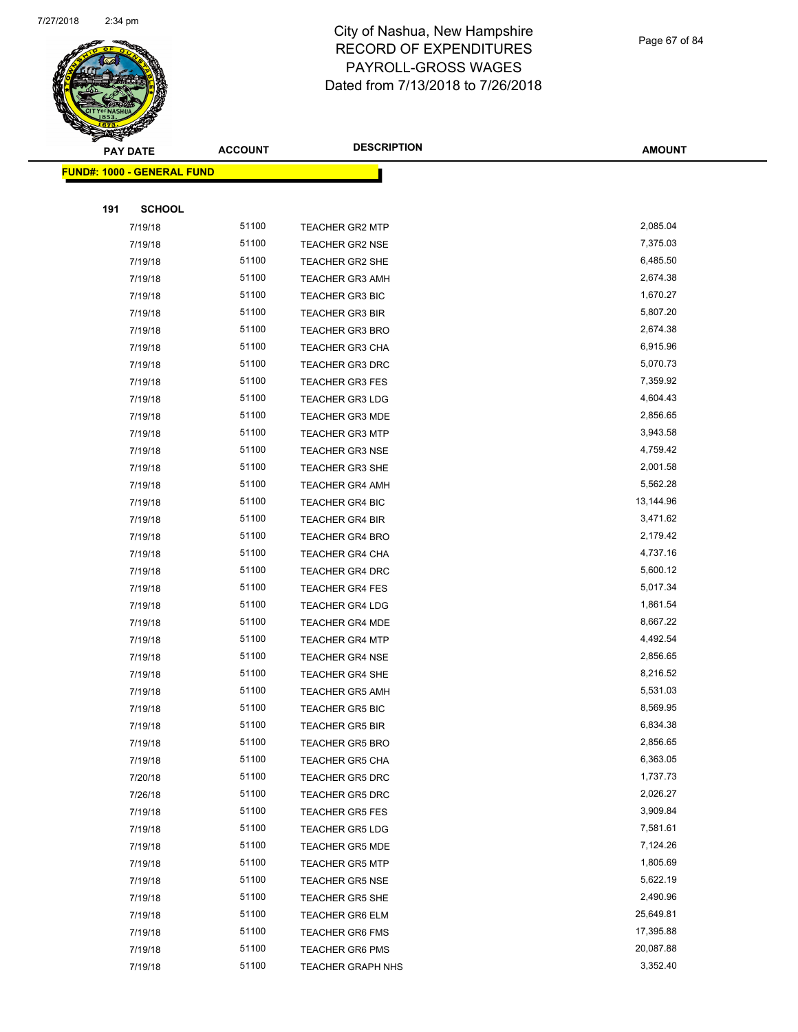# City of Nashua, New Hampshire
## RECORD OF EXPENDITURES
## PAYROLL-GROSS WAGES
## Dated from 7/13/2018 to 7/26/2018

| PAY DATE | ACCOUNT | DESCRIPTION | AMOUNT |
|---|---|---|---|

**FUND#: 1000 - GENERAL FUND**

**191 SCHOOL**

| PAY DATE | ACCOUNT | DESCRIPTION | AMOUNT |
|---|---|---|---|
| 7/19/18 | 51100 | TEACHER GR2 MTP | 2,085.04 |
| 7/19/18 | 51100 | TEACHER GR2 NSE | 7,375.03 |
| 7/19/18 | 51100 | TEACHER GR2 SHE | 6,485.50 |
| 7/19/18 | 51100 | TEACHER GR3 AMH | 2,674.38 |
| 7/19/18 | 51100 | TEACHER GR3 BIC | 1,670.27 |
| 7/19/18 | 51100 | TEACHER GR3 BIR | 5,807.20 |
| 7/19/18 | 51100 | TEACHER GR3 BRO | 2,674.38 |
| 7/19/18 | 51100 | TEACHER GR3 CHA | 6,915.96 |
| 7/19/18 | 51100 | TEACHER GR3 DRC | 5,070.73 |
| 7/19/18 | 51100 | TEACHER GR3 FES | 7,359.92 |
| 7/19/18 | 51100 | TEACHER GR3 LDG | 4,604.43 |
| 7/19/18 | 51100 | TEACHER GR3 MDE | 2,856.65 |
| 7/19/18 | 51100 | TEACHER GR3 MTP | 3,943.58 |
| 7/19/18 | 51100 | TEACHER GR3 NSE | 4,759.42 |
| 7/19/18 | 51100 | TEACHER GR3 SHE | 2,001.58 |
| 7/19/18 | 51100 | TEACHER GR4 AMH | 5,562.28 |
| 7/19/18 | 51100 | TEACHER GR4 BIC | 13,144.96 |
| 7/19/18 | 51100 | TEACHER GR4 BIR | 3,471.62 |
| 7/19/18 | 51100 | TEACHER GR4 BRO | 2,179.42 |
| 7/19/18 | 51100 | TEACHER GR4 CHA | 4,737.16 |
| 7/19/18 | 51100 | TEACHER GR4 DRC | 5,600.12 |
| 7/19/18 | 51100 | TEACHER GR4 FES | 5,017.34 |
| 7/19/18 | 51100 | TEACHER GR4 LDG | 1,861.54 |
| 7/19/18 | 51100 | TEACHER GR4 MDE | 8,667.22 |
| 7/19/18 | 51100 | TEACHER GR4 MTP | 4,492.54 |
| 7/19/18 | 51100 | TEACHER GR4 NSE | 2,856.65 |
| 7/19/18 | 51100 | TEACHER GR4 SHE | 8,216.52 |
| 7/19/18 | 51100 | TEACHER GR5 AMH | 5,531.03 |
| 7/19/18 | 51100 | TEACHER GR5 BIC | 8,569.95 |
| 7/19/18 | 51100 | TEACHER GR5 BIR | 6,834.38 |
| 7/19/18 | 51100 | TEACHER GR5 BRO | 2,856.65 |
| 7/19/18 | 51100 | TEACHER GR5 CHA | 6,363.05 |
| 7/20/18 | 51100 | TEACHER GR5 DRC | 1,737.73 |
| 7/26/18 | 51100 | TEACHER GR5 DRC | 2,026.27 |
| 7/19/18 | 51100 | TEACHER GR5 FES | 3,909.84 |
| 7/19/18 | 51100 | TEACHER GR5 LDG | 7,581.61 |
| 7/19/18 | 51100 | TEACHER GR5 MDE | 7,124.26 |
| 7/19/18 | 51100 | TEACHER GR5 MTP | 1,805.69 |
| 7/19/18 | 51100 | TEACHER GR5 NSE | 5,622.19 |
| 7/19/18 | 51100 | TEACHER GR5 SHE | 2,490.96 |
| 7/19/18 | 51100 | TEACHER GR6 ELM | 25,649.81 |
| 7/19/18 | 51100 | TEACHER GR6 FMS | 17,395.88 |
| 7/19/18 | 51100 | TEACHER GR6 PMS | 20,087.88 |
| 7/19/18 | 51100 | TEACHER GRAPH NHS | 3,352.40 |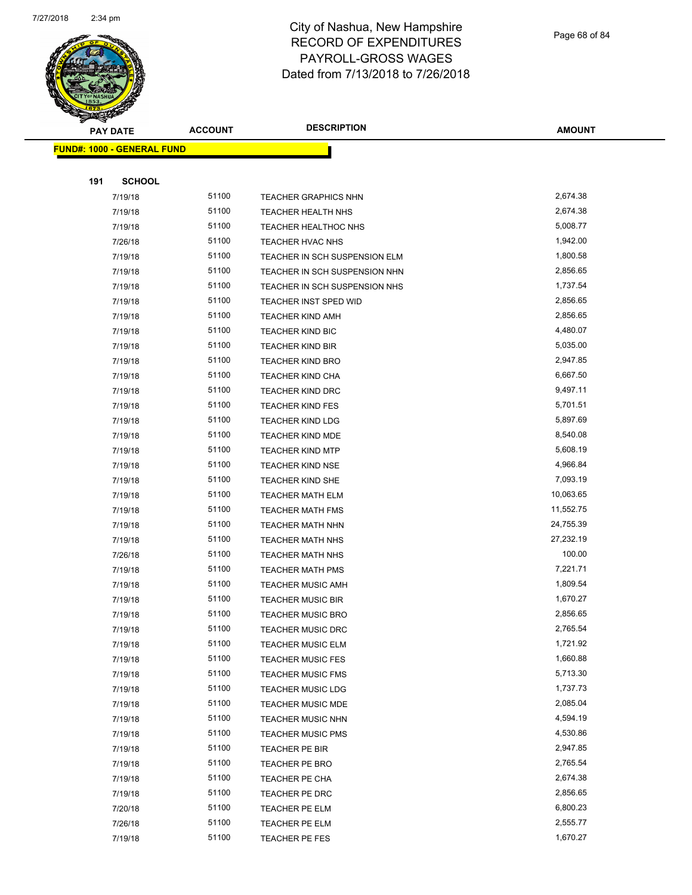City of Nashua, New Hampshire
RECORD OF EXPENDITURES
PAYROLL-GROSS WAGES
Dated from 7/13/2018 to 7/26/2018

| PAY DATE | ACCOUNT | DESCRIPTION | AMOUNT |
|---|---|---|---|
| **FUND#: 1000 - GENERAL FUND** | | | |
| **191 SCHOOL** | | | |
| 7/19/18 | 51100 | TEACHER GRAPHICS NHN | 2,674.38 |
| 7/19/18 | 51100 | TEACHER HEALTH NHS | 2,674.38 |
| 7/19/18 | 51100 | TEACHER HEALTHOC NHS | 5,008.77 |
| 7/26/18 | 51100 | TEACHER HVAC NHS | 1,942.00 |
| 7/19/18 | 51100 | TEACHER IN SCH SUSPENSION ELM | 1,800.58 |
| 7/19/18 | 51100 | TEACHER IN SCH SUSPENSION NHN | 2,856.65 |
| 7/19/18 | 51100 | TEACHER IN SCH SUSPENSION NHS | 1,737.54 |
| 7/19/18 | 51100 | TEACHER INST SPED WID | 2,856.65 |
| 7/19/18 | 51100 | TEACHER KIND AMH | 2,856.65 |
| 7/19/18 | 51100 | TEACHER KIND BIC | 4,480.07 |
| 7/19/18 | 51100 | TEACHER KIND BIR | 5,035.00 |
| 7/19/18 | 51100 | TEACHER KIND BRO | 2,947.85 |
| 7/19/18 | 51100 | TEACHER KIND CHA | 6,667.50 |
| 7/19/18 | 51100 | TEACHER KIND DRC | 9,497.11 |
| 7/19/18 | 51100 | TEACHER KIND FES | 5,701.51 |
| 7/19/18 | 51100 | TEACHER KIND LDG | 5,897.69 |
| 7/19/18 | 51100 | TEACHER KIND MDE | 8,540.08 |
| 7/19/18 | 51100 | TEACHER KIND MTP | 5,608.19 |
| 7/19/18 | 51100 | TEACHER KIND NSE | 4,966.84 |
| 7/19/18 | 51100 | TEACHER KIND SHE | 7,093.19 |
| 7/19/18 | 51100 | TEACHER MATH ELM | 10,063.65 |
| 7/19/18 | 51100 | TEACHER MATH FMS | 11,552.75 |
| 7/19/18 | 51100 | TEACHER MATH NHN | 24,755.39 |
| 7/19/18 | 51100 | TEACHER MATH NHS | 27,232.19 |
| 7/26/18 | 51100 | TEACHER MATH NHS | 100.00 |
| 7/19/18 | 51100 | TEACHER MATH PMS | 7,221.71 |
| 7/19/18 | 51100 | TEACHER MUSIC AMH | 1,809.54 |
| 7/19/18 | 51100 | TEACHER MUSIC BIR | 1,670.27 |
| 7/19/18 | 51100 | TEACHER MUSIC BRO | 2,856.65 |
| 7/19/18 | 51100 | TEACHER MUSIC DRC | 2,765.54 |
| 7/19/18 | 51100 | TEACHER MUSIC ELM | 1,721.92 |
| 7/19/18 | 51100 | TEACHER MUSIC FES | 1,660.88 |
| 7/19/18 | 51100 | TEACHER MUSIC FMS | 5,713.30 |
| 7/19/18 | 51100 | TEACHER MUSIC LDG | 1,737.73 |
| 7/19/18 | 51100 | TEACHER MUSIC MDE | 2,085.04 |
| 7/19/18 | 51100 | TEACHER MUSIC NHN | 4,594.19 |
| 7/19/18 | 51100 | TEACHER MUSIC PMS | 4,530.86 |
| 7/19/18 | 51100 | TEACHER PE BIR | 2,947.85 |
| 7/19/18 | 51100 | TEACHER PE BRO | 2,765.54 |
| 7/19/18 | 51100 | TEACHER PE CHA | 2,674.38 |
| 7/19/18 | 51100 | TEACHER PE DRC | 2,856.65 |
| 7/20/18 | 51100 | TEACHER PE ELM | 6,800.23 |
| 7/26/18 | 51100 | TEACHER PE ELM | 2,555.77 |
| 7/19/18 | 51100 | TEACHER PE FES | 1,670.27 |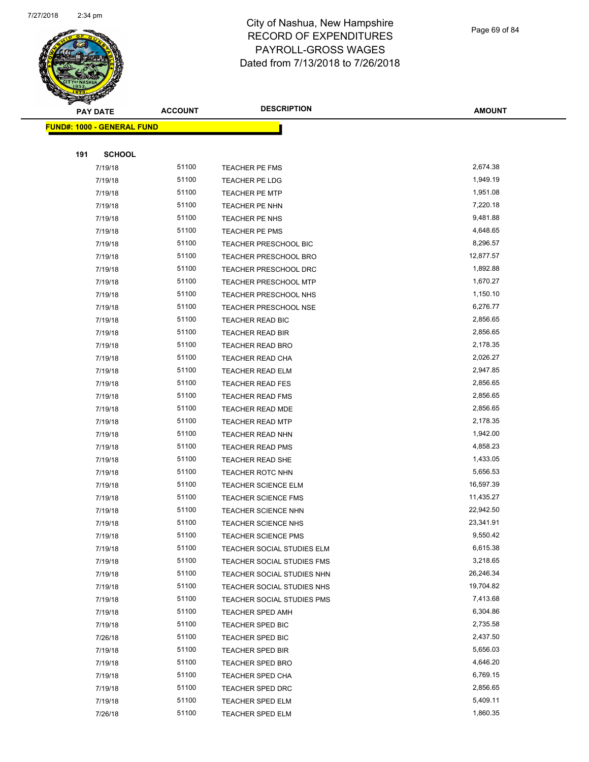# City of Nashua, New Hampshire
## RECORD OF EXPENDITURES
## PAYROLL-GROSS WAGES
## Dated from 7/13/2018 to 7/26/2018

| PAY DATE | ACCOUNT | DESCRIPTION | AMOUNT |
|---|---|---|---|

**FUND#: 1000 - GENERAL FUND**

**191 SCHOOL**

| PAY DATE | ACCOUNT | DESCRIPTION | AMOUNT |
|---|---|---|---|
| 7/19/18 | 51100 | TEACHER PE FMS | 2,674.38 |
| 7/19/18 | 51100 | TEACHER PE LDG | 1,949.19 |
| 7/19/18 | 51100 | TEACHER PE MTP | 1,951.08 |
| 7/19/18 | 51100 | TEACHER PE NHN | 7,220.18 |
| 7/19/18 | 51100 | TEACHER PE NHS | 9,481.88 |
| 7/19/18 | 51100 | TEACHER PE PMS | 4,648.65 |
| 7/19/18 | 51100 | TEACHER PRESCHOOL BIC | 8,296.57 |
| 7/19/18 | 51100 | TEACHER PRESCHOOL BRO | 12,877.57 |
| 7/19/18 | 51100 | TEACHER PRESCHOOL DRC | 1,892.88 |
| 7/19/18 | 51100 | TEACHER PRESCHOOL MTP | 1,670.27 |
| 7/19/18 | 51100 | TEACHER PRESCHOOL NHS | 1,150.10 |
| 7/19/18 | 51100 | TEACHER PRESCHOOL NSE | 6,276.77 |
| 7/19/18 | 51100 | TEACHER READ BIC | 2,856.65 |
| 7/19/18 | 51100 | TEACHER READ BIR | 2,856.65 |
| 7/19/18 | 51100 | TEACHER READ BRO | 2,178.35 |
| 7/19/18 | 51100 | TEACHER READ CHA | 2,026.27 |
| 7/19/18 | 51100 | TEACHER READ ELM | 2,947.85 |
| 7/19/18 | 51100 | TEACHER READ FES | 2,856.65 |
| 7/19/18 | 51100 | TEACHER READ FMS | 2,856.65 |
| 7/19/18 | 51100 | TEACHER READ MDE | 2,856.65 |
| 7/19/18 | 51100 | TEACHER READ MTP | 2,178.35 |
| 7/19/18 | 51100 | TEACHER READ NHN | 1,942.00 |
| 7/19/18 | 51100 | TEACHER READ PMS | 4,858.23 |
| 7/19/18 | 51100 | TEACHER READ SHE | 1,433.05 |
| 7/19/18 | 51100 | TEACHER ROTC NHN | 5,656.53 |
| 7/19/18 | 51100 | TEACHER SCIENCE ELM | 16,597.39 |
| 7/19/18 | 51100 | TEACHER SCIENCE FMS | 11,435.27 |
| 7/19/18 | 51100 | TEACHER SCIENCE NHN | 22,942.50 |
| 7/19/18 | 51100 | TEACHER SCIENCE NHS | 23,341.91 |
| 7/19/18 | 51100 | TEACHER SCIENCE PMS | 9,550.42 |
| 7/19/18 | 51100 | TEACHER SOCIAL STUDIES ELM | 6,615.38 |
| 7/19/18 | 51100 | TEACHER SOCIAL STUDIES FMS | 3,218.65 |
| 7/19/18 | 51100 | TEACHER SOCIAL STUDIES NHN | 26,246.34 |
| 7/19/18 | 51100 | TEACHER SOCIAL STUDIES NHS | 19,704.82 |
| 7/19/18 | 51100 | TEACHER SOCIAL STUDIES PMS | 7,413.68 |
| 7/19/18 | 51100 | TEACHER SPED AMH | 6,304.86 |
| 7/19/18 | 51100 | TEACHER SPED BIC | 2,735.58 |
| 7/26/18 | 51100 | TEACHER SPED BIC | 2,437.50 |
| 7/19/18 | 51100 | TEACHER SPED BIR | 5,656.03 |
| 7/19/18 | 51100 | TEACHER SPED BRO | 4,646.20 |
| 7/19/18 | 51100 | TEACHER SPED CHA | 6,769.15 |
| 7/19/18 | 51100 | TEACHER SPED DRC | 2,856.65 |
| 7/19/18 | 51100 | TEACHER SPED ELM | 5,409.11 |
| 7/26/18 | 51100 | TEACHER SPED ELM | 1,860.35 |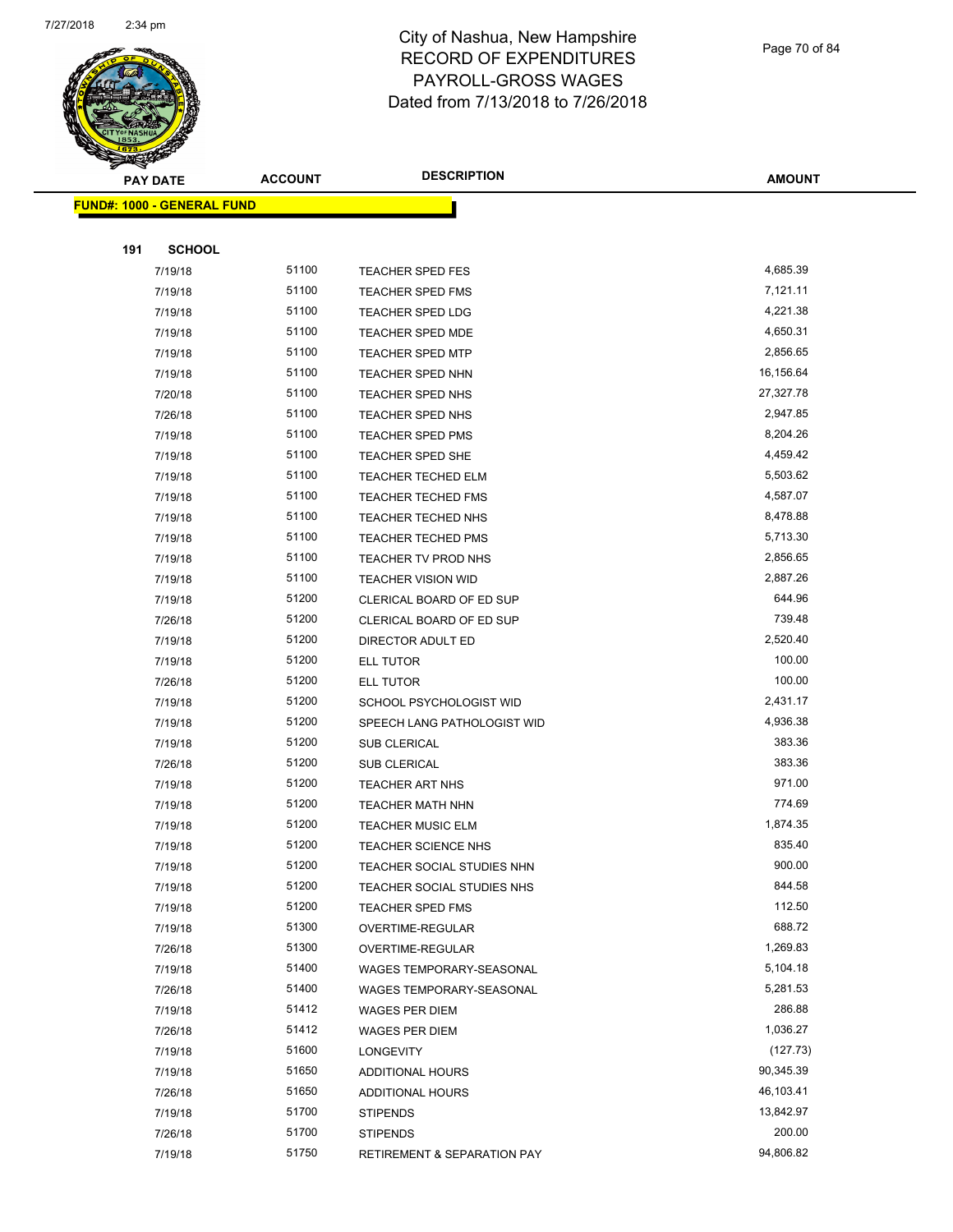# City of Nashua, New Hampshire
# RECORD OF EXPENDITURES
# PAYROLL-GROSS WAGES
# Dated from 7/13/2018 to 7/26/2018

**FUND#: 1000 - GENERAL FUND**

**191 SCHOOL**

| PAY DATE | ACCOUNT | DESCRIPTION | AMOUNT |
|---|---|---|---|
| 7/19/18 | 51100 | TEACHER SPED FES | 4,685.39 |
| 7/19/18 | 51100 | TEACHER SPED FMS | 7,121.11 |
| 7/19/18 | 51100 | TEACHER SPED LDG | 4,221.38 |
| 7/19/18 | 51100 | TEACHER SPED MDE | 4,650.31 |
| 7/19/18 | 51100 | TEACHER SPED MTP | 2,856.65 |
| 7/19/18 | 51100 | TEACHER SPED NHN | 16,156.64 |
| 7/20/18 | 51100 | TEACHER SPED NHS | 27,327.78 |
| 7/26/18 | 51100 | TEACHER SPED NHS | 2,947.85 |
| 7/19/18 | 51100 | TEACHER SPED PMS | 8,204.26 |
| 7/19/18 | 51100 | TEACHER SPED SHE | 4,459.42 |
| 7/19/18 | 51100 | TEACHER TECHED ELM | 5,503.62 |
| 7/19/18 | 51100 | TEACHER TECHED FMS | 4,587.07 |
| 7/19/18 | 51100 | TEACHER TECHED NHS | 8,478.88 |
| 7/19/18 | 51100 | TEACHER TECHED PMS | 5,713.30 |
| 7/19/18 | 51100 | TEACHER TV PROD NHS | 2,856.65 |
| 7/19/18 | 51100 | TEACHER VISION WID | 2,887.26 |
| 7/19/18 | 51200 | CLERICAL BOARD OF ED SUP | 644.96 |
| 7/26/18 | 51200 | CLERICAL BOARD OF ED SUP | 739.48 |
| 7/19/18 | 51200 | DIRECTOR ADULT ED | 2,520.40 |
| 7/19/18 | 51200 | ELL TUTOR | 100.00 |
| 7/26/18 | 51200 | ELL TUTOR | 100.00 |
| 7/19/18 | 51200 | SCHOOL PSYCHOLOGIST WID | 2,431.17 |
| 7/19/18 | 51200 | SPEECH LANG PATHOLOGIST WID | 4,936.38 |
| 7/19/18 | 51200 | SUB CLERICAL | 383.36 |
| 7/26/18 | 51200 | SUB CLERICAL | 383.36 |
| 7/19/18 | 51200 | TEACHER ART NHS | 971.00 |
| 7/19/18 | 51200 | TEACHER MATH NHN | 774.69 |
| 7/19/18 | 51200 | TEACHER MUSIC ELM | 1,874.35 |
| 7/19/18 | 51200 | TEACHER SCIENCE NHS | 835.40 |
| 7/19/18 | 51200 | TEACHER SOCIAL STUDIES NHN | 900.00 |
| 7/19/18 | 51200 | TEACHER SOCIAL STUDIES NHS | 844.58 |
| 7/19/18 | 51200 | TEACHER SPED FMS | 112.50 |
| 7/19/18 | 51300 | OVERTIME-REGULAR | 688.72 |
| 7/26/18 | 51300 | OVERTIME-REGULAR | 1,269.83 |
| 7/19/18 | 51400 | WAGES TEMPORARY-SEASONAL | 5,104.18 |
| 7/26/18 | 51400 | WAGES TEMPORARY-SEASONAL | 5,281.53 |
| 7/19/18 | 51412 | WAGES PER DIEM | 286.88 |
| 7/26/18 | 51412 | WAGES PER DIEM | 1,036.27 |
| 7/19/18 | 51600 | LONGEVITY | (127.73) |
| 7/19/18 | 51650 | ADDITIONAL HOURS | 90,345.39 |
| 7/26/18 | 51650 | ADDITIONAL HOURS | 46,103.41 |
| 7/19/18 | 51700 | STIPENDS | 13,842.97 |
| 7/26/18 | 51700 | STIPENDS | 200.00 |
| 7/19/18 | 51750 | RETIREMENT & SEPARATION PAY | 94,806.82 |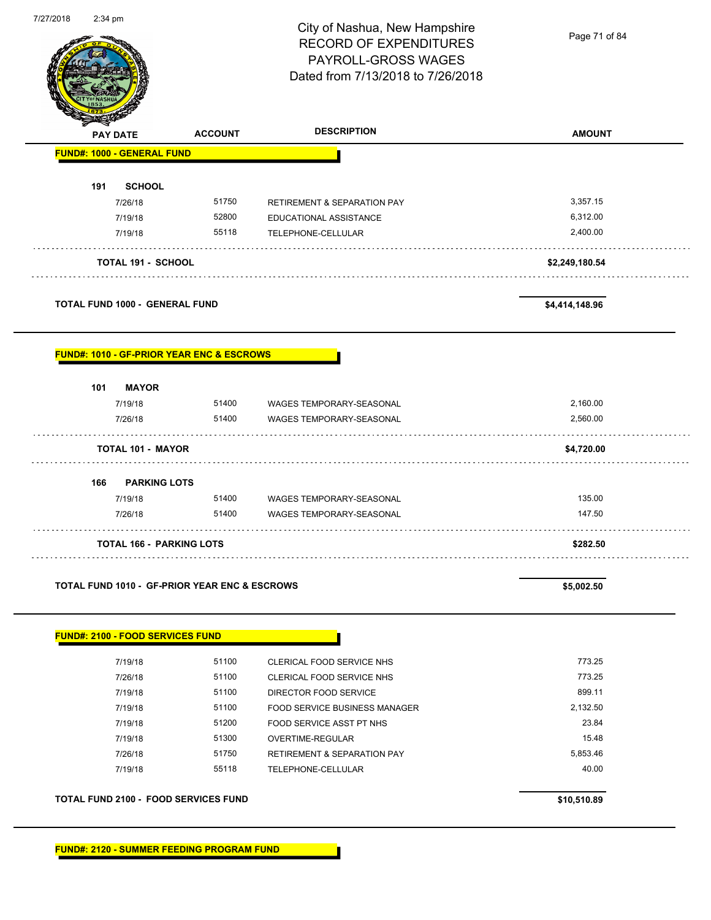# City of Nashua, New Hampshire
## RECORD OF EXPENDITURES
## PAYROLL-GROSS WAGES
### Dated from 7/13/2018 to 7/26/2018

| PAY DATE | ACCOUNT | DESCRIPTION | AMOUNT |
|---|---|---|---|
| **FUND#: 1000 - GENERAL FUND** | | | |
| **191 SCHOOL** | | | |
| 7/26/18 | 51750 | RETIREMENT & SEPARATION PAY | 3,357.15 |
| 7/19/18 | 52800 | EDUCATIONAL ASSISTANCE | 6,312.00 |
| 7/19/18 | 55118 | TELEPHONE-CELLULAR | 2,400.00 |
| **TOTAL 191 - SCHOOL** | | | **$2,249,180.54** |
| **TOTAL FUND 1000 - GENERAL FUND** | | | **$4,414,148.96** |
| **FUND#: 1010 - GF-PRIOR YEAR ENC & ESCROWS** | | | |
| **101 MAYOR** | | | |
| 7/19/18 | 51400 | WAGES TEMPORARY-SEASONAL | 2,160.00 |
| 7/26/18 | 51400 | WAGES TEMPORARY-SEASONAL | 2,560.00 |
| **TOTAL 101 - MAYOR** | | | **$4,720.00** |
| **166 PARKING LOTS** | | | |
| 7/19/18 | 51400 | WAGES TEMPORARY-SEASONAL | 135.00 |
| 7/26/18 | 51400 | WAGES TEMPORARY-SEASONAL | 147.50 |
| **TOTAL 166 - PARKING LOTS** | | | **$282.50** |
| **TOTAL FUND 1010 - GF-PRIOR YEAR ENC & ESCROWS** | | | **$5,002.50** |
| **FUND#: 2100 - FOOD SERVICES FUND** | | | |
| 7/19/18 | 51100 | CLERICAL FOOD SERVICE NHS | 773.25 |
| 7/26/18 | 51100 | CLERICAL FOOD SERVICE NHS | 773.25 |
| 7/19/18 | 51100 | DIRECTOR FOOD SERVICE | 899.11 |
| 7/19/18 | 51100 | FOOD SERVICE BUSINESS MANAGER | 2,132.50 |
| 7/19/18 | 51200 | FOOD SERVICE ASST PT NHS | 23.84 |
| 7/19/18 | 51300 | OVERTIME-REGULAR | 15.48 |
| 7/26/18 | 51750 | RETIREMENT & SEPARATION PAY | 5,853.46 |
| 7/19/18 | 55118 | TELEPHONE-CELLULAR | 40.00 |
| **TOTAL FUND 2100 - FOOD SERVICES FUND** | | | **$10,510.89** |
| **FUND#: 2120 - SUMMER FEEDING PROGRAM FUND** | | | |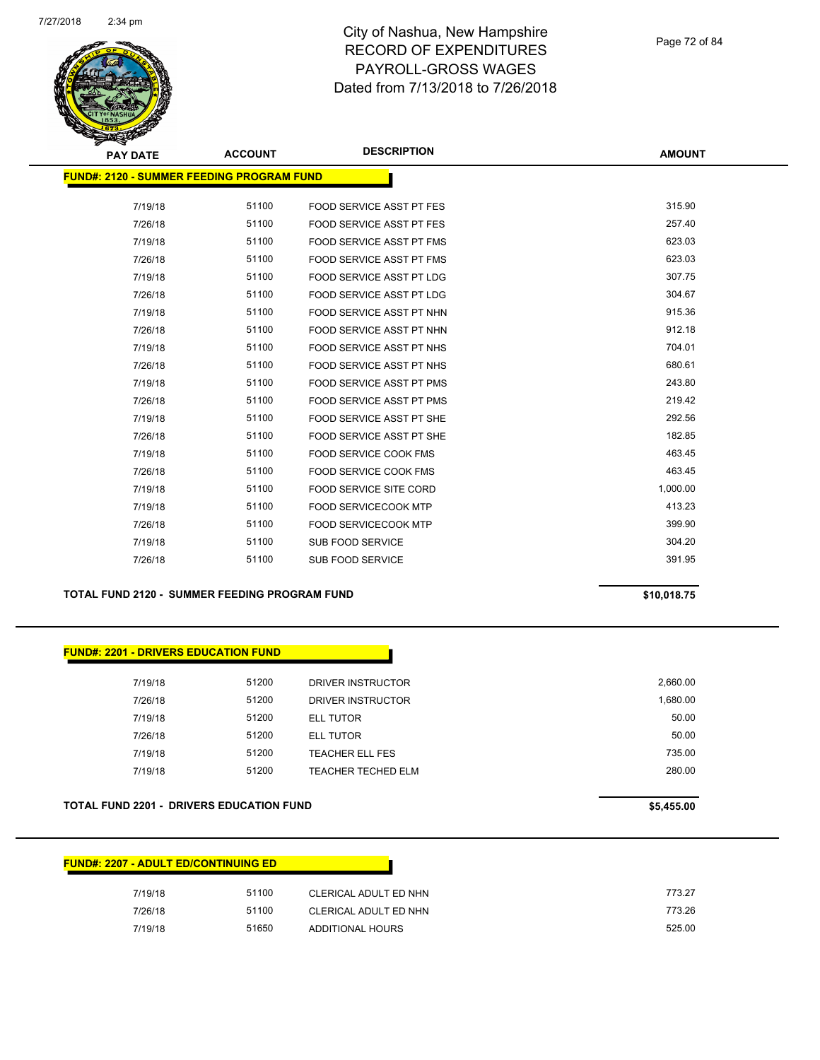# City of Nashua, New Hampshire
# RECORD OF EXPENDITURES
# PAYROLL-GROSS WAGES
# Dated from 7/13/2018 to 7/26/2018

| PAY DATE | ACCOUNT | DESCRIPTION | AMOUNT |
|---|---|---|---|
| **FUND#: 2120 - SUMMER FEEDING PROGRAM FUND** | | | |
| 7/19/18 | 51100 | FOOD SERVICE ASST PT FES | 315.90 |
| 7/26/18 | 51100 | FOOD SERVICE ASST PT FES | 257.40 |
| 7/19/18 | 51100 | FOOD SERVICE ASST PT FMS | 623.03 |
| 7/26/18 | 51100 | FOOD SERVICE ASST PT FMS | 623.03 |
| 7/19/18 | 51100 | FOOD SERVICE ASST PT LDG | 307.75 |
| 7/26/18 | 51100 | FOOD SERVICE ASST PT LDG | 304.67 |
| 7/19/18 | 51100 | FOOD SERVICE ASST PT NHN | 915.36 |
| 7/26/18 | 51100 | FOOD SERVICE ASST PT NHN | 912.18 |
| 7/19/18 | 51100 | FOOD SERVICE ASST PT NHS | 704.01 |
| 7/26/18 | 51100 | FOOD SERVICE ASST PT NHS | 680.61 |
| 7/19/18 | 51100 | FOOD SERVICE ASST PT PMS | 243.80 |
| 7/26/18 | 51100 | FOOD SERVICE ASST PT PMS | 219.42 |
| 7/19/18 | 51100 | FOOD SERVICE ASST PT SHE | 292.56 |
| 7/26/18 | 51100 | FOOD SERVICE ASST PT SHE | 182.85 |
| 7/19/18 | 51100 | FOOD SERVICE COOK FMS | 463.45 |
| 7/26/18 | 51100 | FOOD SERVICE COOK FMS | 463.45 |
| 7/19/18 | 51100 | FOOD SERVICE SITE CORD | 1,000.00 |
| 7/19/18 | 51100 | FOOD SERVICECOOK MTP | 413.23 |
| 7/26/18 | 51100 | FOOD SERVICECOOK MTP | 399.90 |
| 7/19/18 | 51100 | SUB FOOD SERVICE | 304.20 |
| 7/26/18 | 51100 | SUB FOOD SERVICE | 391.95 |
| **TOTAL FUND 2120 - SUMMER FEEDING PROGRAM FUND** | | | **$10,018.75** |

| PAY DATE | ACCOUNT | DESCRIPTION | AMOUNT |
|---|---|---|---|
| **FUND#: 2201 - DRIVERS EDUCATION FUND** | | | |
| 7/19/18 | 51200 | DRIVER INSTRUCTOR | 2,660.00 |
| 7/26/18 | 51200 | DRIVER INSTRUCTOR | 1,680.00 |
| 7/19/18 | 51200 | ELL TUTOR | 50.00 |
| 7/26/18 | 51200 | ELL TUTOR | 50.00 |
| 7/19/18 | 51200 | TEACHER ELL FES | 735.00 |
| 7/19/18 | 51200 | TEACHER TECHED ELM | 280.00 |
| **TOTAL FUND 2201 - DRIVERS EDUCATION FUND** | | | **$5,455.00** |

| PAY DATE | ACCOUNT | DESCRIPTION | AMOUNT |
|---|---|---|---|
| **FUND#: 2207 - ADULT ED/CONTINUING ED** | | | |
| 7/19/18 | 51100 | CLERICAL ADULT ED NHN | 773.27 |
| 7/26/18 | 51100 | CLERICAL ADULT ED NHN | 773.26 |
| 7/19/18 | 51650 | ADDITIONAL HOURS | 525.00 |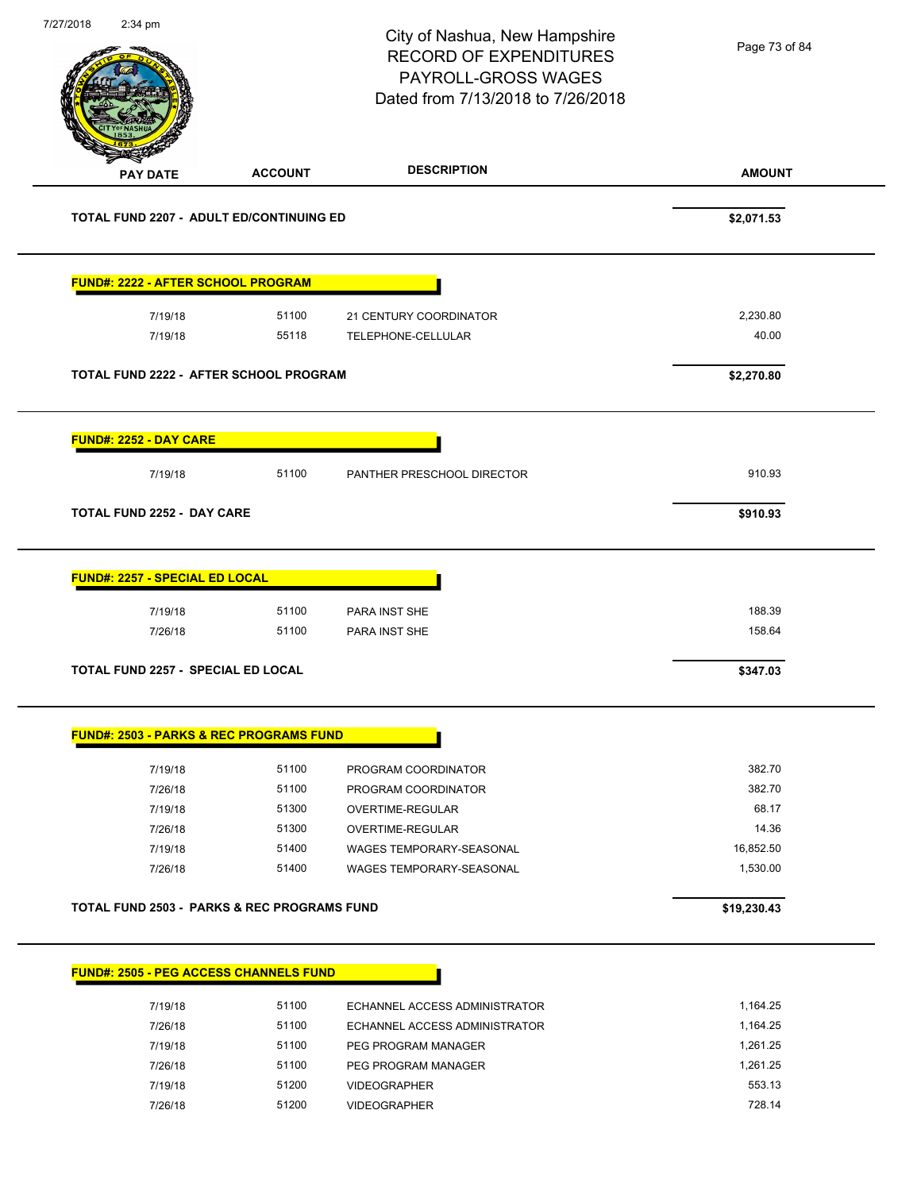City of Nashua, New Hampshire
RECORD OF EXPENDITURES
PAYROLL-GROSS WAGES
Dated from 7/13/2018 to 7/26/2018

| PAY DATE | ACCOUNT | DESCRIPTION | AMOUNT |
|---|---|---|---|
| **TOTAL FUND 2207 - ADULT ED/CONTINUING ED** | | | **$2,071.53** |

**FUND#: 2222 - AFTER SCHOOL PROGRAM**

| PAY DATE | ACCOUNT | DESCRIPTION | AMOUNT |
|---|---|---|---|
| 7/19/18 | 51100 | 21 CENTURY COORDINATOR | 2,230.80 |
| 7/19/18 | 55118 | TELEPHONE-CELLULAR | 40.00 |
| **TOTAL FUND 2222 - AFTER SCHOOL PROGRAM** | | | **$2,270.80** |

**FUND#: 2252 - DAY CARE**

| PAY DATE | ACCOUNT | DESCRIPTION | AMOUNT |
|---|---|---|---|
| 7/19/18 | 51100 | PANTHER PRESCHOOL DIRECTOR | 910.93 |
| **TOTAL FUND 2252 - DAY CARE** | | | **$910.93** |

**FUND#: 2257 - SPECIAL ED LOCAL**

| PAY DATE | ACCOUNT | DESCRIPTION | AMOUNT |
|---|---|---|---|
| 7/19/18 | 51100 | PARA INST SHE | 188.39 |
| 7/26/18 | 51100 | PARA INST SHE | 158.64 |
| **TOTAL FUND 2257 - SPECIAL ED LOCAL** | | | **$347.03** |

**FUND#: 2503 - PARKS & REC PROGRAMS FUND**

| PAY DATE | ACCOUNT | DESCRIPTION | AMOUNT |
|---|---|---|---|
| 7/19/18 | 51100 | PROGRAM COORDINATOR | 382.70 |
| 7/26/18 | 51100 | PROGRAM COORDINATOR | 382.70 |
| 7/19/18 | 51300 | OVERTIME-REGULAR | 68.17 |
| 7/26/18 | 51300 | OVERTIME-REGULAR | 14.36 |
| 7/19/18 | 51400 | WAGES TEMPORARY-SEASONAL | 16,852.50 |
| 7/26/18 | 51400 | WAGES TEMPORARY-SEASONAL | 1,530.00 |
| **TOTAL FUND 2503 - PARKS & REC PROGRAMS FUND** | | | **$19,230.43** |

**FUND#: 2505 - PEG ACCESS CHANNELS FUND**

| PAY DATE | ACCOUNT | DESCRIPTION | AMOUNT |
|---|---|---|---|
| 7/19/18 | 51100 | ECHANNEL ACCESS ADMINISTRATOR | 1,164.25 |
| 7/26/18 | 51100 | ECHANNEL ACCESS ADMINISTRATOR | 1,164.25 |
| 7/19/18 | 51100 | PEG PROGRAM MANAGER | 1,261.25 |
| 7/26/18 | 51100 | PEG PROGRAM MANAGER | 1,261.25 |
| 7/19/18 | 51200 | VIDEOGRAPHER | 553.13 |
| 7/26/18 | 51200 | VIDEOGRAPHER | 728.14 |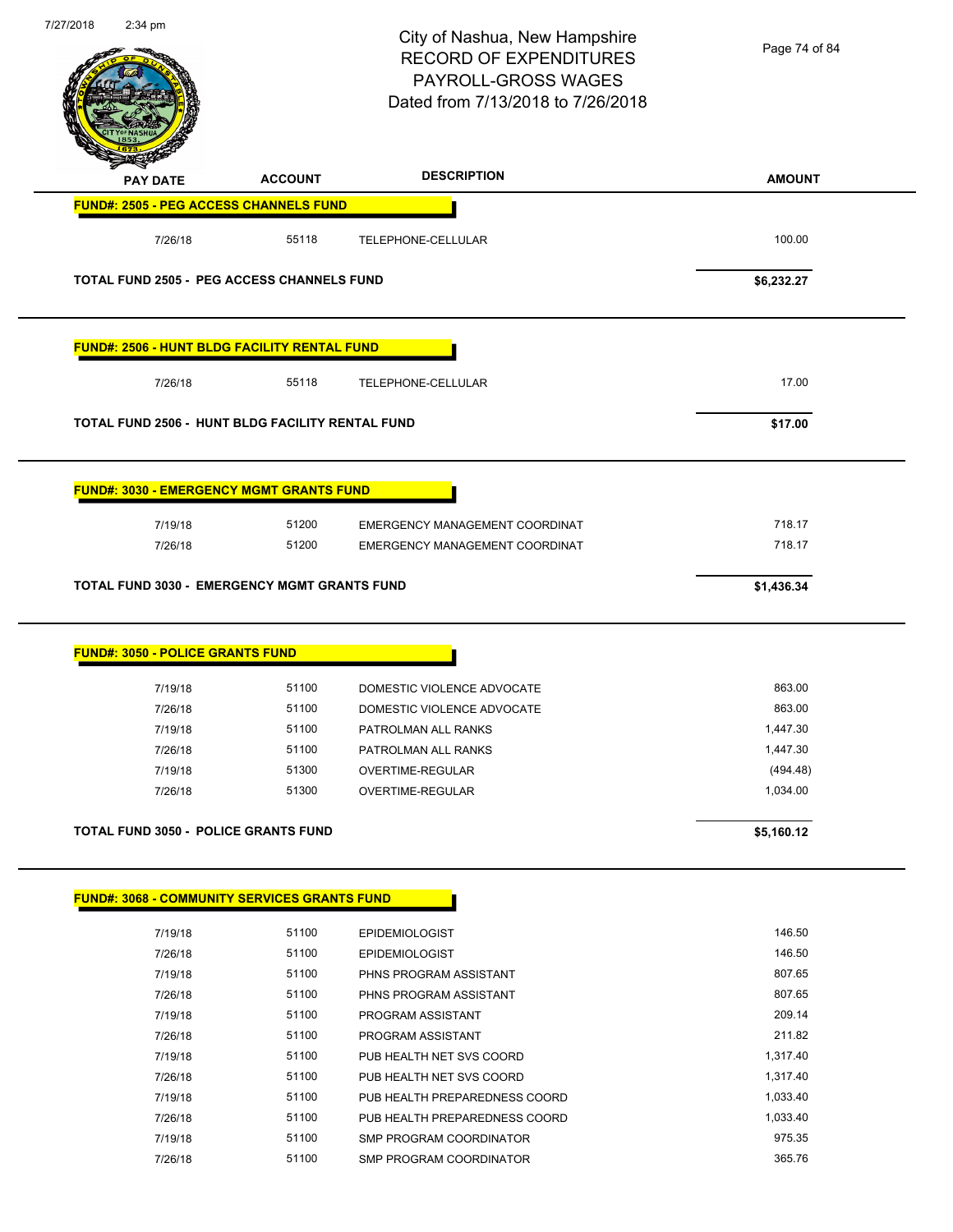# City of Nashua, New Hampshire
## RECORD OF EXPENDITURES
## PAYROLL-GROSS WAGES
## Dated from 7/13/2018 to 7/26/2018

| PAY DATE | ACCOUNT | DESCRIPTION | AMOUNT |
|---|---|---|---|
| **FUND#: 2505 - PEG ACCESS CHANNELS FUND** | | | |
| 7/26/18 | 55118 | TELEPHONE-CELLULAR | 100.00 |
| **TOTAL FUND 2505 - PEG ACCESS CHANNELS FUND** | | | **$6,232.27** |
| **FUND#: 2506 - HUNT BLDG FACILITY RENTAL FUND** | | | |
| 7/26/18 | 55118 | TELEPHONE-CELLULAR | 17.00 |
| **TOTAL FUND 2506 - HUNT BLDG FACILITY RENTAL FUND** | | | **$17.00** |
| **FUND#: 3030 - EMERGENCY MGMT GRANTS FUND** | | | |
| 7/19/18 | 51200 | EMERGENCY MANAGEMENT COORDINAT | 718.17 |
| 7/26/18 | 51200 | EMERGENCY MANAGEMENT COORDINAT | 718.17 |
| **TOTAL FUND 3030 - EMERGENCY MGMT GRANTS FUND** | | | **$1,436.34** |
| **FUND#: 3050 - POLICE GRANTS FUND** | | | |
| 7/19/18 | 51100 | DOMESTIC VIOLENCE ADVOCATE | 863.00 |
| 7/26/18 | 51100 | DOMESTIC VIOLENCE ADVOCATE | 863.00 |
| 7/19/18 | 51100 | PATROLMAN ALL RANKS | 1,447.30 |
| 7/26/18 | 51100 | PATROLMAN ALL RANKS | 1,447.30 |
| 7/19/18 | 51300 | OVERTIME-REGULAR | (494.48) |
| 7/26/18 | 51300 | OVERTIME-REGULAR | 1,034.00 |
| **TOTAL FUND 3050 - POLICE GRANTS FUND** | | | **$5,160.12** |
| **FUND#: 3068 - COMMUNITY SERVICES GRANTS FUND** | | | |
| 7/19/18 | 51100 | EPIDEMIOLOGIST | 146.50 |
| 7/26/18 | 51100 | EPIDEMIOLOGIST | 146.50 |
| 7/19/18 | 51100 | PHNS PROGRAM ASSISTANT | 807.65 |
| 7/26/18 | 51100 | PHNS PROGRAM ASSISTANT | 807.65 |
| 7/19/18 | 51100 | PROGRAM ASSISTANT | 209.14 |
| 7/26/18 | 51100 | PROGRAM ASSISTANT | 211.82 |
| 7/19/18 | 51100 | PUB HEALTH NET SVS COORD | 1,317.40 |
| 7/26/18 | 51100 | PUB HEALTH NET SVS COORD | 1,317.40 |
| 7/19/18 | 51100 | PUB HEALTH PREPAREDNESS COORD | 1,033.40 |
| 7/26/18 | 51100 | PUB HEALTH PREPAREDNESS COORD | 1,033.40 |
| 7/19/18 | 51100 | SMP PROGRAM COORDINATOR | 975.35 |
| 7/26/18 | 51100 | SMP PROGRAM COORDINATOR | 365.76 |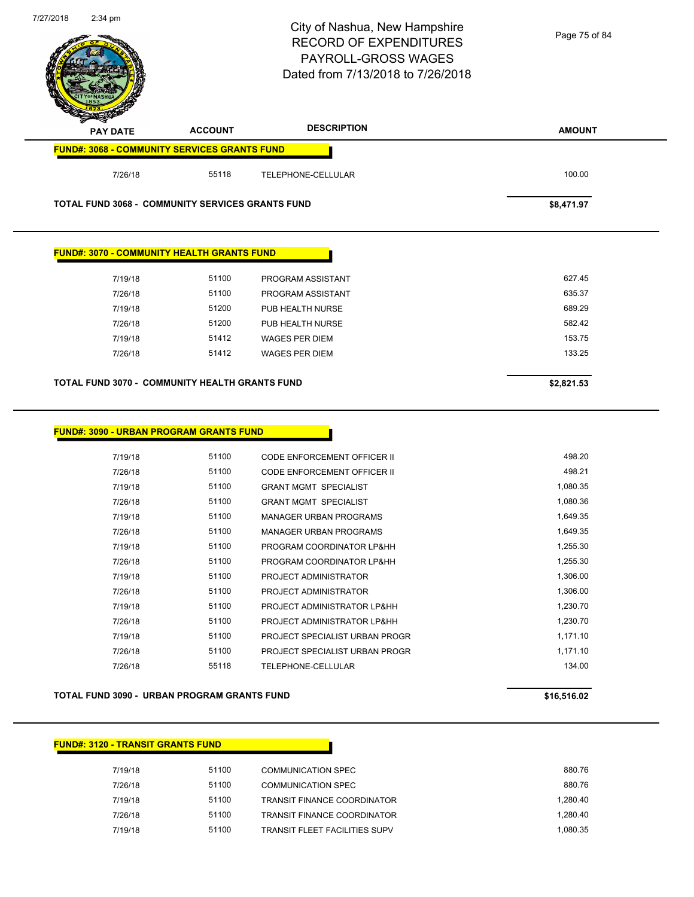City of Nashua, New Hampshire
RECORD OF EXPENDITURES
PAYROLL-GROSS WAGES
Dated from 7/13/2018 to 7/26/2018

| PAY DATE | ACCOUNT | DESCRIPTION | AMOUNT |
|---|---|---|---|
| **FUND#: 3068 - COMMUNITY SERVICES GRANTS FUND** | | | |
| 7/26/18 | 55118 | TELEPHONE-CELLULAR | 100.00 |
| **TOTAL FUND 3068 - COMMUNITY SERVICES GRANTS FUND** | | | **$8,471.97** |

| PAY DATE | ACCOUNT | DESCRIPTION | AMOUNT |
|---|---|---|---|
| **FUND#: 3070 - COMMUNITY HEALTH GRANTS FUND** | | | |
| 7/19/18 | 51100 | PROGRAM ASSISTANT | 627.45 |
| 7/26/18 | 51100 | PROGRAM ASSISTANT | 635.37 |
| 7/19/18 | 51200 | PUB HEALTH NURSE | 689.29 |
| 7/26/18 | 51200 | PUB HEALTH NURSE | 582.42 |
| 7/19/18 | 51412 | WAGES PER DIEM | 153.75 |
| 7/26/18 | 51412 | WAGES PER DIEM | 133.25 |
| **TOTAL FUND 3070 - COMMUNITY HEALTH GRANTS FUND** | | | **$2,821.53** |

| PAY DATE | ACCOUNT | DESCRIPTION | AMOUNT |
|---|---|---|---|
| **FUND#: 3090 - URBAN PROGRAM GRANTS FUND** | | | |
| 7/19/18 | 51100 | CODE ENFORCEMENT OFFICER II | 498.20 |
| 7/26/18 | 51100 | CODE ENFORCEMENT OFFICER II | 498.21 |
| 7/19/18 | 51100 | GRANT MGMT SPECIALIST | 1,080.35 |
| 7/26/18 | 51100 | GRANT MGMT SPECIALIST | 1,080.36 |
| 7/19/18 | 51100 | MANAGER URBAN PROGRAMS | 1,649.35 |
| 7/26/18 | 51100 | MANAGER URBAN PROGRAMS | 1,649.35 |
| 7/19/18 | 51100 | PROGRAM COORDINATOR LP&HH | 1,255.30 |
| 7/26/18 | 51100 | PROGRAM COORDINATOR LP&HH | 1,255.30 |
| 7/19/18 | 51100 | PROJECT ADMINISTRATOR | 1,306.00 |
| 7/26/18 | 51100 | PROJECT ADMINISTRATOR | 1,306.00 |
| 7/19/18 | 51100 | PROJECT ADMINISTRATOR LP&HH | 1,230.70 |
| 7/26/18 | 51100 | PROJECT ADMINISTRATOR LP&HH | 1,230.70 |
| 7/19/18 | 51100 | PROJECT SPECIALIST URBAN PROGR | 1,171.10 |
| 7/26/18 | 51100 | PROJECT SPECIALIST URBAN PROGR | 1,171.10 |
| 7/26/18 | 55118 | TELEPHONE-CELLULAR | 134.00 |
| **TOTAL FUND 3090 - URBAN PROGRAM GRANTS FUND** | | | **$16,516.02** |

| PAY DATE | ACCOUNT | DESCRIPTION | AMOUNT |
|---|---|---|---|
| **FUND#: 3120 - TRANSIT GRANTS FUND** | | | |
| 7/19/18 | 51100 | COMMUNICATION SPEC | 880.76 |
| 7/26/18 | 51100 | COMMUNICATION SPEC | 880.76 |
| 7/19/18 | 51100 | TRANSIT FINANCE COORDINATOR | 1,280.40 |
| 7/26/18 | 51100 | TRANSIT FINANCE COORDINATOR | 1,280.40 |
| 7/19/18 | 51100 | TRANSIT FLEET FACILITIES SUPV | 1,080.35 |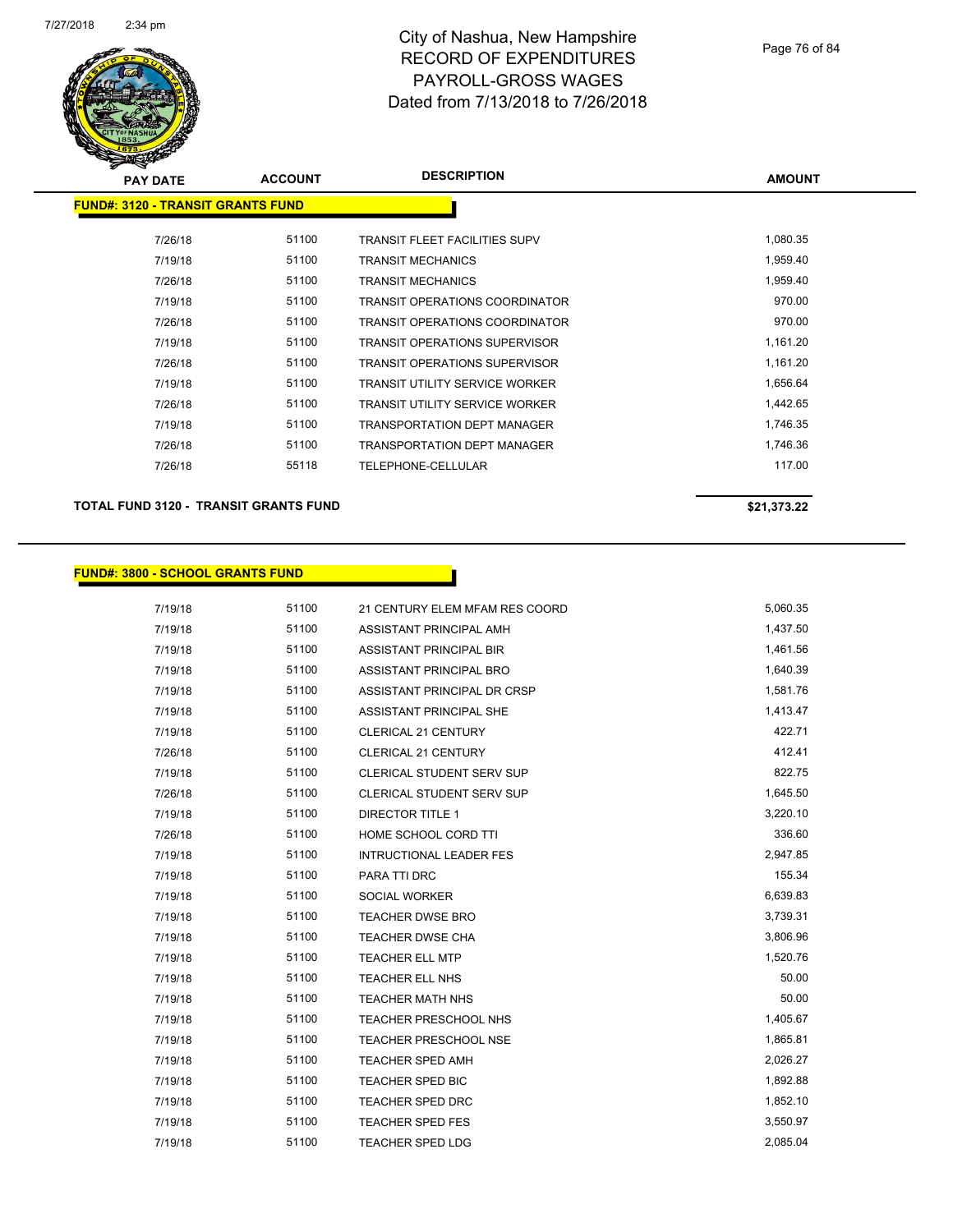# City of Nashua, New Hampshire
## RECORD OF EXPENDITURES
## PAYROLL-GROSS WAGES
## Dated from 7/13/2018 to 7/26/2018

| PAY DATE | ACCOUNT | DESCRIPTION | AMOUNT |
|---|---|---|---|
| **FUND#: 3120 - TRANSIT GRANTS FUND** | | | |
| 7/26/18 | 51100 | TRANSIT FLEET FACILITIES SUPV | 1,080.35 |
| 7/19/18 | 51100 | TRANSIT MECHANICS | 1,959.40 |
| 7/26/18 | 51100 | TRANSIT MECHANICS | 1,959.40 |
| 7/19/18 | 51100 | TRANSIT OPERATIONS COORDINATOR | 970.00 |
| 7/26/18 | 51100 | TRANSIT OPERATIONS COORDINATOR | 970.00 |
| 7/19/18 | 51100 | TRANSIT OPERATIONS SUPERVISOR | 1,161.20 |
| 7/26/18 | 51100 | TRANSIT OPERATIONS SUPERVISOR | 1,161.20 |
| 7/19/18 | 51100 | TRANSIT UTILITY SERVICE WORKER | 1,656.64 |
| 7/26/18 | 51100 | TRANSIT UTILITY SERVICE WORKER | 1,442.65 |
| 7/19/18 | 51100 | TRANSPORTATION DEPT MANAGER | 1,746.35 |
| 7/26/18 | 51100 | TRANSPORTATION DEPT MANAGER | 1,746.36 |
| 7/26/18 | 55118 | TELEPHONE-CELLULAR | 117.00 |
| **TOTAL FUND 3120 - TRANSIT GRANTS FUND** | | | **$21,373.22** |

| PAY DATE | ACCOUNT | DESCRIPTION | AMOUNT |
|---|---|---|---|
| **FUND#: 3800 - SCHOOL GRANTS FUND** | | | |
| 7/19/18 | 51100 | 21 CENTURY ELEM MFAM RES COORD | 5,060.35 |
| 7/19/18 | 51100 | ASSISTANT PRINCIPAL AMH | 1,437.50 |
| 7/19/18 | 51100 | ASSISTANT PRINCIPAL BIR | 1,461.56 |
| 7/19/18 | 51100 | ASSISTANT PRINCIPAL BRO | 1,640.39 |
| 7/19/18 | 51100 | ASSISTANT PRINCIPAL DR CRSP | 1,581.76 |
| 7/19/18 | 51100 | ASSISTANT PRINCIPAL SHE | 1,413.47 |
| 7/19/18 | 51100 | CLERICAL 21 CENTURY | 422.71 |
| 7/26/18 | 51100 | CLERICAL 21 CENTURY | 412.41 |
| 7/19/18 | 51100 | CLERICAL STUDENT SERV SUP | 822.75 |
| 7/26/18 | 51100 | CLERICAL STUDENT SERV SUP | 1,645.50 |
| 7/19/18 | 51100 | DIRECTOR TITLE 1 | 3,220.10 |
| 7/26/18 | 51100 | HOME SCHOOL CORD TTI | 336.60 |
| 7/19/18 | 51100 | INTRUCTIONAL LEADER FES | 2,947.85 |
| 7/19/18 | 51100 | PARA TTI DRC | 155.34 |
| 7/19/18 | 51100 | SOCIAL WORKER | 6,639.83 |
| 7/19/18 | 51100 | TEACHER DWSE BRO | 3,739.31 |
| 7/19/18 | 51100 | TEACHER DWSE CHA | 3,806.96 |
| 7/19/18 | 51100 | TEACHER ELL MTP | 1,520.76 |
| 7/19/18 | 51100 | TEACHER ELL NHS | 50.00 |
| 7/19/18 | 51100 | TEACHER MATH NHS | 50.00 |
| 7/19/18 | 51100 | TEACHER PRESCHOOL NHS | 1,405.67 |
| 7/19/18 | 51100 | TEACHER PRESCHOOL NSE | 1,865.81 |
| 7/19/18 | 51100 | TEACHER SPED AMH | 2,026.27 |
| 7/19/18 | 51100 | TEACHER SPED BIC | 1,892.88 |
| 7/19/18 | 51100 | TEACHER SPED DRC | 1,852.10 |
| 7/19/18 | 51100 | TEACHER SPED FES | 3,550.97 |
| 7/19/18 | 51100 | TEACHER SPED LDG | 2,085.04 |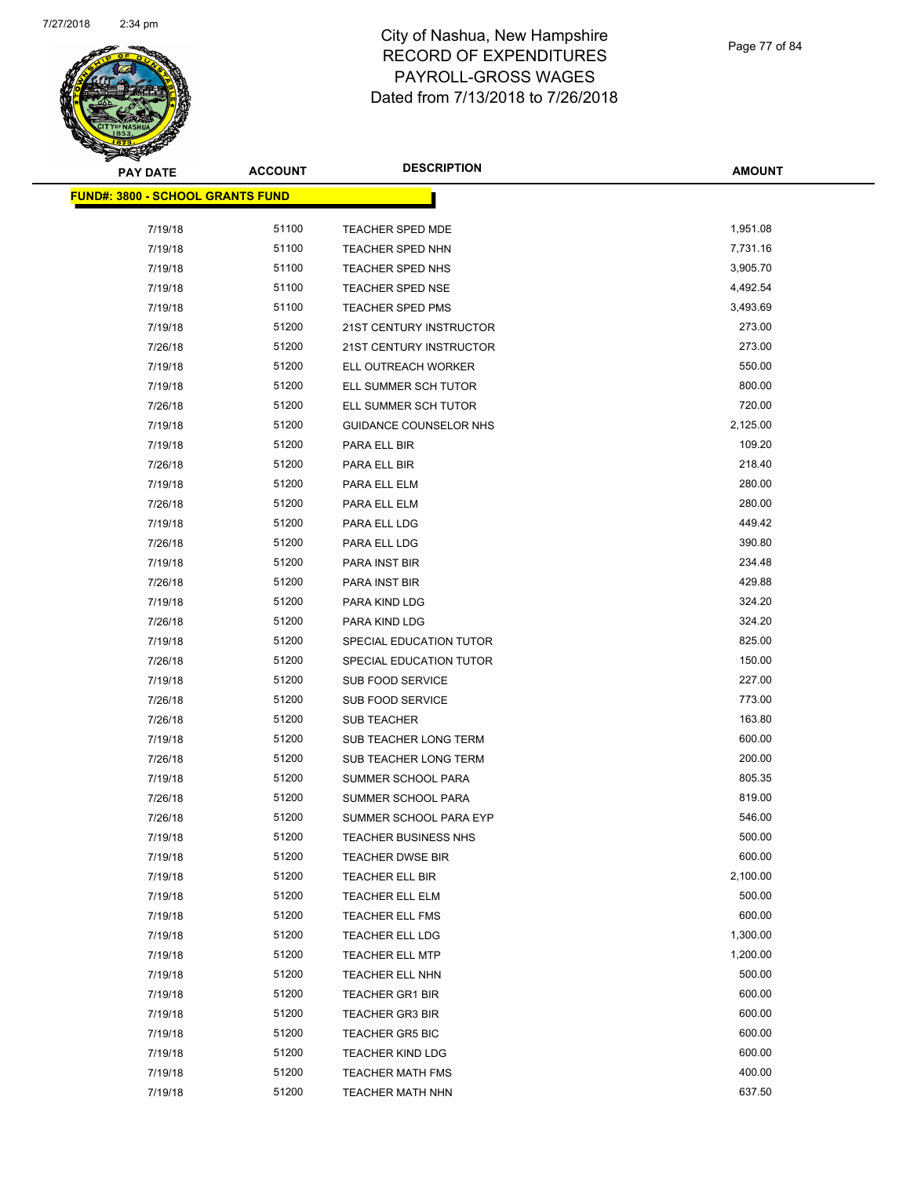# City of Nashua, New Hampshire
## RECORD OF EXPENDITURES
## PAYROLL-GROSS WAGES
## Dated from 7/13/2018 to 7/26/2018

| PAY DATE | ACCOUNT | DESCRIPTION | AMOUNT |
|---|---|---|---|
| **FUND#: 3800 - SCHOOL GRANTS FUND** | | | |
| 7/19/18 | 51100 | TEACHER SPED MDE | 1,951.08 |
| 7/19/18 | 51100 | TEACHER SPED NHN | 7,731.16 |
| 7/19/18 | 51100 | TEACHER SPED NHS | 3,905.70 |
| 7/19/18 | 51100 | TEACHER SPED NSE | 4,492.54 |
| 7/19/18 | 51100 | TEACHER SPED PMS | 3,493.69 |
| 7/19/18 | 51200 | 21ST CENTURY INSTRUCTOR | 273.00 |
| 7/26/18 | 51200 | 21ST CENTURY INSTRUCTOR | 273.00 |
| 7/19/18 | 51200 | ELL OUTREACH WORKER | 550.00 |
| 7/19/18 | 51200 | ELL SUMMER SCH TUTOR | 800.00 |
| 7/26/18 | 51200 | ELL SUMMER SCH TUTOR | 720.00 |
| 7/19/18 | 51200 | GUIDANCE COUNSELOR NHS | 2,125.00 |
| 7/19/18 | 51200 | PARA ELL BIR | 109.20 |
| 7/26/18 | 51200 | PARA ELL BIR | 218.40 |
| 7/19/18 | 51200 | PARA ELL ELM | 280.00 |
| 7/26/18 | 51200 | PARA ELL ELM | 280.00 |
| 7/19/18 | 51200 | PARA ELL LDG | 449.42 |
| 7/26/18 | 51200 | PARA ELL LDG | 390.80 |
| 7/19/18 | 51200 | PARA INST BIR | 234.48 |
| 7/26/18 | 51200 | PARA INST BIR | 429.88 |
| 7/19/18 | 51200 | PARA KIND LDG | 324.20 |
| 7/26/18 | 51200 | PARA KIND LDG | 324.20 |
| 7/19/18 | 51200 | SPECIAL EDUCATION TUTOR | 825.00 |
| 7/26/18 | 51200 | SPECIAL EDUCATION TUTOR | 150.00 |
| 7/19/18 | 51200 | SUB FOOD SERVICE | 227.00 |
| 7/26/18 | 51200 | SUB FOOD SERVICE | 773.00 |
| 7/26/18 | 51200 | SUB TEACHER | 163.80 |
| 7/19/18 | 51200 | SUB TEACHER LONG TERM | 600.00 |
| 7/26/18 | 51200 | SUB TEACHER LONG TERM | 200.00 |
| 7/19/18 | 51200 | SUMMER SCHOOL PARA | 805.35 |
| 7/26/18 | 51200 | SUMMER SCHOOL PARA | 819.00 |
| 7/26/18 | 51200 | SUMMER SCHOOL PARA EYP | 546.00 |
| 7/19/18 | 51200 | TEACHER BUSINESS NHS | 500.00 |
| 7/19/18 | 51200 | TEACHER DWSE BIR | 600.00 |
| 7/19/18 | 51200 | TEACHER ELL BIR | 2,100.00 |
| 7/19/18 | 51200 | TEACHER ELL ELM | 500.00 |
| 7/19/18 | 51200 | TEACHER ELL FMS | 600.00 |
| 7/19/18 | 51200 | TEACHER ELL LDG | 1,300.00 |
| 7/19/18 | 51200 | TEACHER ELL MTP | 1,200.00 |
| 7/19/18 | 51200 | TEACHER ELL NHN | 500.00 |
| 7/19/18 | 51200 | TEACHER GR1 BIR | 600.00 |
| 7/19/18 | 51200 | TEACHER GR3 BIR | 600.00 |
| 7/19/18 | 51200 | TEACHER GR5 BIC | 600.00 |
| 7/19/18 | 51200 | TEACHER KIND LDG | 600.00 |
| 7/19/18 | 51200 | TEACHER MATH FMS | 400.00 |
| 7/19/18 | 51200 | TEACHER MATH NHN | 637.50 |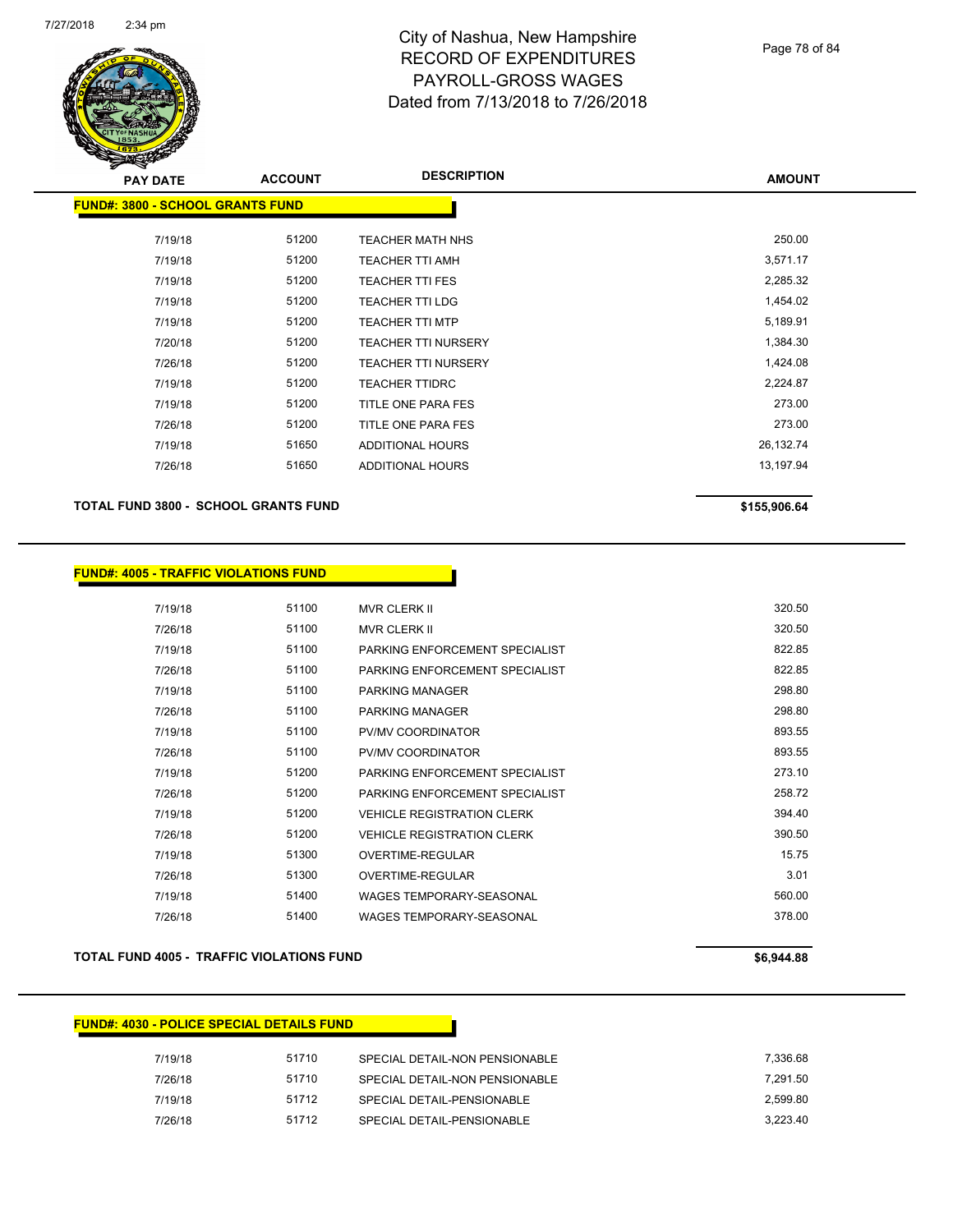| PAY DATE | ACCOUNT | DESCRIPTION | AMOUNT |
|---|---|---|---|

**FUND#: 3800 - SCHOOL GRANTS FUND**

| PAY DATE | ACCOUNT | DESCRIPTION | AMOUNT |
|---|---|---|---|
| 7/19/18 | 51200 | TEACHER MATH NHS | 250.00 |
| 7/19/18 | 51200 | TEACHER TTI AMH | 3,571.17 |
| 7/19/18 | 51200 | TEACHER TTI FES | 2,285.32 |
| 7/19/18 | 51200 | TEACHER TTI LDG | 1,454.02 |
| 7/19/18 | 51200 | TEACHER TTI MTP | 5,189.91 |
| 7/20/18 | 51200 | TEACHER TTI NURSERY | 1,384.30 |
| 7/26/18 | 51200 | TEACHER TTI NURSERY | 1,424.08 |
| 7/19/18 | 51200 | TEACHER TTIDRC | 2,224.87 |
| 7/19/18 | 51200 | TITLE ONE PARA FES | 273.00 |
| 7/26/18 | 51200 | TITLE ONE PARA FES | 273.00 |
| 7/19/18 | 51650 | ADDITIONAL HOURS | 26,132.74 |
| 7/26/18 | 51650 | ADDITIONAL HOURS | 13,197.94 |

**TOTAL FUND 3800 - SCHOOL GRANTS FUND** **$155,906.64**

**FUND#: 4005 - TRAFFIC VIOLATIONS FUND**

| PAY DATE | ACCOUNT | DESCRIPTION | AMOUNT |
|---|---|---|---|
| 7/19/18 | 51100 | MVR CLERK II | 320.50 |
| 7/26/18 | 51100 | MVR CLERK II | 320.50 |
| 7/19/18 | 51100 | PARKING ENFORCEMENT SPECIALIST | 822.85 |
| 7/26/18 | 51100 | PARKING ENFORCEMENT SPECIALIST | 822.85 |
| 7/19/18 | 51100 | PARKING MANAGER | 298.80 |
| 7/26/18 | 51100 | PARKING MANAGER | 298.80 |
| 7/19/18 | 51100 | PV/MV COORDINATOR | 893.55 |
| 7/26/18 | 51100 | PV/MV COORDINATOR | 893.55 |
| 7/19/18 | 51200 | PARKING ENFORCEMENT SPECIALIST | 273.10 |
| 7/26/18 | 51200 | PARKING ENFORCEMENT SPECIALIST | 258.72 |
| 7/19/18 | 51200 | VEHICLE REGISTRATION CLERK | 394.40 |
| 7/26/18 | 51200 | VEHICLE REGISTRATION CLERK | 390.50 |
| 7/19/18 | 51300 | OVERTIME-REGULAR | 15.75 |
| 7/26/18 | 51300 | OVERTIME-REGULAR | 3.01 |
| 7/19/18 | 51400 | WAGES TEMPORARY-SEASONAL | 560.00 |
| 7/26/18 | 51400 | WAGES TEMPORARY-SEASONAL | 378.00 |

**TOTAL FUND 4005 - TRAFFIC VIOLATIONS FUND** **$6,944.88**

**FUND#: 4030 - POLICE SPECIAL DETAILS FUND**

| PAY DATE | ACCOUNT | DESCRIPTION | AMOUNT |
|---|---|---|---|
| 7/19/18 | 51710 | SPECIAL DETAIL-NON PENSIONABLE | 7,336.68 |
| 7/26/18 | 51710 | SPECIAL DETAIL-NON PENSIONABLE | 7,291.50 |
| 7/19/18 | 51712 | SPECIAL DETAIL-PENSIONABLE | 2,599.80 |
| 7/26/18 | 51712 | SPECIAL DETAIL-PENSIONABLE | 3,223.40 |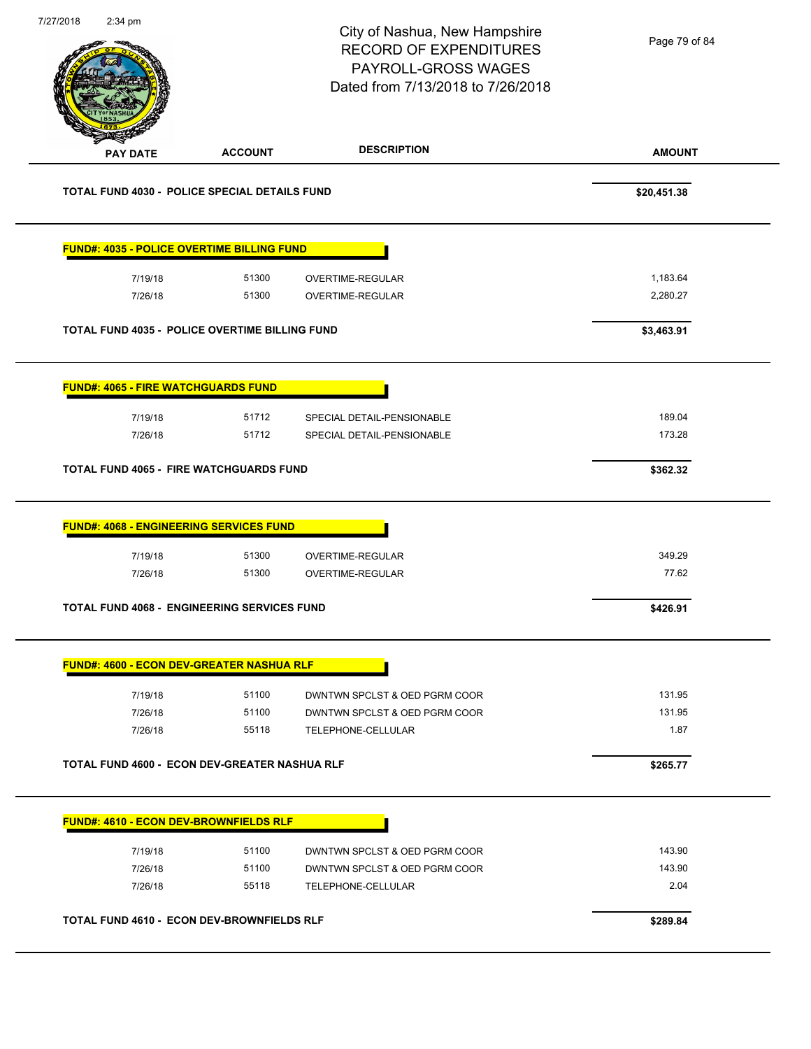# City of Nashua, New Hampshire
## RECORD OF EXPENDITURES
## PAYROLL-GROSS WAGES
## Dated from 7/13/2018 to 7/26/2018

| PAY DATE | ACCOUNT | DESCRIPTION | AMOUNT |
|---|---|---|---|
| **TOTAL FUND 4030 - POLICE SPECIAL DETAILS FUND** | | | **$20,451.38** |
| **FUND#: 4035 - POLICE OVERTIME BILLING FUND** | | | |
| 7/19/18 | 51300 | OVERTIME-REGULAR | 1,183.64 |
| 7/26/18 | 51300 | OVERTIME-REGULAR | 2,280.27 |
| **TOTAL FUND 4035 - POLICE OVERTIME BILLING FUND** | | | **$3,463.91** |
| **FUND#: 4065 - FIRE WATCHGUARDS FUND** | | | |
| 7/19/18 | 51712 | SPECIAL DETAIL-PENSIONABLE | 189.04 |
| 7/26/18 | 51712 | SPECIAL DETAIL-PENSIONABLE | 173.28 |
| **TOTAL FUND 4065 - FIRE WATCHGUARDS FUND** | | | **$362.32** |
| **FUND#: 4068 - ENGINEERING SERVICES FUND** | | | |
| 7/19/18 | 51300 | OVERTIME-REGULAR | 349.29 |
| 7/26/18 | 51300 | OVERTIME-REGULAR | 77.62 |
| **TOTAL FUND 4068 - ENGINEERING SERVICES FUND** | | | **$426.91** |
| **FUND#: 4600 - ECON DEV-GREATER NASHUA RLF** | | | |
| 7/19/18 | 51100 | DWNTWN SPCLST & OED PGRM COOR | 131.95 |
| 7/26/18 | 51100 | DWNTWN SPCLST & OED PGRM COOR | 131.95 |
| 7/26/18 | 55118 | TELEPHONE-CELLULAR | 1.87 |
| **TOTAL FUND 4600 - ECON DEV-GREATER NASHUA RLF** | | | **$265.77** |
| **FUND#: 4610 - ECON DEV-BROWNFIELDS RLF** | | | |
| 7/19/18 | 51100 | DWNTWN SPCLST & OED PGRM COOR | 143.90 |
| 7/26/18 | 51100 | DWNTWN SPCLST & OED PGRM COOR | 143.90 |
| 7/26/18 | 55118 | TELEPHONE-CELLULAR | 2.04 |
| **TOTAL FUND 4610 - ECON DEV-BROWNFIELDS RLF** | | | **$289.84** |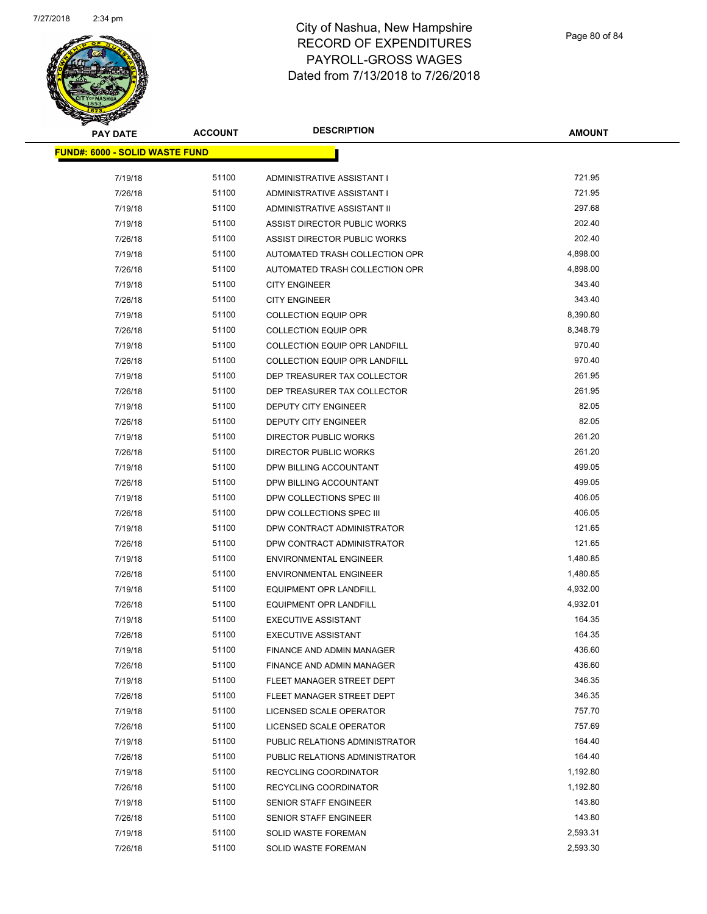# City of Nashua, New Hampshire
## RECORD OF EXPENDITURES
## PAYROLL-GROSS WAGES
## Dated from 7/13/2018 to 7/26/2018

| PAY DATE | ACCOUNT | DESCRIPTION | AMOUNT |
|---|---|---|---|
| **FUND#: 6000 - SOLID WASTE FUND** | | | |
| 7/19/18 | 51100 | ADMINISTRATIVE ASSISTANT I | 721.95 |
| 7/26/18 | 51100 | ADMINISTRATIVE ASSISTANT I | 721.95 |
| 7/19/18 | 51100 | ADMINISTRATIVE ASSISTANT II | 297.68 |
| 7/19/18 | 51100 | ASSIST DIRECTOR PUBLIC WORKS | 202.40 |
| 7/26/18 | 51100 | ASSIST DIRECTOR PUBLIC WORKS | 202.40 |
| 7/19/18 | 51100 | AUTOMATED TRASH COLLECTION OPR | 4,898.00 |
| 7/26/18 | 51100 | AUTOMATED TRASH COLLECTION OPR | 4,898.00 |
| 7/19/18 | 51100 | CITY ENGINEER | 343.40 |
| 7/26/18 | 51100 | CITY ENGINEER | 343.40 |
| 7/19/18 | 51100 | COLLECTION EQUIP OPR | 8,390.80 |
| 7/26/18 | 51100 | COLLECTION EQUIP OPR | 8,348.79 |
| 7/19/18 | 51100 | COLLECTION EQUIP OPR LANDFILL | 970.40 |
| 7/26/18 | 51100 | COLLECTION EQUIP OPR LANDFILL | 970.40 |
| 7/19/18 | 51100 | DEP TREASURER TAX COLLECTOR | 261.95 |
| 7/26/18 | 51100 | DEP TREASURER TAX COLLECTOR | 261.95 |
| 7/19/18 | 51100 | DEPUTY CITY ENGINEER | 82.05 |
| 7/26/18 | 51100 | DEPUTY CITY ENGINEER | 82.05 |
| 7/19/18 | 51100 | DIRECTOR PUBLIC WORKS | 261.20 |
| 7/26/18 | 51100 | DIRECTOR PUBLIC WORKS | 261.20 |
| 7/19/18 | 51100 | DPW BILLING ACCOUNTANT | 499.05 |
| 7/26/18 | 51100 | DPW BILLING ACCOUNTANT | 499.05 |
| 7/19/18 | 51100 | DPW COLLECTIONS SPEC III | 406.05 |
| 7/26/18 | 51100 | DPW COLLECTIONS SPEC III | 406.05 |
| 7/19/18 | 51100 | DPW CONTRACT ADMINISTRATOR | 121.65 |
| 7/26/18 | 51100 | DPW CONTRACT ADMINISTRATOR | 121.65 |
| 7/19/18 | 51100 | ENVIRONMENTAL ENGINEER | 1,480.85 |
| 7/26/18 | 51100 | ENVIRONMENTAL ENGINEER | 1,480.85 |
| 7/19/18 | 51100 | EQUIPMENT OPR LANDFILL | 4,932.00 |
| 7/26/18 | 51100 | EQUIPMENT OPR LANDFILL | 4,932.01 |
| 7/19/18 | 51100 | EXECUTIVE ASSISTANT | 164.35 |
| 7/26/18 | 51100 | EXECUTIVE ASSISTANT | 164.35 |
| 7/19/18 | 51100 | FINANCE AND ADMIN MANAGER | 436.60 |
| 7/26/18 | 51100 | FINANCE AND ADMIN MANAGER | 436.60 |
| 7/19/18 | 51100 | FLEET MANAGER STREET DEPT | 346.35 |
| 7/26/18 | 51100 | FLEET MANAGER STREET DEPT | 346.35 |
| 7/19/18 | 51100 | LICENSED SCALE OPERATOR | 757.70 |
| 7/26/18 | 51100 | LICENSED SCALE OPERATOR | 757.69 |
| 7/19/18 | 51100 | PUBLIC RELATIONS ADMINISTRATOR | 164.40 |
| 7/26/18 | 51100 | PUBLIC RELATIONS ADMINISTRATOR | 164.40 |
| 7/19/18 | 51100 | RECYCLING COORDINATOR | 1,192.80 |
| 7/26/18 | 51100 | RECYCLING COORDINATOR | 1,192.80 |
| 7/19/18 | 51100 | SENIOR STAFF ENGINEER | 143.80 |
| 7/26/18 | 51100 | SENIOR STAFF ENGINEER | 143.80 |
| 7/19/18 | 51100 | SOLID WASTE FOREMAN | 2,593.31 |
| 7/26/18 | 51100 | SOLID WASTE FOREMAN | 2,593.30 |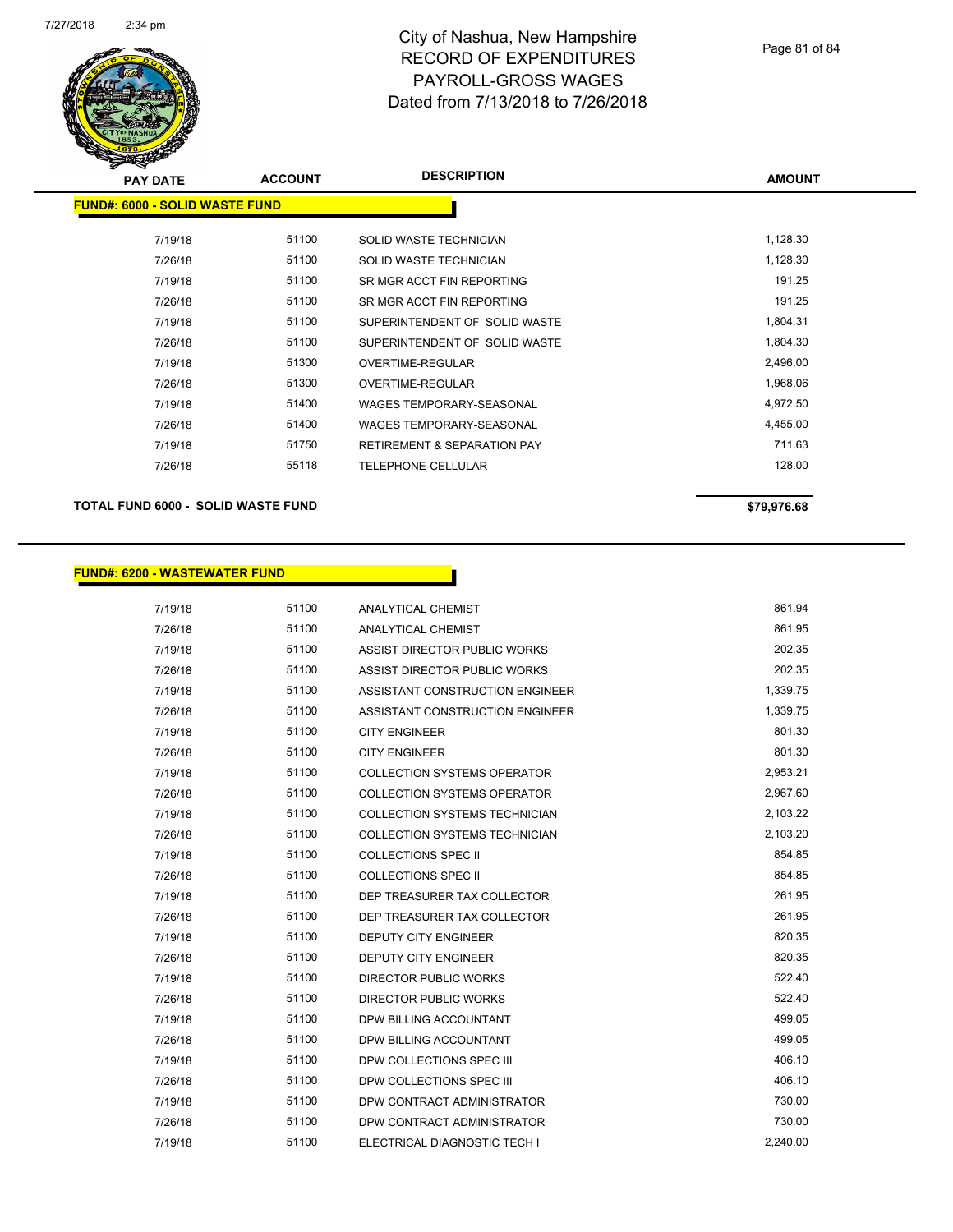| PAY DATE | ACCOUNT | DESCRIPTION | AMOUNT |
|---|---|---|---|
| **FUND#: 6000 - SOLID WASTE FUND** | | | |
| 7/19/18 | 51100 | SOLID WASTE TECHNICIAN | 1,128.30 |
| 7/26/18 | 51100 | SOLID WASTE TECHNICIAN | 1,128.30 |
| 7/19/18 | 51100 | SR MGR ACCT FIN REPORTING | 191.25 |
| 7/26/18 | 51100 | SR MGR ACCT FIN REPORTING | 191.25 |
| 7/19/18 | 51100 | SUPERINTENDENT OF SOLID WASTE | 1,804.31 |
| 7/26/18 | 51100 | SUPERINTENDENT OF SOLID WASTE | 1,804.30 |
| 7/19/18 | 51300 | OVERTIME-REGULAR | 2,496.00 |
| 7/26/18 | 51300 | OVERTIME-REGULAR | 1,968.06 |
| 7/19/18 | 51400 | WAGES TEMPORARY-SEASONAL | 4,972.50 |
| 7/26/18 | 51400 | WAGES TEMPORARY-SEASONAL | 4,455.00 |
| 7/19/18 | 51750 | RETIREMENT & SEPARATION PAY | 711.63 |
| 7/26/18 | 55118 | TELEPHONE-CELLULAR | 128.00 |

**TOTAL FUND 6000 - SOLID WASTE FUND** **$79,976.68**

| PAY DATE | ACCOUNT | DESCRIPTION | AMOUNT |
|---|---|---|---|
| **FUND#: 6200 - WASTEWATER FUND** | | | |
| 7/19/18 | 51100 | ANALYTICAL CHEMIST | 861.94 |
| 7/26/18 | 51100 | ANALYTICAL CHEMIST | 861.95 |
| 7/19/18 | 51100 | ASSIST DIRECTOR PUBLIC WORKS | 202.35 |
| 7/26/18 | 51100 | ASSIST DIRECTOR PUBLIC WORKS | 202.35 |
| 7/19/18 | 51100 | ASSISTANT CONSTRUCTION ENGINEER | 1,339.75 |
| 7/26/18 | 51100 | ASSISTANT CONSTRUCTION ENGINEER | 1,339.75 |
| 7/19/18 | 51100 | CITY ENGINEER | 801.30 |
| 7/26/18 | 51100 | CITY ENGINEER | 801.30 |
| 7/19/18 | 51100 | COLLECTION SYSTEMS OPERATOR | 2,953.21 |
| 7/26/18 | 51100 | COLLECTION SYSTEMS OPERATOR | 2,967.60 |
| 7/19/18 | 51100 | COLLECTION SYSTEMS TECHNICIAN | 2,103.22 |
| 7/26/18 | 51100 | COLLECTION SYSTEMS TECHNICIAN | 2,103.20 |
| 7/19/18 | 51100 | COLLECTIONS SPEC II | 854.85 |
| 7/26/18 | 51100 | COLLECTIONS SPEC II | 854.85 |
| 7/19/18 | 51100 | DEP TREASURER TAX COLLECTOR | 261.95 |
| 7/26/18 | 51100 | DEP TREASURER TAX COLLECTOR | 261.95 |
| 7/19/18 | 51100 | DEPUTY CITY ENGINEER | 820.35 |
| 7/26/18 | 51100 | DEPUTY CITY ENGINEER | 820.35 |
| 7/19/18 | 51100 | DIRECTOR PUBLIC WORKS | 522.40 |
| 7/26/18 | 51100 | DIRECTOR PUBLIC WORKS | 522.40 |
| 7/19/18 | 51100 | DPW BILLING ACCOUNTANT | 499.05 |
| 7/26/18 | 51100 | DPW BILLING ACCOUNTANT | 499.05 |
| 7/19/18 | 51100 | DPW COLLECTIONS SPEC III | 406.10 |
| 7/26/18 | 51100 | DPW COLLECTIONS SPEC III | 406.10 |
| 7/19/18 | 51100 | DPW CONTRACT ADMINISTRATOR | 730.00 |
| 7/26/18 | 51100 | DPW CONTRACT ADMINISTRATOR | 730.00 |
| 7/19/18 | 51100 | ELECTRICAL DIAGNOSTIC TECH I | 2,240.00 |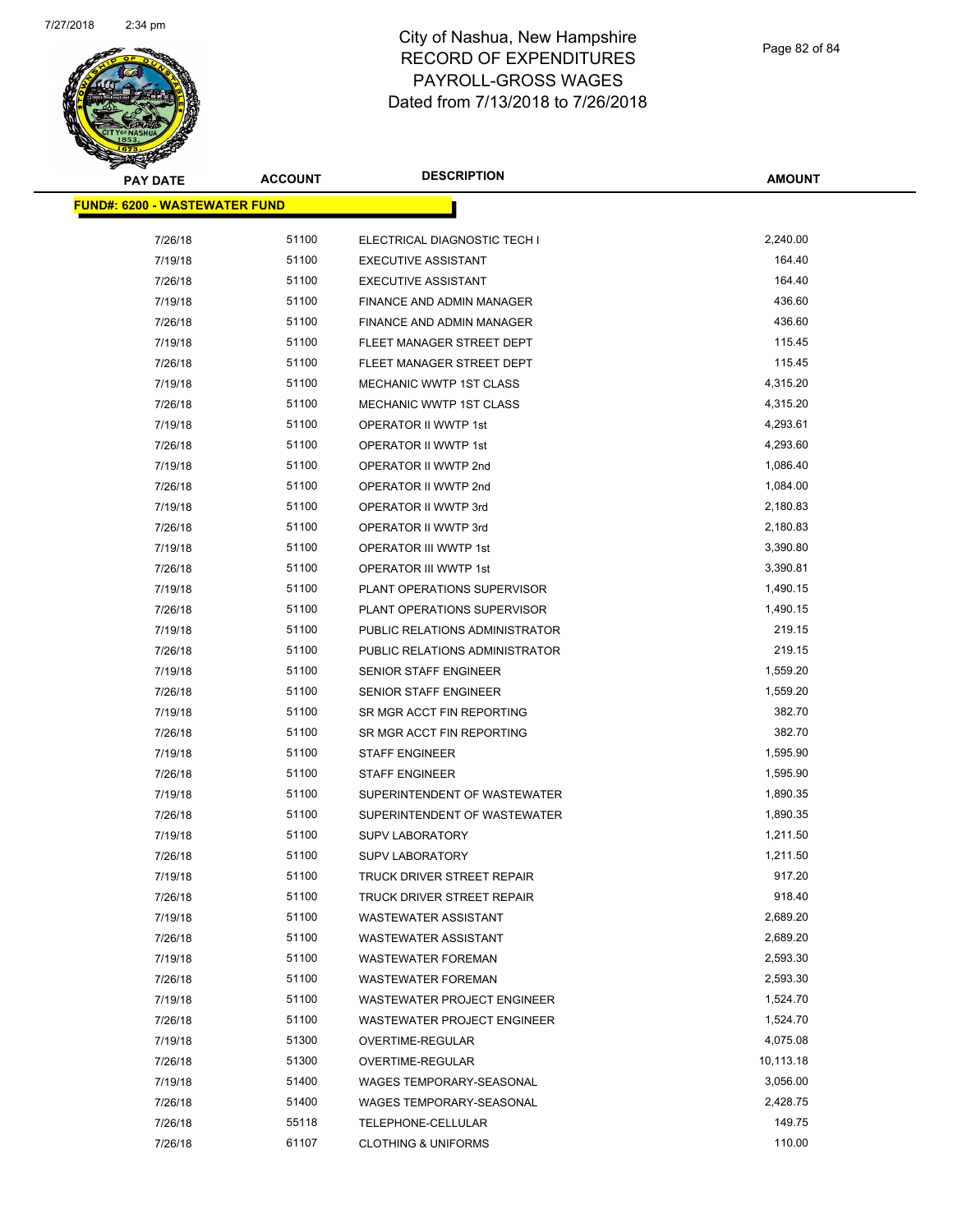# City of Nashua, New Hampshire
## RECORD OF EXPENDITURES
## PAYROLL-GROSS WAGES
## Dated from 7/13/2018 to 7/26/2018

| PAY DATE | ACCOUNT | DESCRIPTION | AMOUNT |
|---|---|---|---|
| **FUND#: 6200 - WASTEWATER FUND** | | | |
| 7/26/18 | 51100 | ELECTRICAL DIAGNOSTIC TECH I | 2,240.00 |
| 7/19/18 | 51100 | EXECUTIVE ASSISTANT | 164.40 |
| 7/26/18 | 51100 | EXECUTIVE ASSISTANT | 164.40 |
| 7/19/18 | 51100 | FINANCE AND ADMIN MANAGER | 436.60 |
| 7/26/18 | 51100 | FINANCE AND ADMIN MANAGER | 436.60 |
| 7/19/18 | 51100 | FLEET MANAGER STREET DEPT | 115.45 |
| 7/26/18 | 51100 | FLEET MANAGER STREET DEPT | 115.45 |
| 7/19/18 | 51100 | MECHANIC WWTP 1ST CLASS | 4,315.20 |
| 7/26/18 | 51100 | MECHANIC WWTP 1ST CLASS | 4,315.20 |
| 7/19/18 | 51100 | OPERATOR II WWTP 1st | 4,293.61 |
| 7/26/18 | 51100 | OPERATOR II WWTP 1st | 4,293.60 |
| 7/19/18 | 51100 | OPERATOR II WWTP 2nd | 1,086.40 |
| 7/26/18 | 51100 | OPERATOR II WWTP 2nd | 1,084.00 |
| 7/19/18 | 51100 | OPERATOR II WWTP 3rd | 2,180.83 |
| 7/26/18 | 51100 | OPERATOR II WWTP 3rd | 2,180.83 |
| 7/19/18 | 51100 | OPERATOR III WWTP 1st | 3,390.80 |
| 7/26/18 | 51100 | OPERATOR III WWTP 1st | 3,390.81 |
| 7/19/18 | 51100 | PLANT OPERATIONS SUPERVISOR | 1,490.15 |
| 7/26/18 | 51100 | PLANT OPERATIONS SUPERVISOR | 1,490.15 |
| 7/19/18 | 51100 | PUBLIC RELATIONS ADMINISTRATOR | 219.15 |
| 7/26/18 | 51100 | PUBLIC RELATIONS ADMINISTRATOR | 219.15 |
| 7/19/18 | 51100 | SENIOR STAFF ENGINEER | 1,559.20 |
| 7/26/18 | 51100 | SENIOR STAFF ENGINEER | 1,559.20 |
| 7/19/18 | 51100 | SR MGR ACCT FIN REPORTING | 382.70 |
| 7/26/18 | 51100 | SR MGR ACCT FIN REPORTING | 382.70 |
| 7/19/18 | 51100 | STAFF ENGINEER | 1,595.90 |
| 7/26/18 | 51100 | STAFF ENGINEER | 1,595.90 |
| 7/19/18 | 51100 | SUPERINTENDENT OF WASTEWATER | 1,890.35 |
| 7/26/18 | 51100 | SUPERINTENDENT OF WASTEWATER | 1,890.35 |
| 7/19/18 | 51100 | SUPV LABORATORY | 1,211.50 |
| 7/26/18 | 51100 | SUPV LABORATORY | 1,211.50 |
| 7/19/18 | 51100 | TRUCK DRIVER STREET REPAIR | 917.20 |
| 7/26/18 | 51100 | TRUCK DRIVER STREET REPAIR | 918.40 |
| 7/19/18 | 51100 | WASTEWATER ASSISTANT | 2,689.20 |
| 7/26/18 | 51100 | WASTEWATER ASSISTANT | 2,689.20 |
| 7/19/18 | 51100 | WASTEWATER FOREMAN | 2,593.30 |
| 7/26/18 | 51100 | WASTEWATER FOREMAN | 2,593.30 |
| 7/19/18 | 51100 | WASTEWATER PROJECT ENGINEER | 1,524.70 |
| 7/26/18 | 51100 | WASTEWATER PROJECT ENGINEER | 1,524.70 |
| 7/19/18 | 51300 | OVERTIME-REGULAR | 4,075.08 |
| 7/26/18 | 51300 | OVERTIME-REGULAR | 10,113.18 |
| 7/19/18 | 51400 | WAGES TEMPORARY-SEASONAL | 3,056.00 |
| 7/26/18 | 51400 | WAGES TEMPORARY-SEASONAL | 2,428.75 |
| 7/26/18 | 55118 | TELEPHONE-CELLULAR | 149.75 |
| 7/26/18 | 61107 | CLOTHING & UNIFORMS | 110.00 |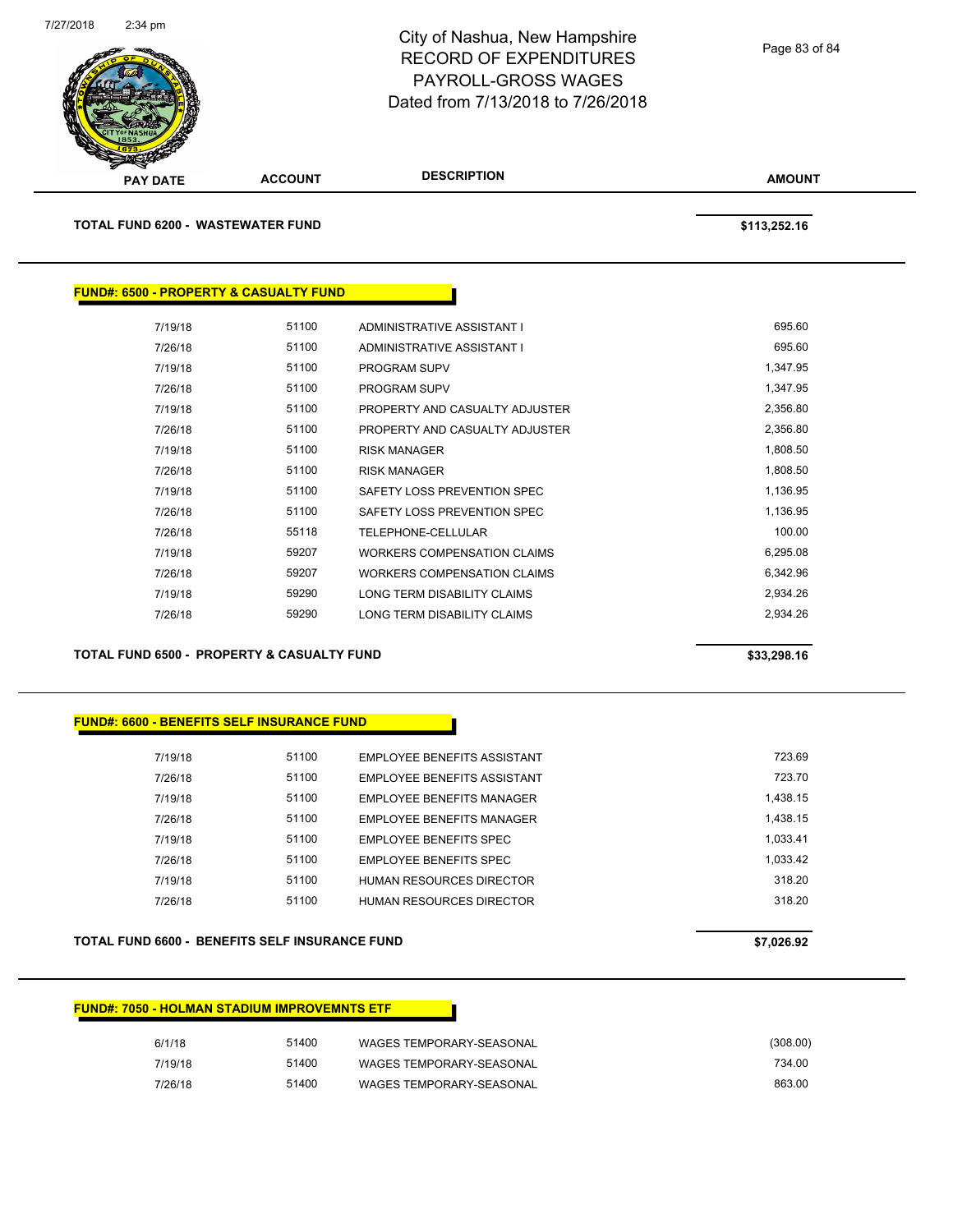# City of Nashua, New Hampshire
## RECORD OF EXPENDITURES
## PAYROLL-GROSS WAGES
## Dated from 7/13/2018 to 7/26/2018

| PAY DATE | ACCOUNT | DESCRIPTION | AMOUNT |
|---|---|---|---|

**TOTAL FUND 6200 - WASTEWATER FUND** **$113,252.16**

**FUND#: 6500 - PROPERTY & CASUALTY FUND**

| PAY DATE | ACCOUNT | DESCRIPTION | AMOUNT |
|---|---|---|---|
| 7/19/18 | 51100 | ADMINISTRATIVE ASSISTANT I | 695.60 |
| 7/26/18 | 51100 | ADMINISTRATIVE ASSISTANT I | 695.60 |
| 7/19/18 | 51100 | PROGRAM SUPV | 1,347.95 |
| 7/26/18 | 51100 | PROGRAM SUPV | 1,347.95 |
| 7/19/18 | 51100 | PROPERTY AND CASUALTY ADJUSTER | 2,356.80 |
| 7/26/18 | 51100 | PROPERTY AND CASUALTY ADJUSTER | 2,356.80 |
| 7/19/18 | 51100 | RISK MANAGER | 1,808.50 |
| 7/26/18 | 51100 | RISK MANAGER | 1,808.50 |
| 7/19/18 | 51100 | SAFETY LOSS PREVENTION SPEC | 1,136.95 |
| 7/26/18 | 51100 | SAFETY LOSS PREVENTION SPEC | 1,136.95 |
| 7/26/18 | 55118 | TELEPHONE-CELLULAR | 100.00 |
| 7/19/18 | 59207 | WORKERS COMPENSATION CLAIMS | 6,295.08 |
| 7/26/18 | 59207 | WORKERS COMPENSATION CLAIMS | 6,342.96 |
| 7/19/18 | 59290 | LONG TERM DISABILITY CLAIMS | 2,934.26 |
| 7/26/18 | 59290 | LONG TERM DISABILITY CLAIMS | 2,934.26 |

**TOTAL FUND 6500 - PROPERTY & CASUALTY FUND** **$33,298.16**

**FUND#: 6600 - BENEFITS SELF INSURANCE FUND**

| PAY DATE | ACCOUNT | DESCRIPTION | AMOUNT |
|---|---|---|---|
| 7/19/18 | 51100 | EMPLOYEE BENEFITS ASSISTANT | 723.69 |
| 7/26/18 | 51100 | EMPLOYEE BENEFITS ASSISTANT | 723.70 |
| 7/19/18 | 51100 | EMPLOYEE BENEFITS MANAGER | 1,438.15 |
| 7/26/18 | 51100 | EMPLOYEE BENEFITS MANAGER | 1,438.15 |
| 7/19/18 | 51100 | EMPLOYEE BENEFITS SPEC | 1,033.41 |
| 7/26/18 | 51100 | EMPLOYEE BENEFITS SPEC | 1,033.42 |
| 7/19/18 | 51100 | HUMAN RESOURCES DIRECTOR | 318.20 |
| 7/26/18 | 51100 | HUMAN RESOURCES DIRECTOR | 318.20 |

**TOTAL FUND 6600 - BENEFITS SELF INSURANCE FUND** **$7,026.92**

**FUND#: 7050 - HOLMAN STADIUM IMPROVEMNTS ETF**

| PAY DATE | ACCOUNT | DESCRIPTION | AMOUNT |
|---|---|---|---|
| 6/1/18 | 51400 | WAGES TEMPORARY-SEASONAL | (308.00) |
| 7/19/18 | 51400 | WAGES TEMPORARY-SEASONAL | 734.00 |
| 7/26/18 | 51400 | WAGES TEMPORARY-SEASONAL | 863.00 |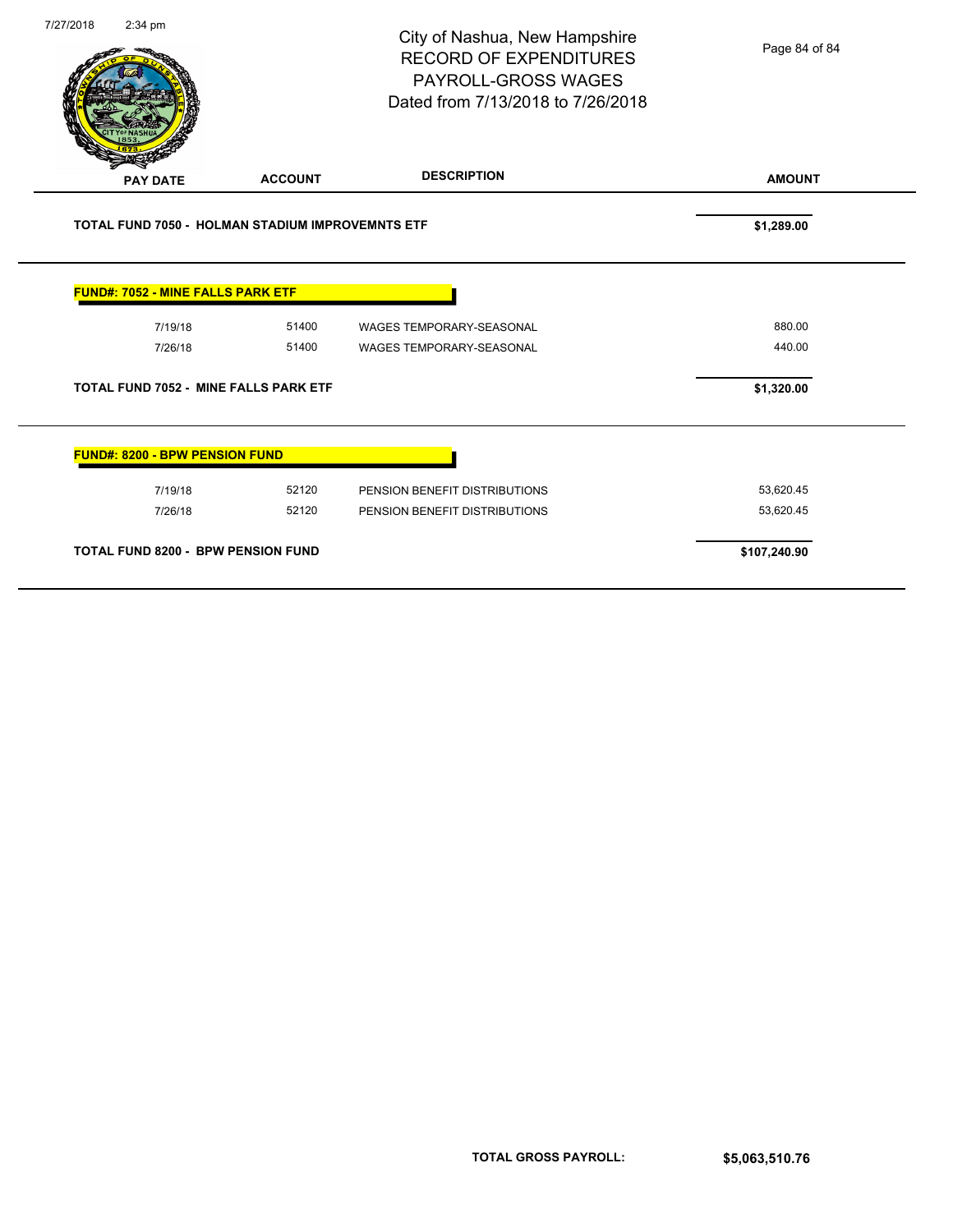# City of Nashua, New Hampshire
## RECORD OF EXPENDITURES
## PAYROLL-GROSS WAGES
## Dated from 7/13/2018 to 7/26/2018

| PAY DATE | ACCOUNT | DESCRIPTION | AMOUNT |
|---|---|---|---|
| **TOTAL FUND 7050 - HOLMAN STADIUM IMPROVEMNTS ETF** | | | **$1,289.00** |
| **FUND#: 7052 - MINE FALLS PARK ETF** | | | |
| 7/19/18 | 51400 | WAGES TEMPORARY-SEASONAL | 880.00 |
| 7/26/18 | 51400 | WAGES TEMPORARY-SEASONAL | 440.00 |
| **TOTAL FUND 7052 - MINE FALLS PARK ETF** | | | **$1,320.00** |
| **FUND#: 8200 - BPW PENSION FUND** | | | |
| 7/19/18 | 52120 | PENSION BENEFIT DISTRIBUTIONS | 53,620.45 |
| 7/26/18 | 52120 | PENSION BENEFIT DISTRIBUTIONS | 53,620.45 |
| **TOTAL FUND 8200 - BPW PENSION FUND** | | | **$107,240.90** |

**TOTAL GROSS PAYROLL: $5,063,510.76**